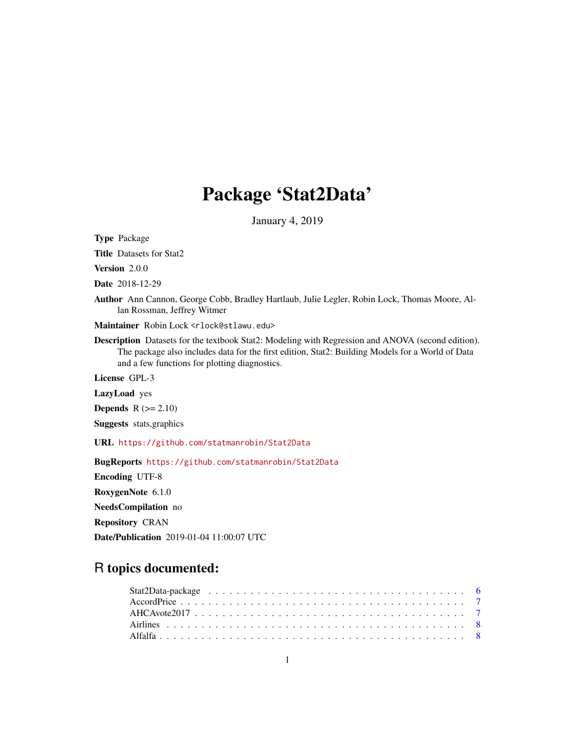# Package 'Stat2Data'

January 4, 2019

**Type** Package

**Title** Datasets for Stat2

**Version** 2.0.0

**Date** 2018-12-29

**Author** Ann Cannon, George Cobb, Bradley Hartlaub, Julie Legler, Robin Lock, Thomas Moore, Allan Rossman, Jeffrey Witmer

**Maintainer** Robin Lock <rlock@stlawu.edu>

**Description** Datasets for the textbook Stat2: Modeling with Regression and ANOVA (second edition). The package also includes data for the first edition, Stat2: Building Models for a World of Data and a few functions for plotting diagnostics.

**License** GPL-3

**LazyLoad** yes

**Depends** R (>= 2.10)

**Suggests** stats,graphics

**URL** https://github.com/statmanrobin/Stat2Data

**BugReports** https://github.com/statmanrobin/Stat2Data

**Encoding** UTF-8

**RoxygenNote** 6.1.0

**NeedsCompilation** no

**Repository** CRAN

**Date/Publication** 2019-01-04 11:00:07 UTC

## R topics documented:

| | |
|---|---|
| Stat2Data-package | 6 |
| AccordPrice | 7 |
| AHCAvote2017 | 7 |
| Airlines | 8 |
| Alfalfa | 8 |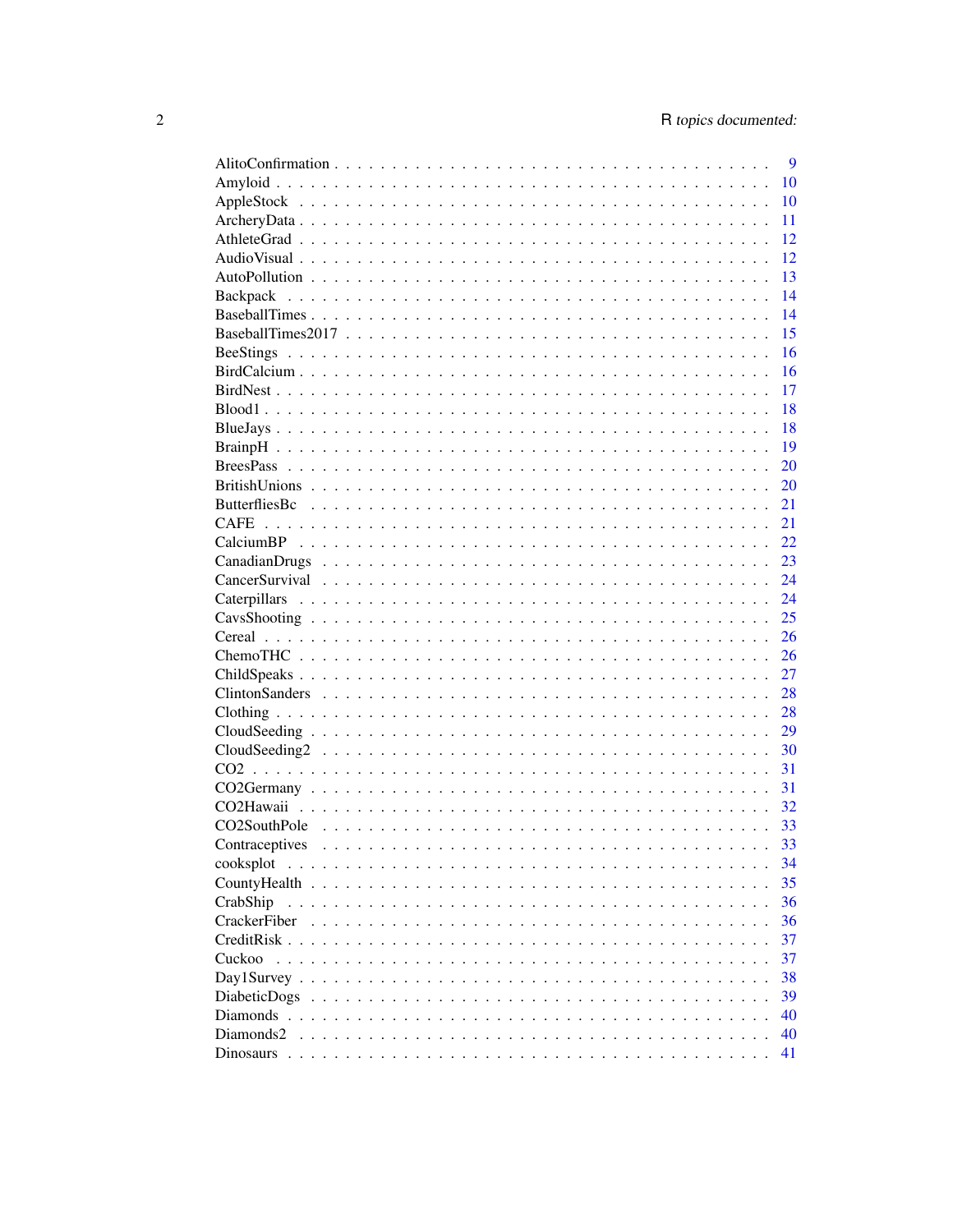AlitoConfirmation . . . . . . . . . . . . . . . . . . . . . . . . . . . . . . . . . . . 9
Amyloid . . . . . . . . . . . . . . . . . . . . . . . . . . . . . . . . . . . . . . . 10
AppleStock . . . . . . . . . . . . . . . . . . . . . . . . . . . . . . . . . . . . . 10
ArcheryData . . . . . . . . . . . . . . . . . . . . . . . . . . . . . . . . . . . . 11
AthleteGrad . . . . . . . . . . . . . . . . . . . . . . . . . . . . . . . . . . . . 12
AudioVisual . . . . . . . . . . . . . . . . . . . . . . . . . . . . . . . . . . . . 12
AutoPollution . . . . . . . . . . . . . . . . . . . . . . . . . . . . . . . . . . . 13
Backpack . . . . . . . . . . . . . . . . . . . . . . . . . . . . . . . . . . . . . . 14
BaseballTimes . . . . . . . . . . . . . . . . . . . . . . . . . . . . . . . . . . . 14
BaseballTimes2017 . . . . . . . . . . . . . . . . . . . . . . . . . . . . . . . . . 15
BeeStings . . . . . . . . . . . . . . . . . . . . . . . . . . . . . . . . . . . . . 16
BirdCalcium . . . . . . . . . . . . . . . . . . . . . . . . . . . . . . . . . . . . 16
BirdNest . . . . . . . . . . . . . . . . . . . . . . . . . . . . . . . . . . . . . . 17
Blood1 . . . . . . . . . . . . . . . . . . . . . . . . . . . . . . . . . . . . . . . 18
BlueJays . . . . . . . . . . . . . . . . . . . . . . . . . . . . . . . . . . . . . . 18
BrainpH . . . . . . . . . . . . . . . . . . . . . . . . . . . . . . . . . . . . . . 19
BreesPass . . . . . . . . . . . . . . . . . . . . . . . . . . . . . . . . . . . . . 20
BritishUnions . . . . . . . . . . . . . . . . . . . . . . . . . . . . . . . . . . . 20
ButterfliesBc . . . . . . . . . . . . . . . . . . . . . . . . . . . . . . . . . . . 21
CAFE . . . . . . . . . . . . . . . . . . . . . . . . . . . . . . . . . . . . . . . . 21
CalciumBP . . . . . . . . . . . . . . . . . . . . . . . . . . . . . . . . . . . . . 22
CanadianDrugs . . . . . . . . . . . . . . . . . . . . . . . . . . . . . . . . . . . 23
CancerSurvival . . . . . . . . . . . . . . . . . . . . . . . . . . . . . . . . . . 24
Caterpillars . . . . . . . . . . . . . . . . . . . . . . . . . . . . . . . . . . . . 24
CavsShooting . . . . . . . . . . . . . . . . . . . . . . . . . . . . . . . . . . . 25
Cereal . . . . . . . . . . . . . . . . . . . . . . . . . . . . . . . . . . . . . . . 26
ChemoTHC . . . . . . . . . . . . . . . . . . . . . . . . . . . . . . . . . . . . . 26
ChildSpeaks . . . . . . . . . . . . . . . . . . . . . . . . . . . . . . . . . . . . 27
ClintonSanders . . . . . . . . . . . . . . . . . . . . . . . . . . . . . . . . . . 28
Clothing . . . . . . . . . . . . . . . . . . . . . . . . . . . . . . . . . . . . . . 28
CloudSeeding . . . . . . . . . . . . . . . . . . . . . . . . . . . . . . . . . . . 29
CloudSeeding2 . . . . . . . . . . . . . . . . . . . . . . . . . . . . . . . . . . 30
CO2 . . . . . . . . . . . . . . . . . . . . . . . . . . . . . . . . . . . . . . . . 31
CO2Germany . . . . . . . . . . . . . . . . . . . . . . . . . . . . . . . . . . . . 31
CO2Hawaii . . . . . . . . . . . . . . . . . . . . . . . . . . . . . . . . . . . . . 32
CO2SouthPole . . . . . . . . . . . . . . . . . . . . . . . . . . . . . . . . . . . 33
Contraceptives . . . . . . . . . . . . . . . . . . . . . . . . . . . . . . . . . . 33
cooksplot . . . . . . . . . . . . . . . . . . . . . . . . . . . . . . . . . . . . . 34
CountyHealth . . . . . . . . . . . . . . . . . . . . . . . . . . . . . . . . . . . 35
CrabShip . . . . . . . . . . . . . . . . . . . . . . . . . . . . . . . . . . . . . . 36
CrackerFiber . . . . . . . . . . . . . . . . . . . . . . . . . . . . . . . . . . . 36
CreditRisk . . . . . . . . . . . . . . . . . . . . . . . . . . . . . . . . . . . . . 37
Cuckoo . . . . . . . . . . . . . . . . . . . . . . . . . . . . . . . . . . . . . . . 37
Day1Survey . . . . . . . . . . . . . . . . . . . . . . . . . . . . . . . . . . . . 38
DiabeticDogs . . . . . . . . . . . . . . . . . . . . . . . . . . . . . . . . . . . 39
Diamonds . . . . . . . . . . . . . . . . . . . . . . . . . . . . . . . . . . . . . 40
Diamonds2 . . . . . . . . . . . . . . . . . . . . . . . . . . . . . . . . . . . . . 40
Dinosaurs . . . . . . . . . . . . . . . . . . . . . . . . . . . . . . . . . . . . . 41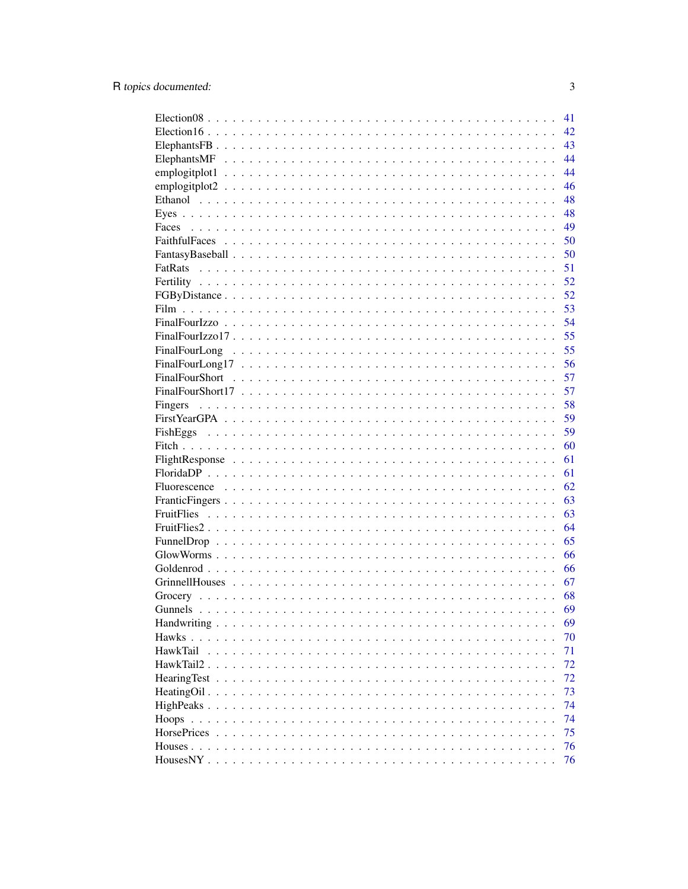Election08 . . . . . . . . . . . . . . . . . . . . . . . . . . . . . . . . . . . . . . . . 41
Election16 . . . . . . . . . . . . . . . . . . . . . . . . . . . . . . . . . . . . . . . . 42
ElephantsFB . . . . . . . . . . . . . . . . . . . . . . . . . . . . . . . . . . . . . . . 43
ElephantsMF . . . . . . . . . . . . . . . . . . . . . . . . . . . . . . . . . . . . . . . 44
emplogitplot1 . . . . . . . . . . . . . . . . . . . . . . . . . . . . . . . . . . . . . . 44
emplogitplot2 . . . . . . . . . . . . . . . . . . . . . . . . . . . . . . . . . . . . . . 46
Ethanol . . . . . . . . . . . . . . . . . . . . . . . . . . . . . . . . . . . . . . . . . 48
Eyes . . . . . . . . . . . . . . . . . . . . . . . . . . . . . . . . . . . . . . . . . . 48
Faces . . . . . . . . . . . . . . . . . . . . . . . . . . . . . . . . . . . . . . . . . . 49
FaithfulFaces . . . . . . . . . . . . . . . . . . . . . . . . . . . . . . . . . . . . . . 50
FantasyBaseball . . . . . . . . . . . . . . . . . . . . . . . . . . . . . . . . . . . . . 50
FatRats . . . . . . . . . . . . . . . . . . . . . . . . . . . . . . . . . . . . . . . . . 51
Fertility . . . . . . . . . . . . . . . . . . . . . . . . . . . . . . . . . . . . . . . . . 52
FGByDistance . . . . . . . . . . . . . . . . . . . . . . . . . . . . . . . . . . . . . . 52
Film . . . . . . . . . . . . . . . . . . . . . . . . . . . . . . . . . . . . . . . . . . . 53
FinalFourIzzo . . . . . . . . . . . . . . . . . . . . . . . . . . . . . . . . . . . . . . 54
FinalFourIzzo17 . . . . . . . . . . . . . . . . . . . . . . . . . . . . . . . . . . . . . 55
FinalFourLong . . . . . . . . . . . . . . . . . . . . . . . . . . . . . . . . . . . . . . 55
FinalFourLong17 . . . . . . . . . . . . . . . . . . . . . . . . . . . . . . . . . . . . . 56
FinalFourShort . . . . . . . . . . . . . . . . . . . . . . . . . . . . . . . . . . . . . . 57
FinalFourShort17 . . . . . . . . . . . . . . . . . . . . . . . . . . . . . . . . . . . . . 57
Fingers . . . . . . . . . . . . . . . . . . . . . . . . . . . . . . . . . . . . . . . . . 58
FirstYearGPA . . . . . . . . . . . . . . . . . . . . . . . . . . . . . . . . . . . . . . 59
FishEggs . . . . . . . . . . . . . . . . . . . . . . . . . . . . . . . . . . . . . . . . 59
Fitch . . . . . . . . . . . . . . . . . . . . . . . . . . . . . . . . . . . . . . . . . . 60
FlightResponse . . . . . . . . . . . . . . . . . . . . . . . . . . . . . . . . . . . . . 61
FloridaDP . . . . . . . . . . . . . . . . . . . . . . . . . . . . . . . . . . . . . . . . 61
Fluorescence . . . . . . . . . . . . . . . . . . . . . . . . . . . . . . . . . . . . . . 62
FranticFingers . . . . . . . . . . . . . . . . . . . . . . . . . . . . . . . . . . . . . . 63
FruitFlies . . . . . . . . . . . . . . . . . . . . . . . . . . . . . . . . . . . . . . . . 63
FruitFlies2 . . . . . . . . . . . . . . . . . . . . . . . . . . . . . . . . . . . . . . . . 64
FunnelDrop . . . . . . . . . . . . . . . . . . . . . . . . . . . . . . . . . . . . . . . 65
GlowWorms . . . . . . . . . . . . . . . . . . . . . . . . . . . . . . . . . . . . . . . 66
Goldenrod . . . . . . . . . . . . . . . . . . . . . . . . . . . . . . . . . . . . . . . . 66
GrinnellHouses . . . . . . . . . . . . . . . . . . . . . . . . . . . . . . . . . . . . . . 67
Grocery . . . . . . . . . . . . . . . . . . . . . . . . . . . . . . . . . . . . . . . . . 68
Gunnels . . . . . . . . . . . . . . . . . . . . . . . . . . . . . . . . . . . . . . . . . 69
Handwriting . . . . . . . . . . . . . . . . . . . . . . . . . . . . . . . . . . . . . . . 69
Hawks . . . . . . . . . . . . . . . . . . . . . . . . . . . . . . . . . . . . . . . . . . 70
HawkTail . . . . . . . . . . . . . . . . . . . . . . . . . . . . . . . . . . . . . . . . 71
HawkTail2 . . . . . . . . . . . . . . . . . . . . . . . . . . . . . . . . . . . . . . . . 72
HearingTest . . . . . . . . . . . . . . . . . . . . . . . . . . . . . . . . . . . . . . . 72
HeatingOil . . . . . . . . . . . . . . . . . . . . . . . . . . . . . . . . . . . . . . . . 73
HighPeaks . . . . . . . . . . . . . . . . . . . . . . . . . . . . . . . . . . . . . . . . 74
Hoops . . . . . . . . . . . . . . . . . . . . . . . . . . . . . . . . . . . . . . . . . . 74
HorsePrices . . . . . . . . . . . . . . . . . . . . . . . . . . . . . . . . . . . . . . . 75
Houses . . . . . . . . . . . . . . . . . . . . . . . . . . . . . . . . . . . . . . . . . . 76
HousesNY . . . . . . . . . . . . . . . . . . . . . . . . . . . . . . . . . . . . . . . . 76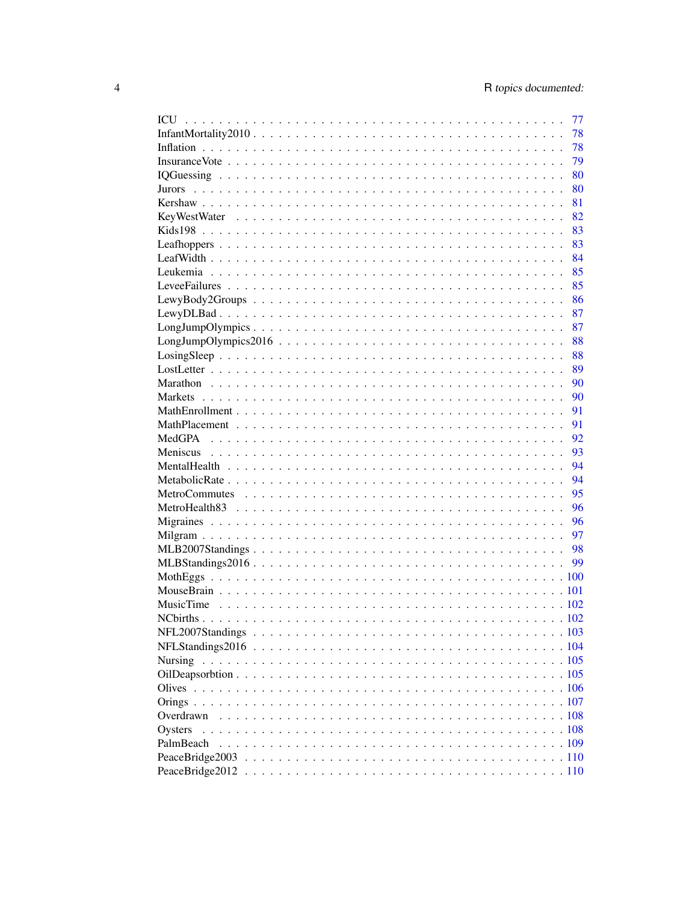ICU . . . . . . . . . . . . . . . . . . . . . . . . . . . . . . . . . . . . . . . . . . . 77
InfantMortality2010 . . . . . . . . . . . . . . . . . . . . . . . . . . . . . . . . . . . . 78
Inflation . . . . . . . . . . . . . . . . . . . . . . . . . . . . . . . . . . . . . . . . . . 78
InsuranceVote . . . . . . . . . . . . . . . . . . . . . . . . . . . . . . . . . . . . . . . 79
IQGuessing . . . . . . . . . . . . . . . . . . . . . . . . . . . . . . . . . . . . . . . . 80
Jurors . . . . . . . . . . . . . . . . . . . . . . . . . . . . . . . . . . . . . . . . . . . 80
Kershaw . . . . . . . . . . . . . . . . . . . . . . . . . . . . . . . . . . . . . . . . . . 81
KeyWestWater . . . . . . . . . . . . . . . . . . . . . . . . . . . . . . . . . . . . . . . 82
Kids198 . . . . . . . . . . . . . . . . . . . . . . . . . . . . . . . . . . . . . . . . . . 83
Leafhoppers . . . . . . . . . . . . . . . . . . . . . . . . . . . . . . . . . . . . . . . . 83
LeafWidth . . . . . . . . . . . . . . . . . . . . . . . . . . . . . . . . . . . . . . . . . 84
Leukemia . . . . . . . . . . . . . . . . . . . . . . . . . . . . . . . . . . . . . . . . . 85
LeveeFailures . . . . . . . . . . . . . . . . . . . . . . . . . . . . . . . . . . . . . . . 85
LewyBody2Groups . . . . . . . . . . . . . . . . . . . . . . . . . . . . . . . . . . . . . 86
LewyDLBad . . . . . . . . . . . . . . . . . . . . . . . . . . . . . . . . . . . . . . . . 87
LongJumpOlympics . . . . . . . . . . . . . . . . . . . . . . . . . . . . . . . . . . . . 87
LongJumpOlympics2016 . . . . . . . . . . . . . . . . . . . . . . . . . . . . . . . . . . 88
LosingSleep . . . . . . . . . . . . . . . . . . . . . . . . . . . . . . . . . . . . . . . . 88
LostLetter . . . . . . . . . . . . . . . . . . . . . . . . . . . . . . . . . . . . . . . . . 89
Marathon . . . . . . . . . . . . . . . . . . . . . . . . . . . . . . . . . . . . . . . . . 90
Markets . . . . . . . . . . . . . . . . . . . . . . . . . . . . . . . . . . . . . . . . . . 90
MathEnrollment . . . . . . . . . . . . . . . . . . . . . . . . . . . . . . . . . . . . . . 91
MathPlacement . . . . . . . . . . . . . . . . . . . . . . . . . . . . . . . . . . . . . . 91
MedGPA . . . . . . . . . . . . . . . . . . . . . . . . . . . . . . . . . . . . . . . . . . 92
Meniscus . . . . . . . . . . . . . . . . . . . . . . . . . . . . . . . . . . . . . . . . . 93
MentalHealth . . . . . . . . . . . . . . . . . . . . . . . . . . . . . . . . . . . . . . . 94
MetabolicRate . . . . . . . . . . . . . . . . . . . . . . . . . . . . . . . . . . . . . . . 94
MetroCommutes . . . . . . . . . . . . . . . . . . . . . . . . . . . . . . . . . . . . . . 95
MetroHealth83 . . . . . . . . . . . . . . . . . . . . . . . . . . . . . . . . . . . . . . . 96
Migraines . . . . . . . . . . . . . . . . . . . . . . . . . . . . . . . . . . . . . . . . . 96
Milgram . . . . . . . . . . . . . . . . . . . . . . . . . . . . . . . . . . . . . . . . . . 97
MLB2007Standings . . . . . . . . . . . . . . . . . . . . . . . . . . . . . . . . . . . . 98
MLBStandings2016 . . . . . . . . . . . . . . . . . . . . . . . . . . . . . . . . . . . . 99
MothEggs . . . . . . . . . . . . . . . . . . . . . . . . . . . . . . . . . . . . . . . . . 100
MouseBrain . . . . . . . . . . . . . . . . . . . . . . . . . . . . . . . . . . . . . . . . 101
MusicTime . . . . . . . . . . . . . . . . . . . . . . . . . . . . . . . . . . . . . . . . 102
NCbirths . . . . . . . . . . . . . . . . . . . . . . . . . . . . . . . . . . . . . . . . . 102
NFL2007Standings . . . . . . . . . . . . . . . . . . . . . . . . . . . . . . . . . . . . 103
NFLStandings2016 . . . . . . . . . . . . . . . . . . . . . . . . . . . . . . . . . . . . 104
Nursing . . . . . . . . . . . . . . . . . . . . . . . . . . . . . . . . . . . . . . . . . . 105
OilDeapsorbtion . . . . . . . . . . . . . . . . . . . . . . . . . . . . . . . . . . . . . . 105
Olives . . . . . . . . . . . . . . . . . . . . . . . . . . . . . . . . . . . . . . . . . . . 106
Orings . . . . . . . . . . . . . . . . . . . . . . . . . . . . . . . . . . . . . . . . . . . 107
Overdrawn . . . . . . . . . . . . . . . . . . . . . . . . . . . . . . . . . . . . . . . . . 108
Oysters . . . . . . . . . . . . . . . . . . . . . . . . . . . . . . . . . . . . . . . . . . 108
PalmBeach . . . . . . . . . . . . . . . . . . . . . . . . . . . . . . . . . . . . . . . . 109
PeaceBridge2003 . . . . . . . . . . . . . . . . . . . . . . . . . . . . . . . . . . . . . 110
PeaceBridge2012 . . . . . . . . . . . . . . . . . . . . . . . . . . . . . . . . . . . . . 110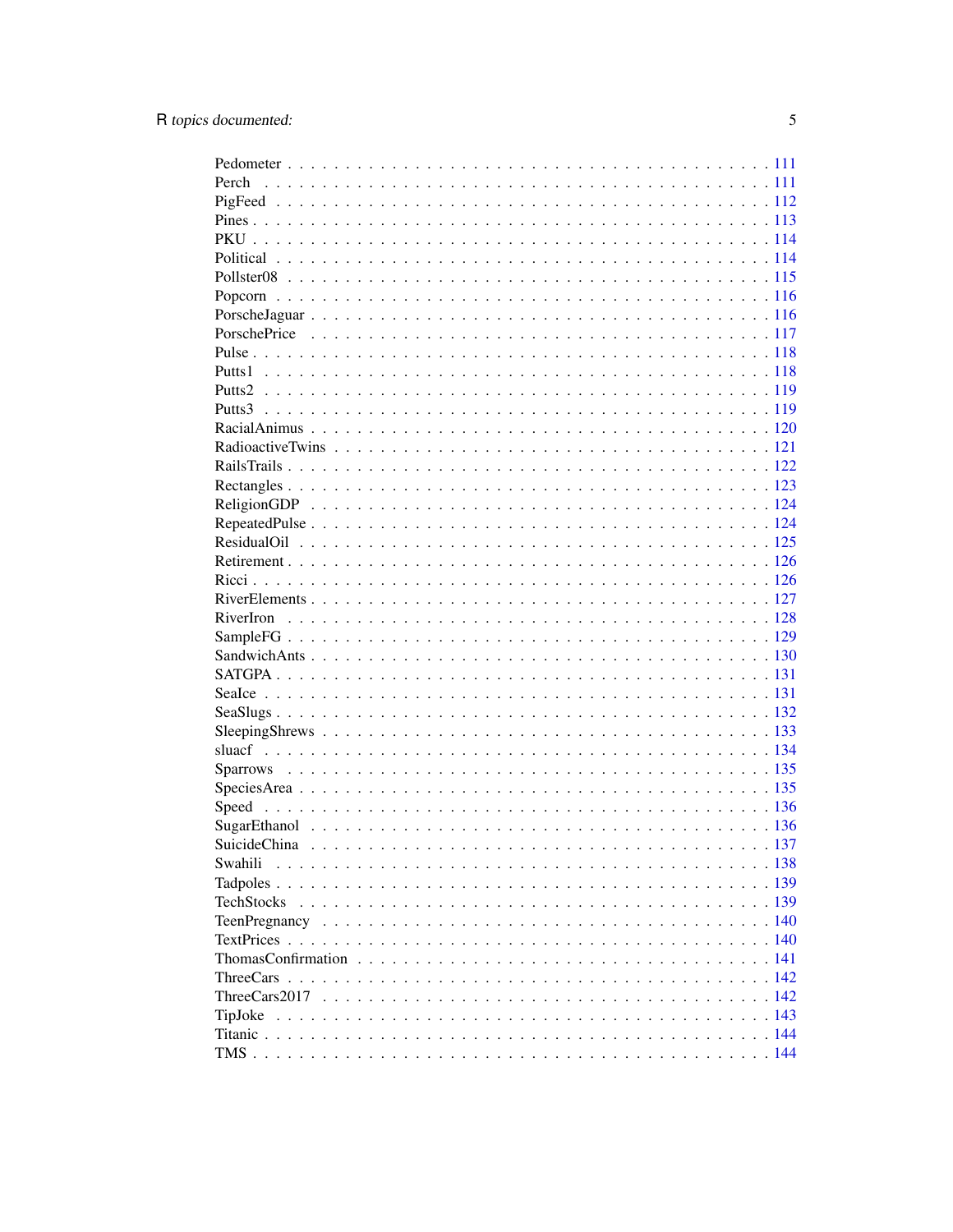Pedometer . . . . . . . . . . . . . . . . . . . . . . . . . . . . . . . . . . . . . . . . 111
Perch . . . . . . . . . . . . . . . . . . . . . . . . . . . . . . . . . . . . . . . . . . 111
PigFeed . . . . . . . . . . . . . . . . . . . . . . . . . . . . . . . . . . . . . . . . . 112
Pines . . . . . . . . . . . . . . . . . . . . . . . . . . . . . . . . . . . . . . . . . . 113
PKU . . . . . . . . . . . . . . . . . . . . . . . . . . . . . . . . . . . . . . . . . . . 114
Political . . . . . . . . . . . . . . . . . . . . . . . . . . . . . . . . . . . . . . . . 114
Pollster08 . . . . . . . . . . . . . . . . . . . . . . . . . . . . . . . . . . . . . . . 115
Popcorn . . . . . . . . . . . . . . . . . . . . . . . . . . . . . . . . . . . . . . . . . 116
PorscheJaguar . . . . . . . . . . . . . . . . . . . . . . . . . . . . . . . . . . . . . 116
PorschePrice . . . . . . . . . . . . . . . . . . . . . . . . . . . . . . . . . . . . . . 117
Pulse . . . . . . . . . . . . . . . . . . . . . . . . . . . . . . . . . . . . . . . . . . 118
Putts1 . . . . . . . . . . . . . . . . . . . . . . . . . . . . . . . . . . . . . . . . . 118
Putts2 . . . . . . . . . . . . . . . . . . . . . . . . . . . . . . . . . . . . . . . . . 119
Putts3 . . . . . . . . . . . . . . . . . . . . . . . . . . . . . . . . . . . . . . . . . 119
RacialAnimus . . . . . . . . . . . . . . . . . . . . . . . . . . . . . . . . . . . . . . 120
RadioactiveTwins . . . . . . . . . . . . . . . . . . . . . . . . . . . . . . . . . . . . 121
RailsTrails . . . . . . . . . . . . . . . . . . . . . . . . . . . . . . . . . . . . . . . 122
Rectangles . . . . . . . . . . . . . . . . . . . . . . . . . . . . . . . . . . . . . . . 123
ReligionGDP . . . . . . . . . . . . . . . . . . . . . . . . . . . . . . . . . . . . . . 124
RepeatedPulse . . . . . . . . . . . . . . . . . . . . . . . . . . . . . . . . . . . . . 124
ResidualOil . . . . . . . . . . . . . . . . . . . . . . . . . . . . . . . . . . . . . . . 125
Retirement . . . . . . . . . . . . . . . . . . . . . . . . . . . . . . . . . . . . . . . 126
Ricci . . . . . . . . . . . . . . . . . . . . . . . . . . . . . . . . . . . . . . . . . . 126
RiverElements . . . . . . . . . . . . . . . . . . . . . . . . . . . . . . . . . . . . . 127
RiverIron . . . . . . . . . . . . . . . . . . . . . . . . . . . . . . . . . . . . . . . . 128
SampleFG . . . . . . . . . . . . . . . . . . . . . . . . . . . . . . . . . . . . . . . . 129
SandwichAnts . . . . . . . . . . . . . . . . . . . . . . . . . . . . . . . . . . . . . . 130
SATGPA . . . . . . . . . . . . . . . . . . . . . . . . . . . . . . . . . . . . . . . . . 131
SeaIce . . . . . . . . . . . . . . . . . . . . . . . . . . . . . . . . . . . . . . . . . 131
SeaSlugs . . . . . . . . . . . . . . . . . . . . . . . . . . . . . . . . . . . . . . . . 132
SleepingShrews . . . . . . . . . . . . . . . . . . . . . . . . . . . . . . . . . . . . 133
sluacf . . . . . . . . . . . . . . . . . . . . . . . . . . . . . . . . . . . . . . . . . 134
Sparrows . . . . . . . . . . . . . . . . . . . . . . . . . . . . . . . . . . . . . . . . 135
SpeciesArea . . . . . . . . . . . . . . . . . . . . . . . . . . . . . . . . . . . . . . 135
Speed . . . . . . . . . . . . . . . . . . . . . . . . . . . . . . . . . . . . . . . . . . 136
SugarEthanol . . . . . . . . . . . . . . . . . . . . . . . . . . . . . . . . . . . . . . 136
SuicideChina . . . . . . . . . . . . . . . . . . . . . . . . . . . . . . . . . . . . . . 137
Swahili . . . . . . . . . . . . . . . . . . . . . . . . . . . . . . . . . . . . . . . . . 138
Tadpoles . . . . . . . . . . . . . . . . . . . . . . . . . . . . . . . . . . . . . . . . 139
TechStocks . . . . . . . . . . . . . . . . . . . . . . . . . . . . . . . . . . . . . . . 139
TeenPregnancy . . . . . . . . . . . . . . . . . . . . . . . . . . . . . . . . . . . . . 140
TextPrices . . . . . . . . . . . . . . . . . . . . . . . . . . . . . . . . . . . . . . . 140
ThomasConfirmation . . . . . . . . . . . . . . . . . . . . . . . . . . . . . . . . . . 141
ThreeCars . . . . . . . . . . . . . . . . . . . . . . . . . . . . . . . . . . . . . . . . 142
ThreeCars2017 . . . . . . . . . . . . . . . . . . . . . . . . . . . . . . . . . . . . . 142
TipJoke . . . . . . . . . . . . . . . . . . . . . . . . . . . . . . . . . . . . . . . . . 143
Titanic . . . . . . . . . . . . . . . . . . . . . . . . . . . . . . . . . . . . . . . . . 144
TMS . . . . . . . . . . . . . . . . . . . . . . . . . . . . . . . . . . . . . . . . . . . 144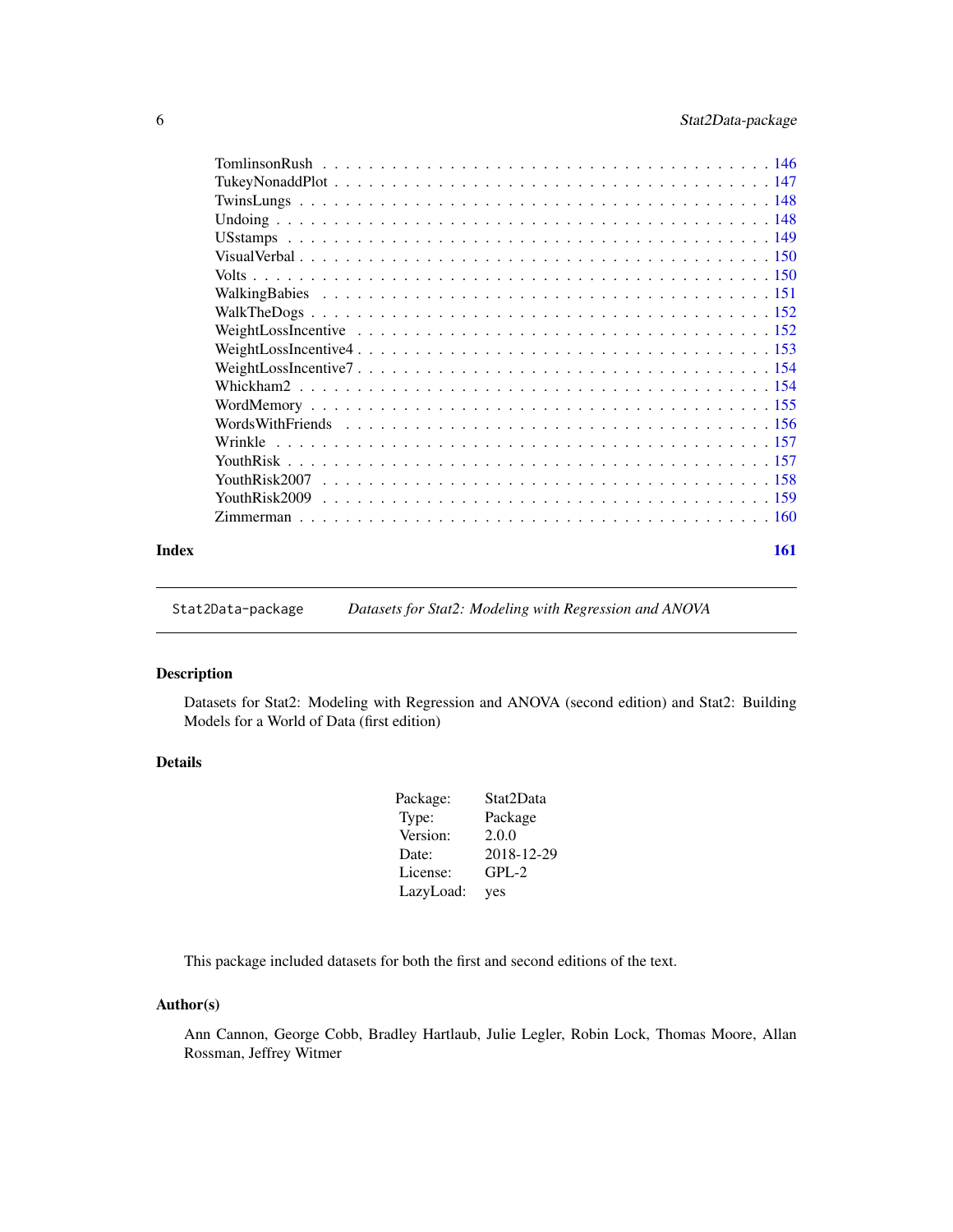| | |
|---|---|
| TomlinsonRush | 146 |
| TukeyNonaddPlot | 147 |
| TwinsLungs | 148 |
| Undoing | 148 |
| USstamps | 149 |
| VisualVerbal | 150 |
| Volts | 150 |
| WalkingBabies | 151 |
| WalkTheDogs | 152 |
| WeightLossIncentive | 152 |
| WeightLossIncentive4 | 153 |
| WeightLossIncentive7 | 154 |
| Whickham2 | 154 |
| WordMemory | 155 |
| WordsWithFriends | 156 |
| Wrinkle | 157 |
| YouthRisk | 157 |
| YouthRisk2007 | 158 |
| YouthRisk2009 | 159 |
| Zimmerman | 160 |

**Index** **161**

---

`Stat2Data-package` *Datasets for Stat2: Modeling with Regression and ANOVA*

---

## Description

Datasets for Stat2: Modeling with Regression and ANOVA (second edition) and Stat2: Building Models for a World of Data (first edition)

## Details

| | |
|---|---|
| Package: | Stat2Data |
| Type: | Package |
| Version: | 2.0.0 |
| Date: | 2018-12-29 |
| License: | GPL-2 |
| LazyLoad: | yes |

This package included datasets for both the first and second editions of the text.

## Author(s)

Ann Cannon, George Cobb, Bradley Hartlaub, Julie Legler, Robin Lock, Thomas Moore, Allan Rossman, Jeffrey Witmer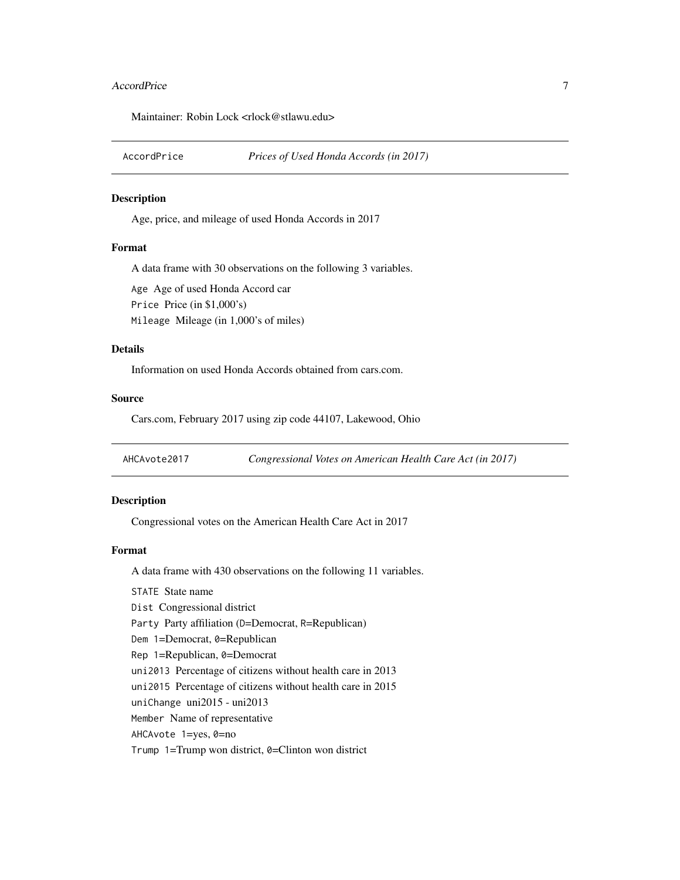Maintainer: Robin Lock <rlock@stlawu.edu>

---

## AccordPrice — *Prices of Used Honda Accords (in 2017)*

### Description

Age, price, and mileage of used Honda Accords in 2017

### Format

A data frame with 30 observations on the following 3 variables.

`Age` Age of used Honda Accord car
`Price` Price (in $1,000's)
`Mileage` Mileage (in 1,000's of miles)

### Details

Information on used Honda Accords obtained from cars.com.

### Source

Cars.com, February 2017 using zip code 44107, Lakewood, Ohio

---

## AHCAvote2017 — *Congressional Votes on American Health Care Act (in 2017)*

### Description

Congressional votes on the American Health Care Act in 2017

### Format

A data frame with 430 observations on the following 11 variables.

`STATE` State name
`Dist` Congressional district
`Party` Party affiliation (`D`=Democrat, `R`=Republican)
`Dem` `1`=Democrat, `0`=Republican
`Rep` `1`=Republican, `0`=Democrat
`uni2013` Percentage of citizens without health care in 2013
`uni2015` Percentage of citizens without health care in 2015
`uniChange` uni2015 - uni2013
`Member` Name of representative
`AHCAvote` `1`=yes, `0`=no
`Trump` `1`=Trump won district, `0`=Clinton won district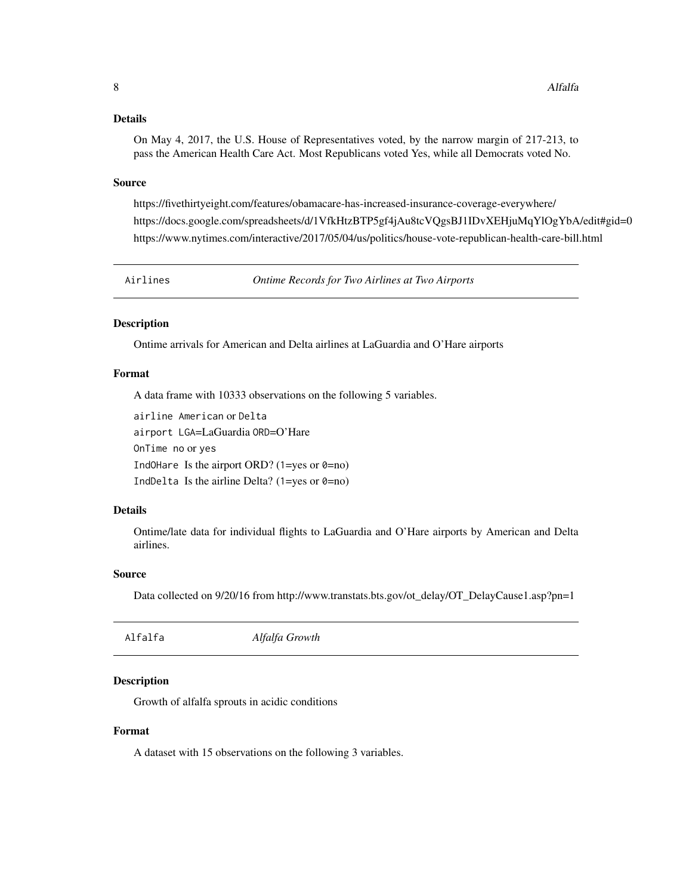### Details

On May 4, 2017, the U.S. House of Representatives voted, by the narrow margin of 217-213, to pass the American Health Care Act. Most Republicans voted Yes, while all Democrats voted No.

### Source

https://fivethirtyeight.com/features/obamacare-has-increased-insurance-coverage-everywhere/
https://docs.google.com/spreadsheets/d/1VfkHtzBTP5gf4jAu8tcVQgsBJ1IDvXEHjuMqYlOgYbA/edit#gid=0
https://www.nytimes.com/interactive/2017/05/04/us/politics/house-vote-republican-health-care-bill.html

---

## Airlines — *Ontime Records for Two Airlines at Two Airports*

---

### Description

Ontime arrivals for American and Delta airlines at LaGuardia and O'Hare airports

### Format

A data frame with 10333 observations on the following 5 variables.

`airline` `American` or `Delta`
`airport` `LGA`=LaGuardia `ORD`=O'Hare
`OnTime` `no` or `yes`
`IndOHare` Is the airport ORD? (`1`=yes or `0`=no)
`IndDelta` Is the airline Delta? (`1`=yes or `0`=no)

### Details

Ontime/late data for individual flights to LaGuardia and O'Hare airports by American and Delta airlines.

### Source

Data collected on 9/20/16 from http://www.transtats.bts.gov/ot_delay/OT_DelayCause1.asp?pn=1

---

## Alfalfa — *Alfalfa Growth*

---

### Description

Growth of alfalfa sprouts in acidic conditions

### Format

A dataset with 15 observations on the following 3 variables.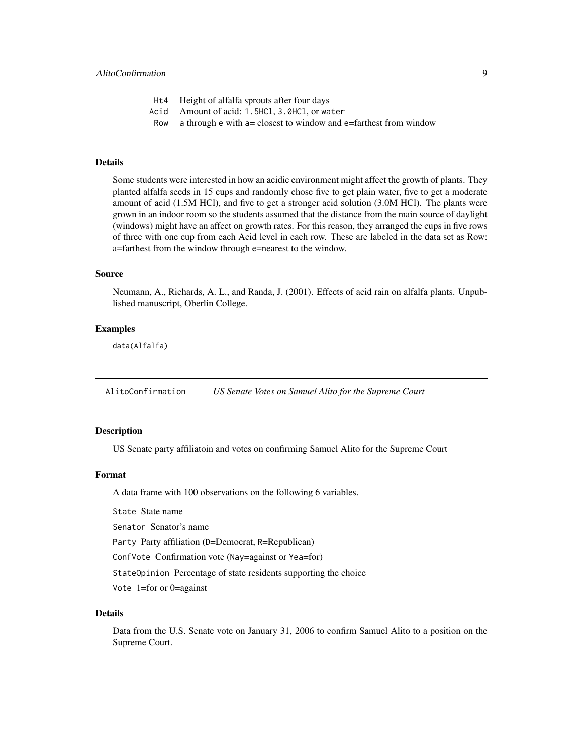Ht4 Height of alfalfa sprouts after four days

Acid Amount of acid: `1.5HCl`, `3.0HCl`, or `water`

Row `a` through `e` with a= closest to window and e=farthest from window

### Details

Some students were interested in how an acidic environment might affect the growth of plants. They planted alfalfa seeds in 15 cups and randomly chose five to get plain water, five to get a moderate amount of acid (1.5M HCl), and five to get a stronger acid solution (3.0M HCl). The plants were grown in an indoor room so the students assumed that the distance from the main source of daylight (windows) might have an affect on growth rates. For this reason, they arranged the cups in five rows of three with one cup from each Acid level in each row. These are labeled in the data set as Row: a=farthest from the window through e=nearest to the window.

### Source

Neumann, A., Richards, A. L., and Randa, J. (2001). Effects of acid rain on alfalfa plants. Unpublished manuscript, Oberlin College.

### Examples

```
data(Alfalfa)
```

---

## AlitoConfirmation *US Senate Votes on Samuel Alito for the Supreme Court*

---

### Description

US Senate party affiliatoin and votes on confirming Samuel Alito for the Supreme Court

### Format

A data frame with 100 observations on the following 6 variables.

`State` State name

`Senator` Senator's name

`Party` Party affiliation (`D`=Democrat, `R`=Republican)

`ConfVote` Confirmation vote (`Nay`=against or `Yea`=for)

`StateOpinion` Percentage of state residents supporting the choice

`Vote` 1=for or 0=against

### Details

Data from the U.S. Senate vote on January 31, 2006 to confirm Samuel Alito to a position on the Supreme Court.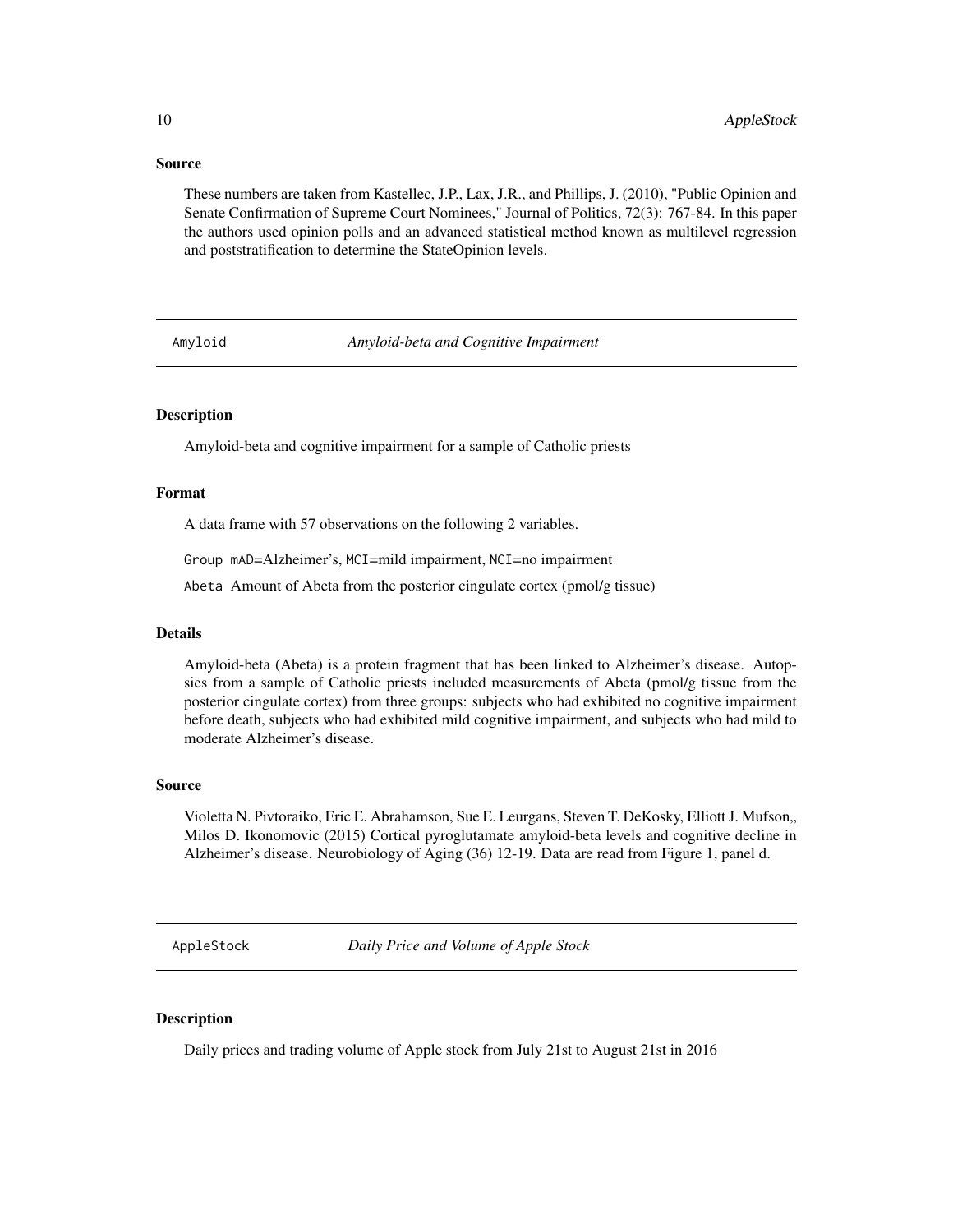### Source

These numbers are taken from Kastellec, J.P., Lax, J.R., and Phillips, J. (2010), "Public Opinion and Senate Confirmation of Supreme Court Nominees," Journal of Politics, 72(3): 767-84. In this paper the authors used opinion polls and an advanced statistical method known as multilevel regression and poststratification to determine the StateOpinion levels.

---

## Amyloid — *Amyloid-beta and Cognitive Impairment*

### Description

Amyloid-beta and cognitive impairment for a sample of Catholic priests

### Format

A data frame with 57 observations on the following 2 variables.

`Group` `mAD`=Alzheimer's, `MCI`=mild impairment, `NCI`=no impairment

`Abeta` Amount of Abeta from the posterior cingulate cortex (pmol/g tissue)

### Details

Amyloid-beta (Abeta) is a protein fragment that has been linked to Alzheimer's disease. Autopsies from a sample of Catholic priests included measurements of Abeta (pmol/g tissue from the posterior cingulate cortex) from three groups: subjects who had exhibited no cognitive impairment before death, subjects who had exhibited mild cognitive impairment, and subjects who had mild to moderate Alzheimer's disease.

### Source

Violetta N. Pivtoraiko, Eric E. Abrahamson, Sue E. Leurgans, Steven T. DeKosky, Elliott J. Mufson,, Milos D. Ikonomovic (2015) Cortical pyroglutamate amyloid-beta levels and cognitive decline in Alzheimer's disease. Neurobiology of Aging (36) 12-19. Data are read from Figure 1, panel d.

---

## AppleStock — *Daily Price and Volume of Apple Stock*

### Description

Daily prices and trading volume of Apple stock from July 21st to August 21st in 2016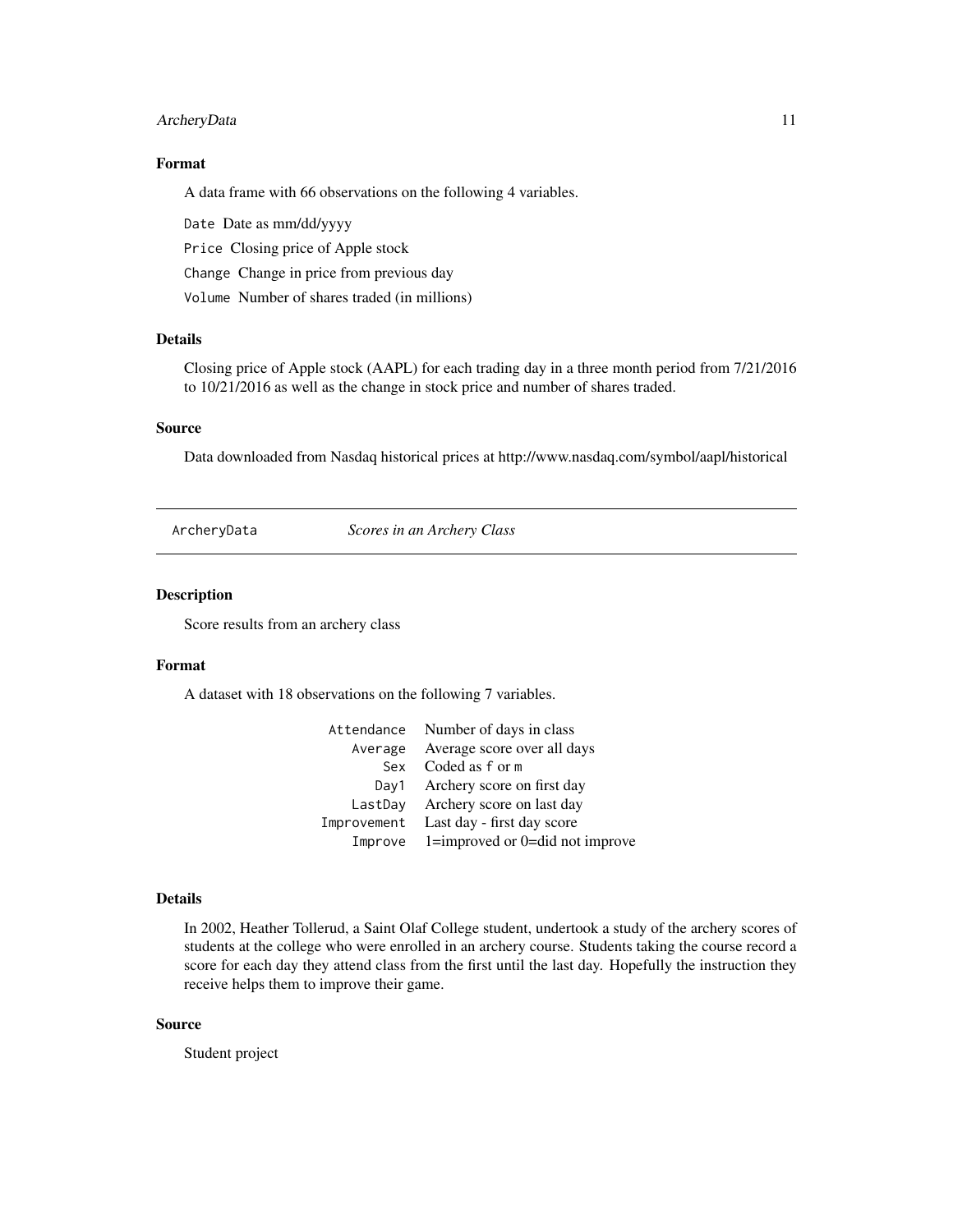## Format

A data frame with 66 observations on the following 4 variables.

`Date` Date as mm/dd/yyyy

`Price` Closing price of Apple stock

`Change` Change in price from previous day

`Volume` Number of shares traded (in millions)

## Details

Closing price of Apple stock (AAPL) for each trading day in a three month period from 7/21/2016 to 10/21/2016 as well as the change in stock price and number of shares traded.

## Source

Data downloaded from Nasdaq historical prices at http://www.nasdaq.com/symbol/aapl/historical

---

# ArcheryData *Scores in an Archery Class*

---

## Description

Score results from an archery class

## Format

A dataset with 18 observations on the following 7 variables.

| | |
|---|---|
| `Attendance` | Number of days in class |
| `Average` | Average score over all days |
| `Sex` | Coded as `f` or `m` |
| `Day1` | Archery score on first day |
| `LastDay` | Archery score on last day |
| `Improvement` | Last day - first day score |
| `Improve` | 1=improved or 0=did not improve |

## Details

In 2002, Heather Tollerud, a Saint Olaf College student, undertook a study of the archery scores of students at the college who were enrolled in an archery course. Students taking the course record a score for each day they attend class from the first until the last day. Hopefully the instruction they receive helps them to improve their game.

## Source

Student project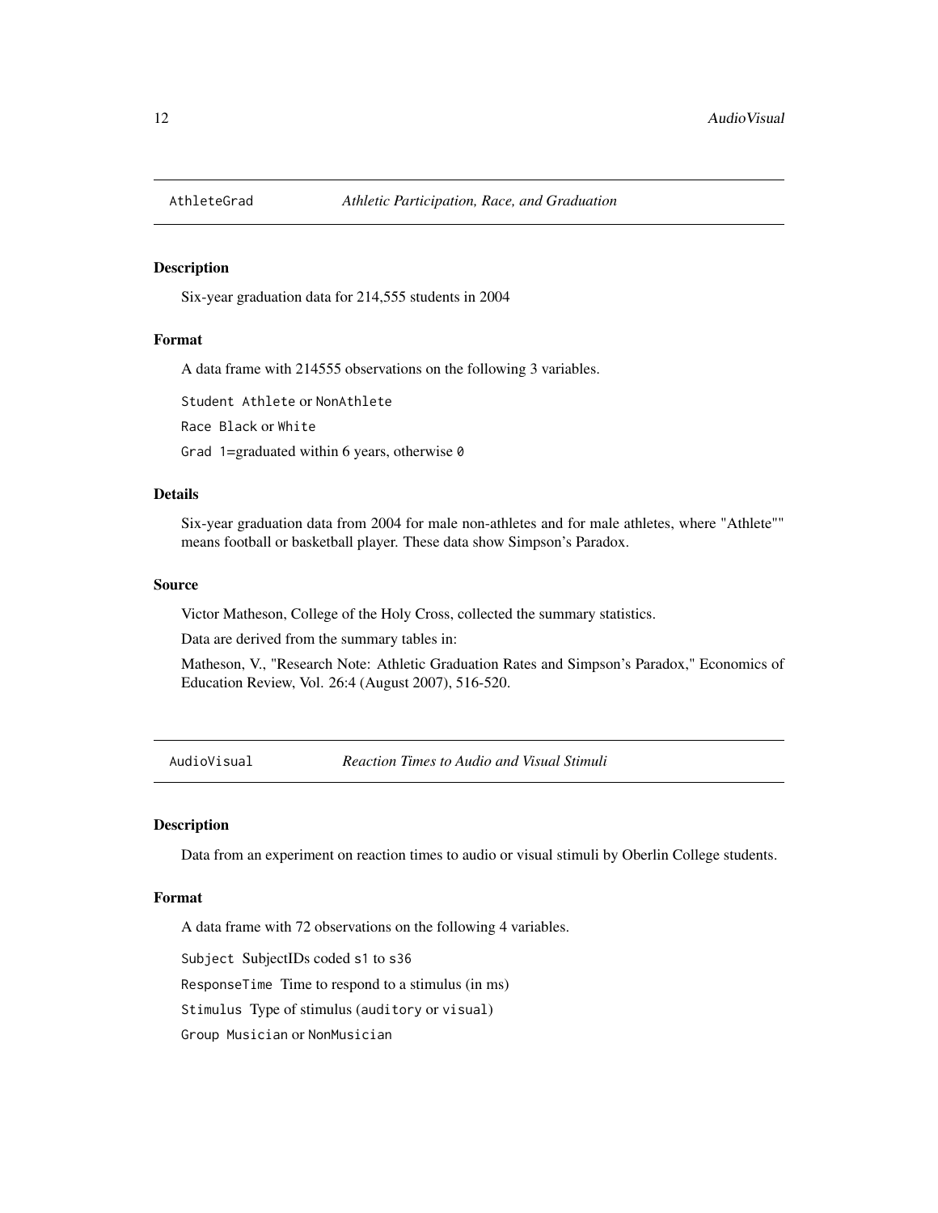## AthleteGrad *Athletic Participation, Race, and Graduation*

### Description

Six-year graduation data for 214,555 students in 2004

### Format

A data frame with 214555 observations on the following 3 variables.

`Student` `Athlete` or `NonAthlete`

`Race` `Black` or `White`

`Grad` `1`=graduated within 6 years, otherwise `0`

### Details

Six-year graduation data from 2004 for male non-athletes and for male athletes, where "Athlete"" means football or basketball player. These data show Simpson's Paradox.

### Source

Victor Matheson, College of the Holy Cross, collected the summary statistics.

Data are derived from the summary tables in:

Matheson, V., "Research Note: Athletic Graduation Rates and Simpson's Paradox," Economics of Education Review, Vol. 26:4 (August 2007), 516-520.

## AudioVisual *Reaction Times to Audio and Visual Stimuli*

### Description

Data from an experiment on reaction times to audio or visual stimuli by Oberlin College students.

### Format

A data frame with 72 observations on the following 4 variables.

`Subject` SubjectIDs coded `s1` to `s36`

`ResponseTime` Time to respond to a stimulus (in ms)

`Stimulus` Type of stimulus (`auditory` or `visual`)

`Group` `Musician` or `NonMusician`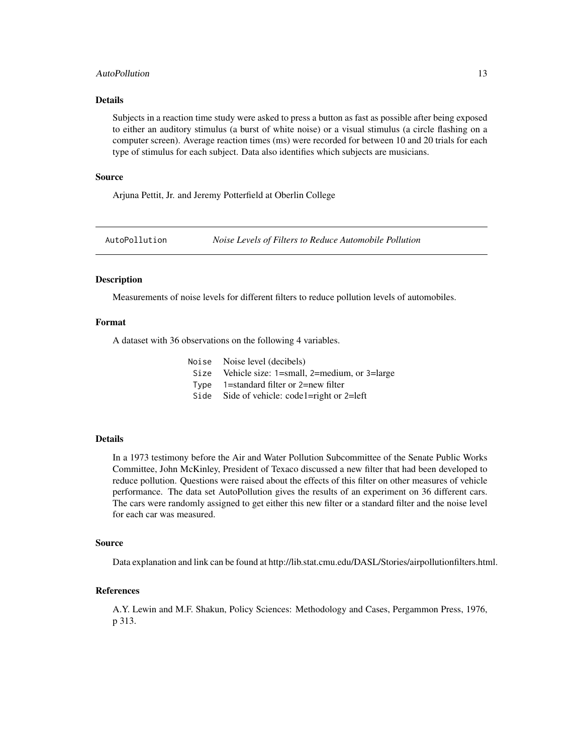### Details

Subjects in a reaction time study were asked to press a button as fast as possible after being exposed to either an auditory stimulus (a burst of white noise) or a visual stimulus (a circle flashing on a computer screen). Average reaction times (ms) were recorded for between 10 and 20 trials for each type of stimulus for each subject. Data also identifies which subjects are musicians.

### Source

Arjuna Pettit, Jr. and Jeremy Potterfield at Oberlin College

---

## AutoPollution — *Noise Levels of Filters to Reduce Automobile Pollution*

---

### Description

Measurements of noise levels for different filters to reduce pollution levels of automobiles.

### Format

A dataset with 36 observations on the following 4 variables.

| | |
|---|---|
| `Noise` | Noise level (decibels) |
| `Size` | Vehicle size: 1=small, 2=medium, or 3=large |
| `Type` | 1=standard filter or 2=new filter |
| `Side` | Side of vehicle: code1=right or 2=left |

### Details

In a 1973 testimony before the Air and Water Pollution Subcommittee of the Senate Public Works Committee, John McKinley, President of Texaco discussed a new filter that had been developed to reduce pollution. Questions were raised about the effects of this filter on other measures of vehicle performance. The data set AutoPollution gives the results of an experiment on 36 different cars. The cars were randomly assigned to get either this new filter or a standard filter and the noise level for each car was measured.

### Source

Data explanation and link can be found at http://lib.stat.cmu.edu/DASL/Stories/airpollutionfilters.html.

### References

A.Y. Lewin and M.F. Shakun, Policy Sciences: Methodology and Cases, Pergammon Press, 1976, p 313.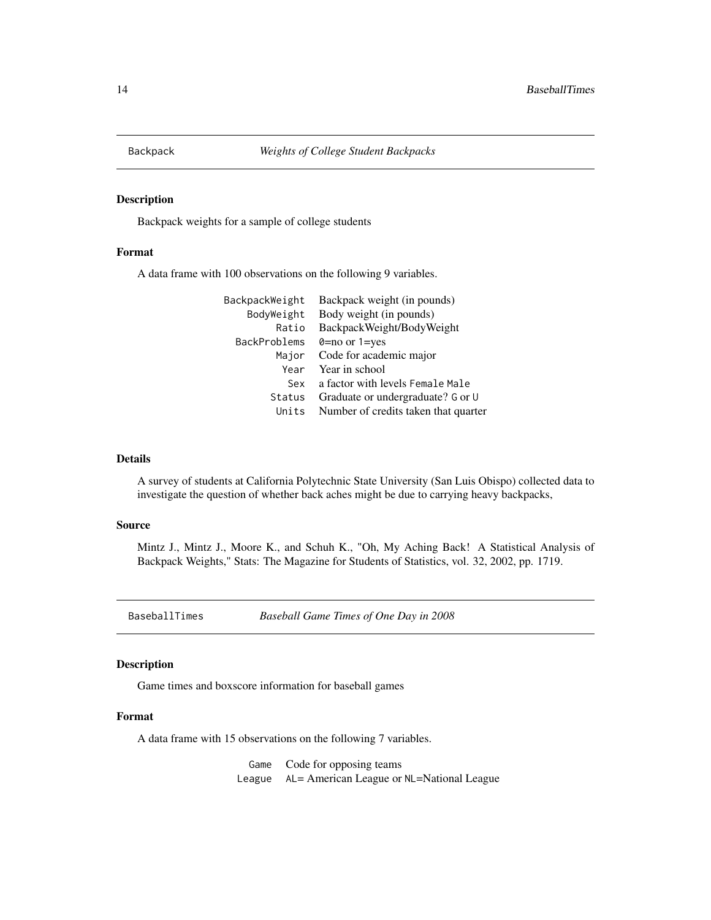## Backpack *Weights of College Student Backpacks*

### Description

Backpack weights for a sample of college students

### Format

A data frame with 100 observations on the following 9 variables.

| | |
|---|---|
| `BackpackWeight` | Backpack weight (in pounds) |
| `BodyWeight` | Body weight (in pounds) |
| `Ratio` | BackpackWeight/BodyWeight |
| `BackProblems` | `0`=no or `1`=yes |
| `Major` | Code for academic major |
| `Year` | Year in school |
| `Sex` | a factor with levels `Female` `Male` |
| `Status` | Graduate or undergraduate? `G` or `U` |
| `Units` | Number of credits taken that quarter |

### Details

A survey of students at California Polytechnic State University (San Luis Obispo) collected data to investigate the question of whether back aches might be due to carrying heavy backpacks,

### Source

Mintz J., Mintz J., Moore K., and Schuh K., "Oh, My Aching Back! A Statistical Analysis of Backpack Weights," Stats: The Magazine for Students of Statistics, vol. 32, 2002, pp. 1719.

## BaseballTimes *Baseball Game Times of One Day in 2008*

### Description

Game times and boxscore information for baseball games

### Format

A data frame with 15 observations on the following 7 variables.

| | |
|---|---|
| `Game` | Code for opposing teams |
| `League` | `AL`= American League or `NL`=National League |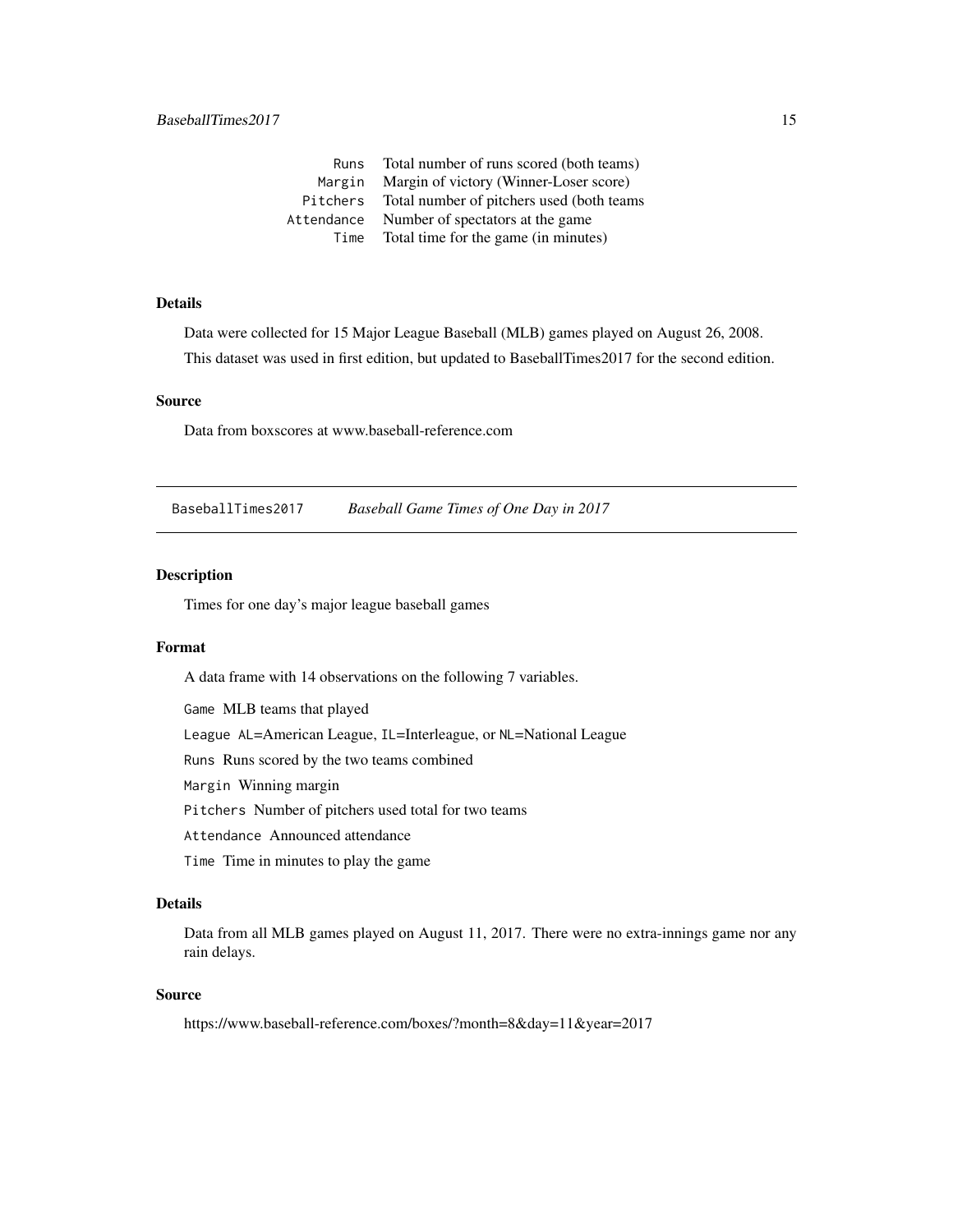| | |
|---|---|
| Runs | Total number of runs scored (both teams) |
| Margin | Margin of victory (Winner-Loser score) |
| Pitchers | Total number of pitchers used (both teams |
| Attendance | Number of spectators at the game |
| Time | Total time for the game (in minutes) |

### Details

Data were collected for 15 Major League Baseball (MLB) games played on August 26, 2008.

This dataset was used in first edition, but updated to BaseballTimes2017 for the second edition.

### Source

Data from boxscores at www.baseball-reference.com

---

## BaseballTimes2017 *Baseball Game Times of One Day in 2017*

### Description

Times for one day's major league baseball games

### Format

A data frame with 14 observations on the following 7 variables.

`Game` MLB teams that played

`League` `AL`=American League, `IL`=Interleague, or `NL`=National League

`Runs` Runs scored by the two teams combined

`Margin` Winning margin

`Pitchers` Number of pitchers used total for two teams

`Attendance` Announced attendance

`Time` Time in minutes to play the game

### Details

Data from all MLB games played on August 11, 2017. There were no extra-innings game nor any rain delays.

### Source

https://www.baseball-reference.com/boxes/?month=8&day=11&year=2017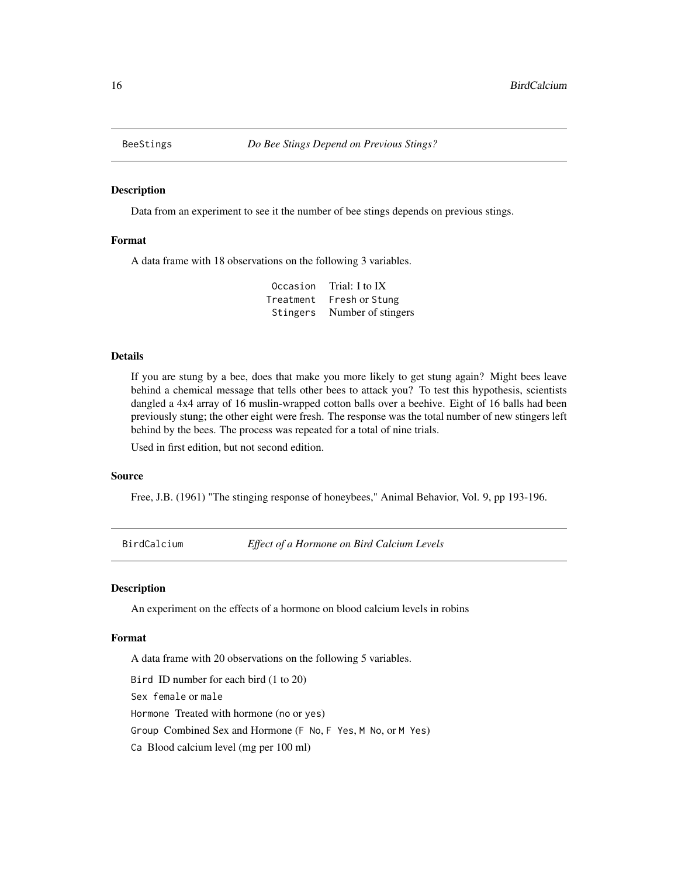## BeeStings — *Do Bee Stings Depend on Previous Stings?*

### Description

Data from an experiment to see it the number of bee stings depends on previous stings.

### Format

A data frame with 18 observations on the following 3 variables.

| | |
|---|---|
| `Occasion` | Trial: I to IX |
| `Treatment` | `Fresh` or `Stung` |
| `Stingers` | Number of stingers |

### Details

If you are stung by a bee, does that make you more likely to get stung again? Might bees leave behind a chemical message that tells other bees to attack you? To test this hypothesis, scientists dangled a 4x4 array of 16 muslin-wrapped cotton balls over a beehive. Eight of 16 balls had been previously stung; the other eight were fresh. The response was the total number of new stingers left behind by the bees. The process was repeated for a total of nine trials.

Used in first edition, but not second edition.

### Source

Free, J.B. (1961) "The stinging response of honeybees," Animal Behavior, Vol. 9, pp 193-196.

## BirdCalcium — *Effect of a Hormone on Bird Calcium Levels*

### Description

An experiment on the effects of a hormone on blood calcium levels in robins

### Format

A data frame with 20 observations on the following 5 variables.

`Bird` ID number for each bird (1 to 20)

`Sex` `female` or `male`

`Hormone` Treated with hormone (`no` or `yes`)

`Group` Combined Sex and Hormone (`F No`, `F Yes`, `M No`, or `M Yes`)

`Ca` Blood calcium level (mg per 100 ml)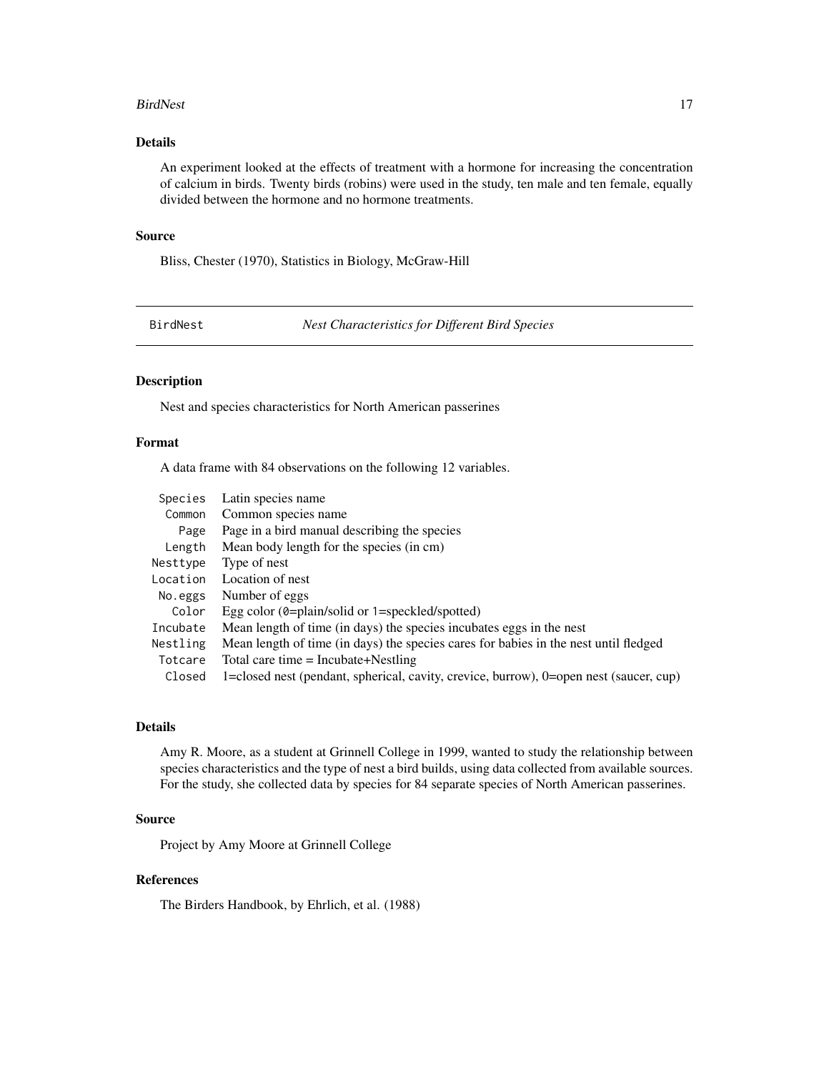### Details

An experiment looked at the effects of treatment with a hormone for increasing the concentration of calcium in birds. Twenty birds (robins) were used in the study, ten male and ten female, equally divided between the hormone and no hormone treatments.

### Source

Bliss, Chester (1970), Statistics in Biology, McGraw-Hill

---

## BirdNest — *Nest Characteristics for Different Bird Species*

---

### Description

Nest and species characteristics for North American passerines

### Format

A data frame with 84 observations on the following 12 variables.

| | |
|---|---|
| `Species` | Latin species name |
| `Common` | Common species name |
| `Page` | Page in a bird manual describing the species |
| `Length` | Mean body length for the species (in cm) |
| `Nesttype` | Type of nest |
| `Location` | Location of nest |
| `No.eggs` | Number of eggs |
| `Color` | Egg color (`0`=plain/solid or `1`=speckled/spotted) |
| `Incubate` | Mean length of time (in days) the species incubates eggs in the nest |
| `Nestling` | Mean length of time (in days) the species cares for babies in the nest until fledged |
| `Totcare` | Total care time = Incubate+Nestling |
| `Closed` | 1=closed nest (pendant, spherical, cavity, crevice, burrow), 0=open nest (saucer, cup) |

### Details

Amy R. Moore, as a student at Grinnell College in 1999, wanted to study the relationship between species characteristics and the type of nest a bird builds, using data collected from available sources. For the study, she collected data by species for 84 separate species of North American passerines.

### Source

Project by Amy Moore at Grinnell College

### References

The Birders Handbook, by Ehrlich, et al. (1988)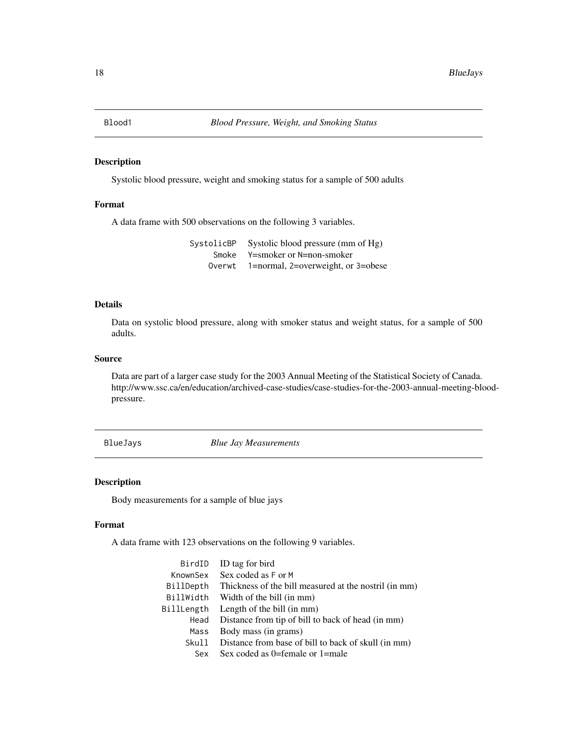## Blood1 — *Blood Pressure, Weight, and Smoking Status*

### Description

Systolic blood pressure, weight and smoking status for a sample of 500 adults

### Format

A data frame with 500 observations on the following 3 variables.

| | |
|---|---|
| `SystolicBP` | Systolic blood pressure (mm of Hg) |
| `Smoke` | `Y`=smoker or `N`=non-smoker |
| `Overwt` | `1`=normal, `2`=overweight, or `3`=obese |

### Details

Data on systolic blood pressure, along with smoker status and weight status, for a sample of 500 adults.

### Source

Data are part of a larger case study for the 2003 Annual Meeting of the Statistical Society of Canada. http://www.ssc.ca/en/education/archived-case-studies/case-studies-for-the-2003-annual-meeting-blood-pressure.

## BlueJays — *Blue Jay Measurements*

### Description

Body measurements for a sample of blue jays

### Format

A data frame with 123 observations on the following 9 variables.

| | |
|---|---|
| `BirdID` | ID tag for bird |
| `KnownSex` | Sex coded as `F` or `M` |
| `BillDepth` | Thickness of the bill measured at the nostril (in mm) |
| `BillWidth` | Width of the bill (in mm) |
| `BillLength` | Length of the bill (in mm) |
| `Head` | Distance from tip of bill to back of head (in mm) |
| `Mass` | Body mass (in grams) |
| `Skull` | Distance from base of bill to back of skull (in mm) |
| `Sex` | Sex coded as 0=female or 1=male |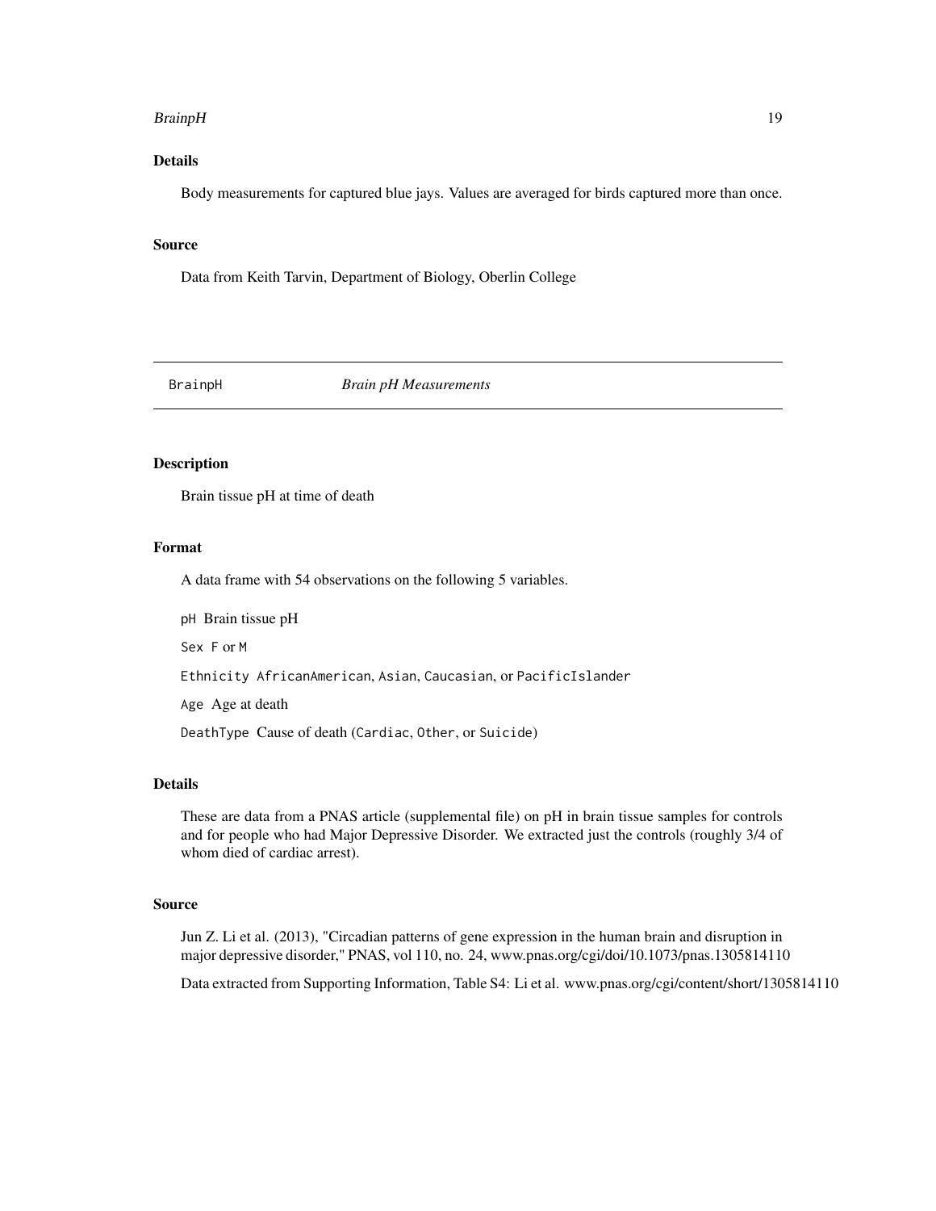### Details

Body measurements for captured blue jays. Values are averaged for birds captured more than once.

### Source

Data from Keith Tarvin, Department of Biology, Oberlin College

---

## BrainpH *Brain pH Measurements*

---

### Description

Brain tissue pH at time of death

### Format

A data frame with 54 observations on the following 5 variables.

`pH` Brain tissue pH

`Sex` `F` or `M`

`Ethnicity` `AfricanAmerican`, `Asian`, `Caucasian`, or `PacificIslander`

`Age` Age at death

`DeathType` Cause of death (`Cardiac`, `Other`, or `Suicide`)

### Details

These are data from a PNAS article (supplemental file) on pH in brain tissue samples for controls and for people who had Major Depressive Disorder. We extracted just the controls (roughly 3/4 of whom died of cardiac arrest).

### Source

Jun Z. Li et al. (2013), "Circadian patterns of gene expression in the human brain and disruption in major depressive disorder," PNAS, vol 110, no. 24, www.pnas.org/cgi/doi/10.1073/pnas.1305814110

Data extracted from Supporting Information, Table S4: Li et al. www.pnas.org/cgi/content/short/1305814110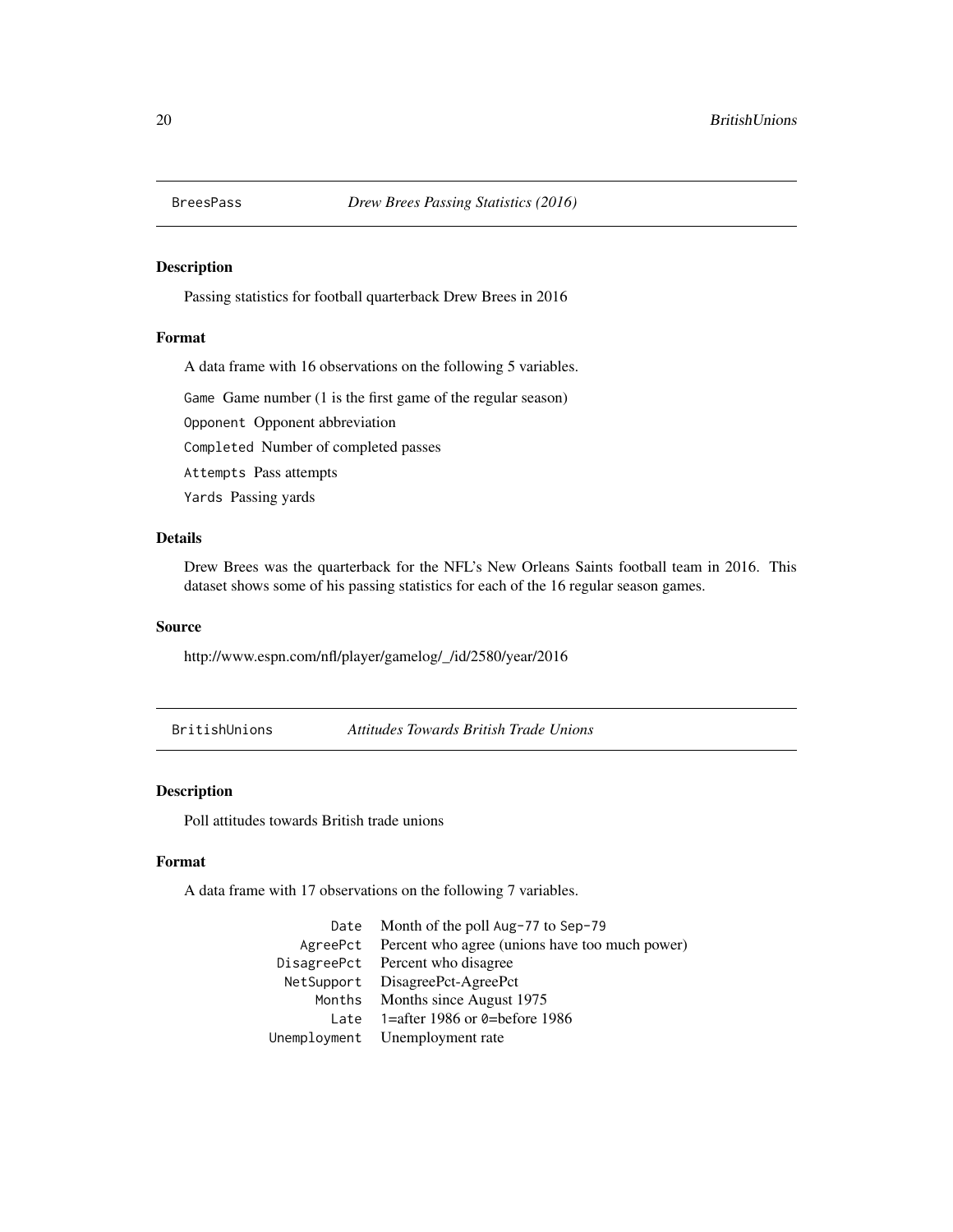## BreesPass *Drew Brees Passing Statistics (2016)*

### Description

Passing statistics for football quarterback Drew Brees in 2016

### Format

A data frame with 16 observations on the following 5 variables.

`Game` Game number (1 is the first game of the regular season)

`Opponent` Opponent abbreviation

`Completed` Number of completed passes

`Attempts` Pass attempts

`Yards` Passing yards

### Details

Drew Brees was the quarterback for the NFL's New Orleans Saints football team in 2016. This dataset shows some of his passing statistics for each of the 16 regular season games.

### Source

http://www.espn.com/nfl/player/gamelog/_/id/2580/year/2016

## BritishUnions *Attitudes Towards British Trade Unions*

### Description

Poll attitudes towards British trade unions

### Format

A data frame with 17 observations on the following 7 variables.

| | |
|---|---|
| `Date` | Month of the poll `Aug-77` to `Sep-79` |
| `AgreePct` | Percent who agree (unions have too much power) |
| `DisagreePct` | Percent who disagree |
| `NetSupport` | DisagreePct-AgreePct |
| `Months` | Months since August 1975 |
| `Late` | `1`=after 1986 or `0`=before 1986 |
| `Unemployment` | Unemployment rate |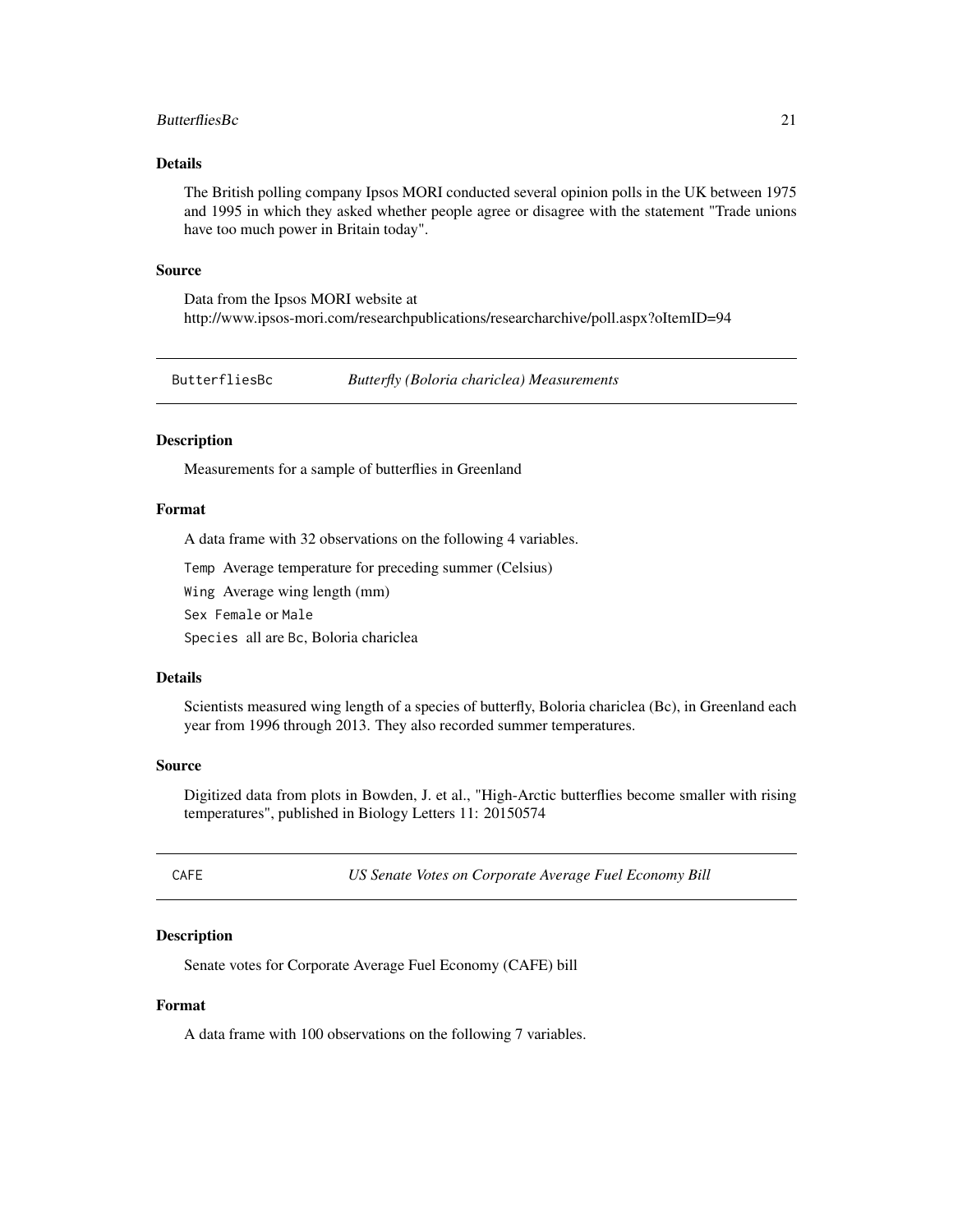### Details

The British polling company Ipsos MORI conducted several opinion polls in the UK between 1975 and 1995 in which they asked whether people agree or disagree with the statement "Trade unions have too much power in Britain today".

### Source

Data from the Ipsos MORI website at
http://www.ipsos-mori.com/researchpublications/researcharchive/poll.aspx?oItemID=94

---

## ButterfliesBc — *Butterfly (Boloria chariclea) Measurements*

---

### Description

Measurements for a sample of butterflies in Greenland

### Format

A data frame with 32 observations on the following 4 variables.

`Temp` Average temperature for preceding summer (Celsius)

`Wing` Average wing length (mm)

`Sex` `Female` or `Male`

`Species` all are `Bc`, Boloria chariclea

### Details

Scientists measured wing length of a species of butterfly, Boloria chariclea (Bc), in Greenland each year from 1996 through 2013. They also recorded summer temperatures.

### Source

Digitized data from plots in Bowden, J. et al., "High-Arctic butterflies become smaller with rising temperatures", published in Biology Letters 11: 20150574

---

## CAFE — *US Senate Votes on Corporate Average Fuel Economy Bill*

---

### Description

Senate votes for Corporate Average Fuel Economy (CAFE) bill

### Format

A data frame with 100 observations on the following 7 variables.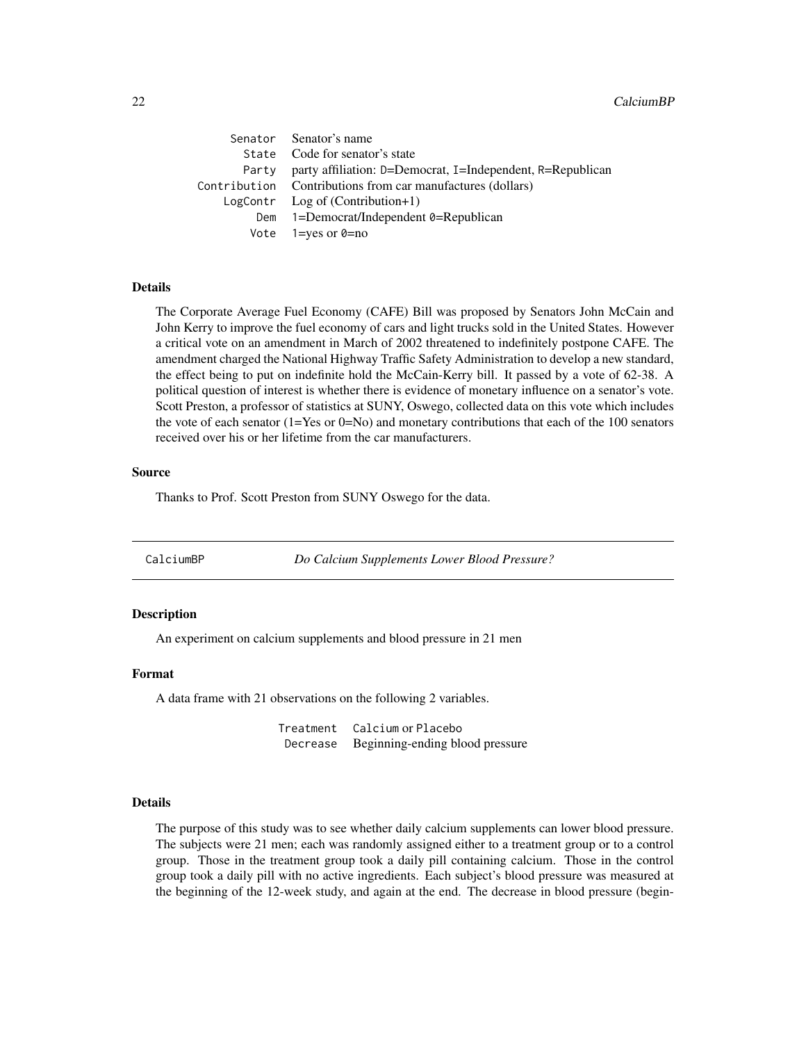| | |
|---|---|
| `Senator` | Senator's name |
| `State` | Code for senator's state |
| `Party` | party affiliation: `D`=Democrat, `I`=Independent, `R`=Republican |
| `Contribution` | Contributions from car manufactures (dollars) |
| `LogContr` | Log of (Contribution+1) |
| `Dem` | `1`=Democrat/Independent `0`=Republican |
| `Vote` | `1`=yes or `0`=no |

### Details

The Corporate Average Fuel Economy (CAFE) Bill was proposed by Senators John McCain and John Kerry to improve the fuel economy of cars and light trucks sold in the United States. However a critical vote on an amendment in March of 2002 threatened to indefinitely postpone CAFE. The amendment charged the National Highway Traffic Safety Administration to develop a new standard, the effect being to put on indefinite hold the McCain-Kerry bill. It passed by a vote of 62-38. A political question of interest is whether there is evidence of monetary influence on a senator's vote. Scott Preston, a professor of statistics at SUNY, Oswego, collected data on this vote which includes the vote of each senator (1=Yes or 0=No) and monetary contributions that each of the 100 senators received over his or her lifetime from the car manufacturers.

### Source

Thanks to Prof. Scott Preston from SUNY Oswego for the data.

---

## `CalciumBP` *Do Calcium Supplements Lower Blood Pressure?*

---

### Description

An experiment on calcium supplements and blood pressure in 21 men

### Format

A data frame with 21 observations on the following 2 variables.

| | |
|---|---|
| `Treatment` | `Calcium` or `Placebo` |
| `Decrease` | Beginning-ending blood pressure |

### Details

The purpose of this study was to see whether daily calcium supplements can lower blood pressure. The subjects were 21 men; each was randomly assigned either to a treatment group or to a control group. Those in the treatment group took a daily pill containing calcium. Those in the control group took a daily pill with no active ingredients. Each subject's blood pressure was measured at the beginning of the 12-week study, and again at the end. The decrease in blood pressure (begin-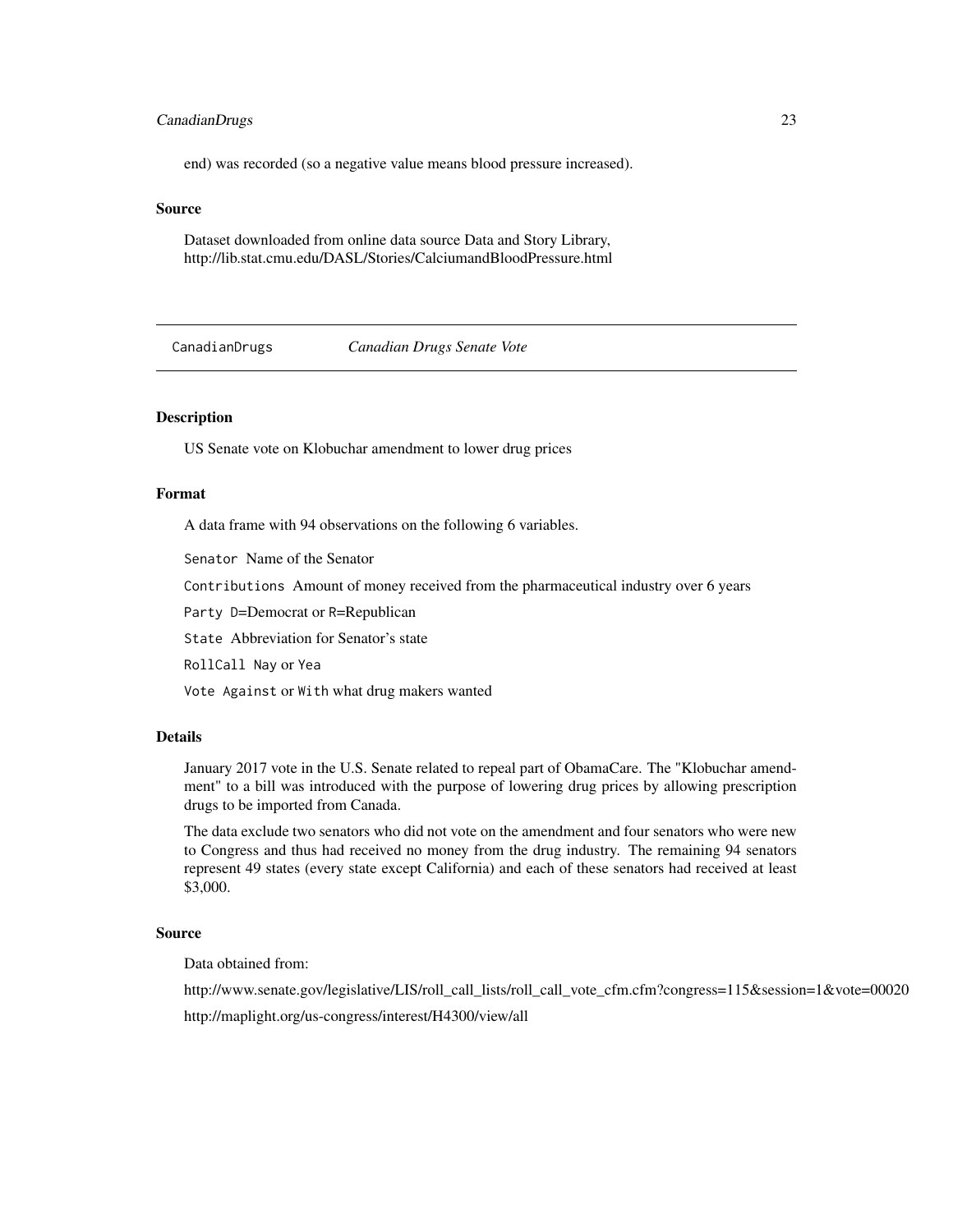end) was recorded (so a negative value means blood pressure increased).

### Source

Dataset downloaded from online data source Data and Story Library, http://lib.stat.cmu.edu/DASL/Stories/CalciumandBloodPressure.html

---

## CanadianDrugs *Canadian Drugs Senate Vote*

---

### Description

US Senate vote on Klobuchar amendment to lower drug prices

### Format

A data frame with 94 observations on the following 6 variables.

`Senator` Name of the Senator

`Contributions` Amount of money received from the pharmaceutical industry over 6 years

`Party` `D`=Democrat or `R`=Republican

`State` Abbreviation for Senator's state

`RollCall` `Nay` or `Yea`

`Vote` `Against` or `With` what drug makers wanted

### Details

January 2017 vote in the U.S. Senate related to repeal part of ObamaCare. The "Klobuchar amendment" to a bill was introduced with the purpose of lowering drug prices by allowing prescription drugs to be imported from Canada.

The data exclude two senators who did not vote on the amendment and four senators who were new to Congress and thus had received no money from the drug industry. The remaining 94 senators represent 49 states (every state except California) and each of these senators had received at least $3,000.

### Source

Data obtained from:

http://www.senate.gov/legislative/LIS/roll_call_lists/roll_call_vote_cfm.cfm?congress=115&session=1&vote=00020

http://maplight.org/us-congress/interest/H4300/view/all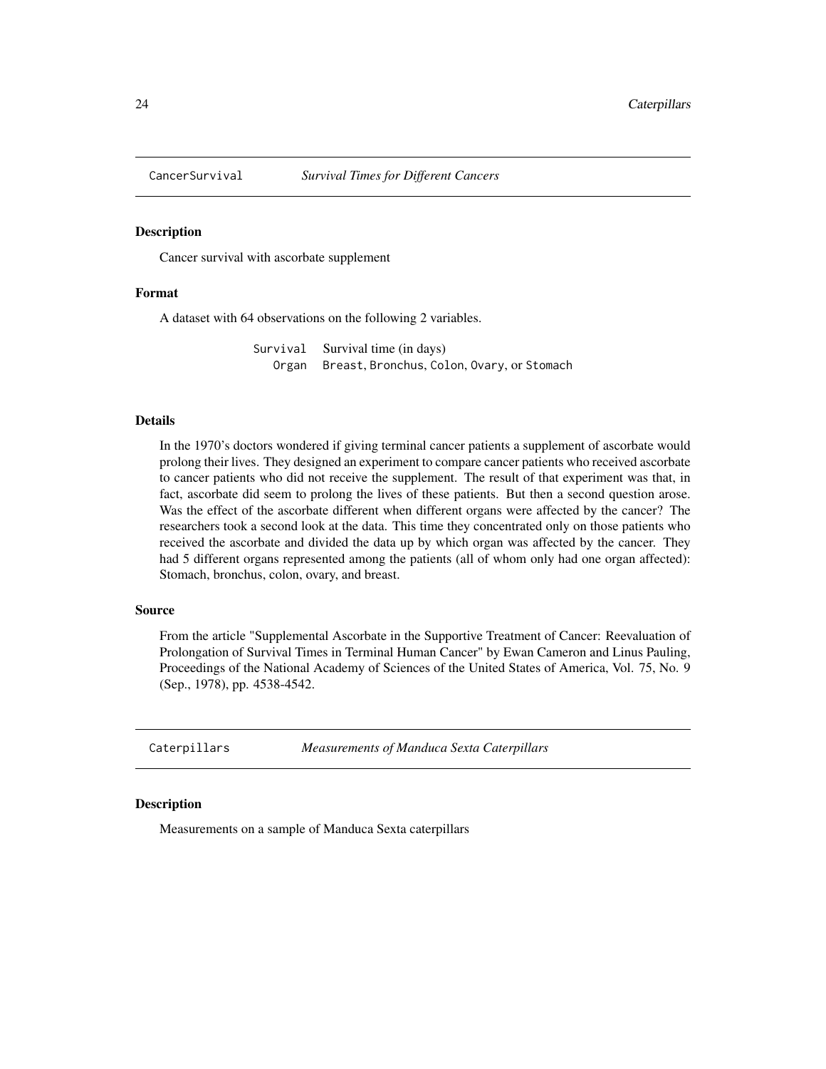## CancerSurvival *Survival Times for Different Cancers*

### Description

Cancer survival with ascorbate supplement

### Format

A dataset with 64 observations on the following 2 variables.

| | |
|---|---|
| `Survival` | Survival time (in days) |
| `Organ` | `Breast`, `Bronchus`, `Colon`, `Ovary`, or `Stomach` |

### Details

In the 1970's doctors wondered if giving terminal cancer patients a supplement of ascorbate would prolong their lives. They designed an experiment to compare cancer patients who received ascorbate to cancer patients who did not receive the supplement. The result of that experiment was that, in fact, ascorbate did seem to prolong the lives of these patients. But then a second question arose. Was the effect of the ascorbate different when different organs were affected by the cancer? The researchers took a second look at the data. This time they concentrated only on those patients who received the ascorbate and divided the data up by which organ was affected by the cancer. They had 5 different organs represented among the patients (all of whom only had one organ affected): Stomach, bronchus, colon, ovary, and breast.

### Source

From the article "Supplemental Ascorbate in the Supportive Treatment of Cancer: Reevaluation of Prolongation of Survival Times in Terminal Human Cancer" by Ewan Cameron and Linus Pauling, Proceedings of the National Academy of Sciences of the United States of America, Vol. 75, No. 9 (Sep., 1978), pp. 4538-4542.

## Caterpillars *Measurements of Manduca Sexta Caterpillars*

### Description

Measurements on a sample of Manduca Sexta caterpillars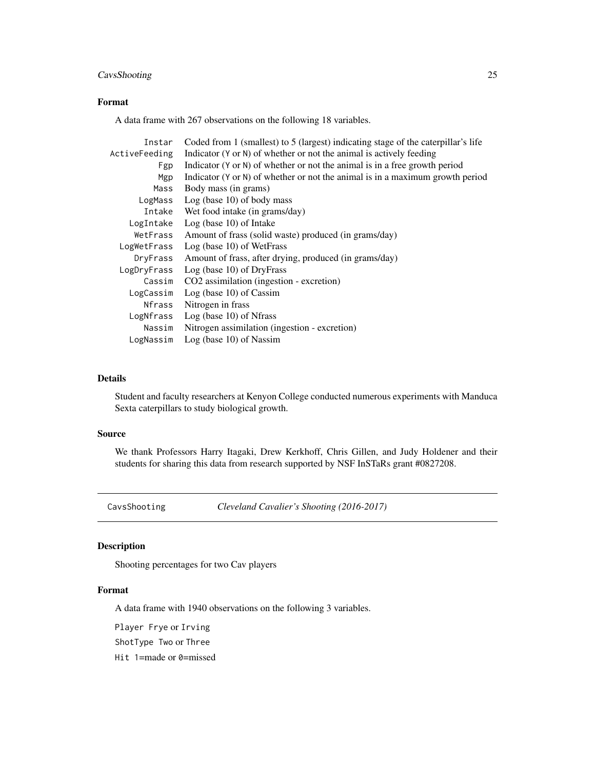### Format

A data frame with 267 observations on the following 18 variables.

| | |
|---|---|
| `Instar` | Coded from 1 (smallest) to 5 (largest) indicating stage of the caterpillar's life |
| `ActiveFeeding` | Indicator (`Y` or `N`) of whether or not the animal is actively feeding |
| `Fgp` | Indicator (`Y` or `N`) of whether or not the animal is in a free growth period |
| `Mgp` | Indicator (`Y` or `N`) of whether or not the animal is in a maximum growth period |
| `Mass` | Body mass (in grams) |
| `LogMass` | Log (base 10) of body mass |
| `Intake` | Wet food intake (in grams/day) |
| `LogIntake` | Log (base 10) of Intake |
| `WetFrass` | Amount of frass (solid waste) produced (in grams/day) |
| `LogWetFrass` | Log (base 10) of WetFrass |
| `DryFrass` | Amount of frass, after drying, produced (in grams/day) |
| `LogDryFrass` | Log (base 10) of DryFrass |
| `Cassim` | $CO_2$ assimilation (ingestion - excretion) |
| `LogCassim` | Log (base 10) of Cassim |
| `Nfrass` | Nitrogen in frass |
| `LogNfrass` | Log (base 10) of Nfrass |
| `Nassim` | Nitrogen assimilation (ingestion - excretion) |
| `LogNassim` | Log (base 10) of Nassim |

### Details

Student and faculty researchers at Kenyon College conducted numerous experiments with Manduca Sexta caterpillars to study biological growth.

### Source

We thank Professors Harry Itagaki, Drew Kerkhoff, Chris Gillen, and Judy Holdener and their students for sharing this data from research supported by NSF InSTaRs grant #0827208.

---

## CavsShooting *Cleveland Cavalier's Shooting (2016-2017)*

---

### Description

Shooting percentages for two Cav players

### Format

A data frame with 1940 observations on the following 3 variables.

`Player` `Frye` or `Irving`

`ShotType` `Two` or `Three`

`Hit` `1`=made or `0`=missed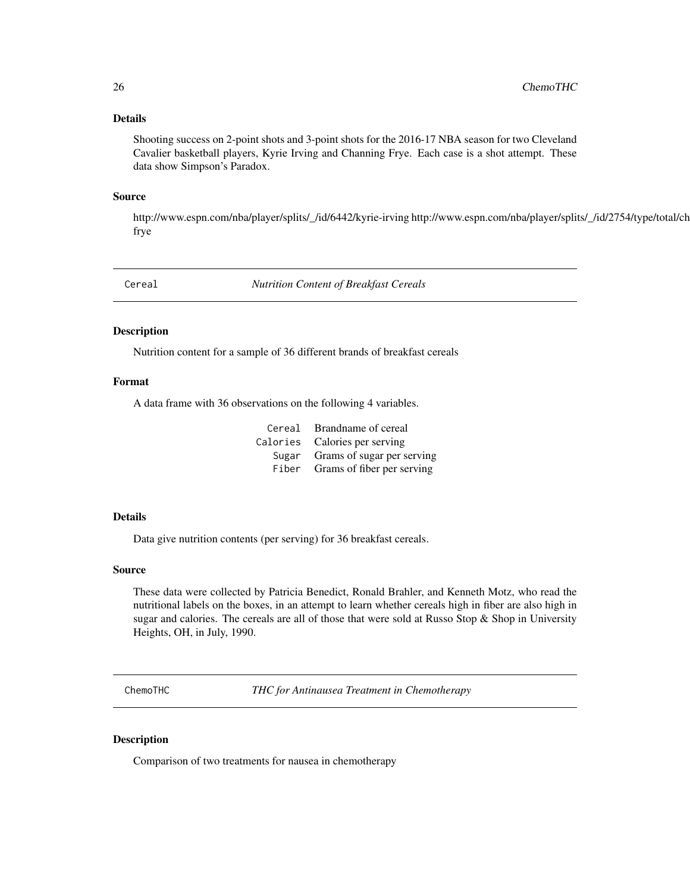### Details

Shooting success on 2-point shots and 3-point shots for the 2016-17 NBA season for two Cleveland Cavalier basketball players, Kyrie Irving and Channing Frye. Each case is a shot attempt. These data show Simpson's Paradox.

### Source

http://www.espn.com/nba/player/splits/_/id/6442/kyrie-irving http://www.espn.com/nba/player/splits/_/id/2754/type/total/ch frye

---

## Cereal — *Nutrition Content of Breakfast Cereals*

### Description

Nutrition content for a sample of 36 different brands of breakfast cereals

### Format

A data frame with 36 observations on the following 4 variables.

| | |
|---|---|
| `Cereal` | Brandname of cereal |
| `Calories` | Calories per serving |
| `Sugar` | Grams of sugar per serving |
| `Fiber` | Grams of fiber per serving |

### Details

Data give nutrition contents (per serving) for 36 breakfast cereals.

### Source

These data were collected by Patricia Benedict, Ronald Brahler, and Kenneth Motz, who read the nutritional labels on the boxes, in an attempt to learn whether cereals high in fiber are also high in sugar and calories. The cereals are all of those that were sold at Russo Stop & Shop in University Heights, OH, in July, 1990.

---

## ChemoTHC — *THC for Antinausea Treatment in Chemotherapy*

### Description

Comparison of two treatments for nausea in chemotherapy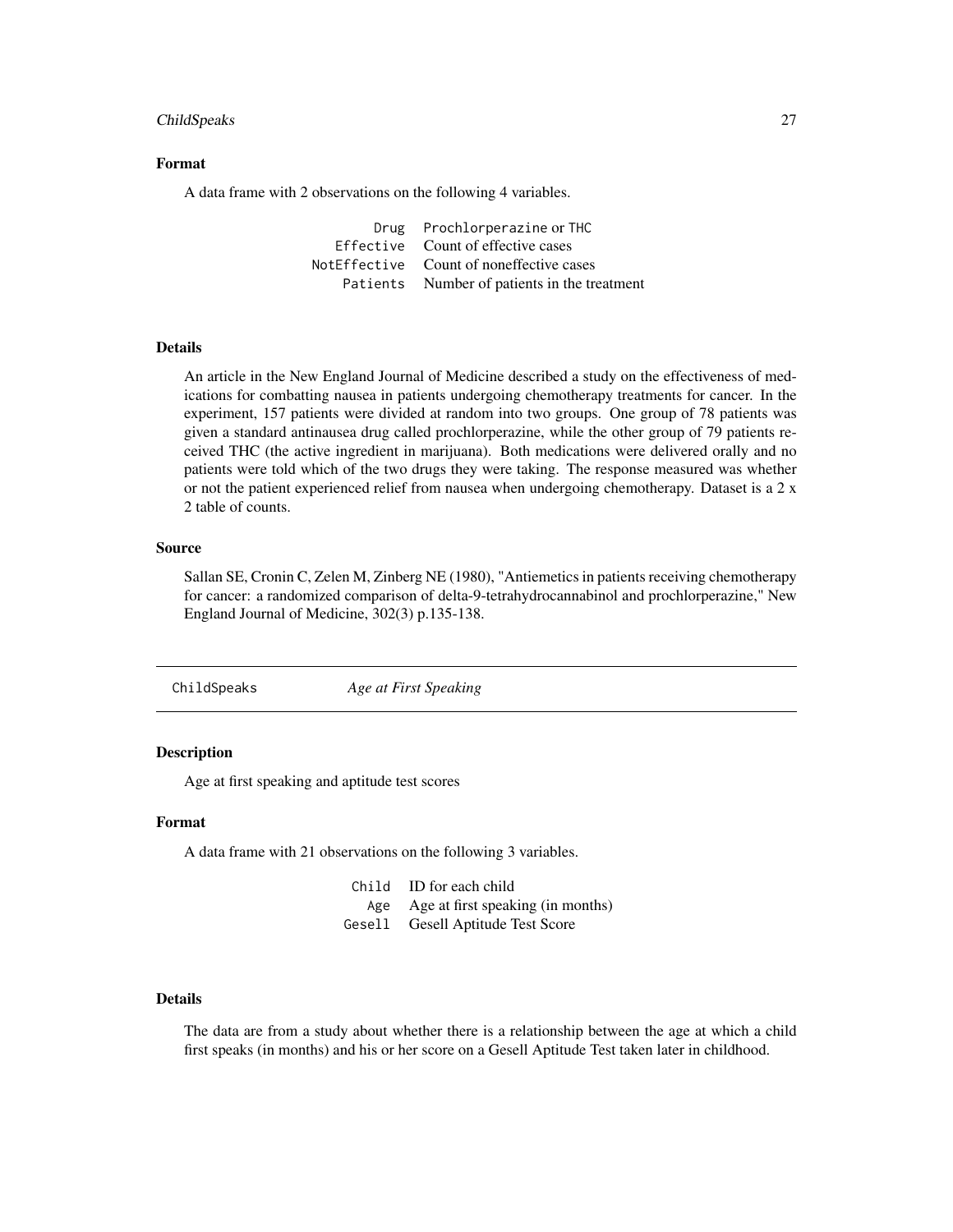### Format

A data frame with 2 observations on the following 4 variables.

| | |
|---|---|
| `Drug` | `Prochlorperazine` or `THC` |
| `Effective` | Count of effective cases |
| `NotEffective` | Count of noneffective cases |
| `Patients` | Number of patients in the treatment |

### Details

An article in the New England Journal of Medicine described a study on the effectiveness of medications for combatting nausea in patients undergoing chemotherapy treatments for cancer. In the experiment, 157 patients were divided at random into two groups. One group of 78 patients was given a standard antinausea drug called prochlorperazine, while the other group of 79 patients received THC (the active ingredient in marijuana). Both medications were delivered orally and no patients were told which of the two drugs they were taking. The response measured was whether or not the patient experienced relief from nausea when undergoing chemotherapy. Dataset is a 2 x 2 table of counts.

### Source

Sallan SE, Cronin C, Zelen M, Zinberg NE (1980), "Antiemetics in patients receiving chemotherapy for cancer: a randomized comparison of delta-9-tetrahydrocannabinol and prochlorperazine," New England Journal of Medicine, 302(3) p.135-138.

---

## `ChildSpeaks` *Age at First Speaking*

---

### Description

Age at first speaking and aptitude test scores

### Format

A data frame with 21 observations on the following 3 variables.

| | |
|---|---|
| `Child` | ID for each child |
| `Age` | Age at first speaking (in months) |
| `Gesell` | Gesell Aptitude Test Score |

### Details

The data are from a study about whether there is a relationship between the age at which a child first speaks (in months) and his or her score on a Gesell Aptitude Test taken later in childhood.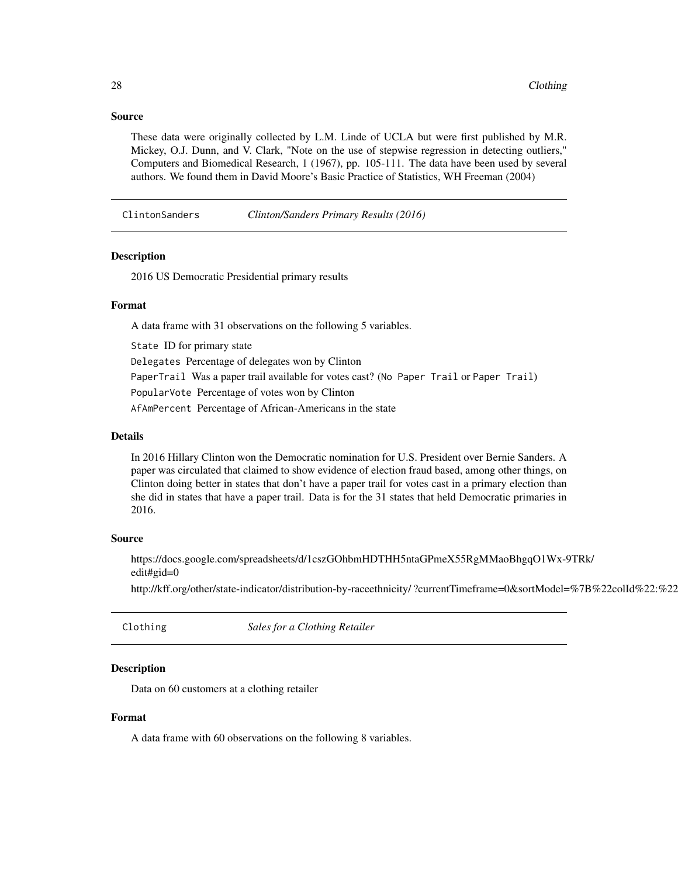### Source

These data were originally collected by L.M. Linde of UCLA but were first published by M.R. Mickey, O.J. Dunn, and V. Clark, "Note on the use of stepwise regression in detecting outliers," Computers and Biomedical Research, 1 (1967), pp. 105-111. The data have been used by several authors. We found them in David Moore's Basic Practice of Statistics, WH Freeman (2004)

---

## ClintonSanders — *Clinton/Sanders Primary Results (2016)*

### Description

2016 US Democratic Presidential primary results

### Format

A data frame with 31 observations on the following 5 variables.

`State` ID for primary state

`Delegates` Percentage of delegates won by Clinton

`PaperTrail` Was a paper trail available for votes cast? (`No Paper Trail` or `Paper Trail`)

`PopularVote` Percentage of votes won by Clinton

`AfAmPercent` Percentage of African-Americans in the state

### Details

In 2016 Hillary Clinton won the Democratic nomination for U.S. President over Bernie Sanders. A paper was circulated that claimed to show evidence of election fraud based, among other things, on Clinton doing better in states that don't have a paper trail for votes cast in a primary election than she did in states that have a paper trail. Data is for the 31 states that held Democratic primaries in 2016.

### Source

https://docs.google.com/spreadsheets/d/1cszGOhbmHDTHH5ntaGPmeX55RgMMaoBhgqO1Wx-9TRk/edit#gid=0

http://kff.org/other/state-indicator/distribution-by-raceethnicity/ ?currentTimeframe=0&sortModel=%7B%22colId%22:%22

---

## Clothing — *Sales for a Clothing Retailer*

### Description

Data on 60 customers at a clothing retailer

### Format

A data frame with 60 observations on the following 8 variables.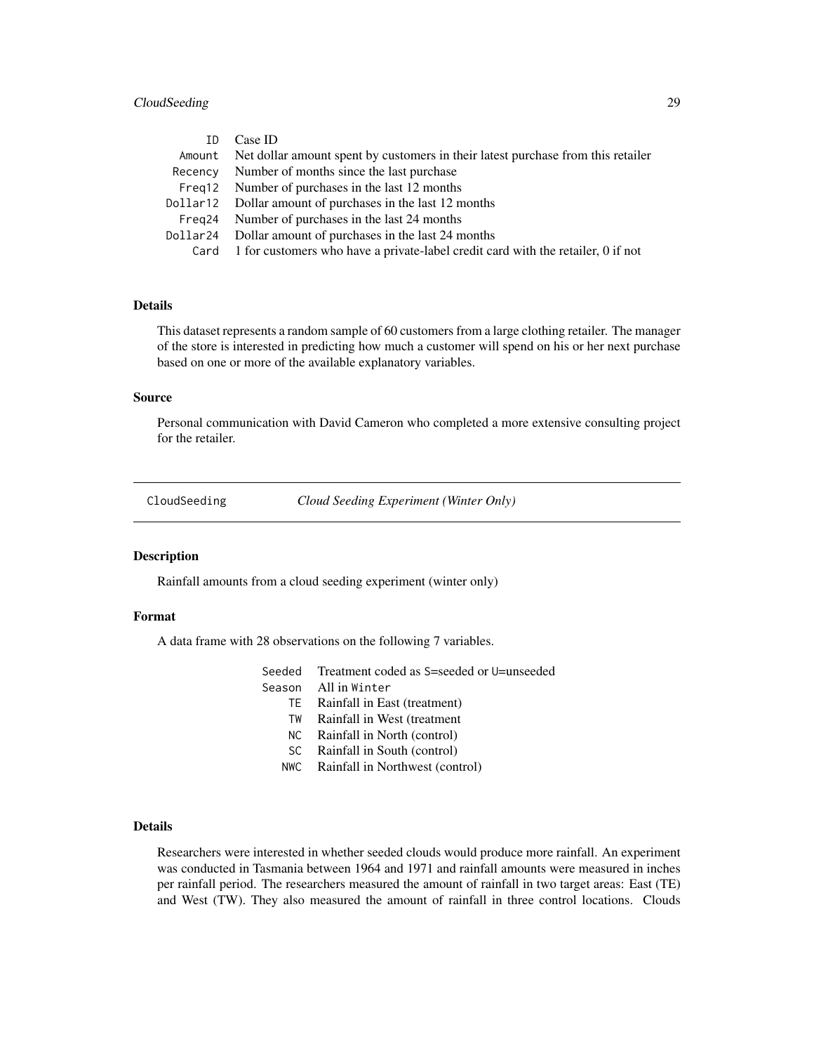| | |
|---|---|
| ID | Case ID |
| Amount | Net dollar amount spent by customers in their latest purchase from this retailer |
| Recency | Number of months since the last purchase |
| Freq12 | Number of purchases in the last 12 months |
| Dollar12 | Dollar amount of purchases in the last 12 months |
| Freq24 | Number of purchases in the last 24 months |
| Dollar24 | Dollar amount of purchases in the last 24 months |
| Card | 1 for customers who have a private-label credit card with the retailer, 0 if not |

### Details

This dataset represents a random sample of 60 customers from a large clothing retailer. The manager of the store is interested in predicting how much a customer will spend on his or her next purchase based on one or more of the available explanatory variables.

### Source

Personal communication with David Cameron who completed a more extensive consulting project for the retailer.

---

## CloudSeeding — *Cloud Seeding Experiment (Winter Only)*

---

### Description

Rainfall amounts from a cloud seeding experiment (winter only)

### Format

A data frame with 28 observations on the following 7 variables.

| | |
|---|---|
| Seeded | Treatment coded as S=seeded or U=unseeded |
| Season | All in Winter |
| TE | Rainfall in East (treatment) |
| TW | Rainfall in West (treatment |
| NC | Rainfall in North (control) |
| SC | Rainfall in South (control) |
| NWC | Rainfall in Northwest (control) |

### Details

Researchers were interested in whether seeded clouds would produce more rainfall. An experiment was conducted in Tasmania between 1964 and 1971 and rainfall amounts were measured in inches per rainfall period. The researchers measured the amount of rainfall in two target areas: East (TE) and West (TW). They also measured the amount of rainfall in three control locations. Clouds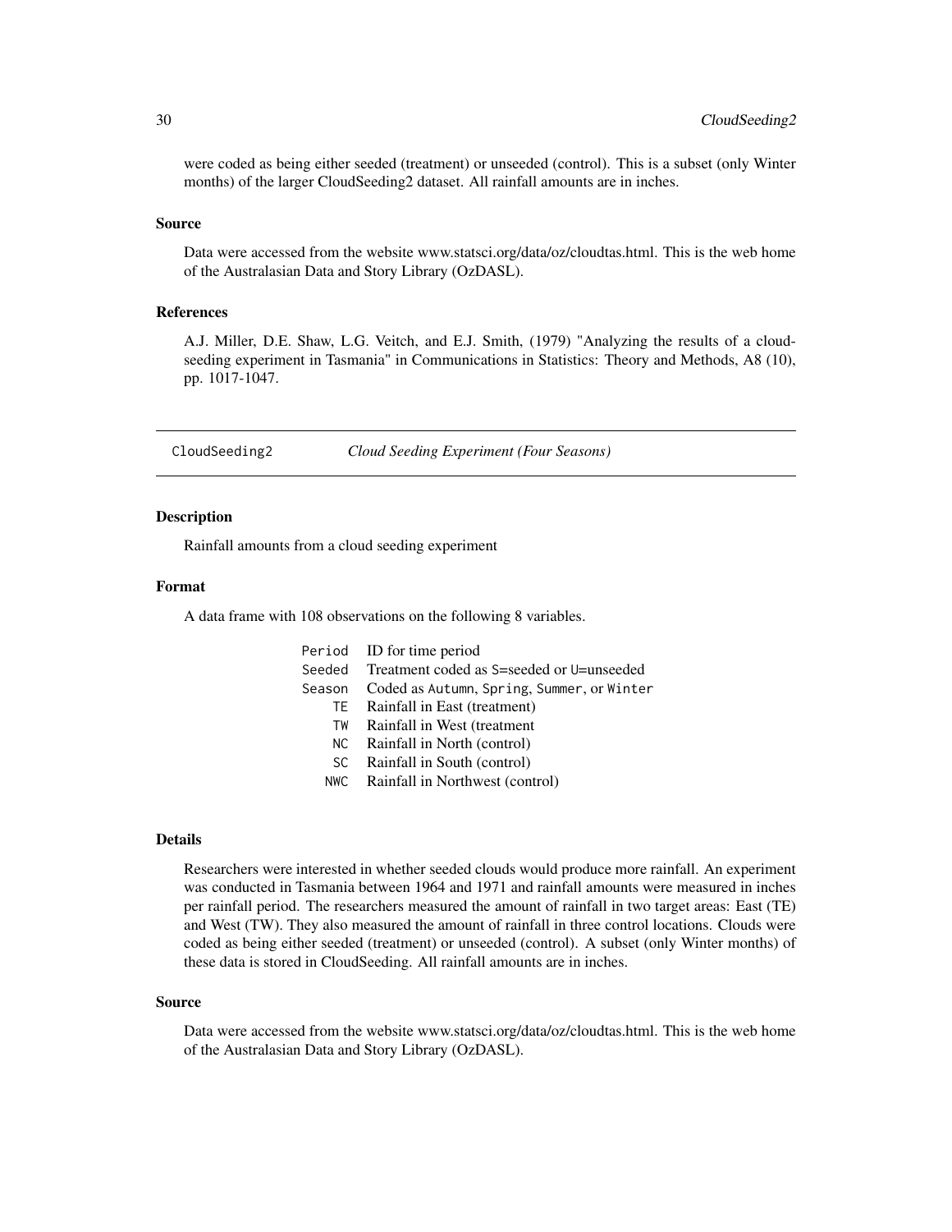were coded as being either seeded (treatment) or unseeded (control). This is a subset (only Winter months) of the larger CloudSeeding2 dataset. All rainfall amounts are in inches.

### Source

Data were accessed from the website www.statsci.org/data/oz/cloudtas.html. This is the web home of the Australasian Data and Story Library (OzDASL).

### References

A.J. Miller, D.E. Shaw, L.G. Veitch, and E.J. Smith, (1979) "Analyzing the results of a cloud-seeding experiment in Tasmania" in Communications in Statistics: Theory and Methods, A8 (10), pp. 1017-1047.

---

## CloudSeeding2 *Cloud Seeding Experiment (Four Seasons)*

---

### Description

Rainfall amounts from a cloud seeding experiment

### Format

A data frame with 108 observations on the following 8 variables.

| | |
|---|---|
| `Period` | ID for time period |
| `Seeded` | Treatment coded as `S`=seeded or `U`=unseeded |
| `Season` | Coded as `Autumn`, `Spring`, `Summer`, or `Winter` |
| `TE` | Rainfall in East (treatment) |
| `TW` | Rainfall in West (treatment |
| `NC` | Rainfall in North (control) |
| `SC` | Rainfall in South (control) |
| `NWC` | Rainfall in Northwest (control) |

### Details

Researchers were interested in whether seeded clouds would produce more rainfall. An experiment was conducted in Tasmania between 1964 and 1971 and rainfall amounts were measured in inches per rainfall period. The researchers measured the amount of rainfall in two target areas: East (TE) and West (TW). They also measured the amount of rainfall in three control locations. Clouds were coded as being either seeded (treatment) or unseeded (control). A subset (only Winter months) of these data is stored in CloudSeeding. All rainfall amounts are in inches.

### Source

Data were accessed from the website www.statsci.org/data/oz/cloudtas.html. This is the web home of the Australasian Data and Story Library (OzDASL).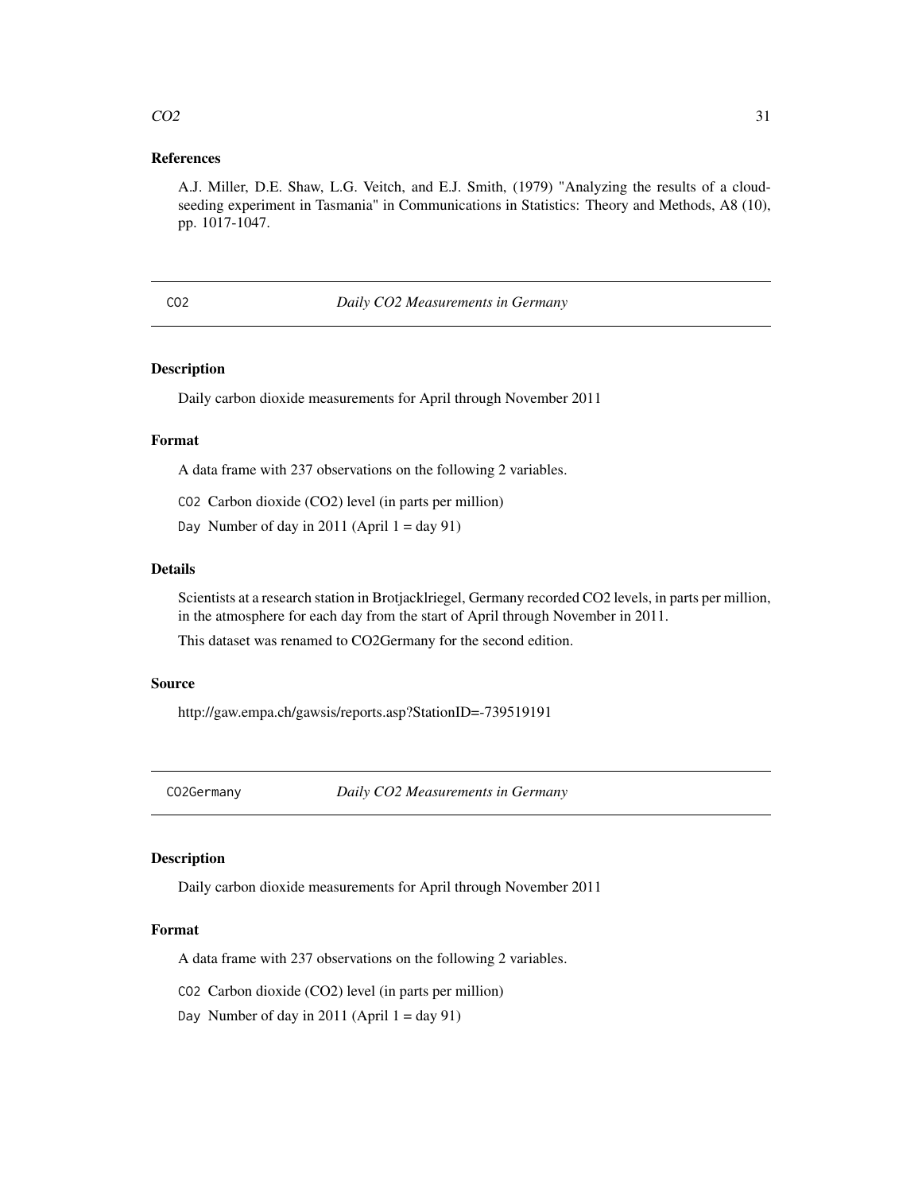### References

A.J. Miller, D.E. Shaw, L.G. Veitch, and E.J. Smith, (1979) "Analyzing the results of a cloud-seeding experiment in Tasmania" in Communications in Statistics: Theory and Methods, A8 (10), pp. 1017-1047.

---

## CO2 — *Daily CO2 Measurements in Germany*

### Description

Daily carbon dioxide measurements for April through November 2011

### Format

A data frame with 237 observations on the following 2 variables.

`CO2` Carbon dioxide (CO2) level (in parts per million)

`Day` Number of day in 2011 (April 1 = day 91)

### Details

Scientists at a research station in Brotjacklriegel, Germany recorded CO2 levels, in parts per million, in the atmosphere for each day from the start of April through November in 2011.

This dataset was renamed to CO2Germany for the second edition.

### Source

http://gaw.empa.ch/gawsis/reports.asp?StationID=-739519191

---

## CO2Germany — *Daily CO2 Measurements in Germany*

### Description

Daily carbon dioxide measurements for April through November 2011

### Format

A data frame with 237 observations on the following 2 variables.

`CO2` Carbon dioxide (CO2) level (in parts per million)

`Day` Number of day in 2011 (April 1 = day 91)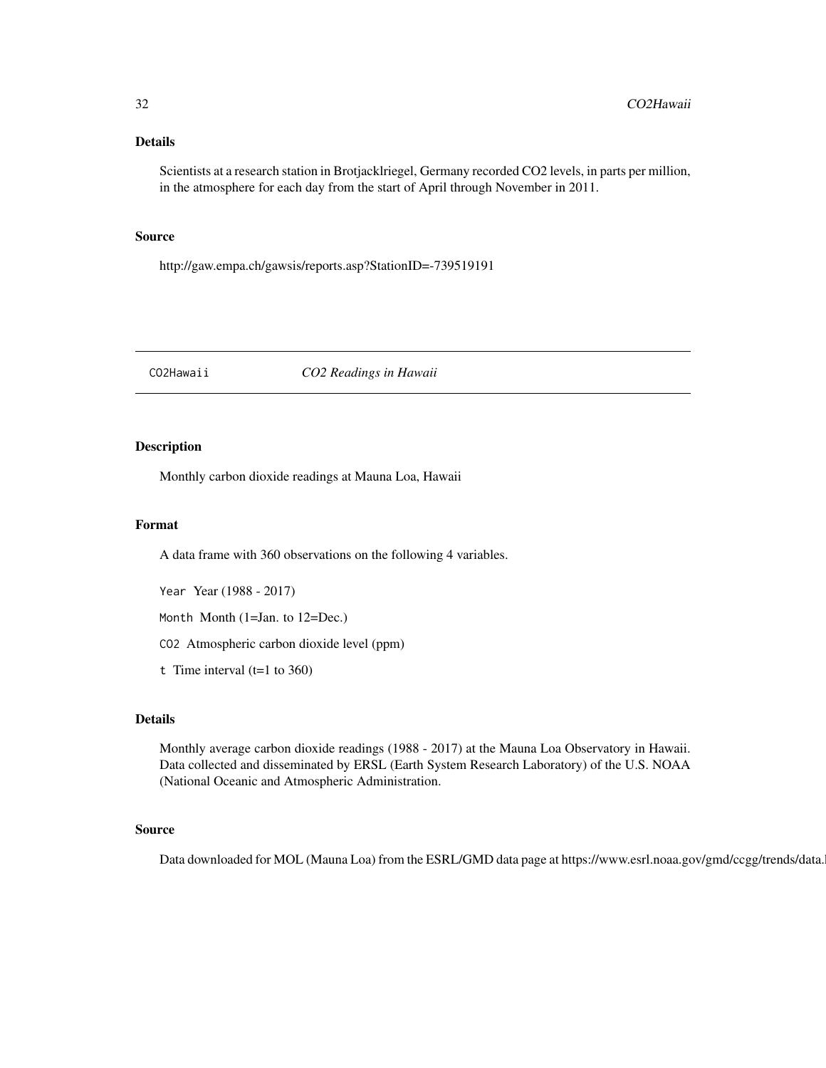## Details

Scientists at a research station in Brotjacklriegel, Germany recorded CO2 levels, in parts per million, in the atmosphere for each day from the start of April through November in 2011.

## Source

http://gaw.empa.ch/gawsis/reports.asp?StationID=-739519191

---

# CO2Hawaii — *CO2 Readings in Hawaii*

---

## Description

Monthly carbon dioxide readings at Mauna Loa, Hawaii

## Format

A data frame with 360 observations on the following 4 variables.

`Year` Year (1988 - 2017)

`Month` Month (1=Jan. to 12=Dec.)

`CO2` Atmospheric carbon dioxide level (ppm)

`t` Time interval (t=1 to 360)

## Details

Monthly average carbon dioxide readings (1988 - 2017) at the Mauna Loa Observatory in Hawaii. Data collected and disseminated by ERSL (Earth System Research Laboratory) of the U.S. NOAA (National Oceanic and Atmospheric Administration.

## Source

Data downloaded for MOL (Mauna Loa) from the ESRL/GMD data page at https://www.esrl.noaa.gov/gmd/ccgg/trends/data.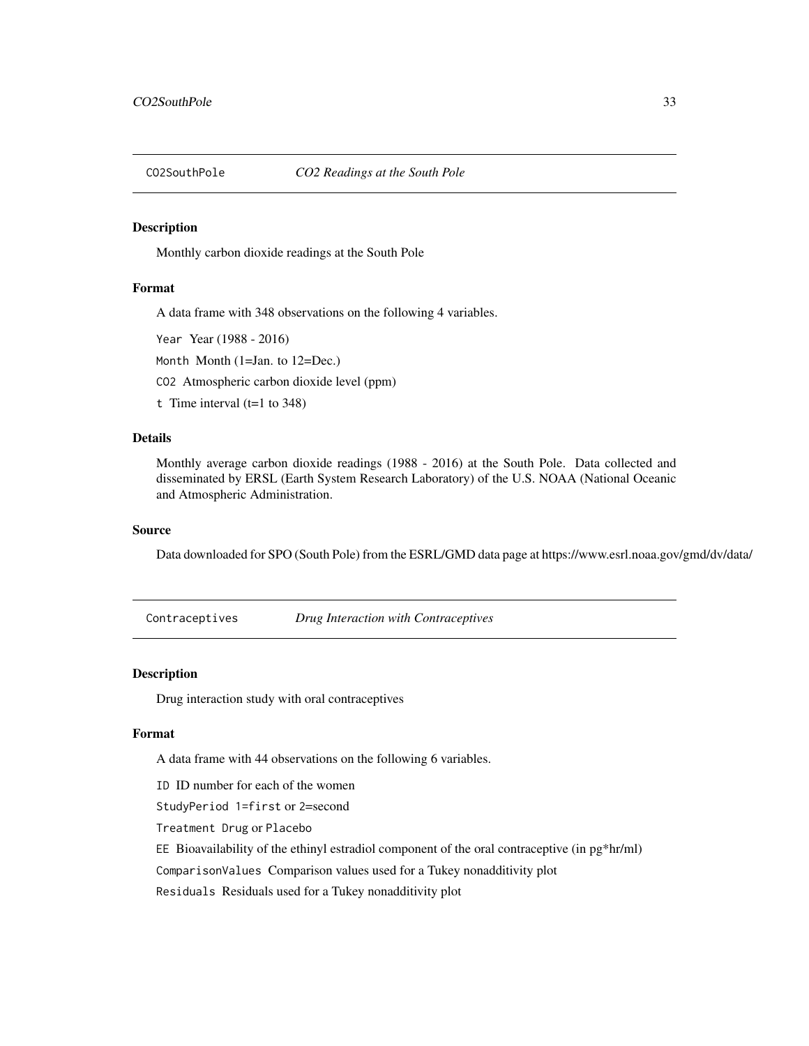## CO2SouthPole — *CO2 Readings at the South Pole*

### Description

Monthly carbon dioxide readings at the South Pole

### Format

A data frame with 348 observations on the following 4 variables.

`Year` Year (1988 - 2016)

`Month` Month (1=Jan. to 12=Dec.)

`CO2` Atmospheric carbon dioxide level (ppm)

`t` Time interval (t=1 to 348)

### Details

Monthly average carbon dioxide readings (1988 - 2016) at the South Pole. Data collected and disseminated by ERSL (Earth System Research Laboratory) of the U.S. NOAA (National Oceanic and Atmospheric Administration.

### Source

Data downloaded for SPO (South Pole) from the ESRL/GMD data page at https://www.esrl.noaa.gov/gmd/dv/data/

## Contraceptives — *Drug Interaction with Contraceptives*

### Description

Drug interaction study with oral contraceptives

### Format

A data frame with 44 observations on the following 6 variables.

`ID` ID number for each of the women

`StudyPeriod` `1=first` or `2=second`

`Treatment` `Drug` or `Placebo`

`EE` Bioavailability of the ethinyl estradiol component of the oral contraceptive (in pg*hr/ml)

`ComparisonValues` Comparison values used for a Tukey nonadditivity plot

`Residuals` Residuals used for a Tukey nonadditivity plot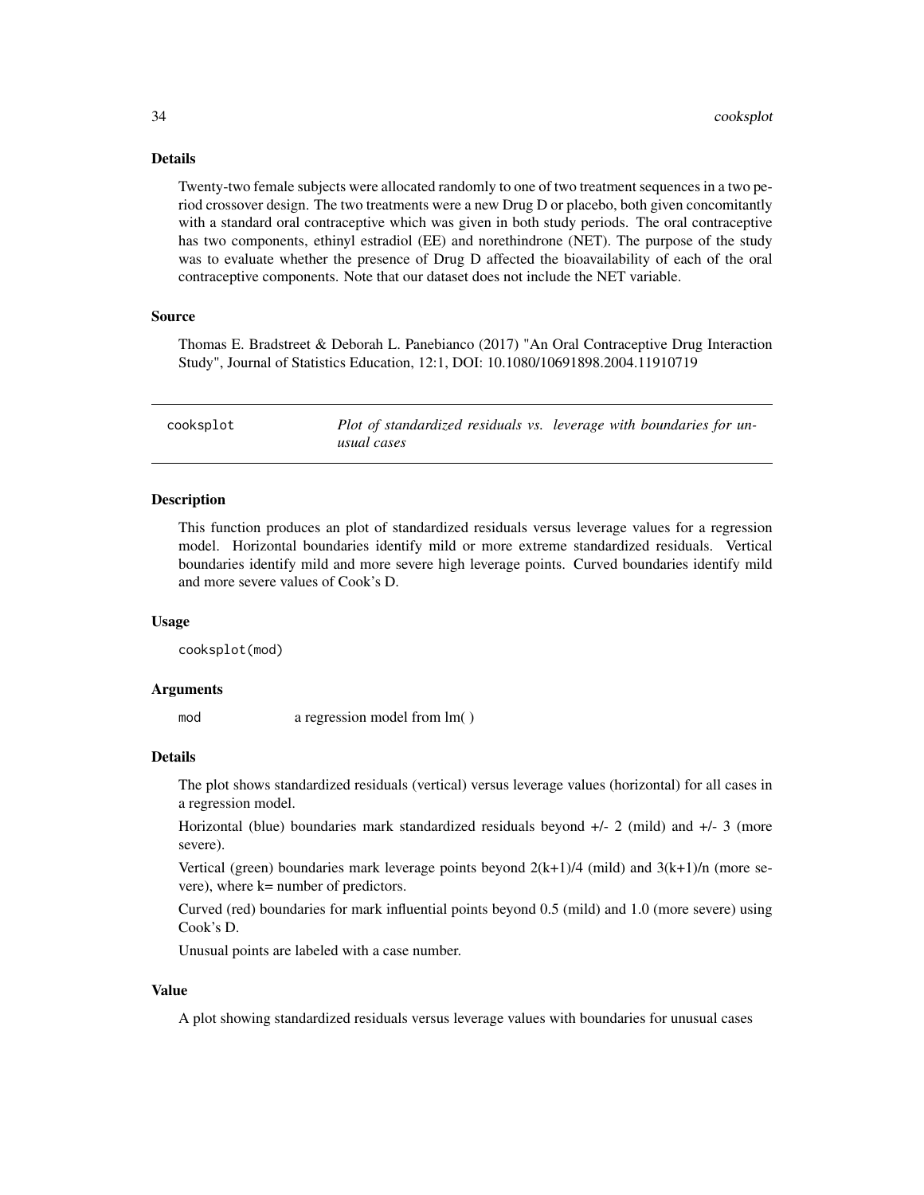## Details

Twenty-two female subjects were allocated randomly to one of two treatment sequences in a two period crossover design. The two treatments were a new Drug D or placebo, both given concomitantly with a standard oral contraceptive which was given in both study periods. The oral contraceptive has two components, ethinyl estradiol (EE) and norethindrone (NET). The purpose of the study was to evaluate whether the presence of Drug D affected the bioavailability of each of the oral contraceptive components. Note that our dataset does not include the NET variable.

## Source

Thomas E. Bradstreet & Deborah L. Panebianco (2017) "An Oral Contraceptive Drug Interaction Study", Journal of Statistics Education, 12:1, DOI: 10.1080/10691898.2004.11910719

---

# cooksplot — *Plot of standardized residuals vs. leverage with boundaries for unusual cases*

## Description

This function produces an plot of standardized residuals versus leverage values for a regression model. Horizontal boundaries identify mild or more extreme standardized residuals. Vertical boundaries identify mild and more severe high leverage points. Curved boundaries identify mild and more severe values of Cook's D.

## Usage

```
cooksplot(mod)
```

## Arguments

`mod` a regression model from lm( )

## Details

The plot shows standardized residuals (vertical) versus leverage values (horizontal) for all cases in a regression model.

Horizontal (blue) boundaries mark standardized residuals beyond +/- 2 (mild) and +/- 3 (more severe).

Vertical (green) boundaries mark leverage points beyond $2(k+1)/4$ (mild) and $3(k+1)/n$ (more severe), where k= number of predictors.

Curved (red) boundaries for mark influential points beyond 0.5 (mild) and 1.0 (more severe) using Cook's D.

Unusual points are labeled with a case number.

## Value

A plot showing standardized residuals versus leverage values with boundaries for unusual cases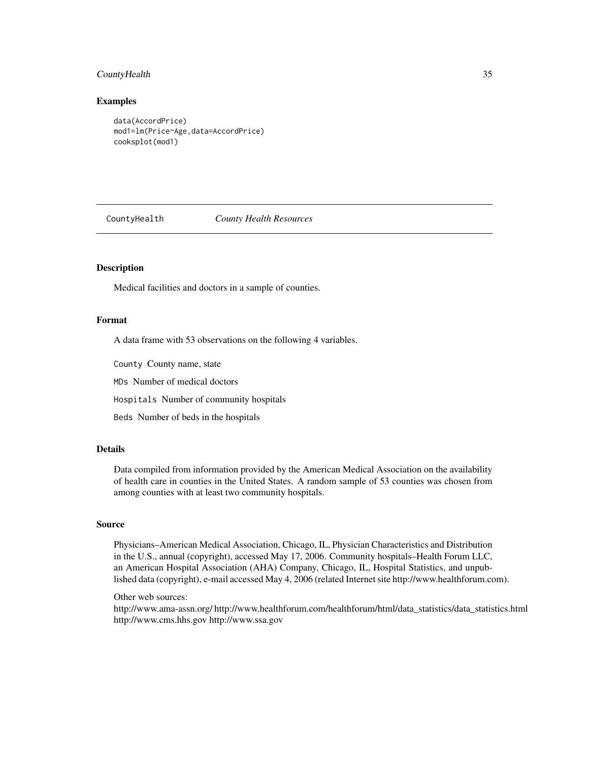## Examples

```
data(AccordPrice)
mod1=lm(Price~Age,data=AccordPrice)
cooksplot(mod1)
```

---

# CountyHealth *County Health Resources*

---

### Description

Medical facilities and doctors in a sample of counties.

### Format

A data frame with 53 observations on the following 4 variables.

`County` County name, state

`MDs` Number of medical doctors

`Hospitals` Number of community hospitals

`Beds` Number of beds in the hospitals

### Details

Data compiled from information provided by the American Medical Association on the availability of health care in counties in the United States. A random sample of 53 counties was chosen from among counties with at least two community hospitals.

### Source

Physicians–American Medical Association, Chicago, IL, Physician Characteristics and Distribution in the U.S., annual (copyright), accessed May 17, 2006. Community hospitals–Health Forum LLC, an American Hospital Association (AHA) Company, Chicago, IL, Hospital Statistics, and unpublished data (copyright), e-mail accessed May 4, 2006 (related Internet site http://www.healthforum.com).

Other web sources:
http://www.ama-assn.org/ http://www.healthforum.com/healthforum/html/data_statistics/data_statistics.html http://www.cms.hhs.gov http://www.ssa.gov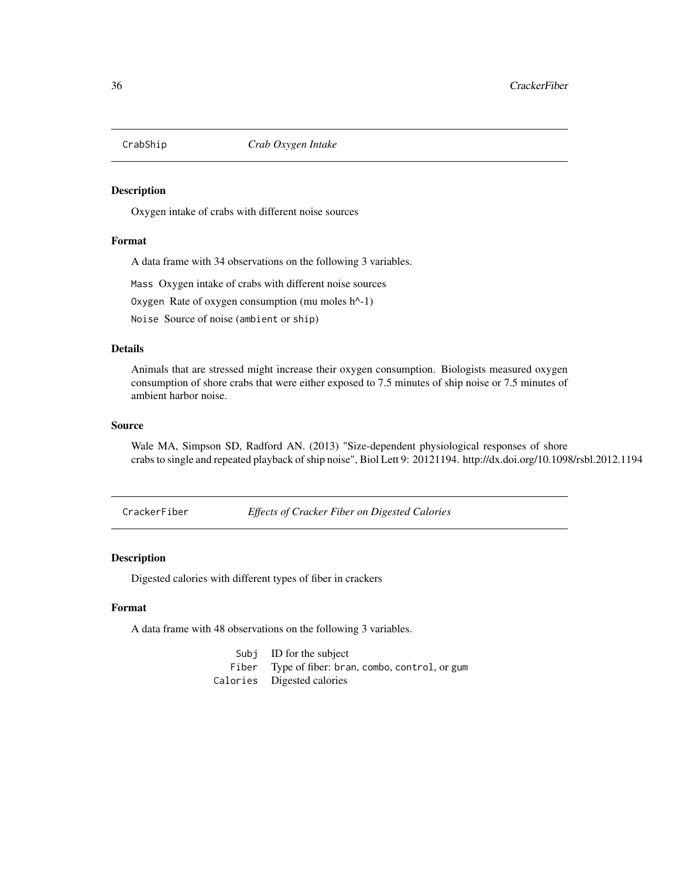## CrabShip *Crab Oxygen Intake*

### Description

Oxygen intake of crabs with different noise sources

### Format

A data frame with 34 observations on the following 3 variables.

`Mass` Oxygen intake of crabs with different noise sources

`Oxygen` Rate of oxygen consumption (mu moles h^-1)

`Noise` Source of noise (`ambient` or `ship`)

### Details

Animals that are stressed might increase their oxygen consumption. Biologists measured oxygen consumption of shore crabs that were either exposed to 7.5 minutes of ship noise or 7.5 minutes of ambient harbor noise.

### Source

Wale MA, Simpson SD, Radford AN. (2013) "Size-dependent physiological responses of shore crabs to single and repeated playback of ship noise", Biol Lett 9: 20121194. http://dx.doi.org/10.1098/rsbl.2012.1194

## CrackerFiber *Effects of Cracker Fiber on Digested Calories*

### Description

Digested calories with different types of fiber in crackers

### Format

A data frame with 48 observations on the following 3 variables.

| | |
|---|---|
| `Subj` | ID for the subject |
| `Fiber` | Type of fiber: `bran`, `combo`, `control`, or `gum` |
| `Calories` | Digested calories |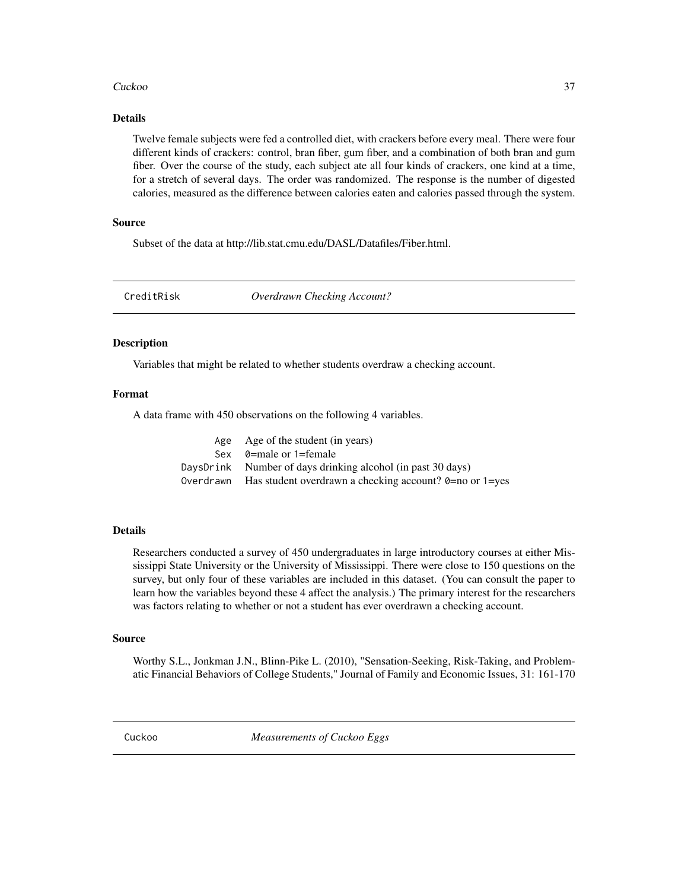### Details

Twelve female subjects were fed a controlled diet, with crackers before every meal. There were four different kinds of crackers: control, bran fiber, gum fiber, and a combination of both bran and gum fiber. Over the course of the study, each subject ate all four kinds of crackers, one kind at a time, for a stretch of several days. The order was randomized. The response is the number of digested calories, measured as the difference between calories eaten and calories passed through the system.

### Source

Subset of the data at http://lib.stat.cmu.edu/DASL/Datafiles/Fiber.html.

---

## CreditRisk *Overdrawn Checking Account?*

---

### Description

Variables that might be related to whether students overdraw a checking account.

### Format

A data frame with 450 observations on the following 4 variables.

| | |
|---|---|
| `Age` | Age of the student (in years) |
| `Sex` | `0`=male or `1`=female |
| `DaysDrink` | Number of days drinking alcohol (in past 30 days) |
| `Overdrawn` | Has student overdrawn a checking account? `0`=no or `1`=yes |

### Details

Researchers conducted a survey of 450 undergraduates in large introductory courses at either Mississippi State University or the University of Mississippi. There were close to 150 questions on the survey, but only four of these variables are included in this dataset. (You can consult the paper to learn how the variables beyond these 4 affect the analysis.) The primary interest for the researchers was factors relating to whether or not a student has ever overdrawn a checking account.

### Source

Worthy S.L., Jonkman J.N., Blinn-Pike L. (2010), "Sensation-Seeking, Risk-Taking, and Problematic Financial Behaviors of College Students," Journal of Family and Economic Issues, 31: 161-170

---

## Cuckoo *Measurements of Cuckoo Eggs*

---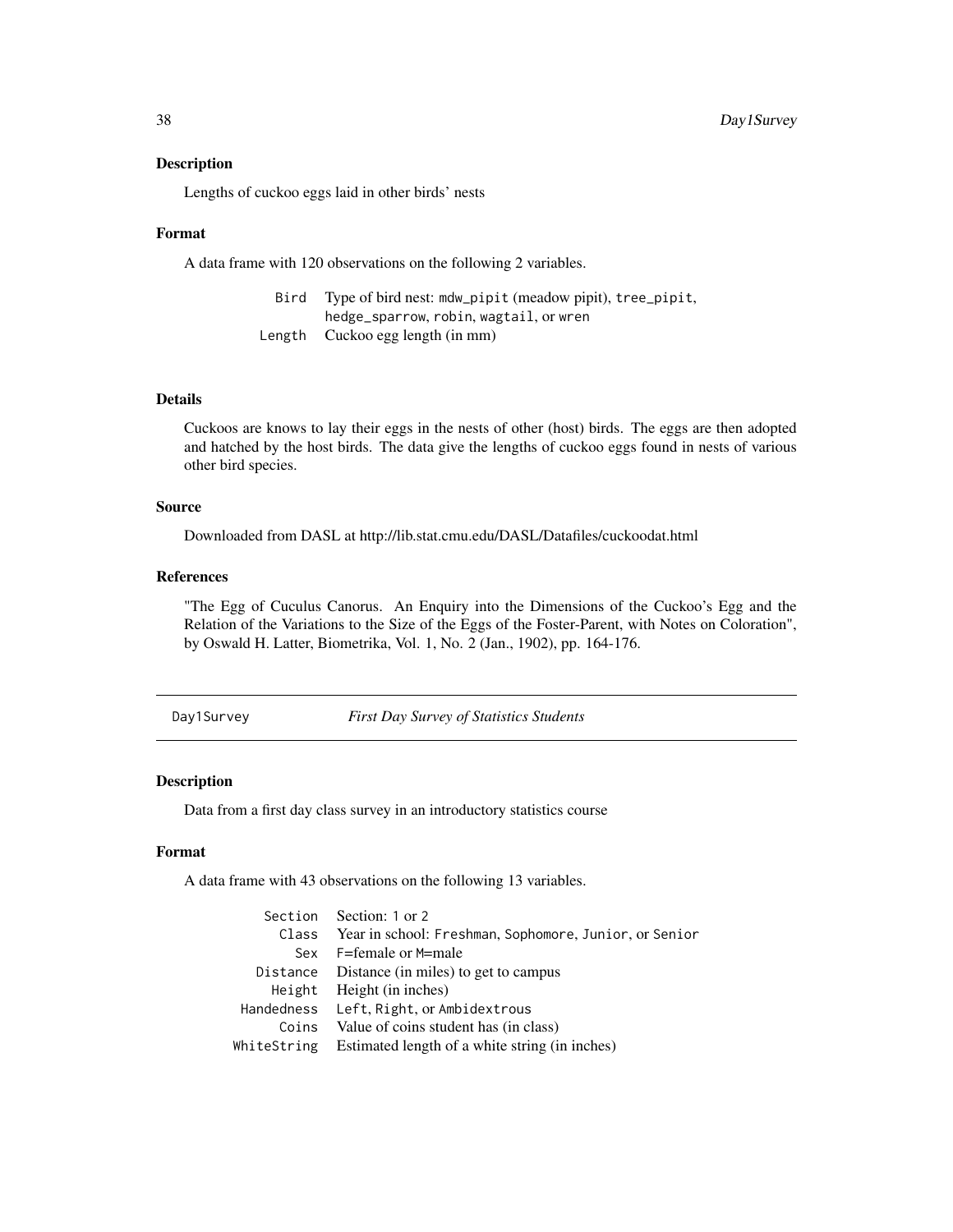## Description

Lengths of cuckoo eggs laid in other birds' nests

## Format

A data frame with 120 observations on the following 2 variables.

| | |
|---|---|
| `Bird` | Type of bird nest: `mdw_pipit` (meadow pipit), `tree_pipit`, `hedge_sparrow`, `robin`, `wagtail`, or `wren` |
| `Length` | Cuckoo egg length (in mm) |

## Details

Cuckoos are knows to lay their eggs in the nests of other (host) birds. The eggs are then adopted and hatched by the host birds. The data give the lengths of cuckoo eggs found in nests of various other bird species.

## Source

Downloaded from DASL at http://lib.stat.cmu.edu/DASL/Datafiles/cuckoodat.html

## References

"The Egg of Cuculus Canorus. An Enquiry into the Dimensions of the Cuckoo's Egg and the Relation of the Variations to the Size of the Eggs of the Foster-Parent, with Notes on Coloration", by Oswald H. Latter, Biometrika, Vol. 1, No. 2 (Jan., 1902), pp. 164-176.

---

# Day1Survey *First Day Survey of Statistics Students*

## Description

Data from a first day class survey in an introductory statistics course

## Format

A data frame with 43 observations on the following 13 variables.

| | |
|---|---|
| `Section` | Section: `1` or `2` |
| `Class` | Year in school: `Freshman`, `Sophomore`, `Junior`, or `Senior` |
| `Sex` | `F`=female or `M`=male |
| `Distance` | Distance (in miles) to get to campus |
| `Height` | Height (in inches) |
| `Handedness` | `Left`, `Right`, or `Ambidextrous` |
| `Coins` | Value of coins student has (in class) |
| `WhiteString` | Estimated length of a white string (in inches) |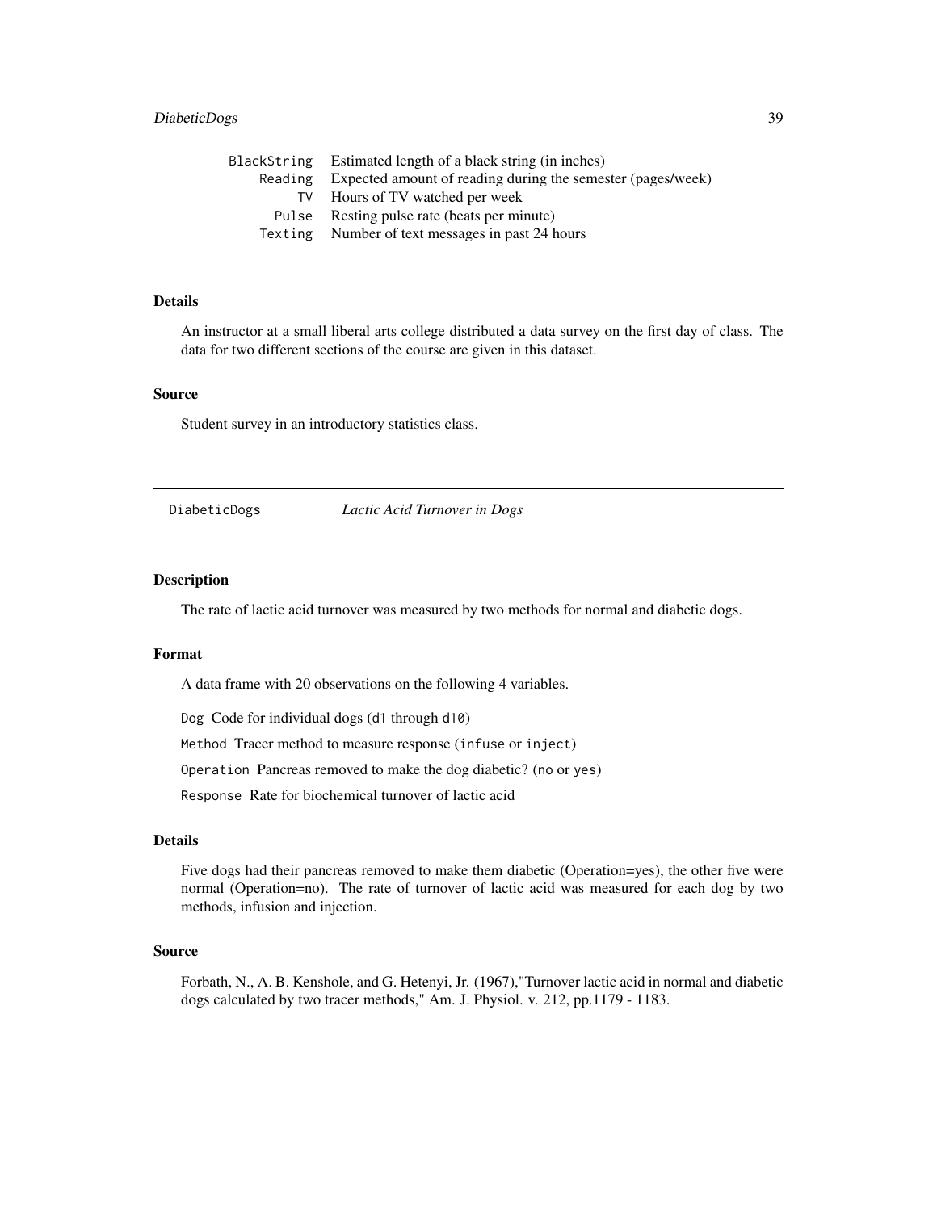| | |
|---|---|
| `BlackString` | Estimated length of a black string (in inches) |
| `Reading` | Expected amount of reading during the semester (pages/week) |
| `TV` | Hours of TV watched per week |
| `Pulse` | Resting pulse rate (beats per minute) |
| `Texting` | Number of text messages in past 24 hours |

### Details

An instructor at a small liberal arts college distributed a data survey on the first day of class. The data for two different sections of the course are given in this dataset.

### Source

Student survey in an introductory statistics class.

---

## `DiabeticDogs` *Lactic Acid Turnover in Dogs*

---

### Description

The rate of lactic acid turnover was measured by two methods for normal and diabetic dogs.

### Format

A data frame with 20 observations on the following 4 variables.

`Dog` Code for individual dogs (`d1` through `d10`)

`Method` Tracer method to measure response (`infuse` or `inject`)

`Operation` Pancreas removed to make the dog diabetic? (`no` or `yes`)

`Response` Rate for biochemical turnover of lactic acid

### Details

Five dogs had their pancreas removed to make them diabetic (Operation=yes), the other five were normal (Operation=no). The rate of turnover of lactic acid was measured for each dog by two methods, infusion and injection.

### Source

Forbath, N., A. B. Kenshole, and G. Hetenyi, Jr. (1967),"Turnover lactic acid in normal and diabetic dogs calculated by two tracer methods," Am. J. Physiol. v. 212, pp.1179 - 1183.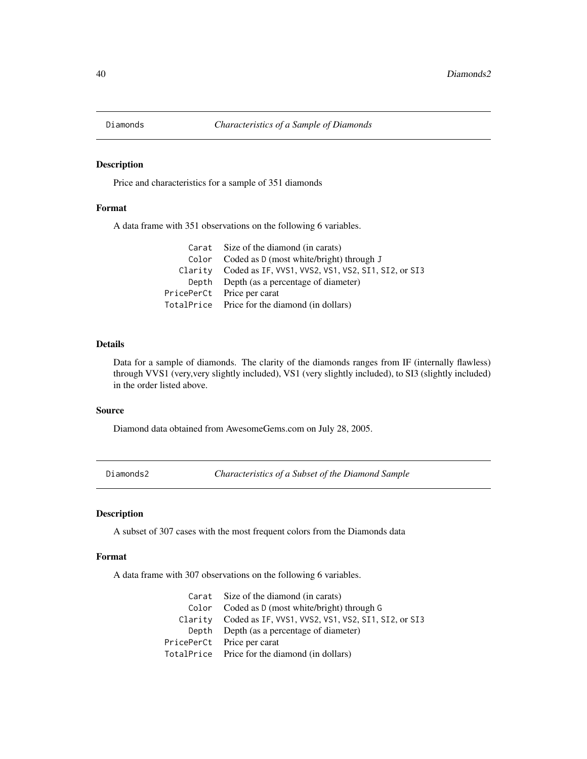## Diamonds *Characteristics of a Sample of Diamonds*

### Description

Price and characteristics for a sample of 351 diamonds

### Format

A data frame with 351 observations on the following 6 variables.

| | |
|---|---|
| `Carat` | Size of the diamond (in carats) |
| `Color` | Coded as `D` (most white/bright) through `J` |
| `Clarity` | Coded as `IF`, `VVS1`, `VVS2`, `VS1`, `VS2`, `SI1`, `SI2`, or `SI3` |
| `Depth` | Depth (as a percentage of diameter) |
| `PricePerCt` | Price per carat |
| `TotalPrice` | Price for the diamond (in dollars) |

### Details

Data for a sample of diamonds. The clarity of the diamonds ranges from IF (internally flawless) through VVS1 (very,very slightly included), VS1 (very slightly included), to SI3 (slightly included) in the order listed above.

### Source

Diamond data obtained from AwesomeGems.com on July 28, 2005.

## Diamonds2 *Characteristics of a Subset of the Diamond Sample*

### Description

A subset of 307 cases with the most frequent colors from the Diamonds data

### Format

A data frame with 307 observations on the following 6 variables.

| | |
|---|---|
| `Carat` | Size of the diamond (in carats) |
| `Color` | Coded as `D` (most white/bright) through `G` |
| `Clarity` | Coded as `IF`, `VVS1`, `VVS2`, `VS1`, `VS2`, `SI1`, `SI2`, or `SI3` |
| `Depth` | Depth (as a percentage of diameter) |
| `PricePerCt` | Price per carat |
| `TotalPrice` | Price for the diamond (in dollars) |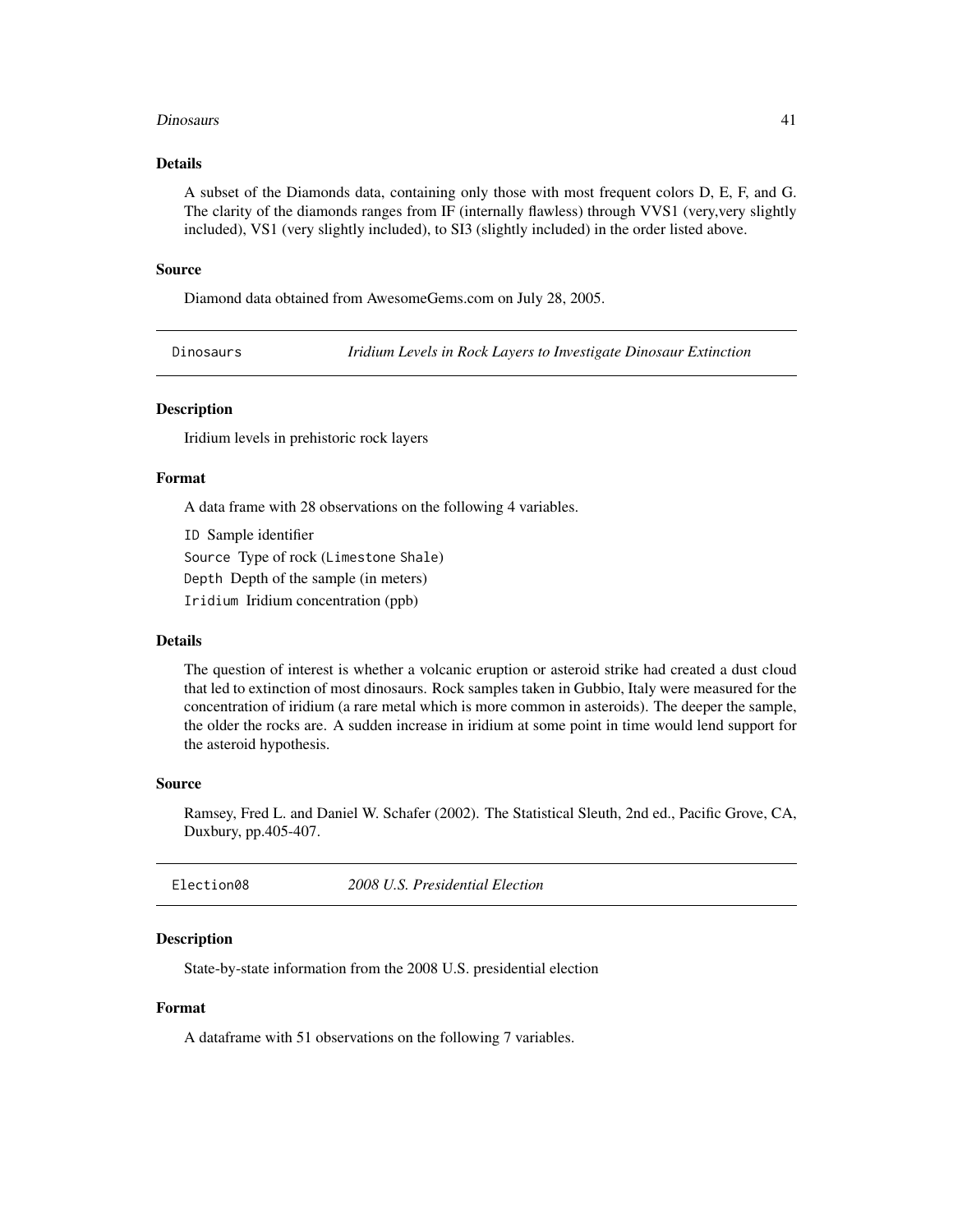### Details

A subset of the Diamonds data, containing only those with most frequent colors D, E, F, and G. The clarity of the diamonds ranges from IF (internally flawless) through VVS1 (very,very slightly included), VS1 (very slightly included), to SI3 (slightly included) in the order listed above.

### Source

Diamond data obtained from AwesomeGems.com on July 28, 2005.

---

## Dinosaurs — *Iridium Levels in Rock Layers to Investigate Dinosaur Extinction*

### Description

Iridium levels in prehistoric rock layers

### Format

A data frame with 28 observations on the following 4 variables.

`ID` Sample identifier

`Source` Type of rock (`Limestone` `Shale`)

`Depth` Depth of the sample (in meters)

`Iridium` Iridium concentration (ppb)

### Details

The question of interest is whether a volcanic eruption or asteroid strike had created a dust cloud that led to extinction of most dinosaurs. Rock samples taken in Gubbio, Italy were measured for the concentration of iridium (a rare metal which is more common in asteroids). The deeper the sample, the older the rocks are. A sudden increase in iridium at some point in time would lend support for the asteroid hypothesis.

### Source

Ramsey, Fred L. and Daniel W. Schafer (2002). The Statistical Sleuth, 2nd ed., Pacific Grove, CA, Duxbury, pp.405-407.

---

## Election08 — *2008 U.S. Presidential Election*

### Description

State-by-state information from the 2008 U.S. presidential election

### Format

A dataframe with 51 observations on the following 7 variables.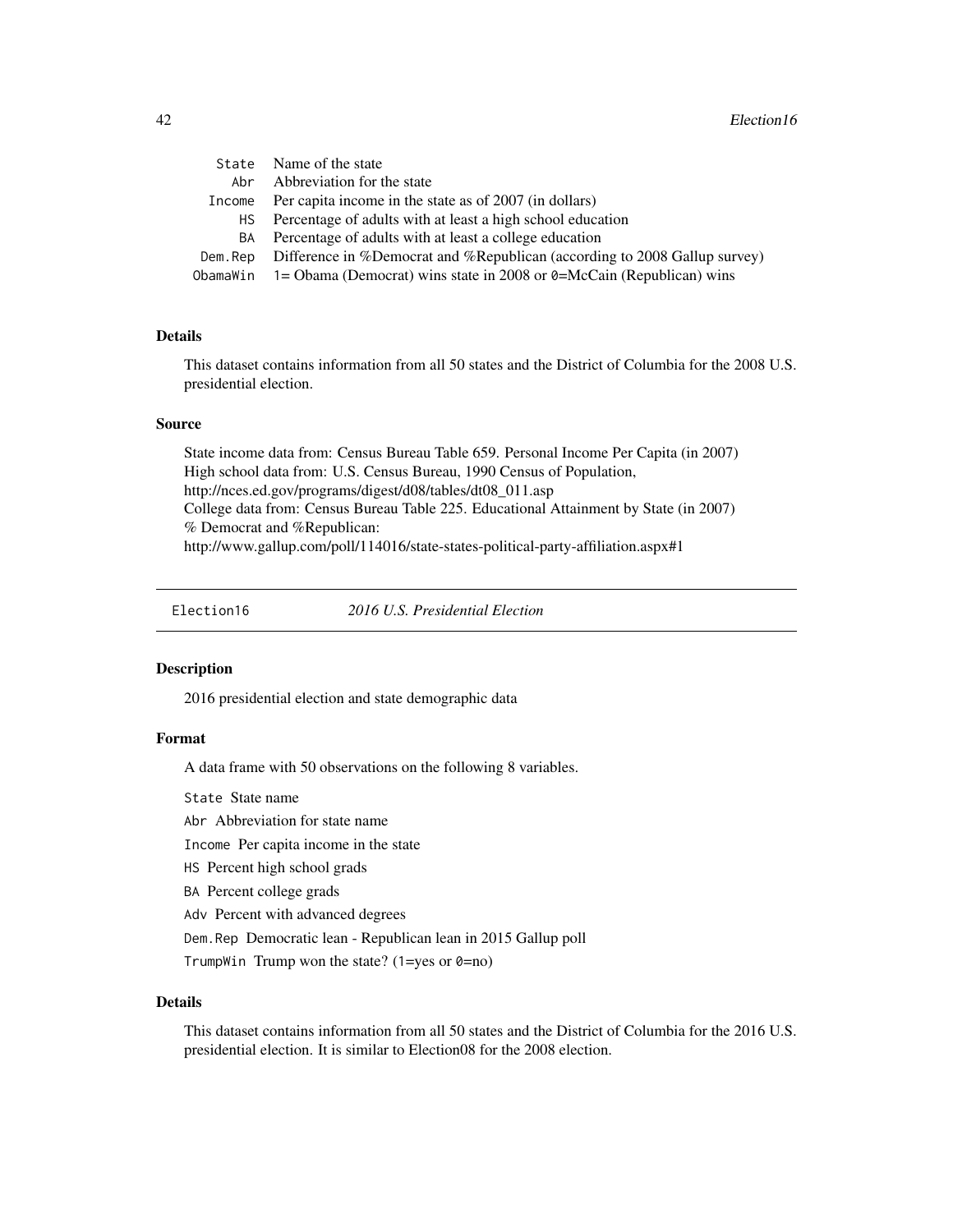| | |
|---|---|
| State | Name of the state |
| Abr | Abbreviation for the state |
| Income | Per capita income in the state as of 2007 (in dollars) |
| HS | Percentage of adults with at least a high school education |
| BA | Percentage of adults with at least a college education |
| Dem.Rep | Difference in %Democrat and %Republican (according to 2008 Gallup survey) |
| ObamaWin | 1= Obama (Democrat) wins state in 2008 or 0=McCain (Republican) wins |

### Details

This dataset contains information from all 50 states and the District of Columbia for the 2008 U.S. presidential election.

### Source

State income data from: Census Bureau Table 659. Personal Income Per Capita (in 2007)
High school data from: U.S. Census Bureau, 1990 Census of Population,
http://nces.ed.gov/programs/digest/d08/tables/dt08_011.asp
College data from: Census Bureau Table 225. Educational Attainment by State (in 2007)
% Democrat and %Republican:
http://www.gallup.com/poll/114016/state-states-political-party-affiliation.aspx#1

---

## Election16 — *2016 U.S. Presidential Election*

### Description

2016 presidential election and state demographic data

### Format

A data frame with 50 observations on the following 8 variables.

- `State` State name
- `Abr` Abbreviation for state name
- `Income` Per capita income in the state
- `HS` Percent high school grads
- `BA` Percent college grads
- `Adv` Percent with advanced degrees
- `Dem.Rep` Democratic lean - Republican lean in 2015 Gallup poll
- `TrumpWin` Trump won the state? (1=yes or 0=no)

### Details

This dataset contains information from all 50 states and the District of Columbia for the 2016 U.S. presidential election. It is similar to Election08 for the 2008 election.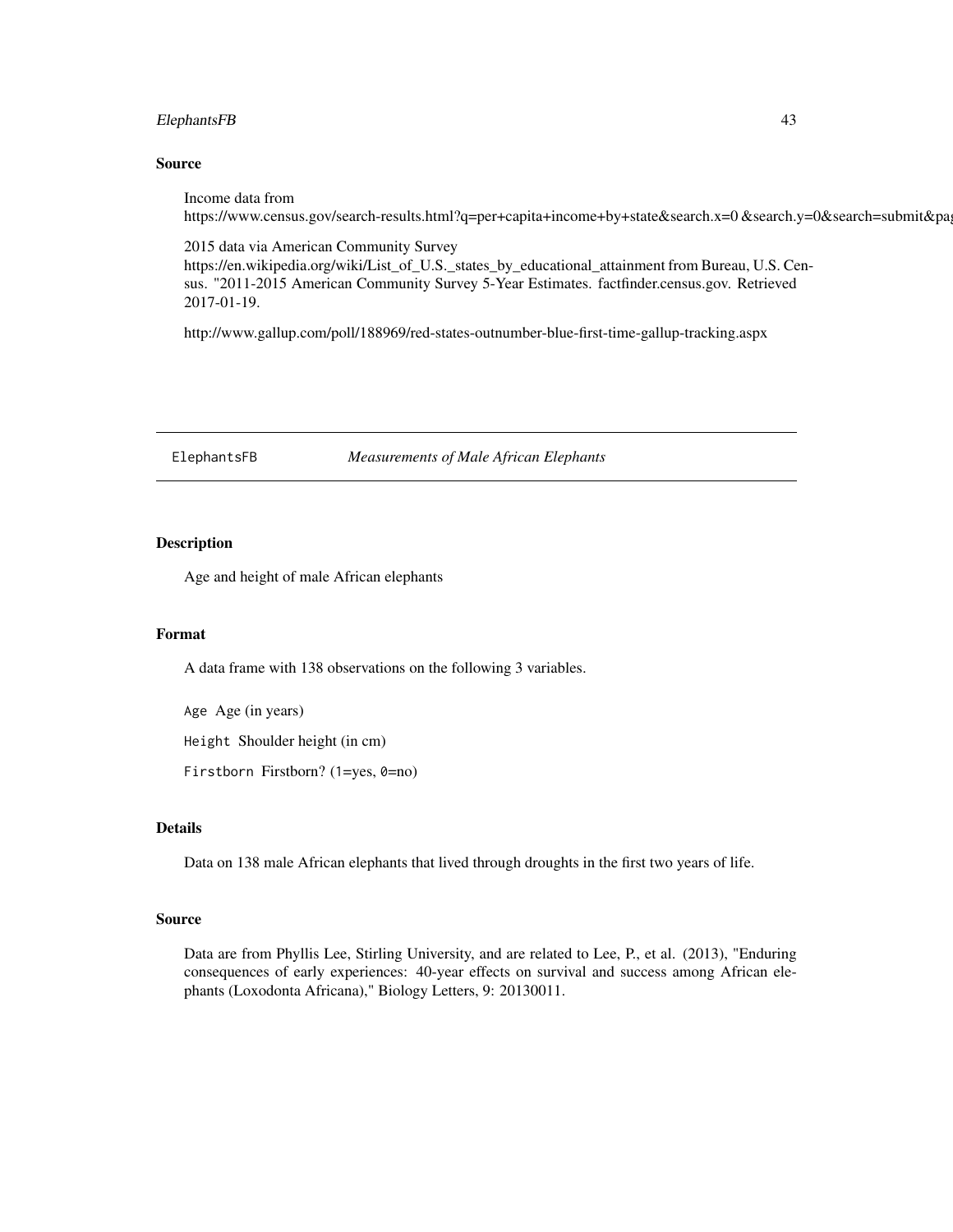### Source

Income data from
https://www.census.gov/search-results.html?q=per+capita+income+by+state&search.x=0 &search.y=0&search=submit&pag

2015 data via American Community Survey
https://en.wikipedia.org/wiki/List_of_U.S._states_by_educational_attainment from Bureau, U.S. Census. "2011-2015 American Community Survey 5-Year Estimates. factfinder.census.gov. Retrieved 2017-01-19.

http://www.gallup.com/poll/188969/red-states-outnumber-blue-first-time-gallup-tracking.aspx

---

## ElephantsFB *Measurements of Male African Elephants*

---

### Description

Age and height of male African elephants

### Format

A data frame with 138 observations on the following 3 variables.

`Age` Age (in years)

`Height` Shoulder height (in cm)

`Firstborn` Firstborn? (`1`=yes, `0`=no)

### Details

Data on 138 male African elephants that lived through droughts in the first two years of life.

### Source

Data are from Phyllis Lee, Stirling University, and are related to Lee, P., et al. (2013), "Enduring consequences of early experiences: 40-year effects on survival and success among African elephants (Loxodonta Africana)," Biology Letters, 9: 20130011.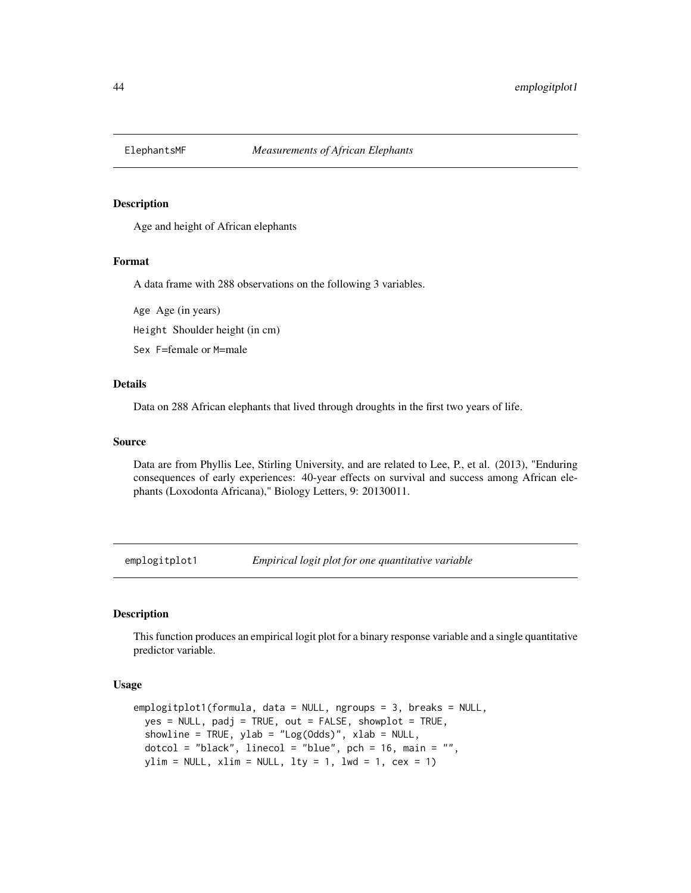## ElephantsMF — *Measurements of African Elephants*

### Description

Age and height of African elephants

### Format

A data frame with 288 observations on the following 3 variables.

`Age` Age (in years)

`Height` Shoulder height (in cm)

`Sex` `F`=female or `M`=male

### Details

Data on 288 African elephants that lived through droughts in the first two years of life.

### Source

Data are from Phyllis Lee, Stirling University, and are related to Lee, P., et al. (2013), "Enduring consequences of early experiences: 40-year effects on survival and success among African elephants (Loxodonta Africana)," Biology Letters, 9: 20130011.

## emplogitplot1 — *Empirical logit plot for one quantitative variable*

### Description

This function produces an empirical logit plot for a binary response variable and a single quantitative predictor variable.

### Usage

```
emplogitplot1(formula, data = NULL, ngroups = 3, breaks = NULL,
  yes = NULL, padj = TRUE, out = FALSE, showplot = TRUE,
  showline = TRUE, ylab = "Log(Odds)", xlab = NULL,
  dotcol = "black", linecol = "blue", pch = 16, main = "",
  ylim = NULL, xlim = NULL, lty = 1, lwd = 1, cex = 1)
```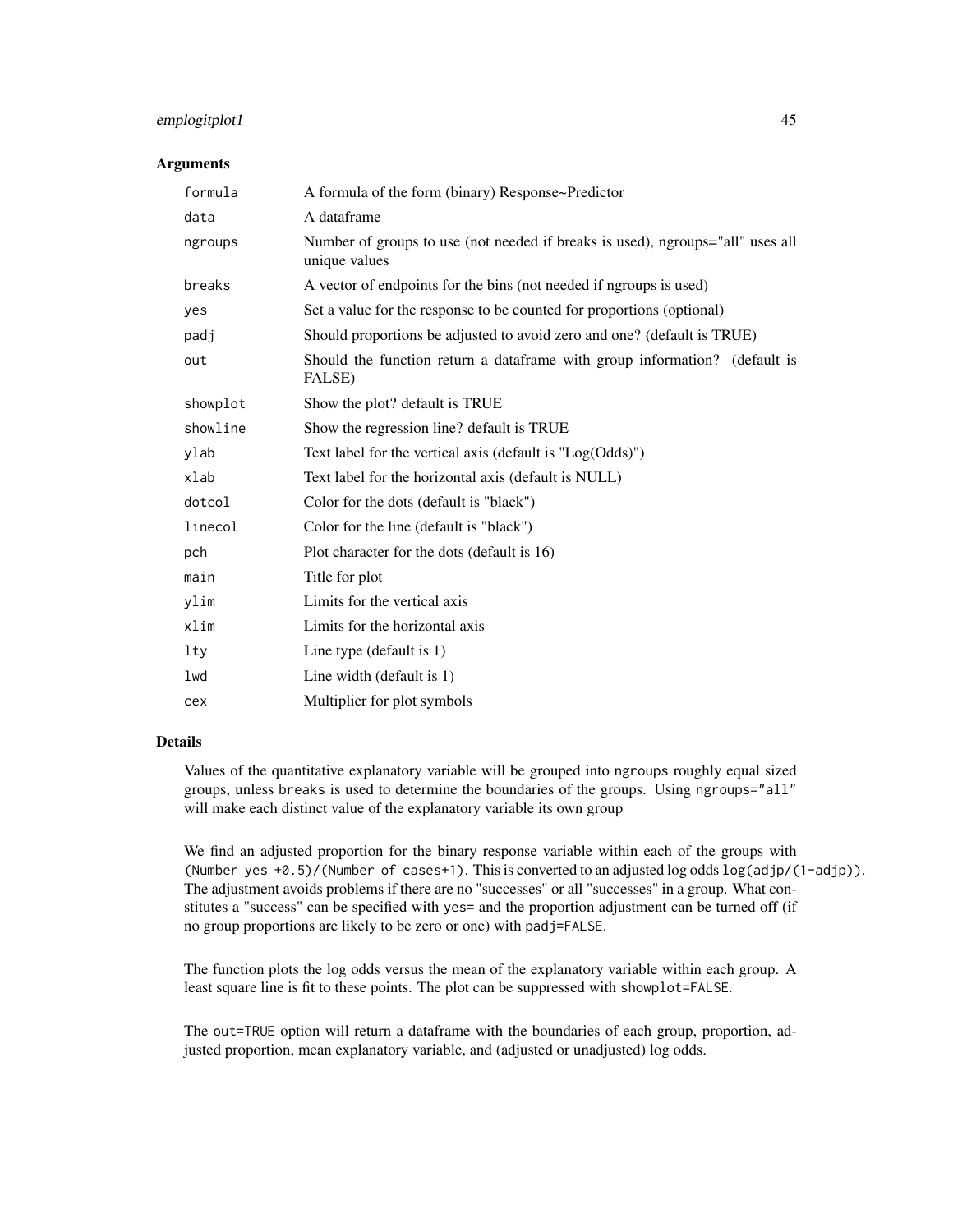## Arguments

| | |
|---|---|
| `formula` | A formula of the form (binary) Response~Predictor |
| `data` | A dataframe |
| `ngroups` | Number of groups to use (not needed if breaks is used), ngroups="all" uses all unique values |
| `breaks` | A vector of endpoints for the bins (not needed if ngroups is used) |
| `yes` | Set a value for the response to be counted for proportions (optional) |
| `padj` | Should proportions be adjusted to avoid zero and one? (default is TRUE) |
| `out` | Should the function return a dataframe with group information? (default is FALSE) |
| `showplot` | Show the plot? default is TRUE |
| `showline` | Show the regression line? default is TRUE |
| `ylab` | Text label for the vertical axis (default is "Log(Odds)") |
| `xlab` | Text label for the horizontal axis (default is NULL) |
| `dotcol` | Color for the dots (default is "black") |
| `linecol` | Color for the line (default is "black") |
| `pch` | Plot character for the dots (default is 16) |
| `main` | Title for plot |
| `ylim` | Limits for the vertical axis |
| `xlim` | Limits for the horizontal axis |
| `lty` | Line type (default is 1) |
| `lwd` | Line width (default is 1) |
| `cex` | Multiplier for plot symbols |

## Details

Values of the quantitative explanatory variable will be grouped into `ngroups` roughly equal sized groups, unless `breaks` is used to determine the boundaries of the groups. Using `ngroups="all"` will make each distinct value of the explanatory variable its own group

We find an adjusted proportion for the binary response variable within each of the groups with `(Number yes +0.5)/(Number of cases+1)`. This is converted to an adjusted log odds `log(adjp/(1-adjp))`. The adjustment avoids problems if there are no "successes" or all "successes" in a group. What constitutes a "success" can be specified with `yes=` and the proportion adjustment can be turned off (if no group proportions are likely to be zero or one) with `padj=FALSE`.

The function plots the log odds versus the mean of the explanatory variable within each group. A least square line is fit to these points. The plot can be suppressed with `showplot=FALSE`.

The `out=TRUE` option will return a dataframe with the boundaries of each group, proportion, adjusted proportion, mean explanatory variable, and (adjusted or unadjusted) log odds.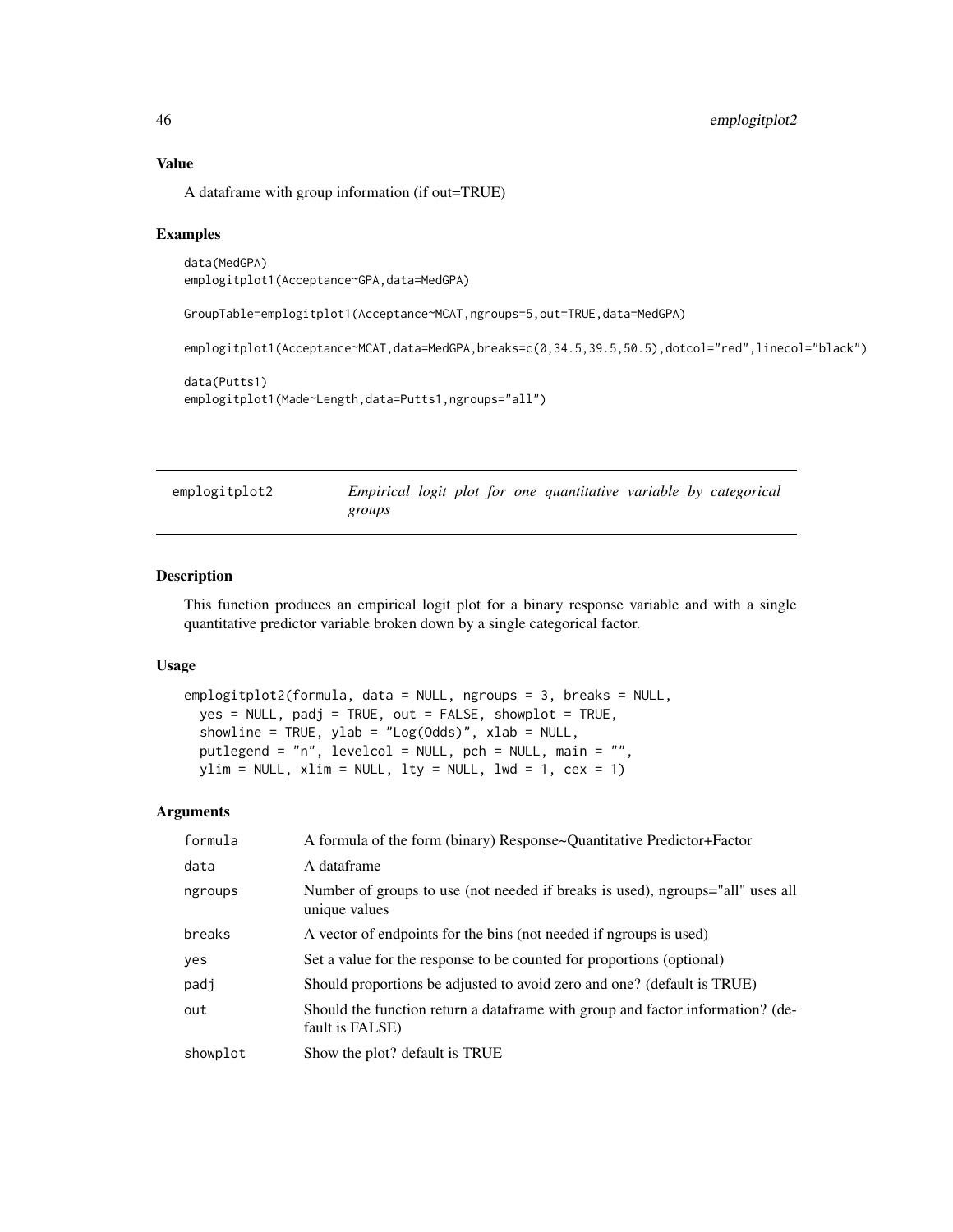## Value

A dataframe with group information (if out=TRUE)

## Examples

```
data(MedGPA)
emplogitplot1(Acceptance~GPA,data=MedGPA)

GroupTable=emplogitplot1(Acceptance~MCAT,ngroups=5,out=TRUE,data=MedGPA)

emplogitplot1(Acceptance~MCAT,data=MedGPA,breaks=c(0,34.5,39.5,50.5),dotcol="red",linecol="black")

data(Putts1)
emplogitplot1(Made~Length,data=Putts1,ngroups="all")
```

---

# emplogitplot2 — *Empirical logit plot for one quantitative variable by categorical groups*

## Description

This function produces an empirical logit plot for a binary response variable and with a single quantitative predictor variable broken down by a single categorical factor.

## Usage

```
emplogitplot2(formula, data = NULL, ngroups = 3, breaks = NULL,
  yes = NULL, padj = TRUE, out = FALSE, showplot = TRUE,
  showline = TRUE, ylab = "Log(Odds)", xlab = NULL,
  putlegend = "n", levelcol = NULL, pch = NULL, main = "",
  ylim = NULL, xlim = NULL, lty = NULL, lwd = 1, cex = 1)
```

## Arguments

| | |
|---|---|
| formula | A formula of the form (binary) Response~Quantitative Predictor+Factor |
| data | A dataframe |
| ngroups | Number of groups to use (not needed if breaks is used), ngroups="all" uses all unique values |
| breaks | A vector of endpoints for the bins (not needed if ngroups is used) |
| yes | Set a value for the response to be counted for proportions (optional) |
| padj | Should proportions be adjusted to avoid zero and one? (default is TRUE) |
| out | Should the function return a dataframe with group and factor information? (default is FALSE) |
| showplot | Show the plot? default is TRUE |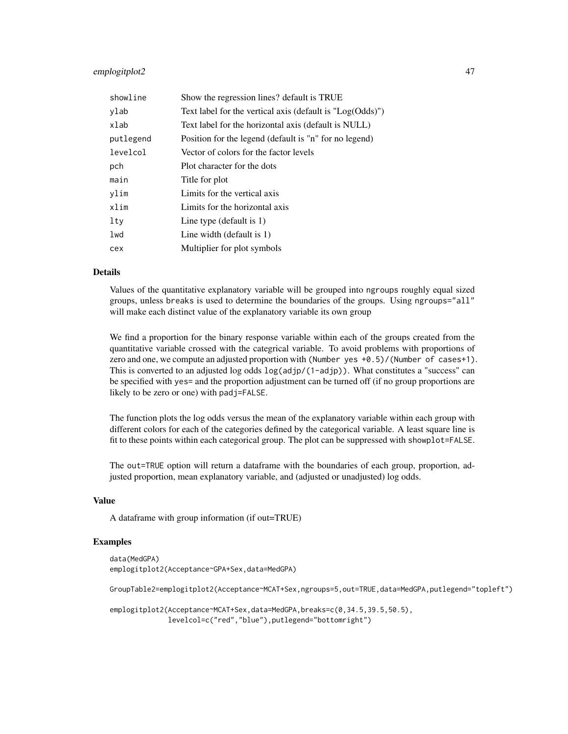| | |
|---|---|
| showline | Show the regression lines? default is TRUE |
| ylab | Text label for the vertical axis (default is "Log(Odds)") |
| xlab | Text label for the horizontal axis (default is NULL) |
| putlegend | Position for the legend (default is "n" for no legend) |
| levelcol | Vector of colors for the factor levels |
| pch | Plot character for the dots |
| main | Title for plot |
| ylim | Limits for the vertical axis |
| xlim | Limits for the horizontal axis |
| lty | Line type (default is 1) |
| lwd | Line width (default is 1) |
| cex | Multiplier for plot symbols |

### Details

Values of the quantitative explanatory variable will be grouped into `ngroups` roughly equal sized groups, unless `breaks` is used to determine the boundaries of the groups. Using `ngroups="all"` will make each distinct value of the explanatory variable its own group

We find a proportion for the binary response variable within each of the groups created from the quantitative variable crossed with the categrical variable. To avoid problems with proportions of zero and one, we compute an adjusted proportion with `(Number yes +0.5)/(Number of cases+1)`. This is converted to an adjusted log odds `log(adjp/(1-adjp))`. What constitutes a "success" can be specified with `yes=` and the proportion adjustment can be turned off (if no group proportions are likely to be zero or one) with `padj=FALSE`.

The function plots the log odds versus the mean of the explanatory variable within each group with different colors for each of the categories defined by the categorical variable. A least square line is fit to these points within each categorical group. The plot can be suppressed with `showplot=FALSE`.

The `out=TRUE` option will return a dataframe with the boundaries of each group, proportion, adjusted proportion, mean explanatory variable, and (adjusted or unadjusted) log odds.

### Value

A dataframe with group information (if out=TRUE)

### Examples

```
data(MedGPA)
emplogitplot2(Acceptance~GPA+Sex,data=MedGPA)

GroupTable2=emplogitplot2(Acceptance~MCAT+Sex,ngroups=5,out=TRUE,data=MedGPA,putlegend="topleft")

emplogitplot2(Acceptance~MCAT+Sex,data=MedGPA,breaks=c(0,34.5,39.5,50.5),
              levelcol=c("red","blue"),putlegend="bottomright")
```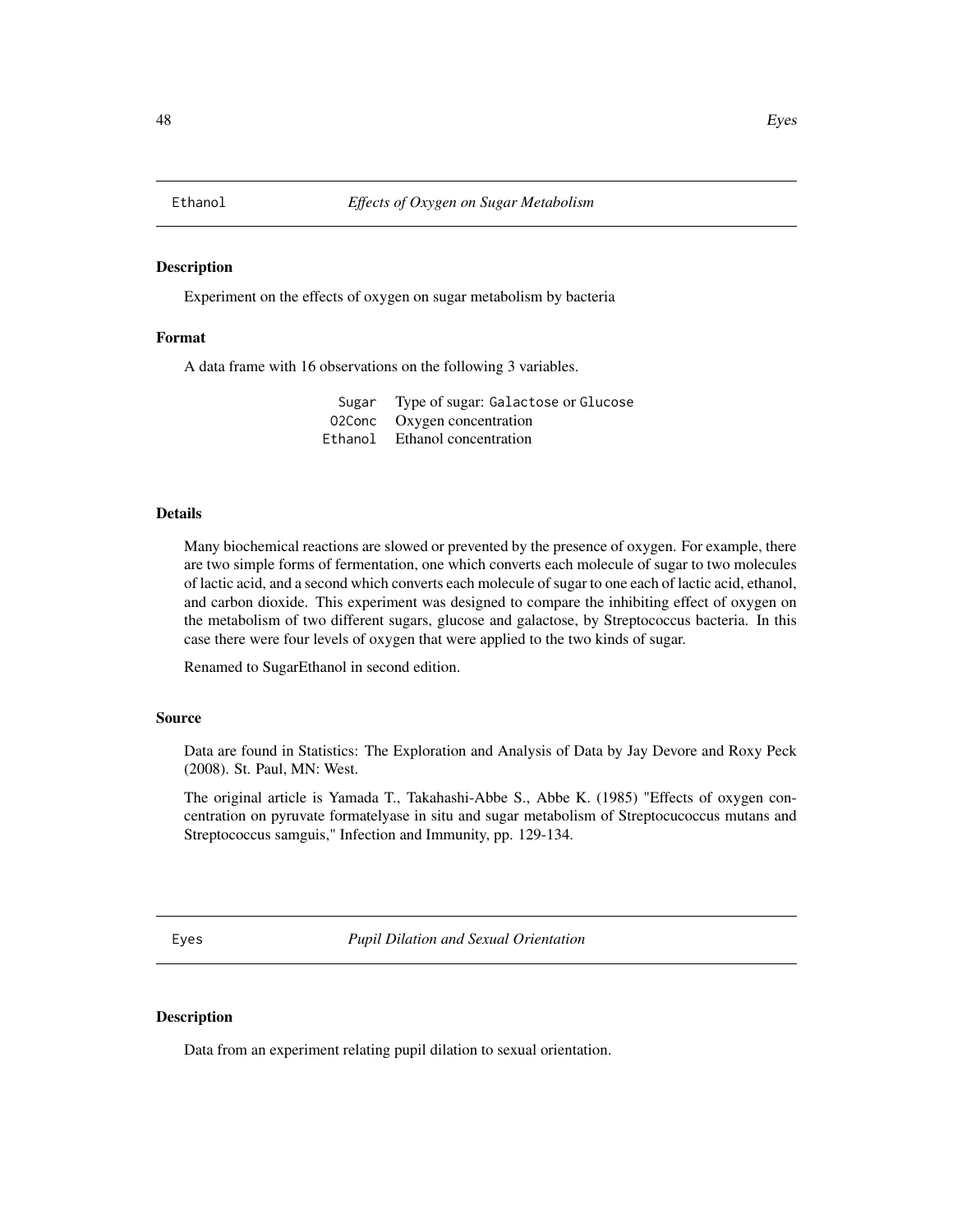## Ethanol — *Effects of Oxygen on Sugar Metabolism*

### Description

Experiment on the effects of oxygen on sugar metabolism by bacteria

### Format

A data frame with 16 observations on the following 3 variables.

| | |
|---|---|
| `Sugar` | Type of sugar: `Galactose` or `Glucose` |
| `O2Conc` | Oxygen concentration |
| `Ethanol` | Ethanol concentration |

### Details

Many biochemical reactions are slowed or prevented by the presence of oxygen. For example, there are two simple forms of fermentation, one which converts each molecule of sugar to two molecules of lactic acid, and a second which converts each molecule of sugar to one each of lactic acid, ethanol, and carbon dioxide. This experiment was designed to compare the inhibiting effect of oxygen on the metabolism of two different sugars, glucose and galactose, by Streptococcus bacteria. In this case there were four levels of oxygen that were applied to the two kinds of sugar.

Renamed to SugarEthanol in second edition.

### Source

Data are found in Statistics: The Exploration and Analysis of Data by Jay Devore and Roxy Peck (2008). St. Paul, MN: West.

The original article is Yamada T., Takahashi-Abbe S., Abbe K. (1985) "Effects of oxygen concentration on pyruvate formatelyase in situ and sugar metabolism of Streptocucoccus mutans and Streptococcus samguis," Infection and Immunity, pp. 129-134.

## Eyes — *Pupil Dilation and Sexual Orientation*

### Description

Data from an experiment relating pupil dilation to sexual orientation.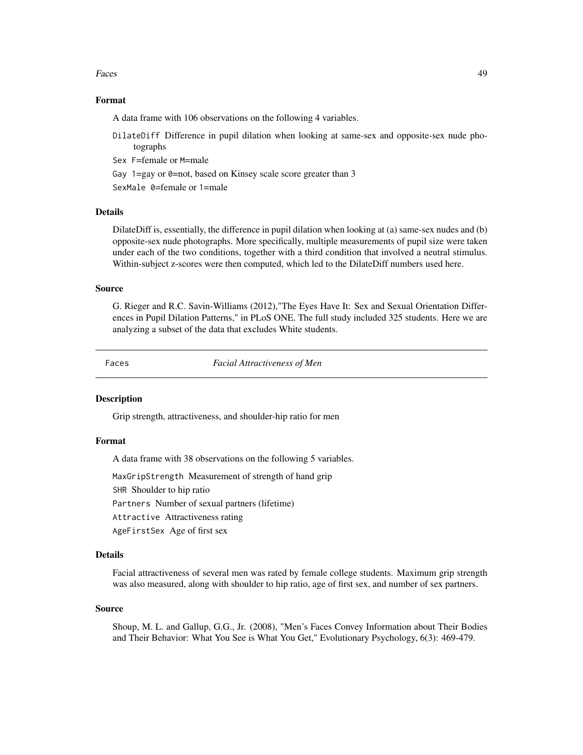### Format

A data frame with 106 observations on the following 4 variables.

- `DilateDiff` Difference in pupil dilation when looking at same-sex and opposite-sex nude photographs
- `Sex` `F`=female or `M`=male
- `Gay` `1`=gay or `0`=not, based on Kinsey scale score greater than 3
- `SexMale` `0`=female or `1`=male

### Details

DilateDiff is, essentially, the difference in pupil dilation when looking at (a) same-sex nudes and (b) opposite-sex nude photographs. More specifically, multiple measurements of pupil size were taken under each of the two conditions, together with a third condition that involved a neutral stimulus. Within-subject z-scores were then computed, which led to the DilateDiff numbers used here.

### Source

G. Rieger and R.C. Savin-Williams (2012),"The Eyes Have It: Sex and Sexual Orientation Differences in Pupil Dilation Patterns," in PLoS ONE. The full study included 325 students. Here we are analyzing a subset of the data that excludes White students.

---

## `Faces` *Facial Attractiveness of Men*

---

### Description

Grip strength, attractiveness, and shoulder-hip ratio for men

### Format

A data frame with 38 observations on the following 5 variables.

- `MaxGripStrength` Measurement of strength of hand grip
- `SHR` Shoulder to hip ratio
- `Partners` Number of sexual partners (lifetime)
- `Attractive` Attractiveness rating
- `AgeFirstSex` Age of first sex

### Details

Facial attractiveness of several men was rated by female college students. Maximum grip strength was also measured, along with shoulder to hip ratio, age of first sex, and number of sex partners.

### Source

Shoup, M. L. and Gallup, G.G., Jr. (2008), "Men's Faces Convey Information about Their Bodies and Their Behavior: What You See is What You Get," Evolutionary Psychology, 6(3): 469-479.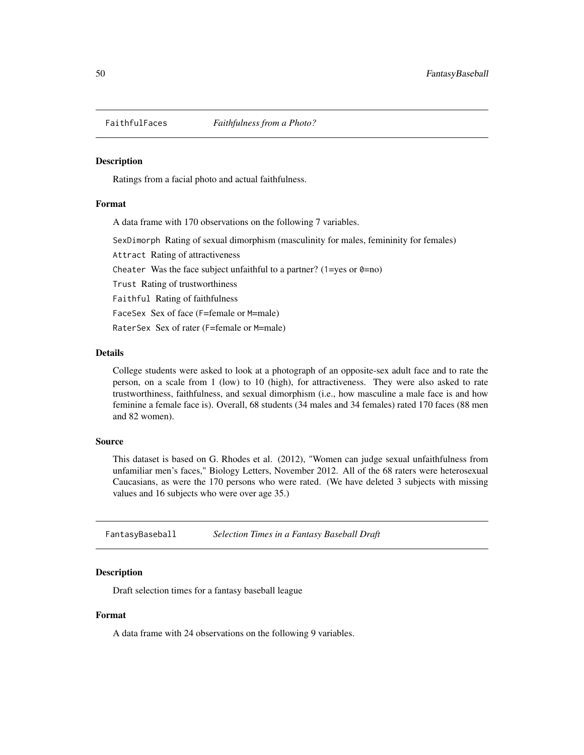## FaithfulFaces *Faithfulness from a Photo?*

### Description

Ratings from a facial photo and actual faithfulness.

### Format

A data frame with 170 observations on the following 7 variables.

- `SexDimorph` Rating of sexual dimorphism (masculinity for males, femininity for females)
- `Attract` Rating of attractiveness
- `Cheater` Was the face subject unfaithful to a partner? (`1`=yes or `0`=no)
- `Trust` Rating of trustworthiness
- `Faithful` Rating of faithfulness
- `FaceSex` Sex of face (`F`=female or `M`=male)
- `RaterSex` Sex of rater (`F`=female or `M`=male)

### Details

College students were asked to look at a photograph of an opposite-sex adult face and to rate the person, on a scale from 1 (low) to 10 (high), for attractiveness. They were also asked to rate trustworthiness, faithfulness, and sexual dimorphism (i.e., how masculine a male face is and how feminine a female face is). Overall, 68 students (34 males and 34 females) rated 170 faces (88 men and 82 women).

### Source

This dataset is based on G. Rhodes et al. (2012), "Women can judge sexual unfaithfulness from unfamiliar men's faces," Biology Letters, November 2012. All of the 68 raters were heterosexual Caucasians, as were the 170 persons who were rated. (We have deleted 3 subjects with missing values and 16 subjects who were over age 35.)

## FantasyBaseball *Selection Times in a Fantasy Baseball Draft*

### Description

Draft selection times for a fantasy baseball league

### Format

A data frame with 24 observations on the following 9 variables.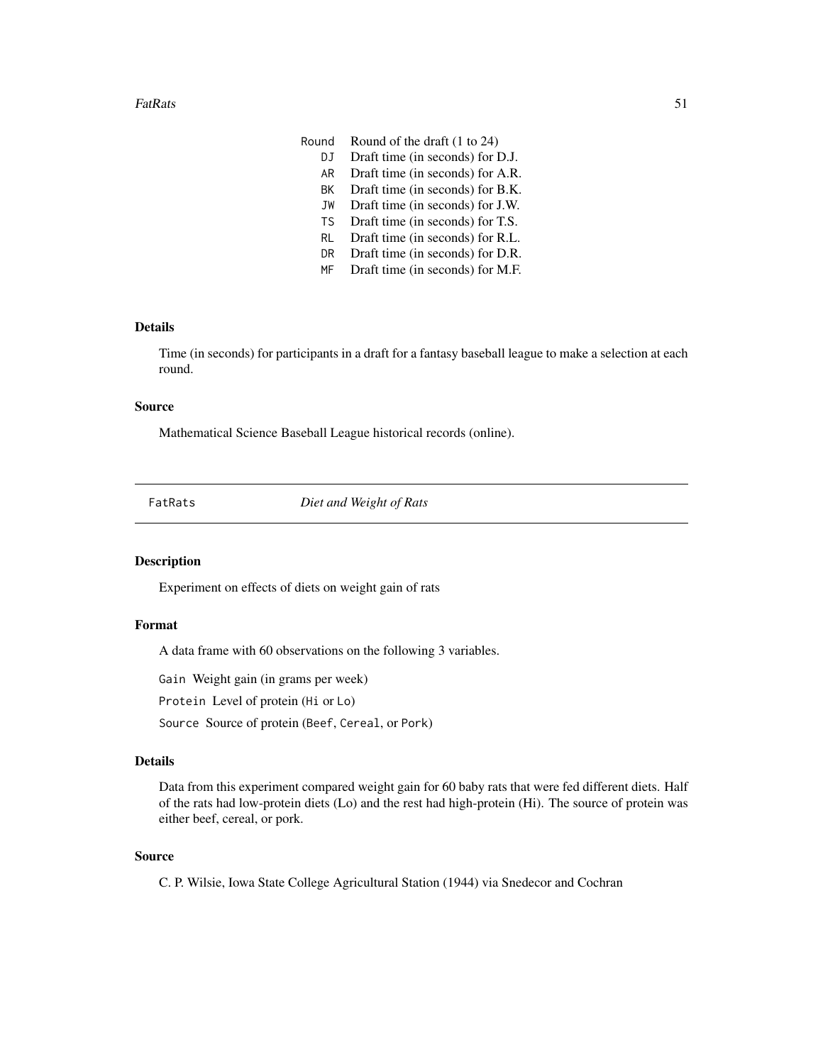| | |
|---|---|
| Round | Round of the draft (1 to 24) |
| DJ | Draft time (in seconds) for D.J. |
| AR | Draft time (in seconds) for A.R. |
| BK | Draft time (in seconds) for B.K. |
| JW | Draft time (in seconds) for J.W. |
| TS | Draft time (in seconds) for T.S. |
| RL | Draft time (in seconds) for R.L. |
| DR | Draft time (in seconds) for D.R. |
| MF | Draft time (in seconds) for M.F. |

### Details

Time (in seconds) for participants in a draft for a fantasy baseball league to make a selection at each round.

### Source

Mathematical Science Baseball League historical records (online).

---

## FatRats *Diet and Weight of Rats*

---

### Description

Experiment on effects of diets on weight gain of rats

### Format

A data frame with 60 observations on the following 3 variables.

`Gain` Weight gain (in grams per week)

`Protein` Level of protein (`Hi` or `Lo`)

`Source` Source of protein (`Beef`, `Cereal`, or `Pork`)

### Details

Data from this experiment compared weight gain for 60 baby rats that were fed different diets. Half of the rats had low-protein diets (Lo) and the rest had high-protein (Hi). The source of protein was either beef, cereal, or pork.

### Source

C. P. Wilsie, Iowa State College Agricultural Station (1944) via Snedecor and Cochran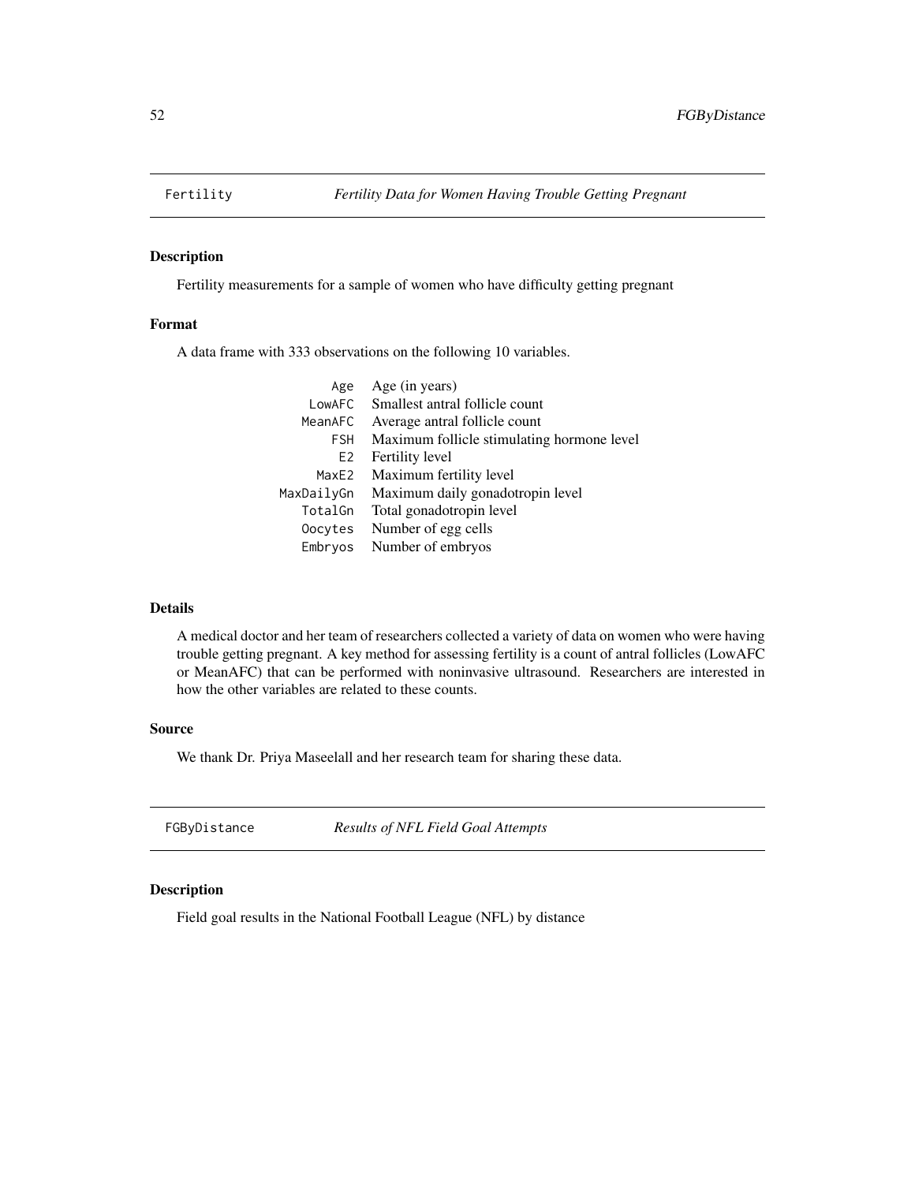## Fertility — *Fertility Data for Women Having Trouble Getting Pregnant*

### Description

Fertility measurements for a sample of women who have difficulty getting pregnant

### Format

A data frame with 333 observations on the following 10 variables.

| | |
|---|---|
| `Age` | Age (in years) |
| `LowAFC` | Smallest antral follicle count |
| `MeanAFC` | Average antral follicle count |
| `FSH` | Maximum follicle stimulating hormone level |
| `E2` | Fertility level |
| `MaxE2` | Maximum fertility level |
| `MaxDailyGn` | Maximum daily gonadotropin level |
| `TotalGn` | Total gonadotropin level |
| `Oocytes` | Number of egg cells |
| `Embryos` | Number of embryos |

### Details

A medical doctor and her team of researchers collected a variety of data on women who were having trouble getting pregnant. A key method for assessing fertility is a count of antral follicles (LowAFC or MeanAFC) that can be performed with noninvasive ultrasound. Researchers are interested in how the other variables are related to these counts.

### Source

We thank Dr. Priya Maseelall and her research team for sharing these data.

## FGByDistance — *Results of NFL Field Goal Attempts*

### Description

Field goal results in the National Football League (NFL) by distance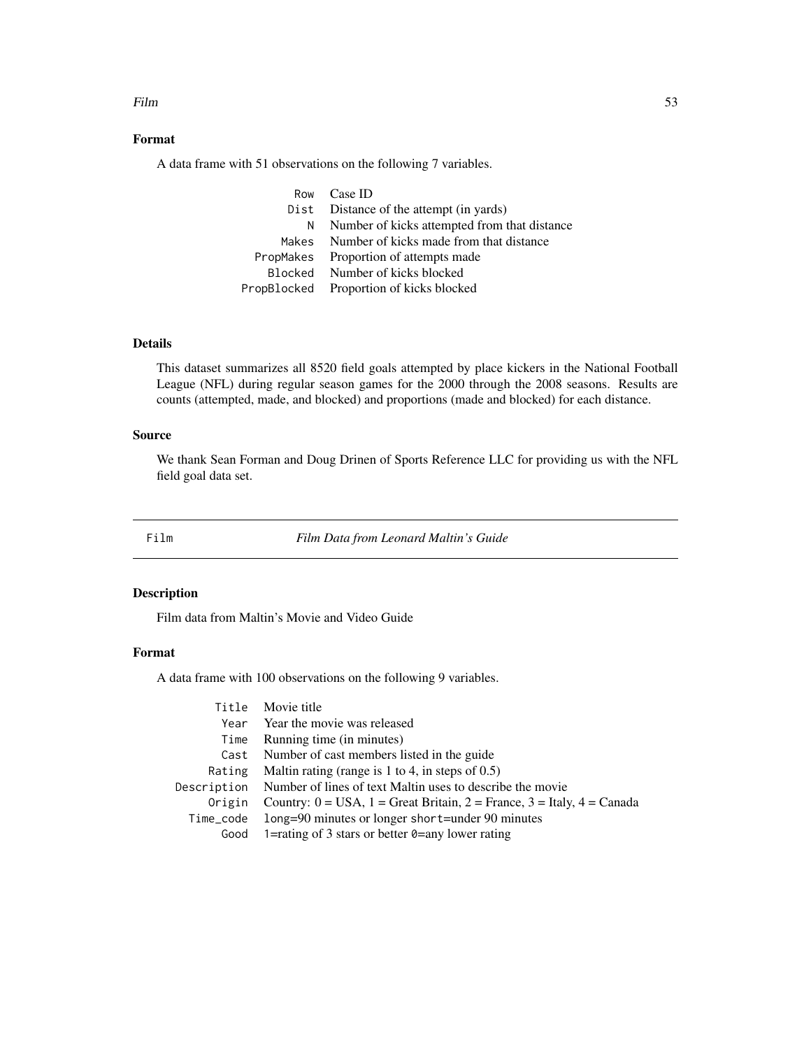### Format

A data frame with 51 observations on the following 7 variables.

| | |
|---|---|
| `Row` | Case ID |
| `Dist` | Distance of the attempt (in yards) |
| `N` | Number of kicks attempted from that distance |
| `Makes` | Number of kicks made from that distance |
| `PropMakes` | Proportion of attempts made |
| `Blocked` | Number of kicks blocked |
| `PropBlocked` | Proportion of kicks blocked |

### Details

This dataset summarizes all 8520 field goals attempted by place kickers in the National Football League (NFL) during regular season games for the 2000 through the 2008 seasons. Results are counts (attempted, made, and blocked) and proportions (made and blocked) for each distance.

### Source

We thank Sean Forman and Doug Drinen of Sports Reference LLC for providing us with the NFL field goal data set.

---

## Film &nbsp;&nbsp;&nbsp;&nbsp; *Film Data from Leonard Maltin's Guide*

---

### Description

Film data from Maltin's Movie and Video Guide

### Format

A data frame with 100 observations on the following 9 variables.

| | |
|---|---|
| `Title` | Movie title |
| `Year` | Year the movie was released |
| `Time` | Running time (in minutes) |
| `Cast` | Number of cast members listed in the guide |
| `Rating` | Maltin rating (range is 1 to 4, in steps of 0.5) |
| `Description` | Number of lines of text Maltin uses to describe the movie |
| `Origin` | Country: 0 = USA, 1 = Great Britain, 2 = France, 3 = Italy, 4 = Canada |
| `Time_code` | `long`=90 minutes or longer `short`=under 90 minutes |
| `Good` | `1`=rating of 3 stars or better `0`=any lower rating |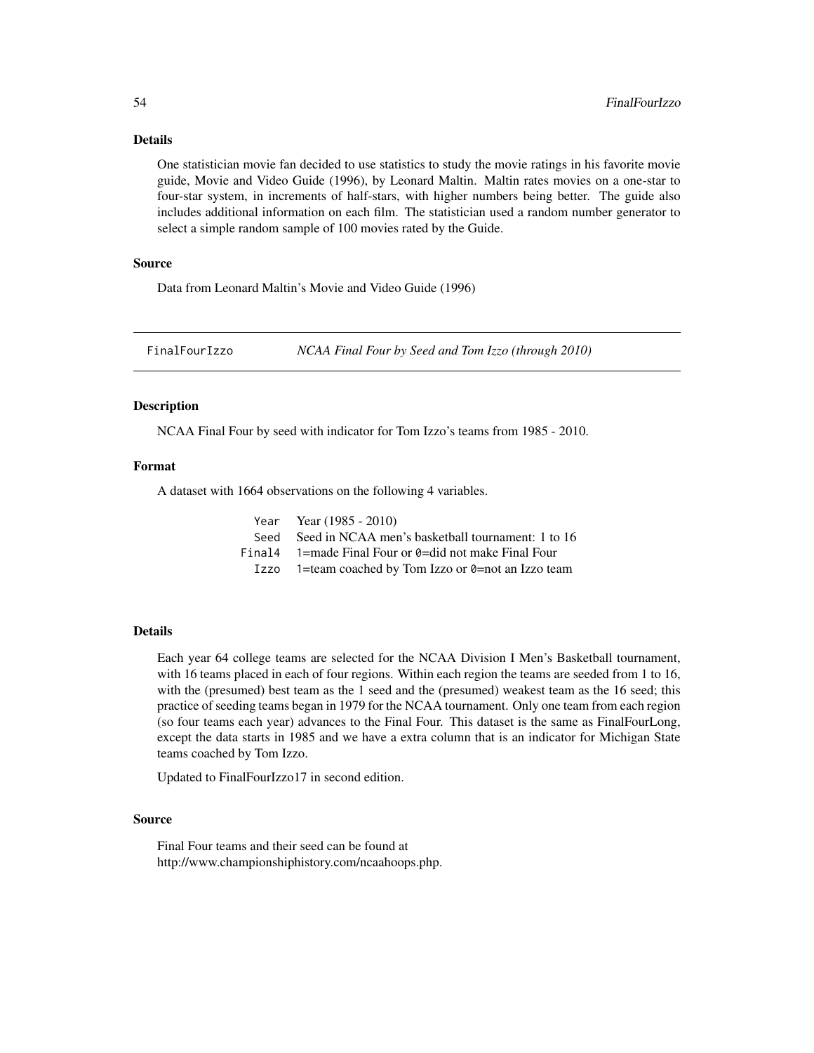### Details

One statistician movie fan decided to use statistics to study the movie ratings in his favorite movie guide, Movie and Video Guide (1996), by Leonard Maltin. Maltin rates movies on a one-star to four-star system, in increments of half-stars, with higher numbers being better. The guide also includes additional information on each film. The statistician used a random number generator to select a simple random sample of 100 movies rated by the Guide.

### Source

Data from Leonard Maltin's Movie and Video Guide (1996)

---

## FinalFourIzzo — *NCAA Final Four by Seed and Tom Izzo (through 2010)*

---

### Description

NCAA Final Four by seed with indicator for Tom Izzo's teams from 1985 - 2010.

### Format

A dataset with 1664 observations on the following 4 variables.

| | |
|---|---|
| `Year` | Year (1985 - 2010) |
| `Seed` | Seed in NCAA men's basketball tournament: 1 to 16 |
| `Final4` | `1`=made Final Four or `0`=did not make Final Four |
| `Izzo` | `1`=team coached by Tom Izzo or `0`=not an Izzo team |

### Details

Each year 64 college teams are selected for the NCAA Division I Men's Basketball tournament, with 16 teams placed in each of four regions. Within each region the teams are seeded from 1 to 16, with the (presumed) best team as the 1 seed and the (presumed) weakest team as the 16 seed; this practice of seeding teams began in 1979 for the NCAA tournament. Only one team from each region (so four teams each year) advances to the Final Four. This dataset is the same as FinalFourLong, except the data starts in 1985 and we have a extra column that is an indicator for Michigan State teams coached by Tom Izzo.

Updated to FinalFourIzzo17 in second edition.

### Source

Final Four teams and their seed can be found at
http://www.championshiphistory.com/ncaahoops.php.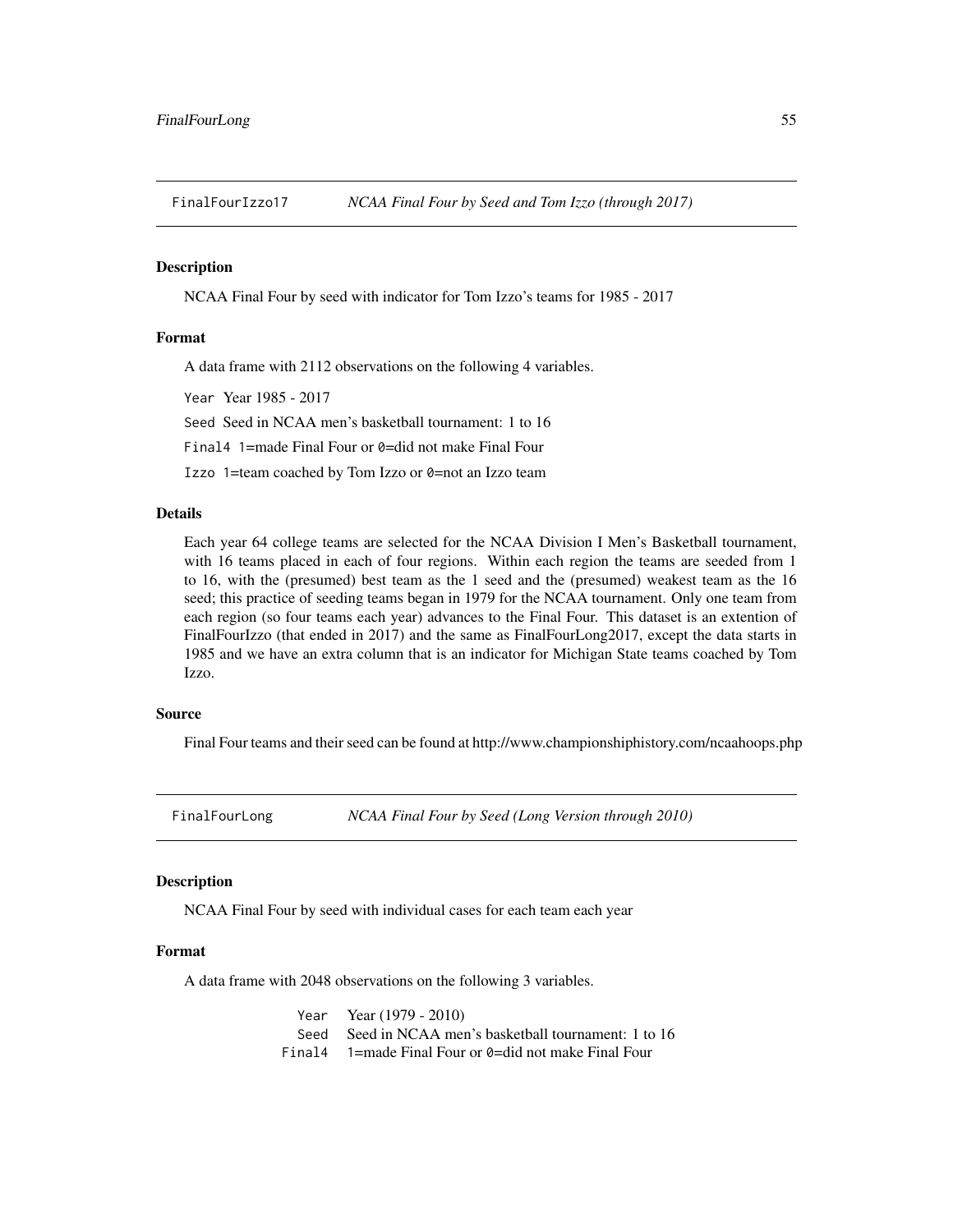## FinalFourIzzo17 *NCAA Final Four by Seed and Tom Izzo (through 2017)*

### Description

NCAA Final Four by seed with indicator for Tom Izzo's teams for 1985 - 2017

### Format

A data frame with 2112 observations on the following 4 variables.

`Year` Year 1985 - 2017

`Seed` Seed in NCAA men's basketball tournament: 1 to 16

`Final4` `1`=made Final Four or `0`=did not make Final Four

`Izzo` `1`=team coached by Tom Izzo or `0`=not an Izzo team

### Details

Each year 64 college teams are selected for the NCAA Division I Men's Basketball tournament, with 16 teams placed in each of four regions. Within each region the teams are seeded from 1 to 16, with the (presumed) best team as the 1 seed and the (presumed) weakest team as the 16 seed; this practice of seeding teams began in 1979 for the NCAA tournament. Only one team from each region (so four teams each year) advances to the Final Four. This dataset is an extention of FinalFourIzzo (that ended in 2017) and the same as FinalFourLong2017, except the data starts in 1985 and we have an extra column that is an indicator for Michigan State teams coached by Tom Izzo.

### Source

Final Four teams and their seed can be found at http://www.championshiphistory.com/ncaahoops.php

## FinalFourLong *NCAA Final Four by Seed (Long Version through 2010)*

### Description

NCAA Final Four by seed with individual cases for each team each year

### Format

A data frame with 2048 observations on the following 3 variables.

`Year` Year (1979 - 2010)

`Seed` Seed in NCAA men's basketball tournament: 1 to 16

`Final4` `1`=made Final Four or `0`=did not make Final Four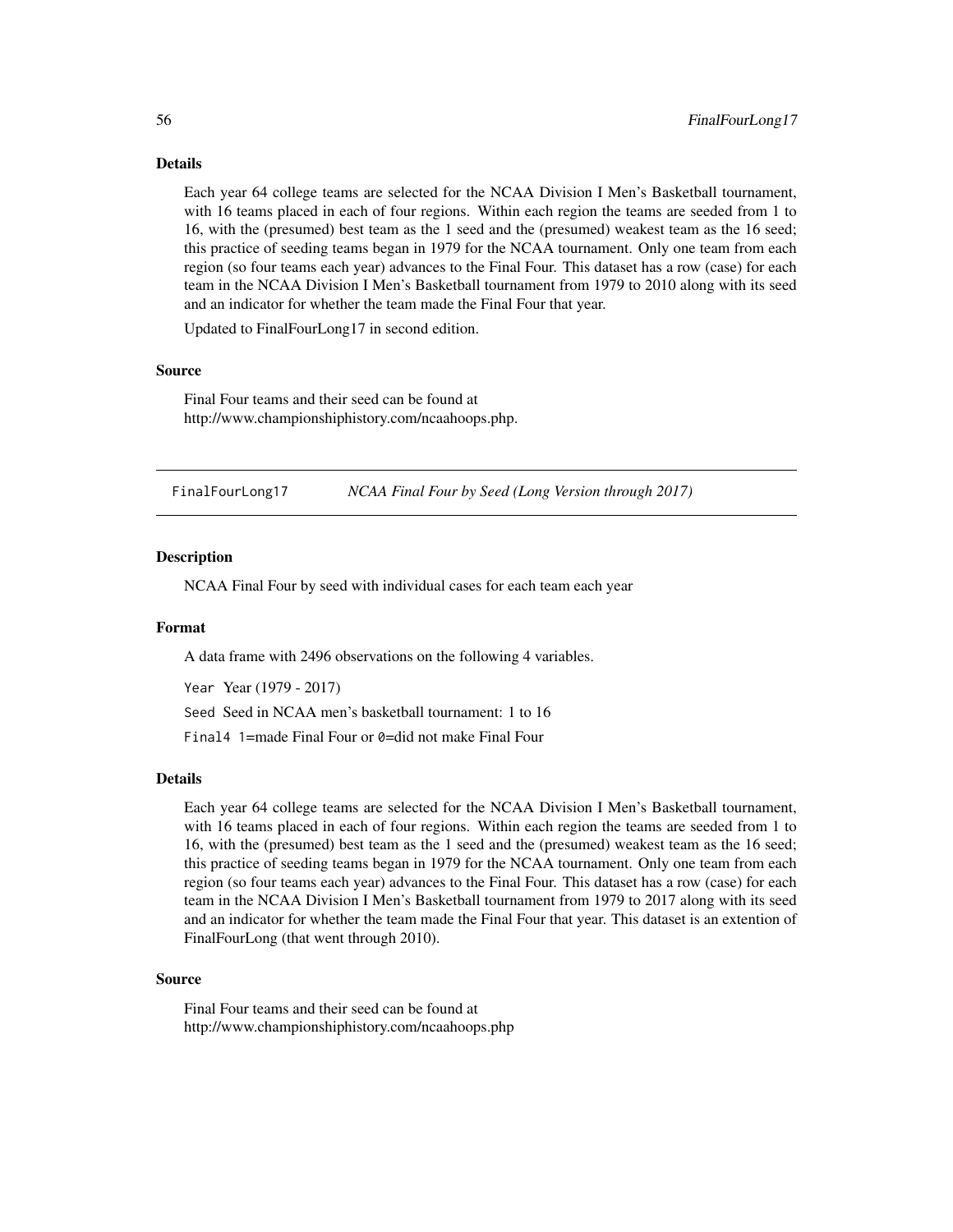### Details

Each year 64 college teams are selected for the NCAA Division I Men's Basketball tournament, with 16 teams placed in each of four regions. Within each region the teams are seeded from 1 to 16, with the (presumed) best team as the 1 seed and the (presumed) weakest team as the 16 seed; this practice of seeding teams began in 1979 for the NCAA tournament. Only one team from each region (so four teams each year) advances to the Final Four. This dataset has a row (case) for each team in the NCAA Division I Men's Basketball tournament from 1979 to 2010 along with its seed and an indicator for whether the team made the Final Four that year.

Updated to FinalFourLong17 in second edition.

### Source

Final Four teams and their seed can be found at
http://www.championshiphistory.com/ncaahoops.php.

---

## FinalFourLong17 — *NCAA Final Four by Seed (Long Version through 2017)*

### Description

NCAA Final Four by seed with individual cases for each team each year

### Format

A data frame with 2496 observations on the following 4 variables.

`Year` Year (1979 - 2017)

`Seed` Seed in NCAA men's basketball tournament: 1 to 16

`Final4` `1`=made Final Four or `0`=did not make Final Four

### Details

Each year 64 college teams are selected for the NCAA Division I Men's Basketball tournament, with 16 teams placed in each of four regions. Within each region the teams are seeded from 1 to 16, with the (presumed) best team as the 1 seed and the (presumed) weakest team as the 16 seed; this practice of seeding teams began in 1979 for the NCAA tournament. Only one team from each region (so four teams each year) advances to the Final Four. This dataset has a row (case) for each team in the NCAA Division I Men's Basketball tournament from 1979 to 2017 along with its seed and an indicator for whether the team made the Final Four that year. This dataset is an extention of FinalFourLong (that went through 2010).

### Source

Final Four teams and their seed can be found at
http://www.championshiphistory.com/ncaahoops.php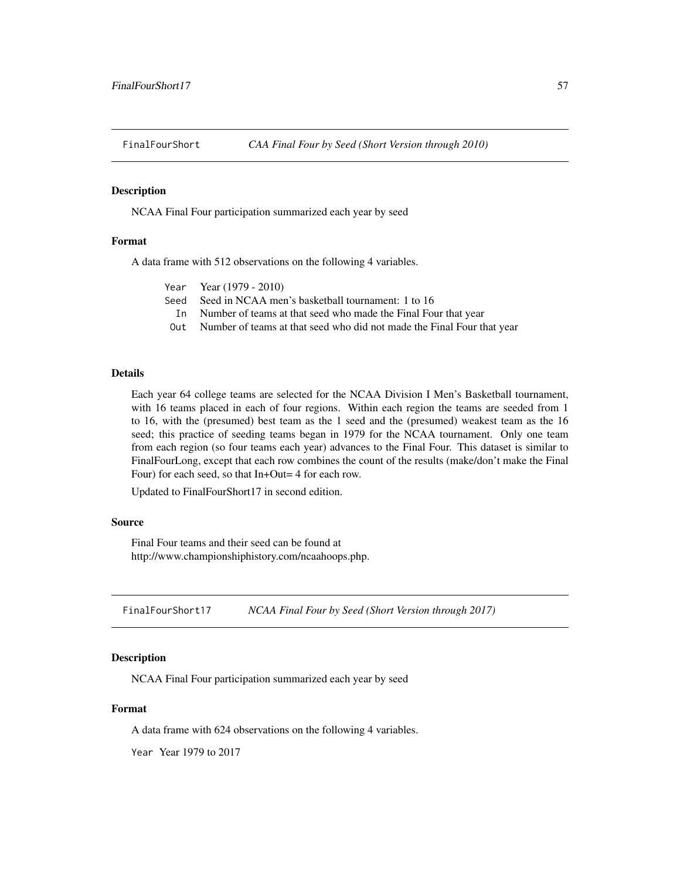## FinalFourShort    *CAA Final Four by Seed (Short Version through 2010)*

### Description

NCAA Final Four participation summarized each year by seed

### Format

A data frame with 512 observations on the following 4 variables.

| | |
|---|---|
| `Year` | Year (1979 - 2010) |
| `Seed` | Seed in NCAA men's basketball tournament: 1 to 16 |
| `In` | Number of teams at that seed who made the Final Four that year |
| `Out` | Number of teams at that seed who did not made the Final Four that year |

### Details

Each year 64 college teams are selected for the NCAA Division I Men's Basketball tournament, with 16 teams placed in each of four regions. Within each region the teams are seeded from 1 to 16, with the (presumed) best team as the 1 seed and the (presumed) weakest team as the 16 seed; this practice of seeding teams began in 1979 for the NCAA tournament. Only one team from each region (so four teams each year) advances to the Final Four. This dataset is similar to FinalFourLong, except that each row combines the count of the results (make/don't make the Final Four) for each seed, so that In+Out= 4 for each row.

Updated to FinalFourShort17 in second edition.

### Source

Final Four teams and their seed can be found at
http://www.championshiphistory.com/ncaahoops.php.

## FinalFourShort17    *NCAA Final Four by Seed (Short Version through 2017)*

### Description

NCAA Final Four participation summarized each year by seed

### Format

A data frame with 624 observations on the following 4 variables.

`Year` Year 1979 to 2017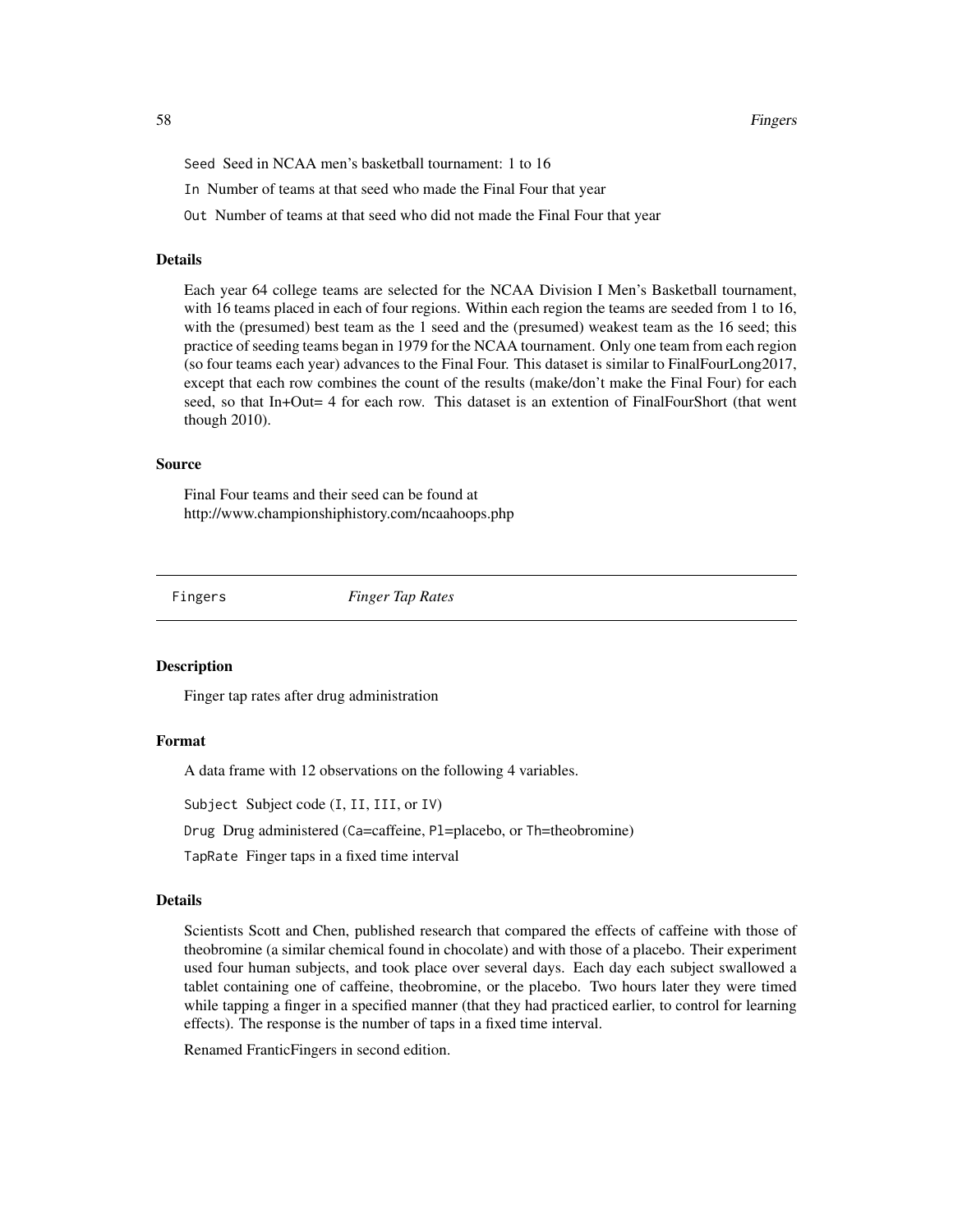Seed Seed in NCAA men's basketball tournament: 1 to 16

In Number of teams at that seed who made the Final Four that year

Out Number of teams at that seed who did not made the Final Four that year

### Details

Each year 64 college teams are selected for the NCAA Division I Men's Basketball tournament, with 16 teams placed in each of four regions. Within each region the teams are seeded from 1 to 16, with the (presumed) best team as the 1 seed and the (presumed) weakest team as the 16 seed; this practice of seeding teams began in 1979 for the NCAA tournament. Only one team from each region (so four teams each year) advances to the Final Four. This dataset is similar to FinalFourLong2017, except that each row combines the count of the results (make/don't make the Final Four) for each seed, so that In+Out= 4 for each row. This dataset is an extention of FinalFourShort (that went though 2010).

### Source

Final Four teams and their seed can be found at
http://www.championshiphistory.com/ncaahoops.php

---

## Fingers *Finger Tap Rates*

### Description

Finger tap rates after drug administration

### Format

A data frame with 12 observations on the following 4 variables.

Subject Subject code (I, II, III, or IV)

Drug Drug administered (Ca=caffeine, Pl=placebo, or Th=theobromine)

TapRate Finger taps in a fixed time interval

### Details

Scientists Scott and Chen, published research that compared the effects of caffeine with those of theobromine (a similar chemical found in chocolate) and with those of a placebo. Their experiment used four human subjects, and took place over several days. Each day each subject swallowed a tablet containing one of caffeine, theobromine, or the placebo. Two hours later they were timed while tapping a finger in a specified manner (that they had practiced earlier, to control for learning effects). The response is the number of taps in a fixed time interval.

Renamed FranticFingers in second edition.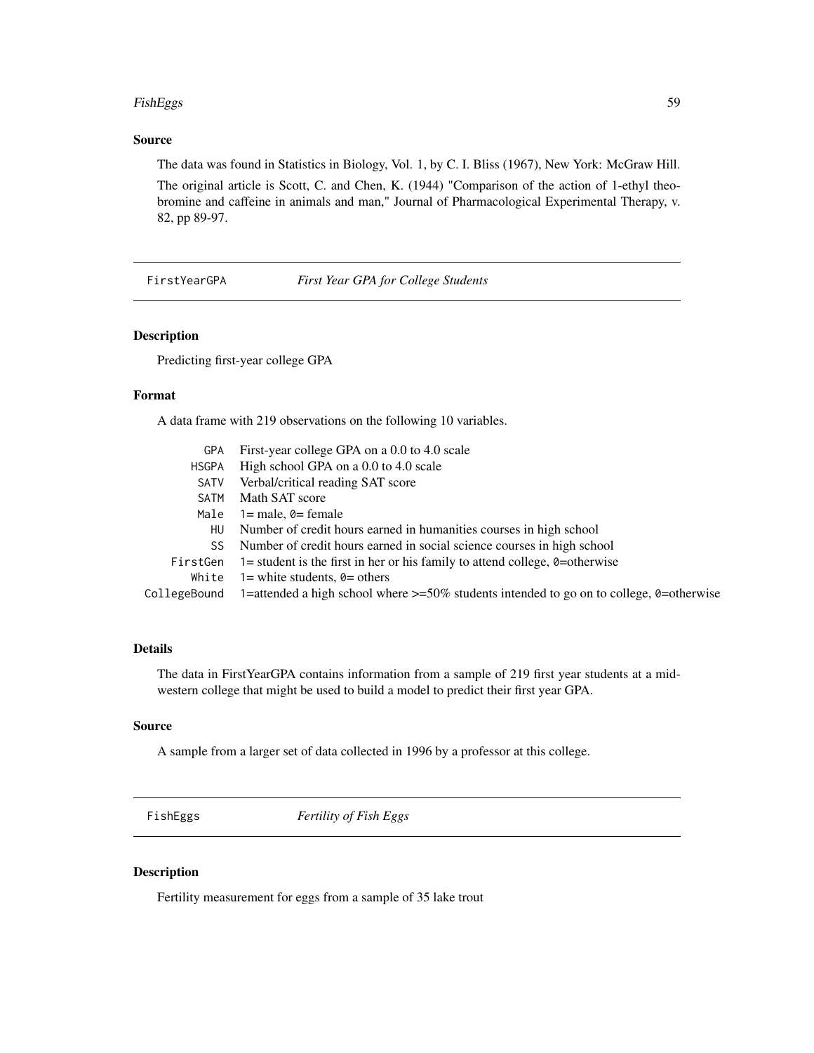### Source

The data was found in Statistics in Biology, Vol. 1, by C. I. Bliss (1967), New York: McGraw Hill.

The original article is Scott, C. and Chen, K. (1944) "Comparison of the action of 1-ethyl theobromine and caffeine in animals and man," Journal of Pharmacological Experimental Therapy, v. 82, pp 89-97.

---

## FirstYearGPA — *First Year GPA for College Students*

### Description

Predicting first-year college GPA

### Format

A data frame with 219 observations on the following 10 variables.

| | |
|---|---|
| `GPA` | First-year college GPA on a 0.0 to 4.0 scale |
| `HSGPA` | High school GPA on a 0.0 to 4.0 scale |
| `SATV` | Verbal/critical reading SAT score |
| `SATM` | Math SAT score |
| `Male` | 1= male, 0= female |
| `HU` | Number of credit hours earned in humanities courses in high school |
| `SS` | Number of credit hours earned in social science courses in high school |
| `FirstGen` | 1= student is the first in her or his family to attend college, 0=otherwise |
| `White` | 1= white students, 0= others |
| `CollegeBound` | 1=attended a high school where >=50% students intended to go on to college, 0=otherwise |

### Details

The data in FirstYearGPA contains information from a sample of 219 first year students at a midwestern college that might be used to build a model to predict their first year GPA.

### Source

A sample from a larger set of data collected in 1996 by a professor at this college.

---

## FishEggs — *Fertility of Fish Eggs*

### Description

Fertility measurement for eggs from a sample of 35 lake trout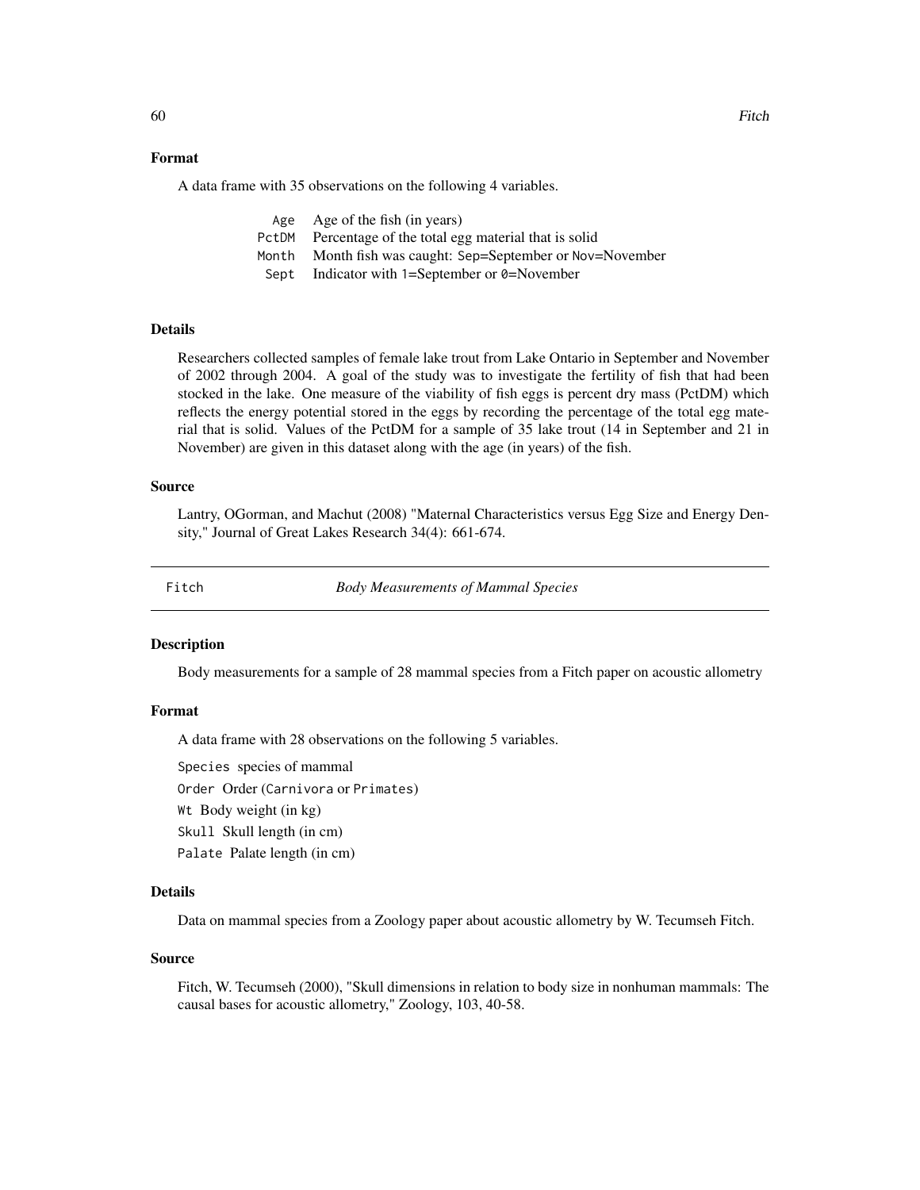### Format

A data frame with 35 observations on the following 4 variables.

| | |
|---|---|
| `Age` | Age of the fish (in years) |
| `PctDM` | Percentage of the total egg material that is solid |
| `Month` | Month fish was caught: `Sep`=September or `Nov`=November |
| `Sept` | Indicator with `1`=September or `0`=November |

### Details

Researchers collected samples of female lake trout from Lake Ontario in September and November of 2002 through 2004. A goal of the study was to investigate the fertility of fish that had been stocked in the lake. One measure of the viability of fish eggs is percent dry mass (PctDM) which reflects the energy potential stored in the eggs by recording the percentage of the total egg material that is solid. Values of the PctDM for a sample of 35 lake trout (14 in September and 21 in November) are given in this dataset along with the age (in years) of the fish.

### Source

Lantry, OGorman, and Machut (2008) "Maternal Characteristics versus Egg Size and Energy Density," Journal of Great Lakes Research 34(4): 661-674.

---

## `Fitch` — *Body Measurements of Mammal Species*

### Description

Body measurements for a sample of 28 mammal species from a Fitch paper on acoustic allometry

### Format

A data frame with 28 observations on the following 5 variables.

`Species` species of mammal

`Order` Order (`Carnivora` or `Primates`)

`Wt` Body weight (in kg)

`Skull` Skull length (in cm)

`Palate` Palate length (in cm)

### Details

Data on mammal species from a Zoology paper about acoustic allometry by W. Tecumseh Fitch.

### Source

Fitch, W. Tecumseh (2000), "Skull dimensions in relation to body size in nonhuman mammals: The causal bases for acoustic allometry," Zoology, 103, 40-58.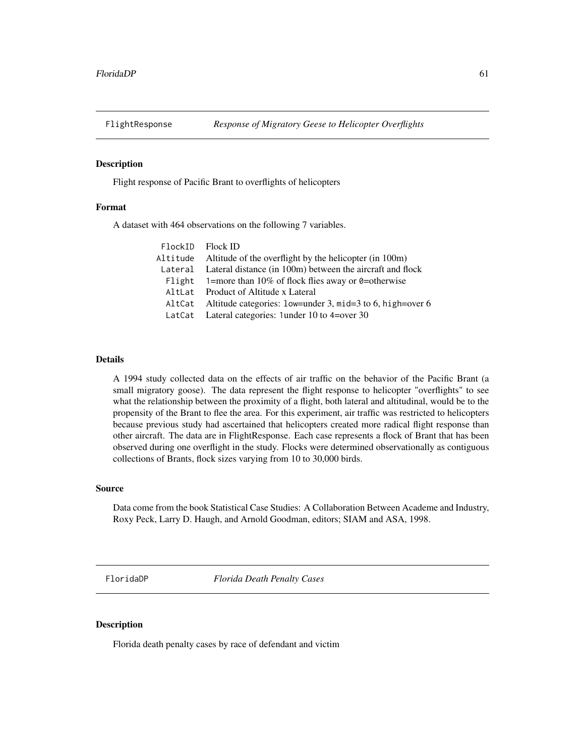## FlightResponse — *Response of Migratory Geese to Helicopter Overflights*

### Description

Flight response of Pacific Brant to overflights of helicopters

### Format

A dataset with 464 observations on the following 7 variables.

| | |
|---|---|
| FlockID | Flock ID |
| Altitude | Altitude of the overflight by the helicopter (in 100m) |
| Lateral | Lateral distance (in 100m) between the aircraft and flock |
| Flight | 1=more than 10% of flock flies away or 0=otherwise |
| AltLat | Product of Altitude x Lateral |
| AltCat | Altitude categories: low=under 3, mid=3 to 6, high=over 6 |
| LatCat | Lateral categories: 1under 10 to 4=over 30 |

### Details

A 1994 study collected data on the effects of air traffic on the behavior of the Pacific Brant (a small migratory goose). The data represent the flight response to helicopter "overflights" to see what the relationship between the proximity of a flight, both lateral and altitudinal, would be to the propensity of the Brant to flee the area. For this experiment, air traffic was restricted to helicopters because previous study had ascertained that helicopters created more radical flight response than other aircraft. The data are in FlightResponse. Each case represents a flock of Brant that has been observed during one overflight in the study. Flocks were determined observationally as contiguous collections of Brants, flock sizes varying from 10 to 30,000 birds.

### Source

Data come from the book Statistical Case Studies: A Collaboration Between Academe and Industry, Roxy Peck, Larry D. Haugh, and Arnold Goodman, editors; SIAM and ASA, 1998.

## FloridaDP — *Florida Death Penalty Cases*

### Description

Florida death penalty cases by race of defendant and victim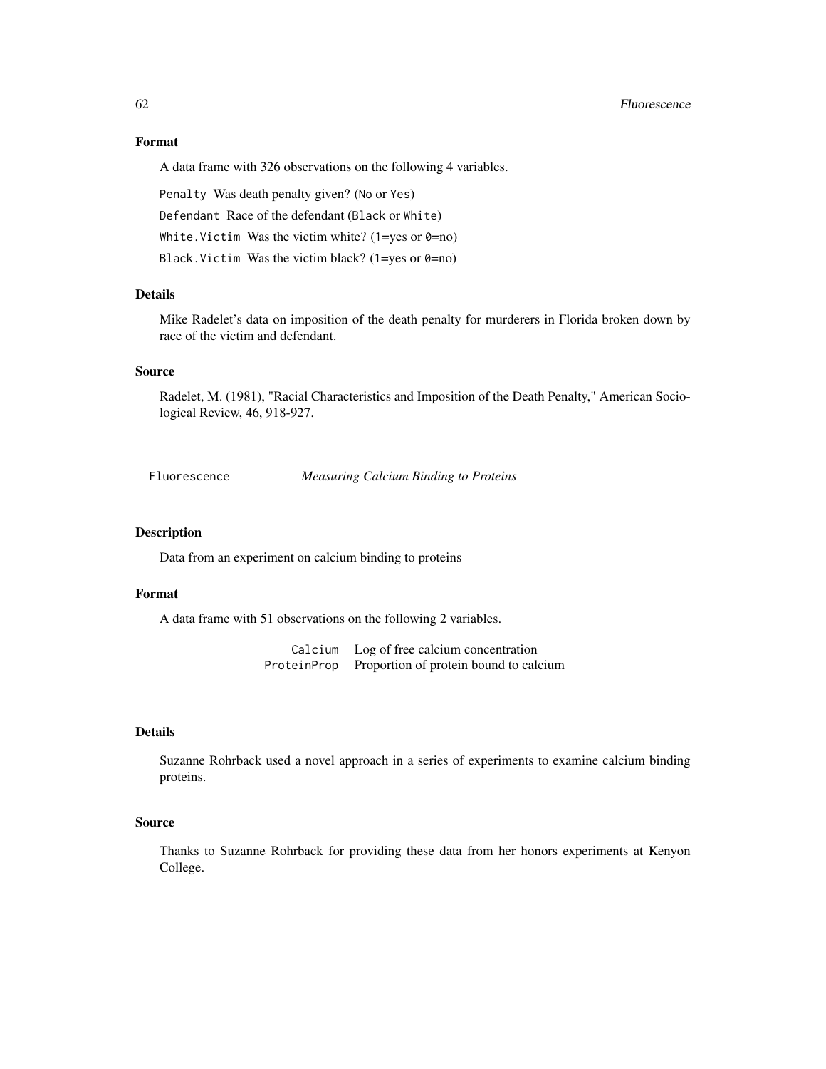### Format

A data frame with 326 observations on the following 4 variables.

`Penalty` Was death penalty given? (`No` or `Yes`)

`Defendant` Race of the defendant (`Black` or `White`)

`White.Victim` Was the victim white? (`1`=yes or `0`=no)

`Black.Victim` Was the victim black? (`1`=yes or `0`=no)

### Details

Mike Radelet's data on imposition of the death penalty for murderers in Florida broken down by race of the victim and defendant.

### Source

Radelet, M. (1981), "Racial Characteristics and Imposition of the Death Penalty," American Sociological Review, 46, 918-927.

---

## Fluorescence *Measuring Calcium Binding to Proteins*

---

### Description

Data from an experiment on calcium binding to proteins

### Format

A data frame with 51 observations on the following 2 variables.

| | |
|---|---|
| `Calcium` | Log of free calcium concentration |
| `ProteinProp` | Proportion of protein bound to calcium |

### Details

Suzanne Rohrback used a novel approach in a series of experiments to examine calcium binding proteins.

### Source

Thanks to Suzanne Rohrback for providing these data from her honors experiments at Kenyon College.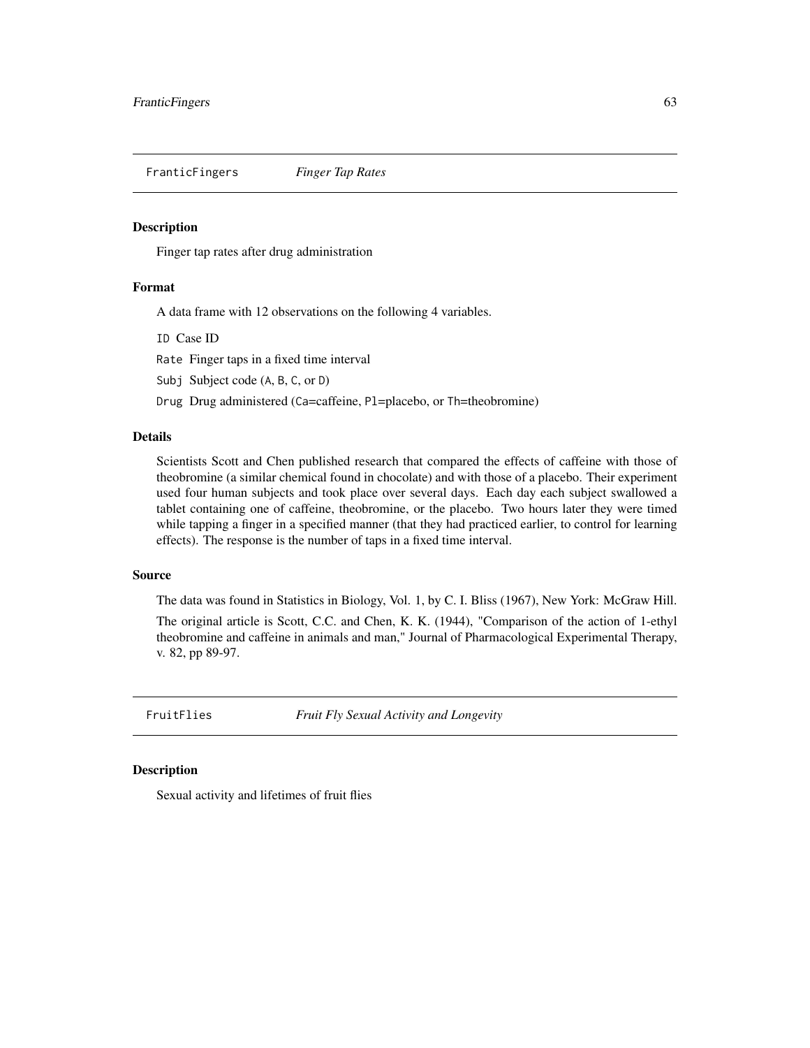## FranticFingers    *Finger Tap Rates*

### Description

Finger tap rates after drug administration

### Format

A data frame with 12 observations on the following 4 variables.

`ID` Case ID

`Rate` Finger taps in a fixed time interval

`Subj` Subject code (`A`, `B`, `C`, or `D`)

`Drug` Drug administered (`Ca`=caffeine, `Pl`=placebo, or `Th`=theobromine)

### Details

Scientists Scott and Chen published research that compared the effects of caffeine with those of theobromine (a similar chemical found in chocolate) and with those of a placebo. Their experiment used four human subjects and took place over several days. Each day each subject swallowed a tablet containing one of caffeine, theobromine, or the placebo. Two hours later they were timed while tapping a finger in a specified manner (that they had practiced earlier, to control for learning effects). The response is the number of taps in a fixed time interval.

### Source

The data was found in Statistics in Biology, Vol. 1, by C. I. Bliss (1967), New York: McGraw Hill.

The original article is Scott, C.C. and Chen, K. K. (1944), "Comparison of the action of 1-ethyl theobromine and caffeine in animals and man," Journal of Pharmacological Experimental Therapy, v. 82, pp 89-97.

## FruitFlies    *Fruit Fly Sexual Activity and Longevity*

### Description

Sexual activity and lifetimes of fruit flies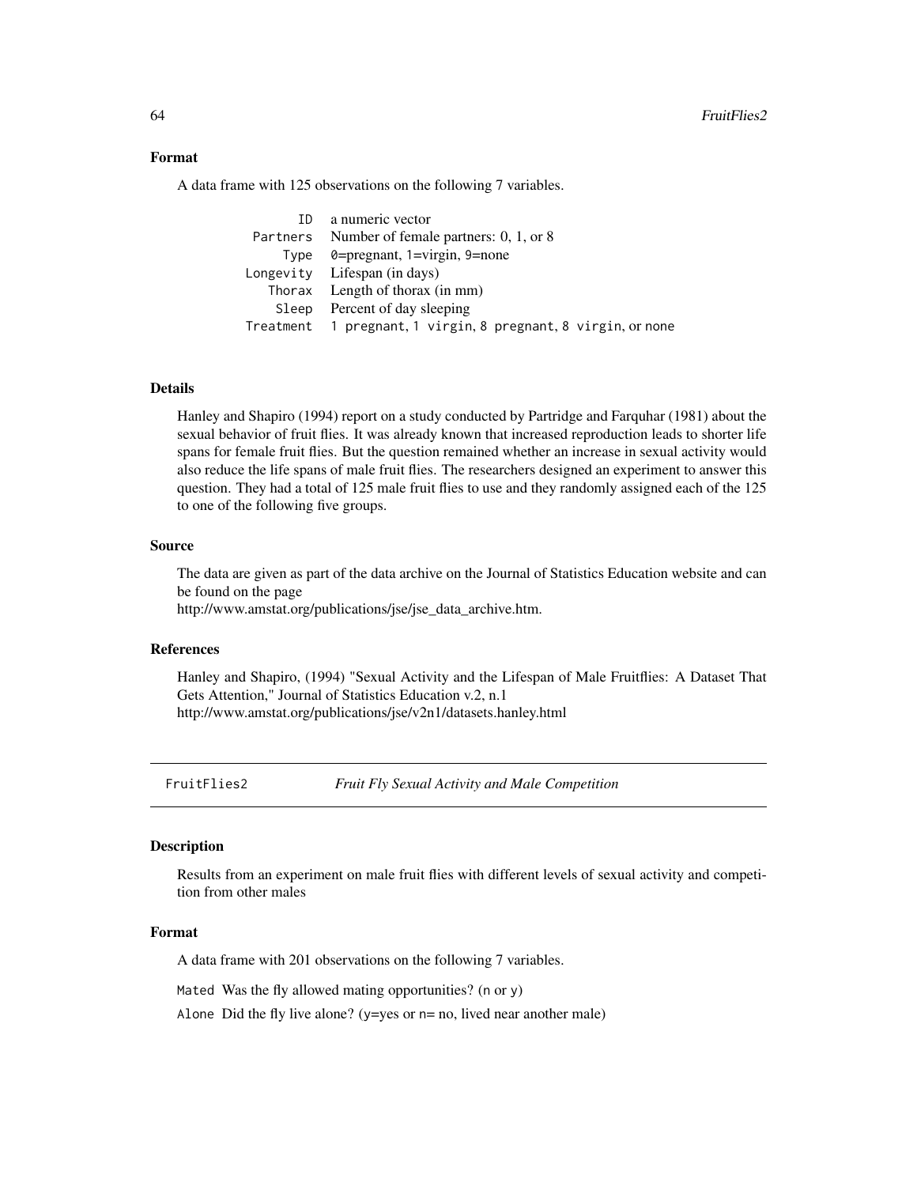### Format

A data frame with 125 observations on the following 7 variables.

| | |
|---|---|
| `ID` | a numeric vector |
| `Partners` | Number of female partners: 0, 1, or 8 |
| `Type` | `0`=pregnant, `1`=virgin, `9`=none |
| `Longevity` | Lifespan (in days) |
| `Thorax` | Length of thorax (in mm) |
| `Sleep` | Percent of day sleeping |
| `Treatment` | `1 pregnant`, `1 virgin`, `8 pregnant`, `8 virgin`, or `none` |

### Details

Hanley and Shapiro (1994) report on a study conducted by Partridge and Farquhar (1981) about the sexual behavior of fruit flies. It was already known that increased reproduction leads to shorter life spans for female fruit flies. But the question remained whether an increase in sexual activity would also reduce the life spans of male fruit flies. The researchers designed an experiment to answer this question. They had a total of 125 male fruit flies to use and they randomly assigned each of the 125 to one of the following five groups.

### Source

The data are given as part of the data archive on the Journal of Statistics Education website and can be found on the page
http://www.amstat.org/publications/jse/jse_data_archive.htm.

### References

Hanley and Shapiro, (1994) "Sexual Activity and the Lifespan of Male Fruitflies: A Dataset That Gets Attention," Journal of Statistics Education v.2, n.1
http://www.amstat.org/publications/jse/v2n1/datasets.hanley.html

---

## `FruitFlies2` *Fruit Fly Sexual Activity and Male Competition*

### Description

Results from an experiment on male fruit flies with different levels of sexual activity and competition from other males

### Format

A data frame with 201 observations on the following 7 variables.

`Mated` Was the fly allowed mating opportunities? (`n` or `y`)

`Alone` Did the fly live alone? (`y`=yes or `n`= no, lived near another male)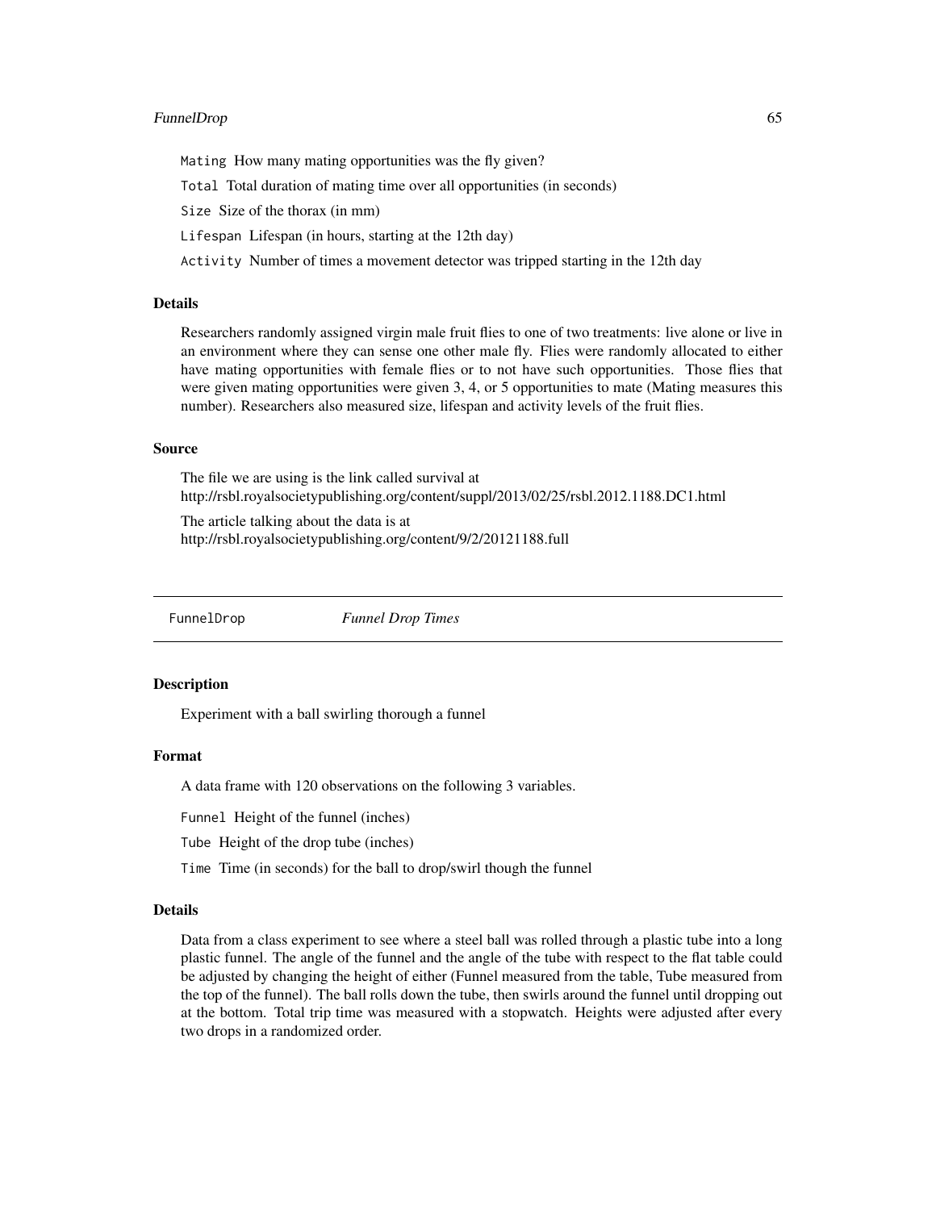Mating How many mating opportunities was the fly given?

Total Total duration of mating time over all opportunities (in seconds)

Size Size of the thorax (in mm)

Lifespan Lifespan (in hours, starting at the 12th day)

Activity Number of times a movement detector was tripped starting in the 12th day

### Details

Researchers randomly assigned virgin male fruit flies to one of two treatments: live alone or live in an environment where they can sense one other male fly. Flies were randomly allocated to either have mating opportunities with female flies or to not have such opportunities. Those flies that were given mating opportunities were given 3, 4, or 5 opportunities to mate (Mating measures this number). Researchers also measured size, lifespan and activity levels of the fruit flies.

### Source

The file we are using is the link called survival at
http://rsbl.royalsocietypublishing.org/content/suppl/2013/02/25/rsbl.2012.1188.DC1.html

The article talking about the data is at
http://rsbl.royalsocietypublishing.org/content/9/2/20121188.full

---

## FunnelDrop *Funnel Drop Times*

### Description

Experiment with a ball swirling thorough a funnel

### Format

A data frame with 120 observations on the following 3 variables.

Funnel Height of the funnel (inches)

Tube Height of the drop tube (inches)

Time Time (in seconds) for the ball to drop/swirl though the funnel

### Details

Data from a class experiment to see where a steel ball was rolled through a plastic tube into a long plastic funnel. The angle of the funnel and the angle of the tube with respect to the flat table could be adjusted by changing the height of either (Funnel measured from the table, Tube measured from the top of the funnel). The ball rolls down the tube, then swirls around the funnel until dropping out at the bottom. Total trip time was measured with a stopwatch. Heights were adjusted after every two drops in a randomized order.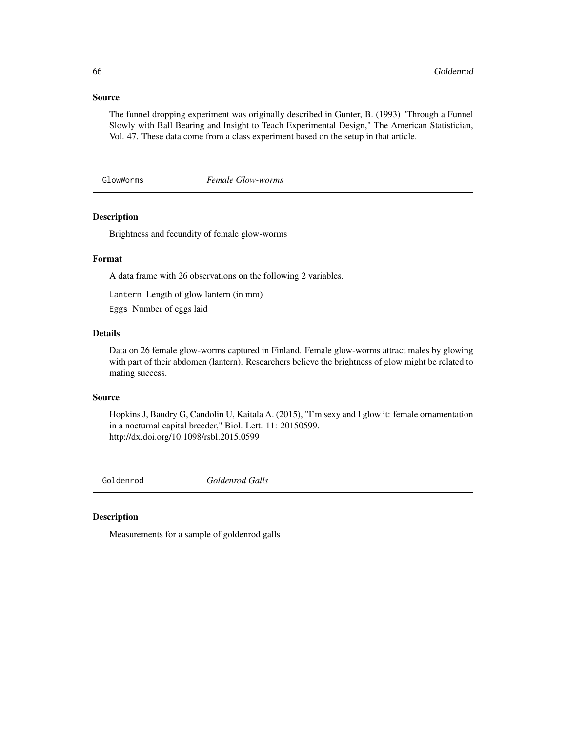### Source

The funnel dropping experiment was originally described in Gunter, B. (1993) "Through a Funnel Slowly with Ball Bearing and Insight to Teach Experimental Design," The American Statistician, Vol. 47. These data come from a class experiment based on the setup in that article.

---

## GlowWorms *Female Glow-worms*

---

### Description

Brightness and fecundity of female glow-worms

### Format

A data frame with 26 observations on the following 2 variables.

`Lantern` Length of glow lantern (in mm)

`Eggs` Number of eggs laid

### Details

Data on 26 female glow-worms captured in Finland. Female glow-worms attract males by glowing with part of their abdomen (lantern). Researchers believe the brightness of glow might be related to mating success.

### Source

Hopkins J, Baudry G, Candolin U, Kaitala A. (2015), "I'm sexy and I glow it: female ornamentation in a nocturnal capital breeder," Biol. Lett. 11: 20150599.
http://dx.doi.org/10.1098/rsbl.2015.0599

---

## Goldenrod *Goldenrod Galls*

---

### Description

Measurements for a sample of goldenrod galls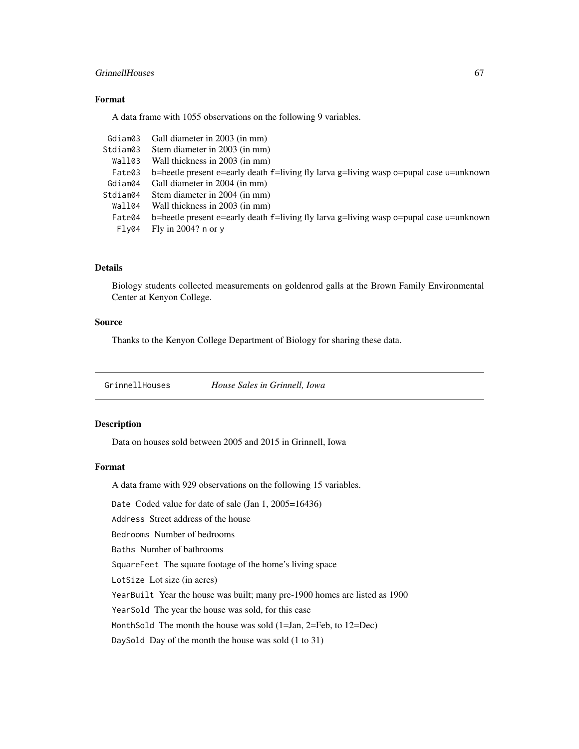## Format

A data frame with 1055 observations on the following 9 variables.

| | |
|---|---|
| `Gdiam03` | Gall diameter in 2003 (in mm) |
| `Stdiam03` | Stem diameter in 2003 (in mm) |
| `Wall03` | Wall thickness in 2003 (in mm) |
| `Fate03` | b=beetle present e=early death f=living fly larva g=living wasp o=pupal case u=unknown |
| `Gdiam04` | Gall diameter in 2004 (in mm) |
| `Stdiam04` | Stem diameter in 2004 (in mm) |
| `Wall04` | Wall thickness in 2003 (in mm) |
| `Fate04` | b=beetle present e=early death f=living fly larva g=living wasp o=pupal case u=unknown |
| `Fly04` | Fly in 2004? n or y |

## Details

Biology students collected measurements on goldenrod galls at the Brown Family Environmental Center at Kenyon College.

## Source

Thanks to the Kenyon College Department of Biology for sharing these data.

---

# GrinnellHouses — *House Sales in Grinnell, Iowa*

## Description

Data on houses sold between 2005 and 2015 in Grinnell, Iowa

## Format

A data frame with 929 observations on the following 15 variables.

- `Date` Coded value for date of sale (Jan 1, 2005=16436)
- `Address` Street address of the house
- `Bedrooms` Number of bedrooms
- `Baths` Number of bathrooms
- `SquareFeet` The square footage of the home's living space
- `LotSize` Lot size (in acres)
- `YearBuilt` Year the house was built; many pre-1900 homes are listed as 1900
- `YearSold` The year the house was sold, for this case
- `MonthSold` The month the house was sold (1=Jan, 2=Feb, to 12=Dec)
- `DaySold` Day of the month the house was sold (1 to 31)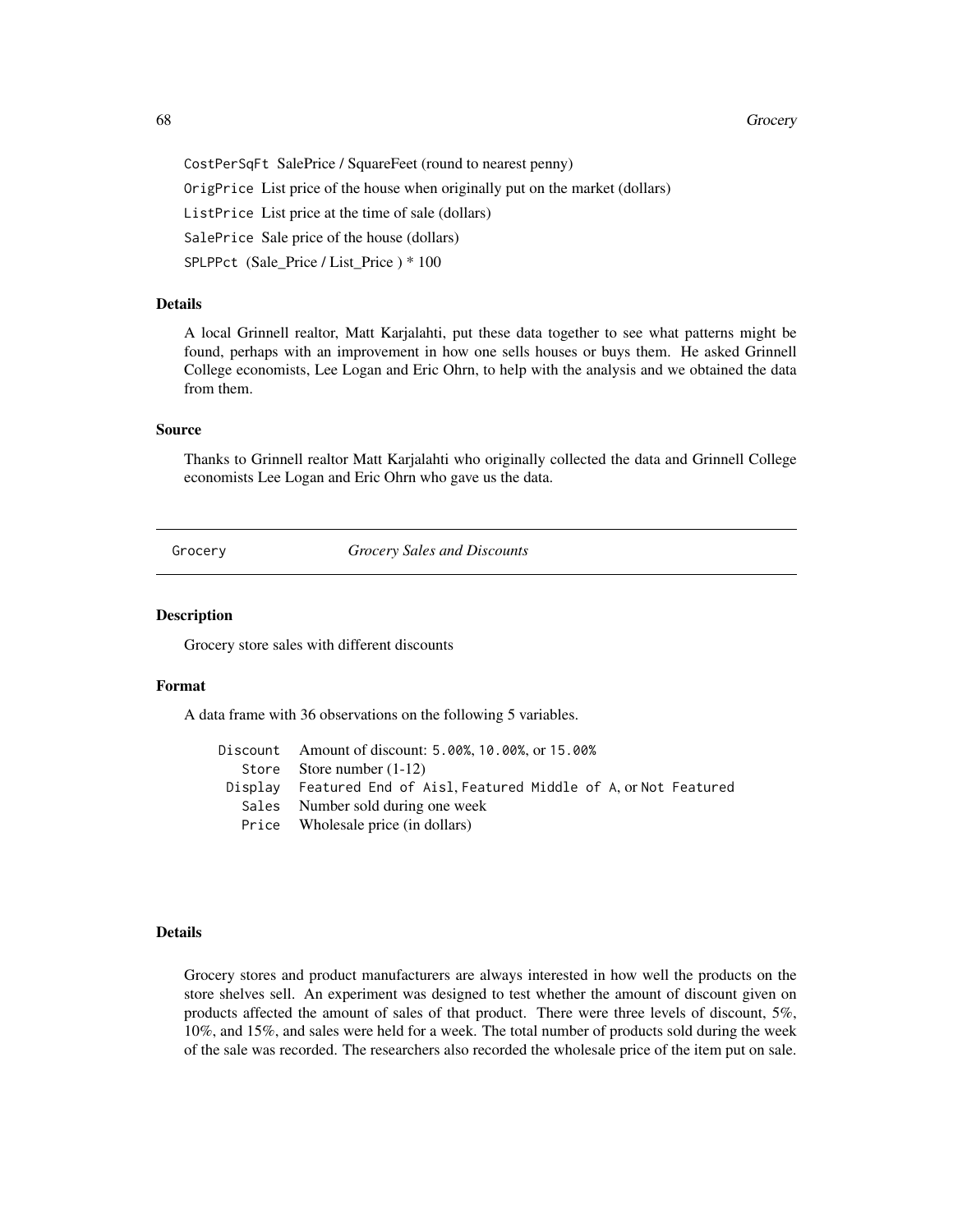`CostPerSqFt` SalePrice / SquareFeet (round to nearest penny)

`OrigPrice` List price of the house when originally put on the market (dollars)

`ListPrice` List price at the time of sale (dollars)

`SalePrice` Sale price of the house (dollars)

`SPLPPct` (Sale_Price / List_Price ) * 100

### Details

A local Grinnell realtor, Matt Karjalahti, put these data together to see what patterns might be found, perhaps with an improvement in how one sells houses or buys them. He asked Grinnell College economists, Lee Logan and Eric Ohrn, to help with the analysis and we obtained the data from them.

### Source

Thanks to Grinnell realtor Matt Karjalahti who originally collected the data and Grinnell College economists Lee Logan and Eric Ohrn who gave us the data.

---

## Grocery — *Grocery Sales and Discounts*

### Description

Grocery store sales with different discounts

### Format

A data frame with 36 observations on the following 5 variables.

| | |
|---|---|
| `Discount` | Amount of discount: `5.00%`, `10.00%`, or `15.00%` |
| `Store` | Store number (1-12) |
| `Display` | `Featured End of Aisl`, `Featured Middle of A`, or `Not Featured` |
| `Sales` | Number sold during one week |
| `Price` | Wholesale price (in dollars) |

### Details

Grocery stores and product manufacturers are always interested in how well the products on the store shelves sell. An experiment was designed to test whether the amount of discount given on products affected the amount of sales of that product. There were three levels of discount, 5%, 10%, and 15%, and sales were held for a week. The total number of products sold during the week of the sale was recorded. The researchers also recorded the wholesale price of the item put on sale.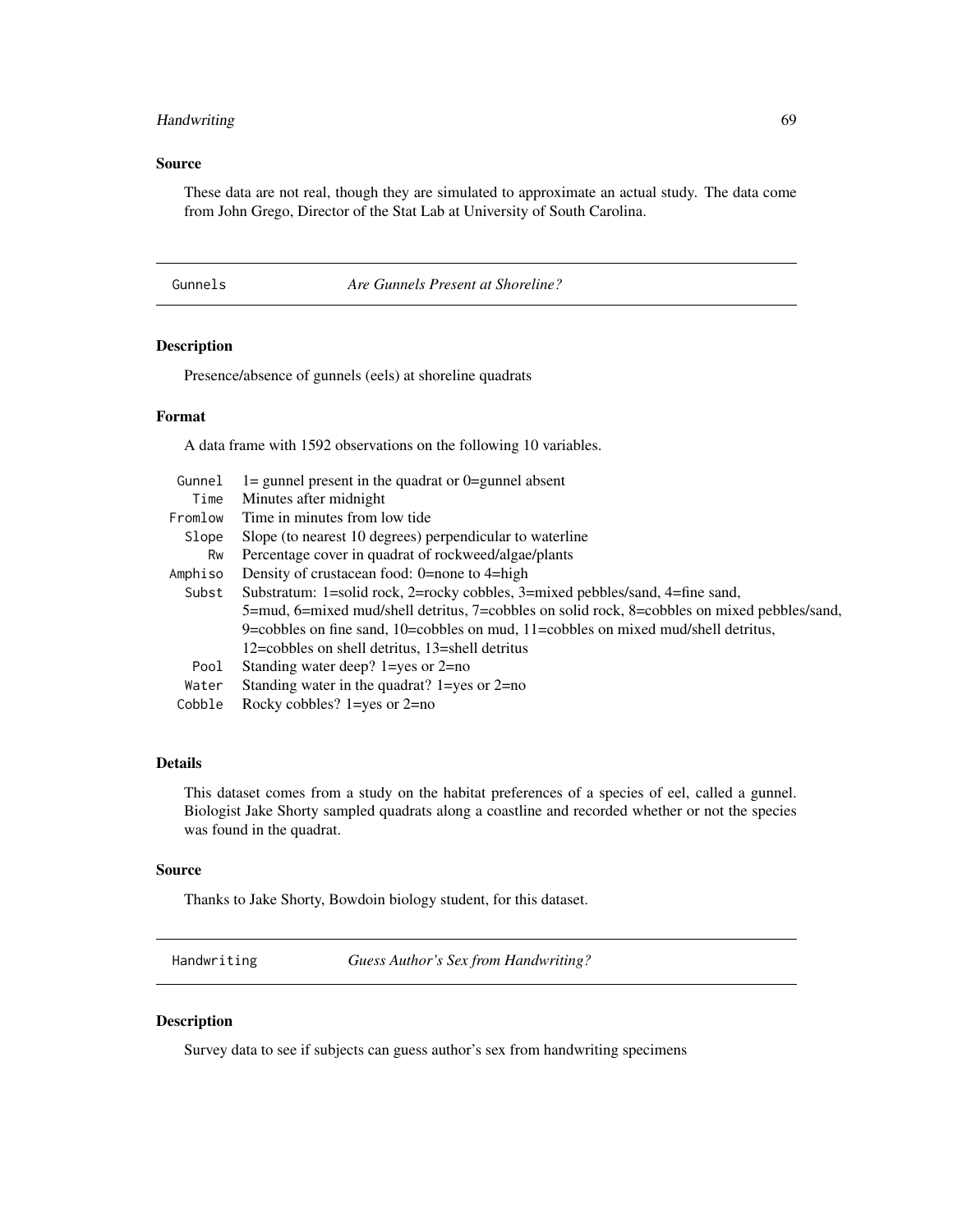### Source

These data are not real, though they are simulated to approximate an actual study. The data come from John Grego, Director of the Stat Lab at University of South Carolina.

---

## Gunnels — *Are Gunnels Present at Shoreline?*

### Description

Presence/absence of gunnels (eels) at shoreline quadrats

### Format

A data frame with 1592 observations on the following 10 variables.

| | |
|---|---|
| `Gunnel` | 1= gunnel present in the quadrat or 0=gunnel absent |
| `Time` | Minutes after midnight |
| `Fromlow` | Time in minutes from low tide |
| `Slope` | Slope (to nearest 10 degrees) perpendicular to waterline |
| `Rw` | Percentage cover in quadrat of rockweed/algae/plants |
| `Amphiso` | Density of crustacean food: 0=none to 4=high |
| `Subst` | Substratum: 1=solid rock, 2=rocky cobbles, 3=mixed pebbles/sand, 4=fine sand, 5=mud, 6=mixed mud/shell detritus, 7=cobbles on solid rock, 8=cobbles on mixed pebbles/sand, 9=cobbles on fine sand, 10=cobbles on mud, 11=cobbles on mixed mud/shell detritus, 12=cobbles on shell detritus, 13=shell detritus |
| `Pool` | Standing water deep? 1=yes or 2=no |
| `Water` | Standing water in the quadrat? 1=yes or 2=no |
| `Cobble` | Rocky cobbles? 1=yes or 2=no |

### Details

This dataset comes from a study on the habitat preferences of a species of eel, called a gunnel. Biologist Jake Shorty sampled quadrats along a coastline and recorded whether or not the species was found in the quadrat.

### Source

Thanks to Jake Shorty, Bowdoin biology student, for this dataset.

---

## Handwriting — *Guess Author's Sex from Handwriting?*

### Description

Survey data to see if subjects can guess author's sex from handwriting specimens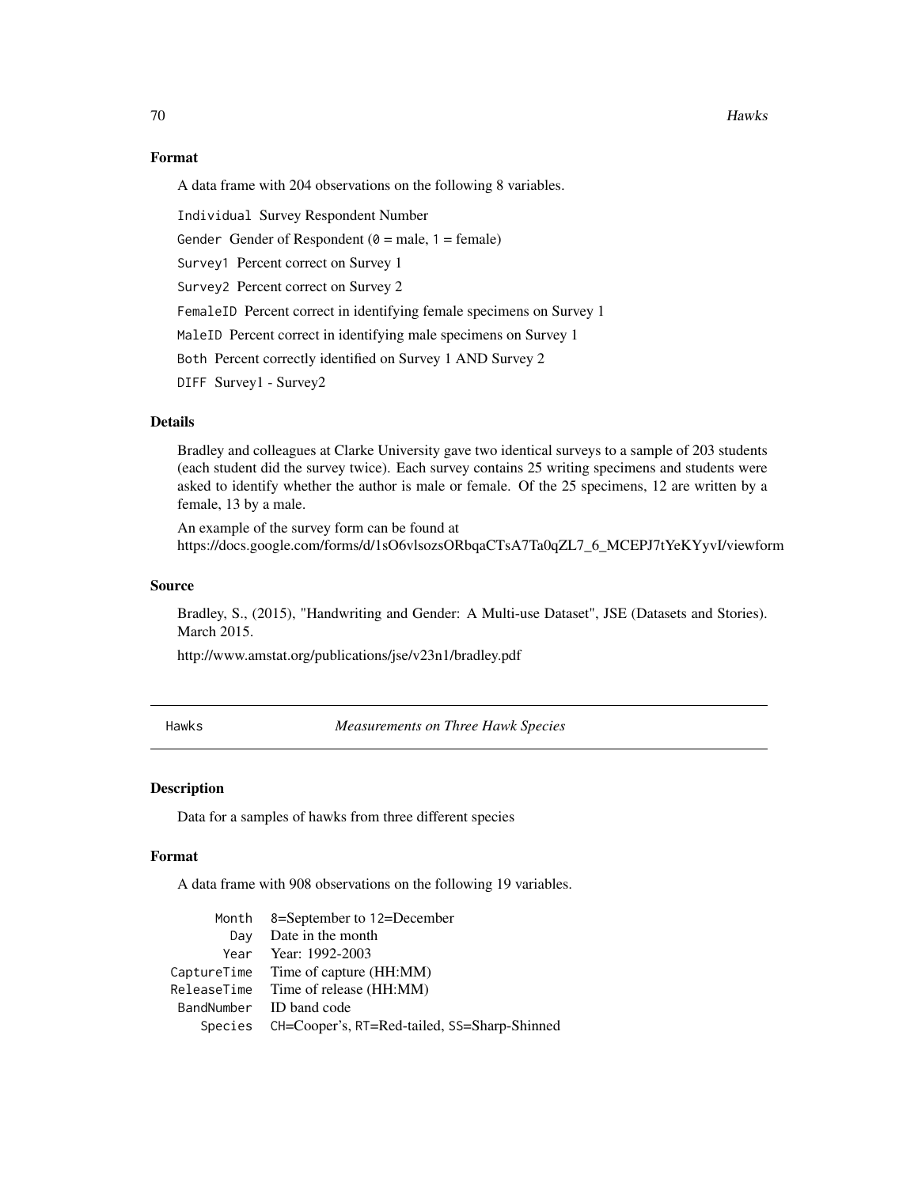### Format

A data frame with 204 observations on the following 8 variables.

- `Individual` Survey Respondent Number
- `Gender` Gender of Respondent (`0` = male, `1` = female)
- `Survey1` Percent correct on Survey 1
- `Survey2` Percent correct on Survey 2
- `FemaleID` Percent correct in identifying female specimens on Survey 1
- `MaleID` Percent correct in identifying male specimens on Survey 1
- `Both` Percent correctly identified on Survey 1 AND Survey 2
- `DIFF` Survey1 - Survey2

### Details

Bradley and colleagues at Clarke University gave two identical surveys to a sample of 203 students (each student did the survey twice). Each survey contains 25 writing specimens and students were asked to identify whether the author is male or female. Of the 25 specimens, 12 are written by a female, 13 by a male.

An example of the survey form can be found at
https://docs.google.com/forms/d/1sO6vlsozsORbqaCTsA7Ta0qZL7_6_MCEPJ7tYeKYyvI/viewform

### Source

Bradley, S., (2015), "Handwriting and Gender: A Multi-use Dataset", JSE (Datasets and Stories). March 2015.

http://www.amstat.org/publications/jse/v23n1/bradley.pdf

---

## Hawks — *Measurements on Three Hawk Species*

### Description

Data for a samples of hawks from three different species

### Format

A data frame with 908 observations on the following 19 variables.

| | |
|---|---|
| `Month` | 8=September to 12=December |
| `Day` | Date in the month |
| `Year` | Year: 1992-2003 |
| `CaptureTime` | Time of capture (HH:MM) |
| `ReleaseTime` | Time of release (HH:MM) |
| `BandNumber` | ID band code |
| `Species` | `CH`=Cooper's, `RT`=Red-tailed, `SS`=Sharp-Shinned |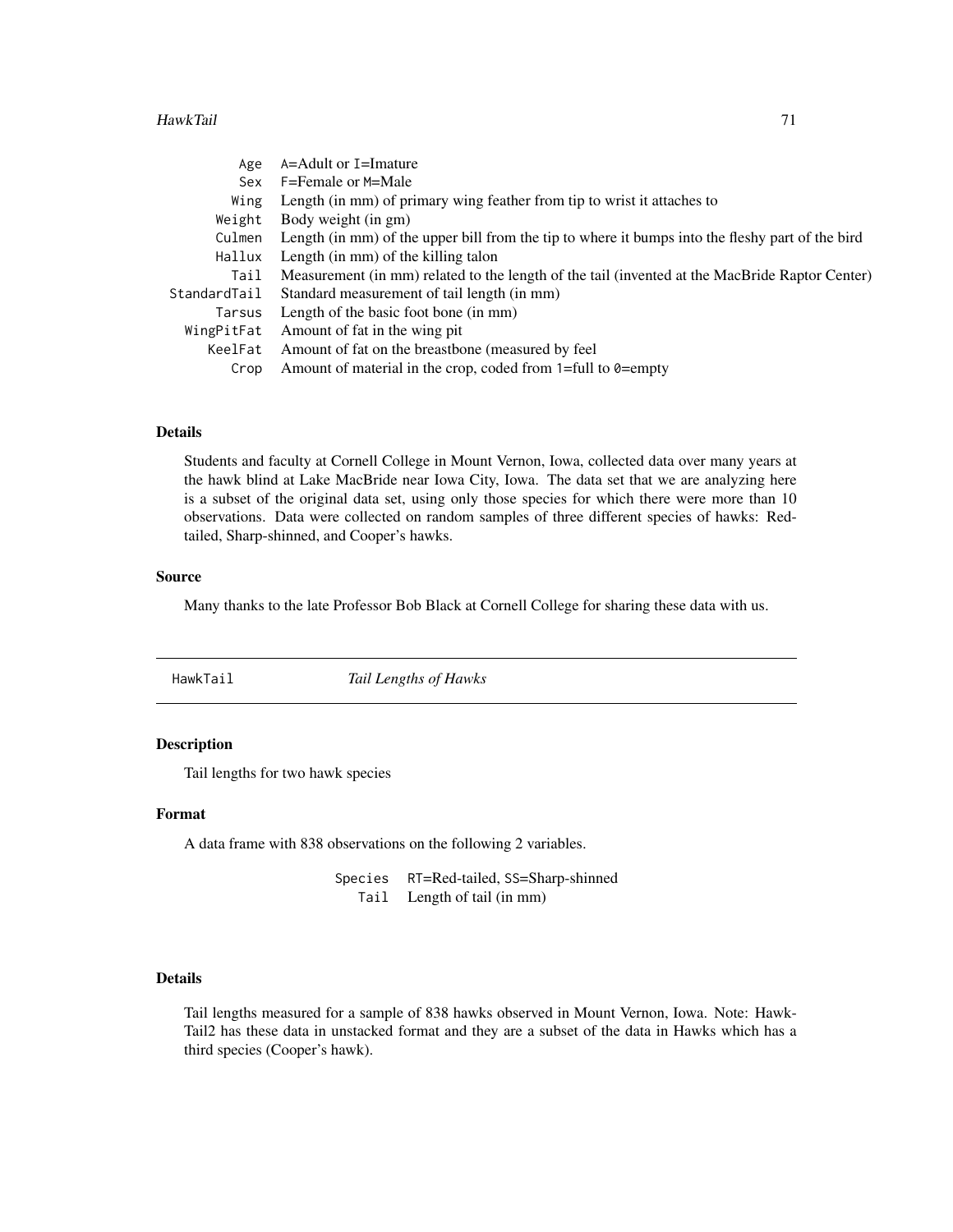| | |
|---|---|
| Age | A=Adult or I=Imature |
| Sex | F=Female or M=Male |
| Wing | Length (in mm) of primary wing feather from tip to wrist it attaches to |
| Weight | Body weight (in gm) |
| Culmen | Length (in mm) of the upper bill from the tip to where it bumps into the fleshy part of the bird |
| Hallux | Length (in mm) of the killing talon |
| Tail | Measurement (in mm) related to the length of the tail (invented at the MacBride Raptor Center) |
| StandardTail | Standard measurement of tail length (in mm) |
| Tarsus | Length of the basic foot bone (in mm) |
| WingPitFat | Amount of fat in the wing pit |
| KeelFat | Amount of fat on the breastbone (measured by feel |
| Crop | Amount of material in the crop, coded from 1=full to 0=empty |

### Details

Students and faculty at Cornell College in Mount Vernon, Iowa, collected data over many years at the hawk blind at Lake MacBride near Iowa City, Iowa. The data set that we are analyzing here is a subset of the original data set, using only those species for which there were more than 10 observations. Data were collected on random samples of three different species of hawks: Red-tailed, Sharp-shinned, and Cooper's hawks.

### Source

Many thanks to the late Professor Bob Black at Cornell College for sharing these data with us.

---

## HawkTail — *Tail Lengths of Hawks*

### Description

Tail lengths for two hawk species

### Format

A data frame with 838 observations on the following 2 variables.

| | |
|---|---|
| Species | RT=Red-tailed, SS=Sharp-shinned |
| Tail | Length of tail (in mm) |

### Details

Tail lengths measured for a sample of 838 hawks observed in Mount Vernon, Iowa. Note: HawkTail2 has these data in unstacked format and they are a subset of the data in Hawks which has a third species (Cooper's hawk).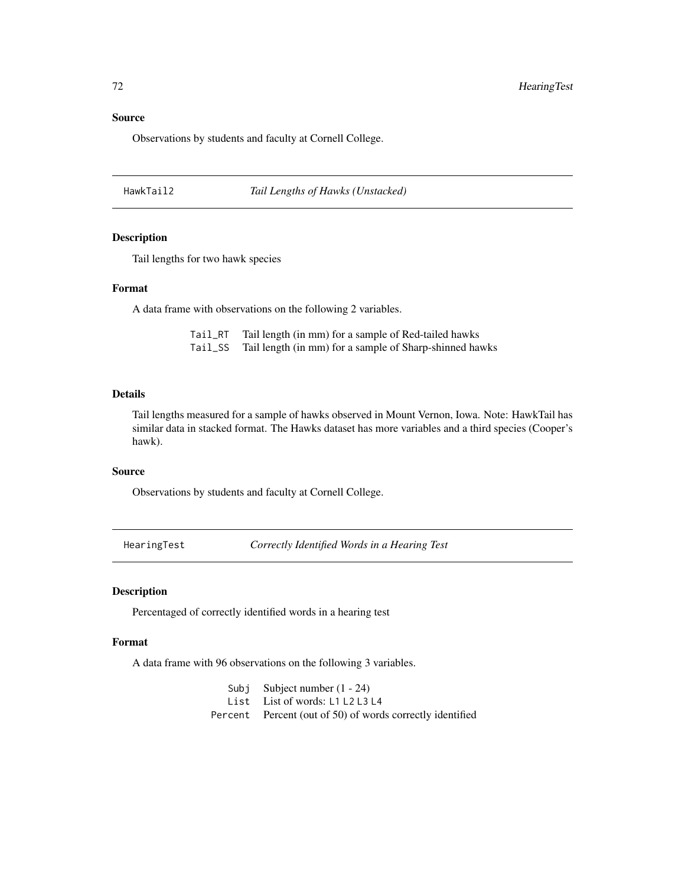### Source

Observations by students and faculty at Cornell College.

---

## HawkTail2 — *Tail Lengths of Hawks (Unstacked)*

### Description

Tail lengths for two hawk species

### Format

A data frame with observations on the following 2 variables.

| | |
|---|---|
| `Tail_RT` | Tail length (in mm) for a sample of Red-tailed hawks |
| `Tail_SS` | Tail length (in mm) for a sample of Sharp-shinned hawks |

### Details

Tail lengths measured for a sample of hawks observed in Mount Vernon, Iowa. Note: HawkTail has similar data in stacked format. The Hawks dataset has more variables and a third species (Cooper's hawk).

### Source

Observations by students and faculty at Cornell College.

---

## HearingTest — *Correctly Identified Words in a Hearing Test*

### Description

Percentaged of correctly identified words in a hearing test

### Format

A data frame with 96 observations on the following 3 variables.

| | |
|---|---|
| `Subj` | Subject number (1 - 24) |
| `List` | List of words: `L1` `L2` `L3` `L4` |
| `Percent` | Percent (out of 50) of words correctly identified |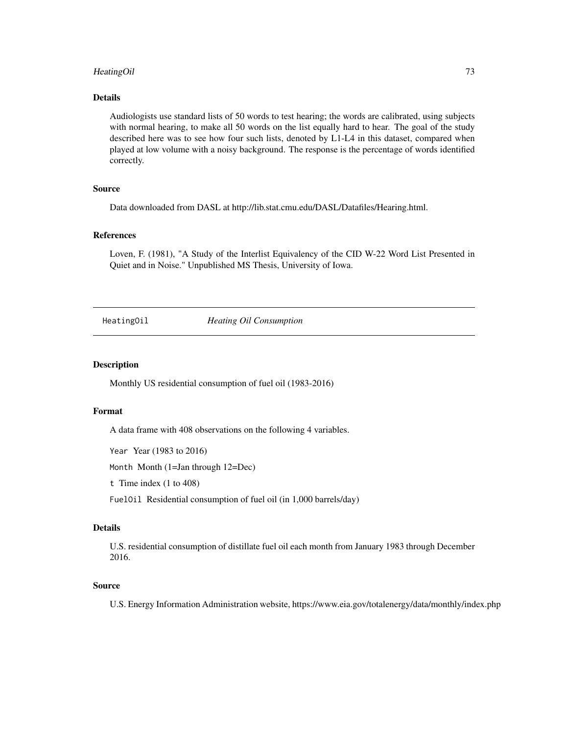### Details

Audiologists use standard lists of 50 words to test hearing; the words are calibrated, using subjects with normal hearing, to make all 50 words on the list equally hard to hear. The goal of the study described here was to see how four such lists, denoted by L1-L4 in this dataset, compared when played at low volume with a noisy background. The response is the percentage of words identified correctly.

### Source

Data downloaded from DASL at http://lib.stat.cmu.edu/DASL/Datafiles/Hearing.html.

### References

Loven, F. (1981), "A Study of the Interlist Equivalency of the CID W-22 Word List Presented in Quiet and in Noise." Unpublished MS Thesis, University of Iowa.

---

## HeatingOil — *Heating Oil Consumption*

### Description

Monthly US residential consumption of fuel oil (1983-2016)

### Format

A data frame with 408 observations on the following 4 variables.

`Year` Year (1983 to 2016)

`Month` Month (1=Jan through 12=Dec)

`t` Time index (1 to 408)

`FuelOil` Residential consumption of fuel oil (in 1,000 barrels/day)

### Details

U.S. residential consumption of distillate fuel oil each month from January 1983 through December 2016.

### Source

U.S. Energy Information Administration website, https://www.eia.gov/totalenergy/data/monthly/index.php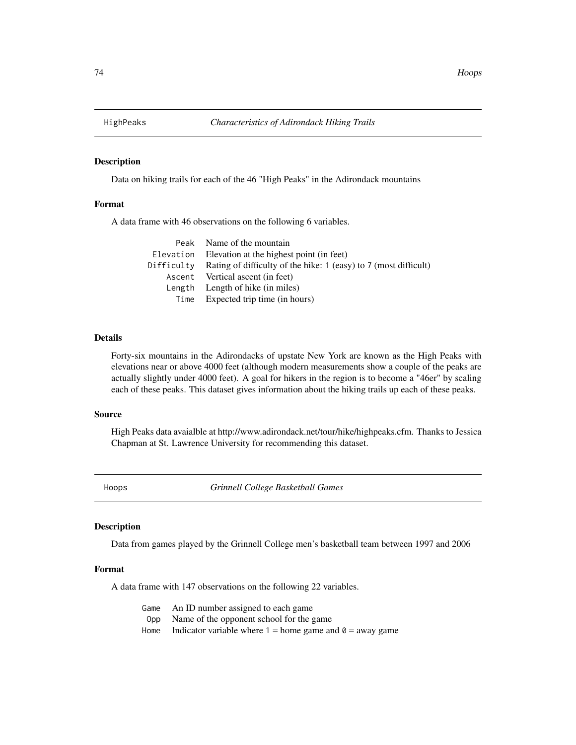## HighPeaks *Characteristics of Adirondack Hiking Trails*

### Description

Data on hiking trails for each of the 46 "High Peaks" in the Adirondack mountains

### Format

A data frame with 46 observations on the following 6 variables.

| | |
|---|---|
| `Peak` | Name of the mountain |
| `Elevation` | Elevation at the highest point (in feet) |
| `Difficulty` | Rating of difficulty of the hike: `1` (easy) to `7` (most difficult) |
| `Ascent` | Vertical ascent (in feet) |
| `Length` | Length of hike (in miles) |
| `Time` | Expected trip time (in hours) |

### Details

Forty-six mountains in the Adirondacks of upstate New York are known as the High Peaks with elevations near or above 4000 feet (although modern measurements show a couple of the peaks are actually slightly under 4000 feet). A goal for hikers in the region is to become a "46er" by scaling each of these peaks. This dataset gives information about the hiking trails up each of these peaks.

### Source

High Peaks data avaialble at http://www.adirondack.net/tour/hike/highpeaks.cfm. Thanks to Jessica Chapman at St. Lawrence University for recommending this dataset.

## Hoops *Grinnell College Basketball Games*

### Description

Data from games played by the Grinnell College men's basketball team between 1997 and 2006

### Format

A data frame with 147 observations on the following 22 variables.

| | |
|---|---|
| `Game` | An ID number assigned to each game |
| `Opp` | Name of the opponent school for the game |
| `Home` | Indicator variable where `1` = home game and `0` = away game |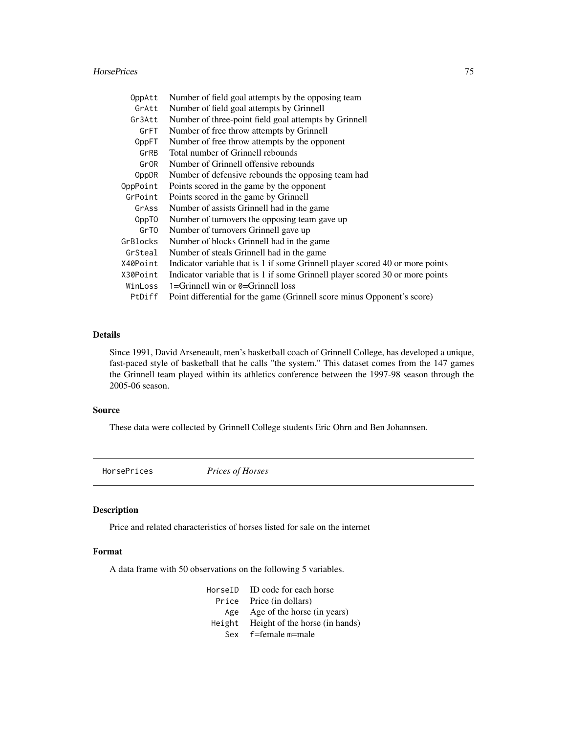| | |
|---|---|
| OppAtt | Number of field goal attempts by the opposing team |
| GrAtt | Number of field goal attempts by Grinnell |
| Gr3Att | Number of three-point field goal attempts by Grinnell |
| GrFT | Number of free throw attempts by Grinnell |
| OppFT | Number of free throw attempts by the opponent |
| GrRB | Total number of Grinnell rebounds |
| GrOR | Number of Grinnell offensive rebounds |
| OppDR | Number of defensive rebounds the opposing team had |
| OppPoint | Points scored in the game by the opponent |
| GrPoint | Points scored in the game by Grinnell |
| GrAss | Number of assists Grinnell had in the game |
| OppTO | Number of turnovers the opposing team gave up |
| GrTO | Number of turnovers Grinnell gave up |
| GrBlocks | Number of blocks Grinnell had in the game |
| GrSteal | Number of steals Grinnell had in the game |
| X40Point | Indicator variable that is 1 if some Grinnell player scored 40 or more points |
| X30Point | Indicator variable that is 1 if some Grinnell player scored 30 or more points |
| WinLoss | 1=Grinnell win or 0=Grinnell loss |
| PtDiff | Point differential for the game (Grinnell score minus Opponent's score) |

### Details

Since 1991, David Arseneault, men's basketball coach of Grinnell College, has developed a unique, fast-paced style of basketball that he calls "the system." This dataset comes from the 147 games the Grinnell team played within its athletics conference between the 1997-98 season through the 2005-06 season.

### Source

These data were collected by Grinnell College students Eric Ohrn and Ben Johannsen.

---

## HorsePrices *Prices of Horses*

---

### Description

Price and related characteristics of horses listed for sale on the internet

### Format

A data frame with 50 observations on the following 5 variables.

| | |
|---|---|
| HorseID | ID code for each horse |
| Price | Price (in dollars) |
| Age | Age of the horse (in years) |
| Height | Height of the horse (in hands) |
| Sex | f=female m=male |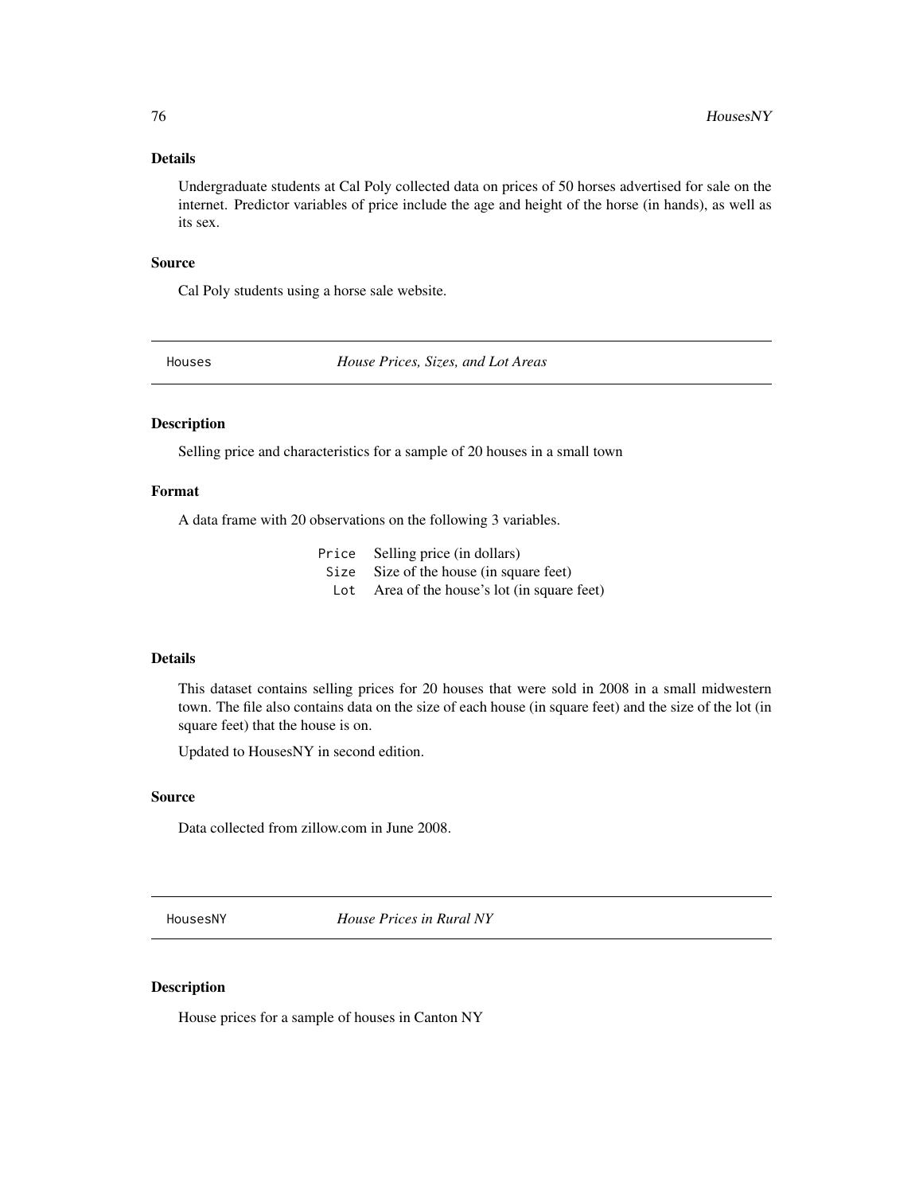### Details

Undergraduate students at Cal Poly collected data on prices of 50 horses advertised for sale on the internet. Predictor variables of price include the age and height of the horse (in hands), as well as its sex.

### Source

Cal Poly students using a horse sale website.

---

## Houses — *House Prices, Sizes, and Lot Areas*

---

### Description

Selling price and characteristics for a sample of 20 houses in a small town

### Format

A data frame with 20 observations on the following 3 variables.

| | |
|---|---|
| `Price` | Selling price (in dollars) |
| `Size` | Size of the house (in square feet) |
| `Lot` | Area of the house's lot (in square feet) |

### Details

This dataset contains selling prices for 20 houses that were sold in 2008 in a small midwestern town. The file also contains data on the size of each house (in square feet) and the size of the lot (in square feet) that the house is on.

Updated to HousesNY in second edition.

### Source

Data collected from zillow.com in June 2008.

---

## HousesNY — *House Prices in Rural NY*

---

### Description

House prices for a sample of houses in Canton NY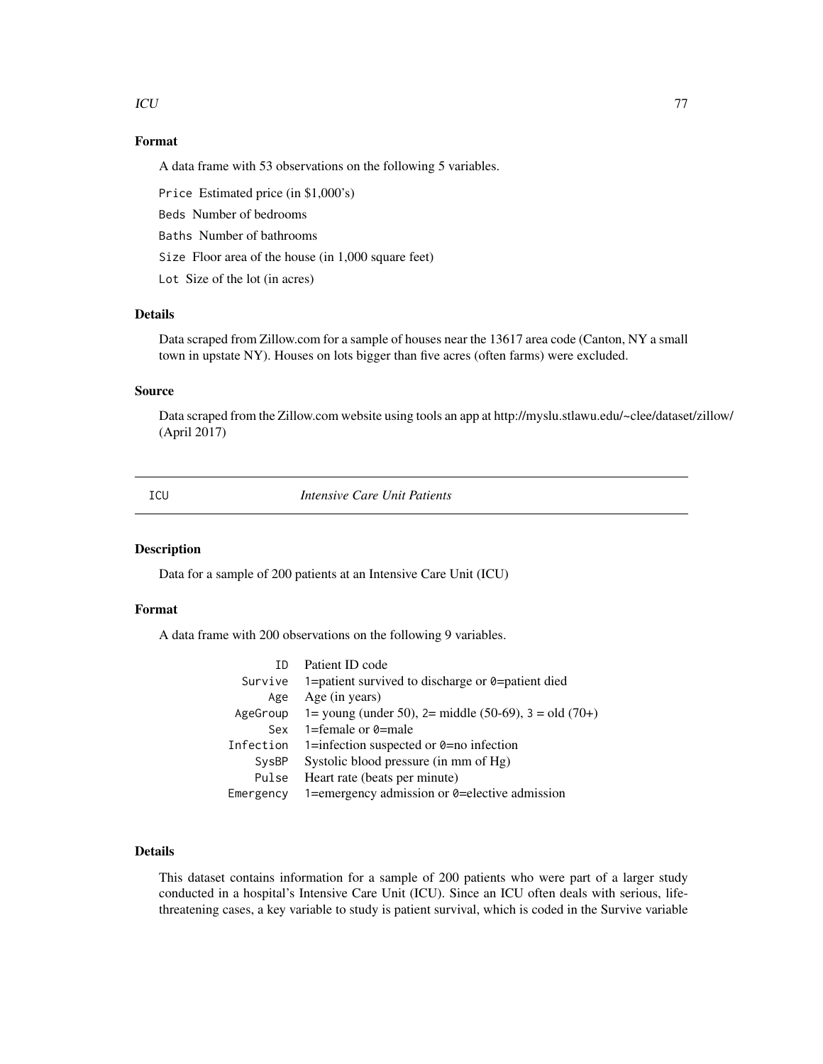### Format

A data frame with 53 observations on the following 5 variables.

`Price` Estimated price (in $1,000's)

`Beds` Number of bedrooms

`Baths` Number of bathrooms

`Size` Floor area of the house (in 1,000 square feet)

`Lot` Size of the lot (in acres)

### Details

Data scraped from Zillow.com for a sample of houses near the 13617 area code (Canton, NY a small town in upstate NY). Houses on lots bigger than five acres (often farms) were excluded.

### Source

Data scraped from the Zillow.com website using tools an app at http://myslu.stlawu.edu/~clee/dataset/zillow/ (April 2017)

---

## ICU — *Intensive Care Unit Patients*

---

### Description

Data for a sample of 200 patients at an Intensive Care Unit (ICU)

### Format

A data frame with 200 observations on the following 9 variables.

| | |
|---|---|
| `ID` | Patient ID code |
| `Survive` | 1=patient survived to discharge or 0=patient died |
| `Age` | Age (in years) |
| `AgeGroup` | 1= young (under 50), 2= middle (50-69), 3 = old (70+) |
| `Sex` | 1=female or 0=male |
| `Infection` | 1=infection suspected or 0=no infection |
| `SysBP` | Systolic blood pressure (in mm of Hg) |
| `Pulse` | Heart rate (beats per minute) |
| `Emergency` | 1=emergency admission or 0=elective admission |

### Details

This dataset contains information for a sample of 200 patients who were part of a larger study conducted in a hospital's Intensive Care Unit (ICU). Since an ICU often deals with serious, life-threatening cases, a key variable to study is patient survival, which is coded in the Survive variable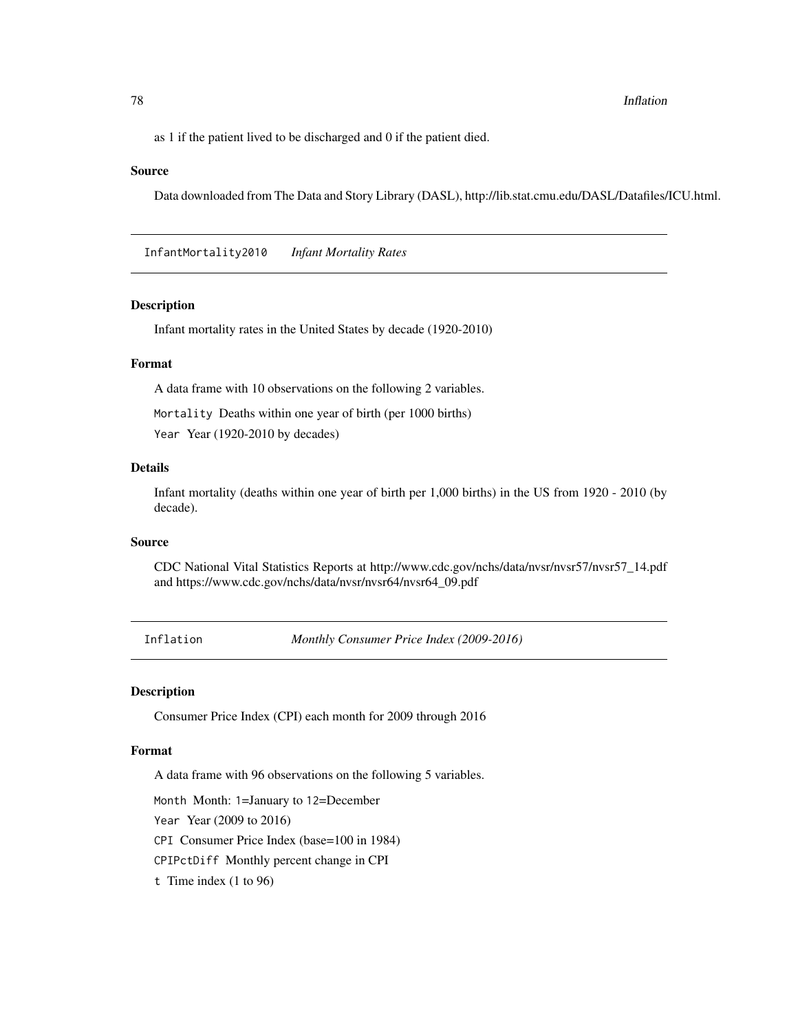as 1 if the patient lived to be discharged and 0 if the patient died.

### Source

Data downloaded from The Data and Story Library (DASL), http://lib.stat.cmu.edu/DASL/Datafiles/ICU.html.

---

## InfantMortality2010 *Infant Mortality Rates*

---

### Description

Infant mortality rates in the United States by decade (1920-2010)

### Format

A data frame with 10 observations on the following 2 variables.

`Mortality` Deaths within one year of birth (per 1000 births)

`Year` Year (1920-2010 by decades)

### Details

Infant mortality (deaths within one year of birth per 1,000 births) in the US from 1920 - 2010 (by decade).

### Source

CDC National Vital Statistics Reports at http://www.cdc.gov/nchs/data/nvsr/nvsr57/nvsr57_14.pdf and https://www.cdc.gov/nchs/data/nvsr/nvsr64/nvsr64_09.pdf

---

## Inflation *Monthly Consumer Price Index (2009-2016)*

---

### Description

Consumer Price Index (CPI) each month for 2009 through 2016

### Format

A data frame with 96 observations on the following 5 variables.

`Month` Month: `1`=January to `12`=December

`Year` Year (2009 to 2016)

`CPI` Consumer Price Index (base=100 in 1984)

`CPIPctDiff` Monthly percent change in CPI

`t` Time index (1 to 96)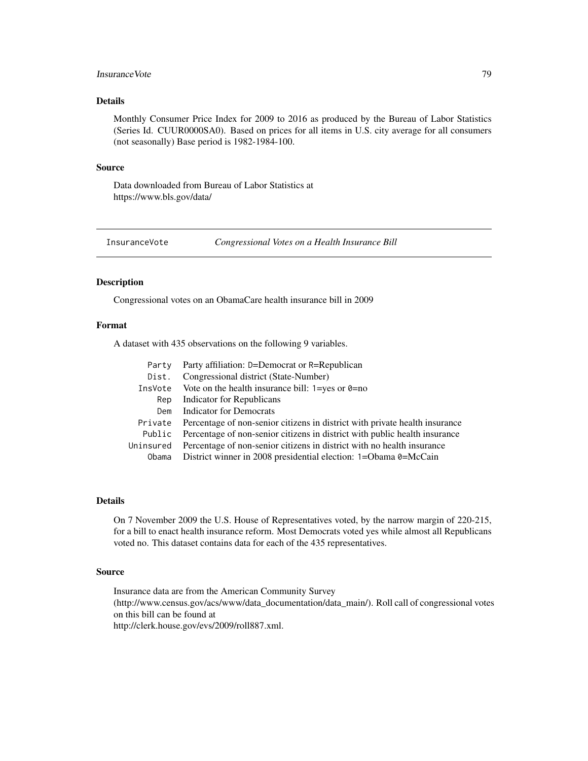### Details

Monthly Consumer Price Index for 2009 to 2016 as produced by the Bureau of Labor Statistics (Series Id. CUUR0000SA0). Based on prices for all items in U.S. city average for all consumers (not seasonally) Base period is 1982-1984-100.

### Source

Data downloaded from Bureau of Labor Statistics at
https://www.bls.gov/data/

---

## InsuranceVote — *Congressional Votes on a Health Insurance Bill*

---

### Description

Congressional votes on an ObamaCare health insurance bill in 2009

### Format

A dataset with 435 observations on the following 9 variables.

| | |
|---|---|
| `Party` | Party affiliation: `D`=Democrat or `R`=Republican |
| `Dist.` | Congressional district (State-Number) |
| `InsVote` | Vote on the health insurance bill: `1`=yes or `0`=no |
| `Rep` | Indicator for Republicans |
| `Dem` | Indicator for Democrats |
| `Private` | Percentage of non-senior citizens in district with private health insurance |
| `Public` | Percentage of non-senior citizens in district with public health insurance |
| `Uninsured` | Percentage of non-senior citizens in district with no health insurance |
| `Obama` | District winner in 2008 presidential election: `1`=Obama `0`=McCain |

### Details

On 7 November 2009 the U.S. House of Representatives voted, by the narrow margin of 220-215, for a bill to enact health insurance reform. Most Democrats voted yes while almost all Republicans voted no. This dataset contains data for each of the 435 representatives.

### Source

Insurance data are from the American Community Survey
(http://www.census.gov/acs/www/data_documentation/data_main/). Roll call of congressional votes on this bill can be found at
http://clerk.house.gov/evs/2009/roll887.xml.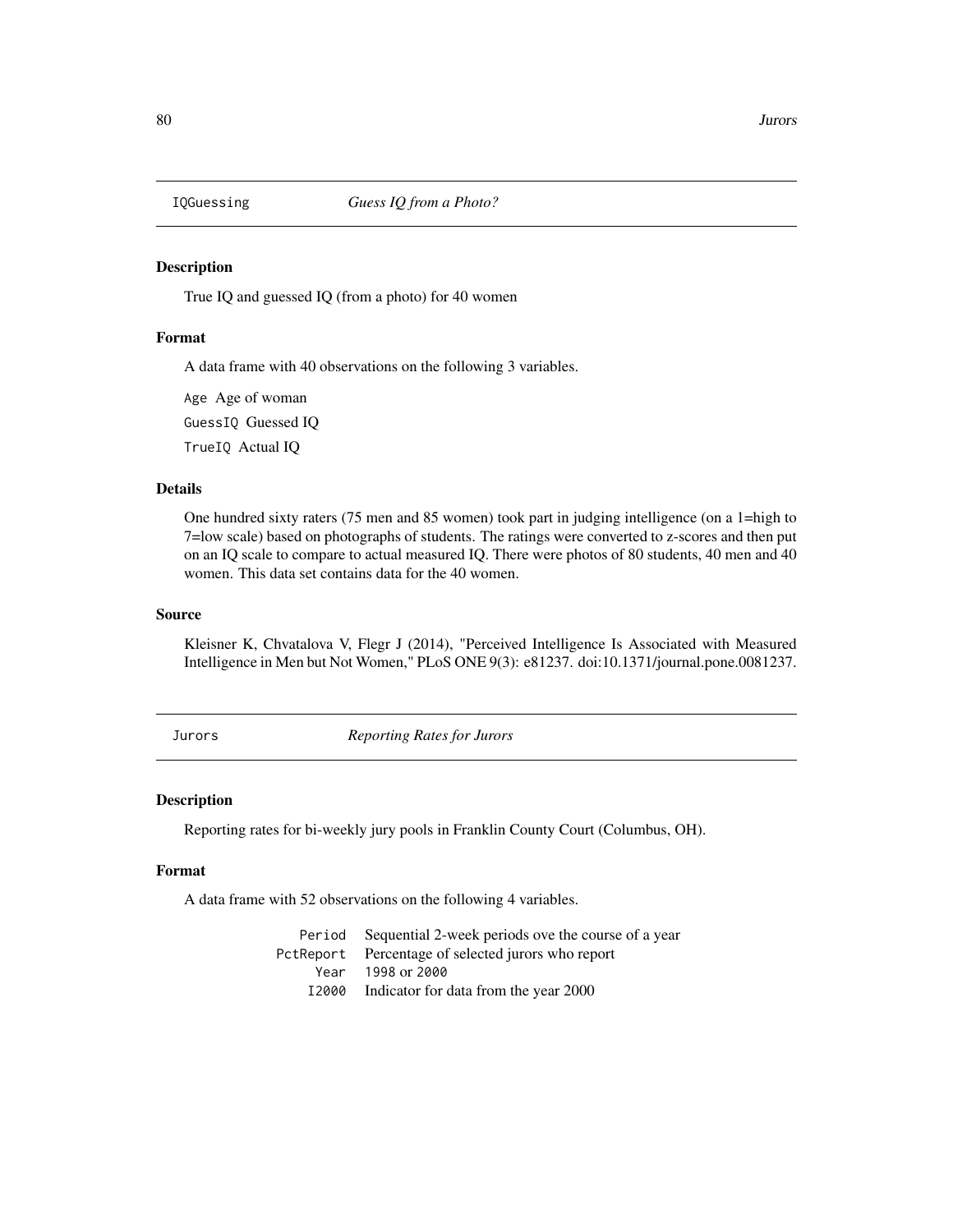## IQGuessing *Guess IQ from a Photo?*

### Description

True IQ and guessed IQ (from a photo) for 40 women

### Format

A data frame with 40 observations on the following 3 variables.

`Age` Age of woman

`GuessIQ` Guessed IQ

`TrueIQ` Actual IQ

### Details

One hundred sixty raters (75 men and 85 women) took part in judging intelligence (on a 1=high to 7=low scale) based on photographs of students. The ratings were converted to z-scores and then put on an IQ scale to compare to actual measured IQ. There were photos of 80 students, 40 men and 40 women. This data set contains data for the 40 women.

### Source

Kleisner K, Chvatalova V, Flegr J (2014), "Perceived Intelligence Is Associated with Measured Intelligence in Men but Not Women," PLoS ONE 9(3): e81237. doi:10.1371/journal.pone.0081237.

## Jurors *Reporting Rates for Jurors*

### Description

Reporting rates for bi-weekly jury pools in Franklin County Court (Columbus, OH).

### Format

A data frame with 52 observations on the following 4 variables.

| | |
|---|---|
| `Period` | Sequential 2-week periods ove the course of a year |
| `PctReport` | Percentage of selected jurors who report |
| `Year` | `1998` or `2000` |
| `I2000` | Indicator for data from the year 2000 |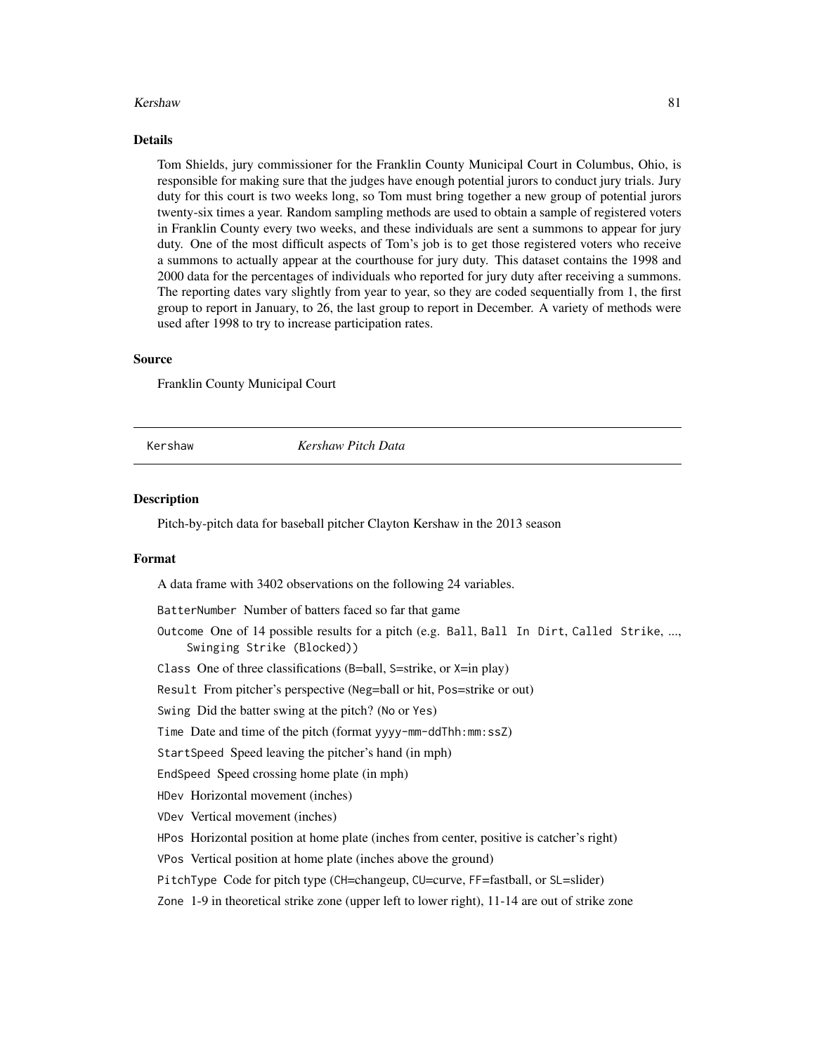## Details

Tom Shields, jury commissioner for the Franklin County Municipal Court in Columbus, Ohio, is responsible for making sure that the judges have enough potential jurors to conduct jury trials. Jury duty for this court is two weeks long, so Tom must bring together a new group of potential jurors twenty-six times a year. Random sampling methods are used to obtain a sample of registered voters in Franklin County every two weeks, and these individuals are sent a summons to appear for jury duty. One of the most difficult aspects of Tom's job is to get those registered voters who receive a summons to actually appear at the courthouse for jury duty. This dataset contains the 1998 and 2000 data for the percentages of individuals who reported for jury duty after receiving a summons. The reporting dates vary slightly from year to year, so they are coded sequentially from 1, the first group to report in January, to 26, the last group to report in December. A variety of methods were used after 1998 to try to increase participation rates.

## Source

Franklin County Municipal Court

---

Kershaw *Kershaw Pitch Data*

---

## Description

Pitch-by-pitch data for baseball pitcher Clayton Kershaw in the 2013 season

## Format

A data frame with 3402 observations on the following 24 variables.

- `BatterNumber` Number of batters faced so far that game
- `Outcome` One of 14 possible results for a pitch (e.g. `Ball`, `Ball In Dirt`, `Called Strike`, ..., `Swinging Strike (Blocked)`)
- `Class` One of three classifications (`B`=ball, `S`=strike, or `X`=in play)
- `Result` From pitcher's perspective (`Neg`=ball or hit, `Pos`=strike or out)
- `Swing` Did the batter swing at the pitch? (`No` or `Yes`)
- `Time` Date and time of the pitch (format `yyyy-mm-ddThh:mm:ssZ`)
- `StartSpeed` Speed leaving the pitcher's hand (in mph)
- `EndSpeed` Speed crossing home plate (in mph)
- `HDev` Horizontal movement (inches)
- `VDev` Vertical movement (inches)
- `HPos` Horizontal position at home plate (inches from center, positive is catcher's right)
- `VPos` Vertical position at home plate (inches above the ground)
- `PitchType` Code for pitch type (`CH`=changeup, `CU`=curve, `FF`=fastball, or `SL`=slider)
- `Zone` 1-9 in theoretical strike zone (upper left to lower right), 11-14 are out of strike zone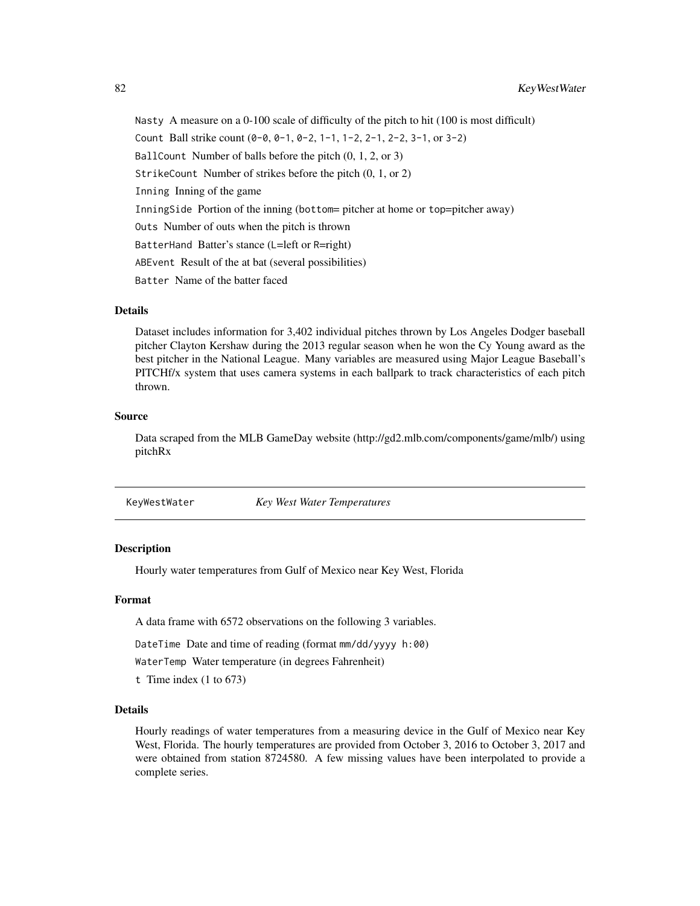`Nasty` A measure on a 0-100 scale of difficulty of the pitch to hit (100 is most difficult)

`Count` Ball strike count (`0-0`, `0-1`, `0-2`, `1-1`, `1-2`, `2-1`, `2-2`, `3-1`, or `3-2`)

`BallCount` Number of balls before the pitch (0, 1, 2, or 3)

`StrikeCount` Number of strikes before the pitch (0, 1, or 2)

`Inning` Inning of the game

`InningSide` Portion of the inning (`bottom`= pitcher at home or `top`=pitcher away)

`Outs` Number of outs when the pitch is thrown

`BatterHand` Batter's stance (`L`=left or `R`=right)

`ABEvent` Result of the at bat (several possibilities)

`Batter` Name of the batter faced

### Details

Dataset includes information for 3,402 individual pitches thrown by Los Angeles Dodger baseball pitcher Clayton Kershaw during the 2013 regular season when he won the Cy Young award as the best pitcher in the National League. Many variables are measured using Major League Baseball's PITCHf/x system that uses camera systems in each ballpark to track characteristics of each pitch thrown.

### Source

Data scraped from the MLB GameDay website (http://gd2.mlb.com/components/game/mlb/) using pitchRx

---

## `KeyWestWater` *Key West Water Temperatures*

---

### Description

Hourly water temperatures from Gulf of Mexico near Key West, Florida

### Format

A data frame with 6572 observations on the following 3 variables.

`DateTime` Date and time of reading (format `mm/dd/yyyy h:00`)

`WaterTemp` Water temperature (in degrees Fahrenheit)

`t` Time index (1 to 673)

### Details

Hourly readings of water temperatures from a measuring device in the Gulf of Mexico near Key West, Florida. The hourly temperatures are provided from October 3, 2016 to October 3, 2017 and were obtained from station 8724580. A few missing values have been interpolated to provide a complete series.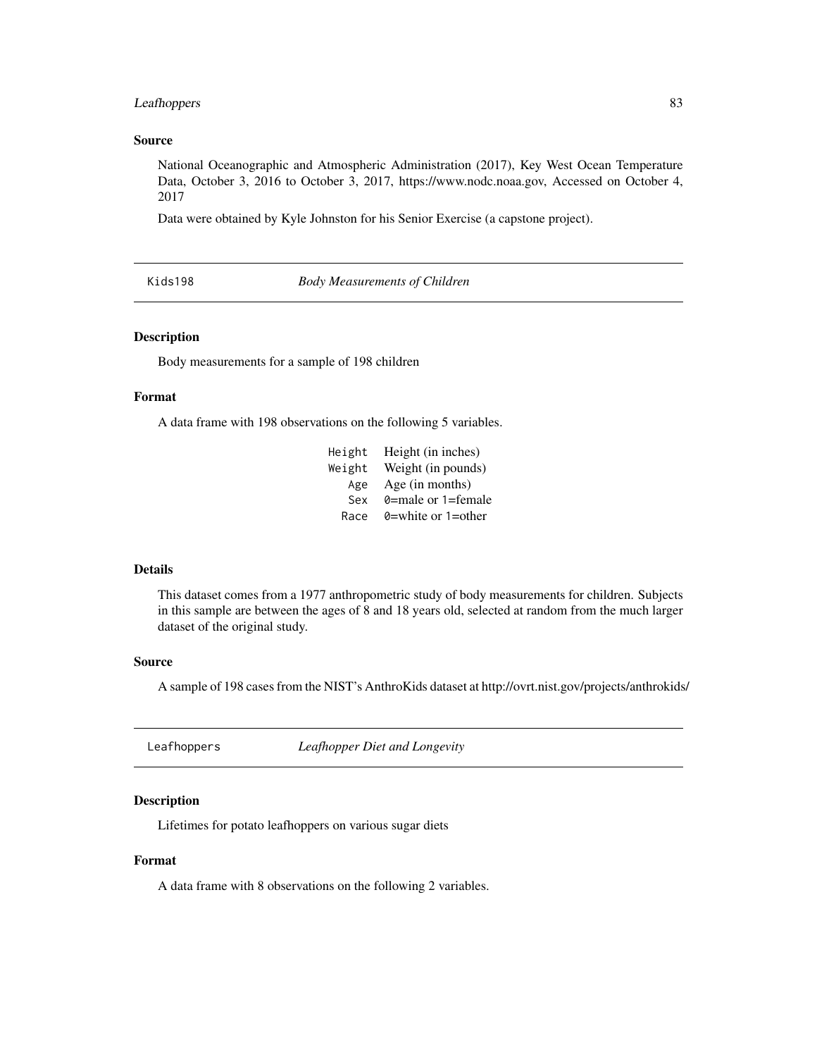### Source

National Oceanographic and Atmospheric Administration (2017), Key West Ocean Temperature Data, October 3, 2016 to October 3, 2017, https://www.nodc.noaa.gov, Accessed on October 4, 2017

Data were obtained by Kyle Johnston for his Senior Exercise (a capstone project).

---

## Kids198 — *Body Measurements of Children*

### Description

Body measurements for a sample of 198 children

### Format

A data frame with 198 observations on the following 5 variables.

| | |
|---|---|
| `Height` | Height (in inches) |
| `Weight` | Weight (in pounds) |
| `Age` | Age (in months) |
| `Sex` | `0`=male or `1`=female |
| `Race` | `0`=white or `1`=other |

### Details

This dataset comes from a 1977 anthropometric study of body measurements for children. Subjects in this sample are between the ages of 8 and 18 years old, selected at random from the much larger dataset of the original study.

### Source

A sample of 198 cases from the NIST's AnthroKids dataset at http://ovrt.nist.gov/projects/anthrokids/

---

## Leafhoppers — *Leafhopper Diet and Longevity*

### Description

Lifetimes for potato leafhoppers on various sugar diets

### Format

A data frame with 8 observations on the following 2 variables.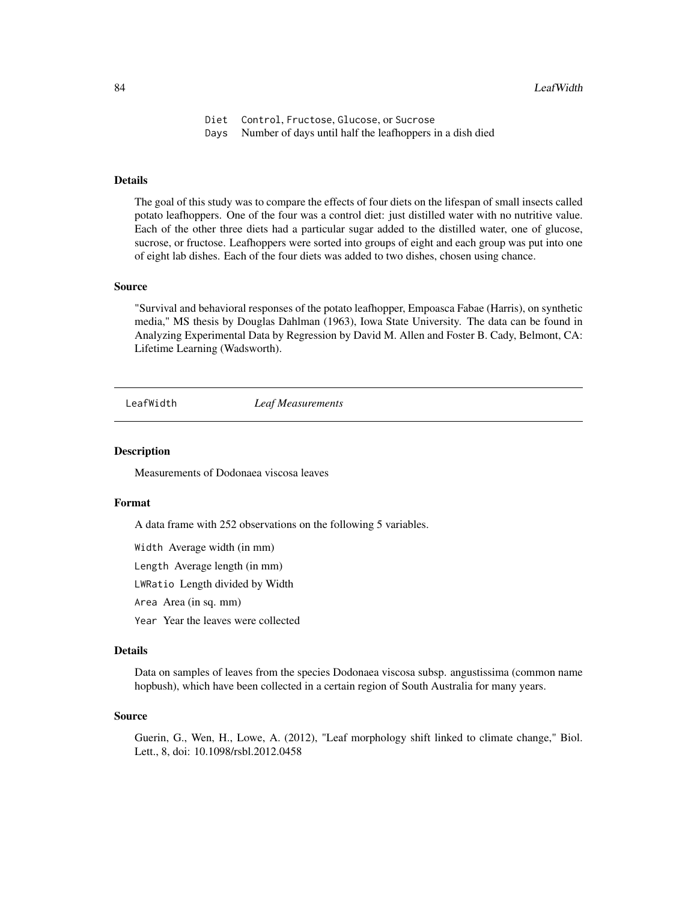Diet Control, Fructose, Glucose, or Sucrose
Days Number of days until half the leafhoppers in a dish died

### Details

The goal of this study was to compare the effects of four diets on the lifespan of small insects called potato leafhoppers. One of the four was a control diet: just distilled water with no nutritive value. Each of the other three diets had a particular sugar added to the distilled water, one of glucose, sucrose, or fructose. Leafhoppers were sorted into groups of eight and each group was put into one of eight lab dishes. Each of the four diets was added to two dishes, chosen using chance.

### Source

"Survival and behavioral responses of the potato leafhopper, Empoasca Fabae (Harris), on synthetic media," MS thesis by Douglas Dahlman (1963), Iowa State University. The data can be found in Analyzing Experimental Data by Regression by David M. Allen and Foster B. Cady, Belmont, CA: Lifetime Learning (Wadsworth).

---

## LeafWidth *Leaf Measurements*

---

### Description

Measurements of Dodonaea viscosa leaves

### Format

A data frame with 252 observations on the following 5 variables.

Width Average width (in mm)

Length Average length (in mm)

LWRatio Length divided by Width

Area Area (in sq. mm)

Year Year the leaves were collected

### Details

Data on samples of leaves from the species Dodonaea viscosa subsp. angustissima (common name hopbush), which have been collected in a certain region of South Australia for many years.

### Source

Guerin, G., Wen, H., Lowe, A. (2012), "Leaf morphology shift linked to climate change," Biol. Lett., 8, doi: 10.1098/rsbl.2012.0458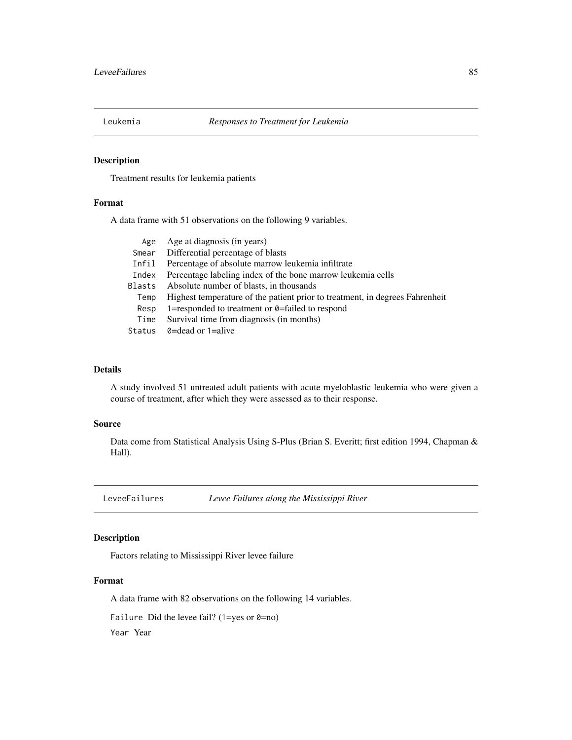## Leukemia *Responses to Treatment for Leukemia*

### Description

Treatment results for leukemia patients

### Format

A data frame with 51 observations on the following 9 variables.

| | |
|---|---|
| `Age` | Age at diagnosis (in years) |
| `Smear` | Differential percentage of blasts |
| `Infil` | Percentage of absolute marrow leukemia infiltrate |
| `Index` | Percentage labeling index of the bone marrow leukemia cells |
| `Blasts` | Absolute number of blasts, in thousands |
| `Temp` | Highest temperature of the patient prior to treatment, in degrees Fahrenheit |
| `Resp` | `1`=responded to treatment or `0`=failed to respond |
| `Time` | Survival time from diagnosis (in months) |
| `Status` | `0`=dead or `1`=alive |

### Details

A study involved 51 untreated adult patients with acute myeloblastic leukemia who were given a course of treatment, after which they were assessed as to their response.

### Source

Data come from Statistical Analysis Using S-Plus (Brian S. Everitt; first edition 1994, Chapman & Hall).

## LeveeFailures *Levee Failures along the Mississippi River*

### Description

Factors relating to Mississippi River levee failure

### Format

A data frame with 82 observations on the following 14 variables.

`Failure` Did the levee fail? (`1`=yes or `0`=no)

`Year` Year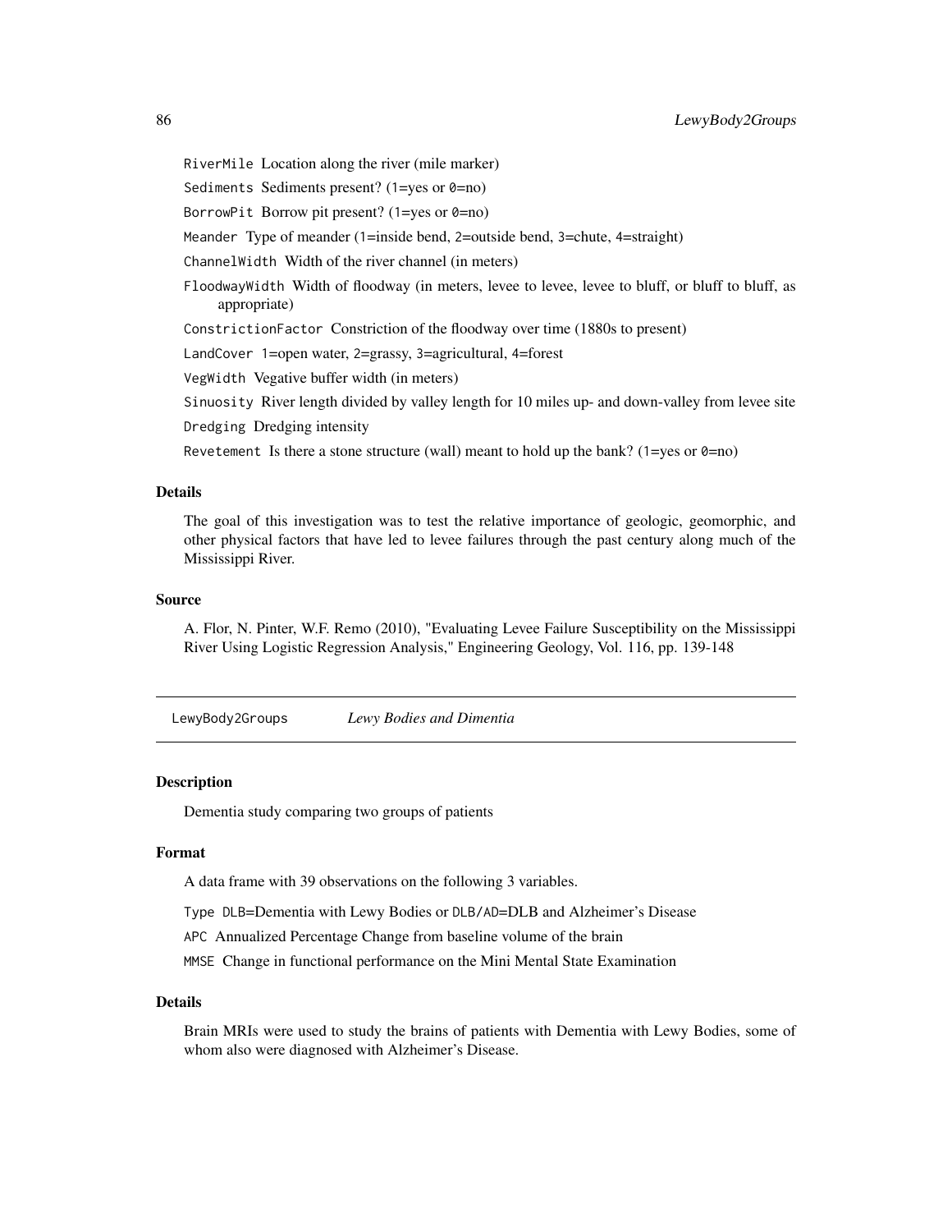`RiverMile` Location along the river (mile marker)

`Sediments` Sediments present? (1=yes or 0=no)

`BorrowPit` Borrow pit present? (1=yes or 0=no)

`Meander` Type of meander (1=inside bend, 2=outside bend, 3=chute, 4=straight)

`ChannelWidth` Width of the river channel (in meters)

`FloodwayWidth` Width of floodway (in meters, levee to levee, levee to bluff, or bluff to bluff, as appropriate)

`ConstrictionFactor` Constriction of the floodway over time (1880s to present)

`LandCover` 1=open water, 2=grassy, 3=agricultural, 4=forest

`VegWidth` Vegative buffer width (in meters)

`Sinuosity` River length divided by valley length for 10 miles up- and down-valley from levee site

`Dredging` Dredging intensity

`Revetement` Is there a stone structure (wall) meant to hold up the bank? (1=yes or 0=no)

### Details

The goal of this investigation was to test the relative importance of geologic, geomorphic, and other physical factors that have led to levee failures through the past century along much of the Mississippi River.

### Source

A. Flor, N. Pinter, W.F. Remo (2010), "Evaluating Levee Failure Susceptibility on the Mississippi River Using Logistic Regression Analysis," Engineering Geology, Vol. 116, pp. 139-148

---

## `LewyBody2Groups` *Lewy Bodies and Dimentia*

### Description

Dementia study comparing two groups of patients

### Format

A data frame with 39 observations on the following 3 variables.

`Type` `DLB`=Dementia with Lewy Bodies or `DLB/AD`=DLB and Alzheimer's Disease

`APC` Annualized Percentage Change from baseline volume of the brain

`MMSE` Change in functional performance on the Mini Mental State Examination

### Details

Brain MRIs were used to study the brains of patients with Dementia with Lewy Bodies, some of whom also were diagnosed with Alzheimer's Disease.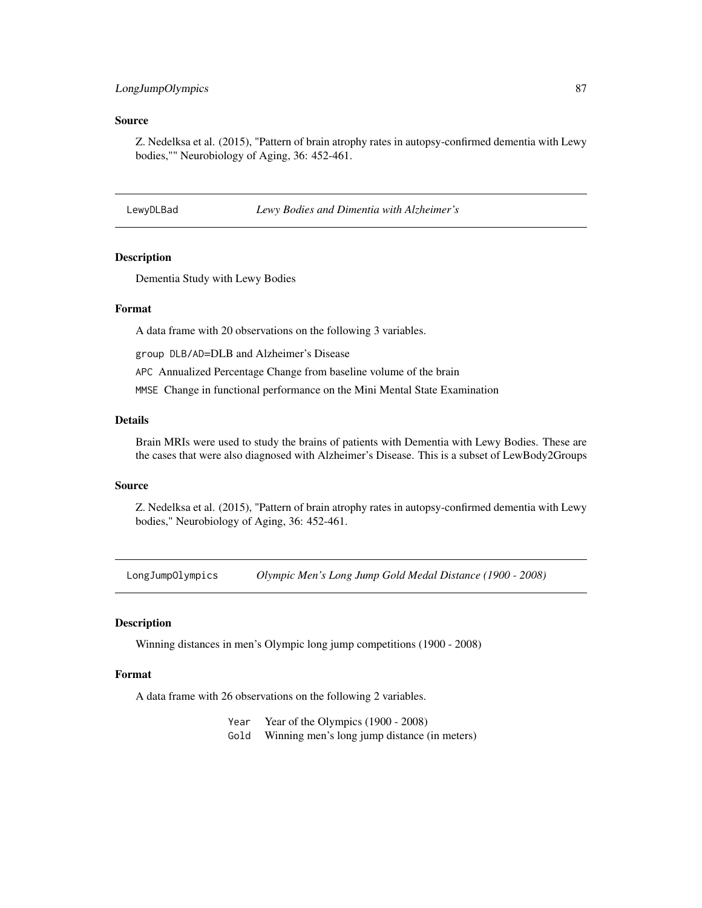## Source

Z. Nedelksa et al. (2015), "Pattern of brain atrophy rates in autopsy-confirmed dementia with Lewy bodies,"" Neurobiology of Aging, 36: 452-461.

---

## LewyDLBad — *Lewy Bodies and Dimentia with Alzheimer's*

### Description

Dementia Study with Lewy Bodies

### Format

A data frame with 20 observations on the following 3 variables.

`group` `DLB/AD`=DLB and Alzheimer's Disease

`APC` Annualized Percentage Change from baseline volume of the brain

`MMSE` Change in functional performance on the Mini Mental State Examination

### Details

Brain MRIs were used to study the brains of patients with Dementia with Lewy Bodies. These are the cases that were also diagnosed with Alzheimer's Disease. This is a subset of LewBody2Groups

### Source

Z. Nedelksa et al. (2015), "Pattern of brain atrophy rates in autopsy-confirmed dementia with Lewy bodies," Neurobiology of Aging, 36: 452-461.

---

## LongJumpOlympics — *Olympic Men's Long Jump Gold Medal Distance (1900 - 2008)*

### Description

Winning distances in men's Olympic long jump competitions (1900 - 2008)

### Format

A data frame with 26 observations on the following 2 variables.

`Year` Year of the Olympics (1900 - 2008)

`Gold` Winning men's long jump distance (in meters)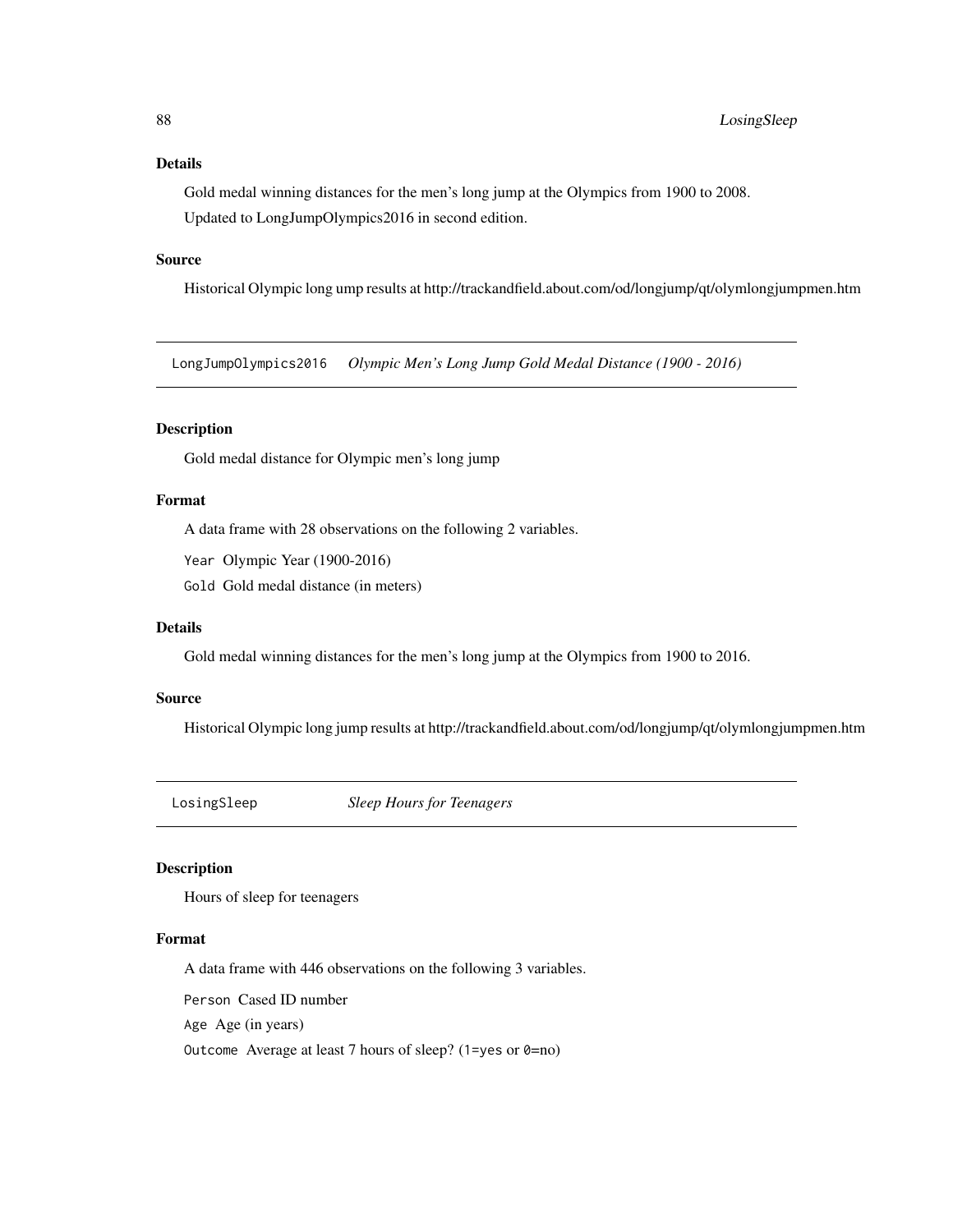### Details

Gold medal winning distances for the men's long jump at the Olympics from 1900 to 2008.

Updated to LongJumpOlympics2016 in second edition.

### Source

Historical Olympic long ump results at http://trackandfield.about.com/od/longjump/qt/olymlongjumpmen.htm

---

## LongJumpOlympics2016 *Olympic Men's Long Jump Gold Medal Distance (1900 - 2016)*

---

### Description

Gold medal distance for Olympic men's long jump

### Format

A data frame with 28 observations on the following 2 variables.

`Year` Olympic Year (1900-2016)

`Gold` Gold medal distance (in meters)

### Details

Gold medal winning distances for the men's long jump at the Olympics from 1900 to 2016.

### Source

Historical Olympic long jump results at http://trackandfield.about.com/od/longjump/qt/olymlongjumpmen.htm

---

## LosingSleep *Sleep Hours for Teenagers*

---

### Description

Hours of sleep for teenagers

### Format

A data frame with 446 observations on the following 3 variables.

`Person` Cased ID number

`Age` Age (in years)

`Outcome` Average at least 7 hours of sleep? (`1`=`yes` or `0`=`no`)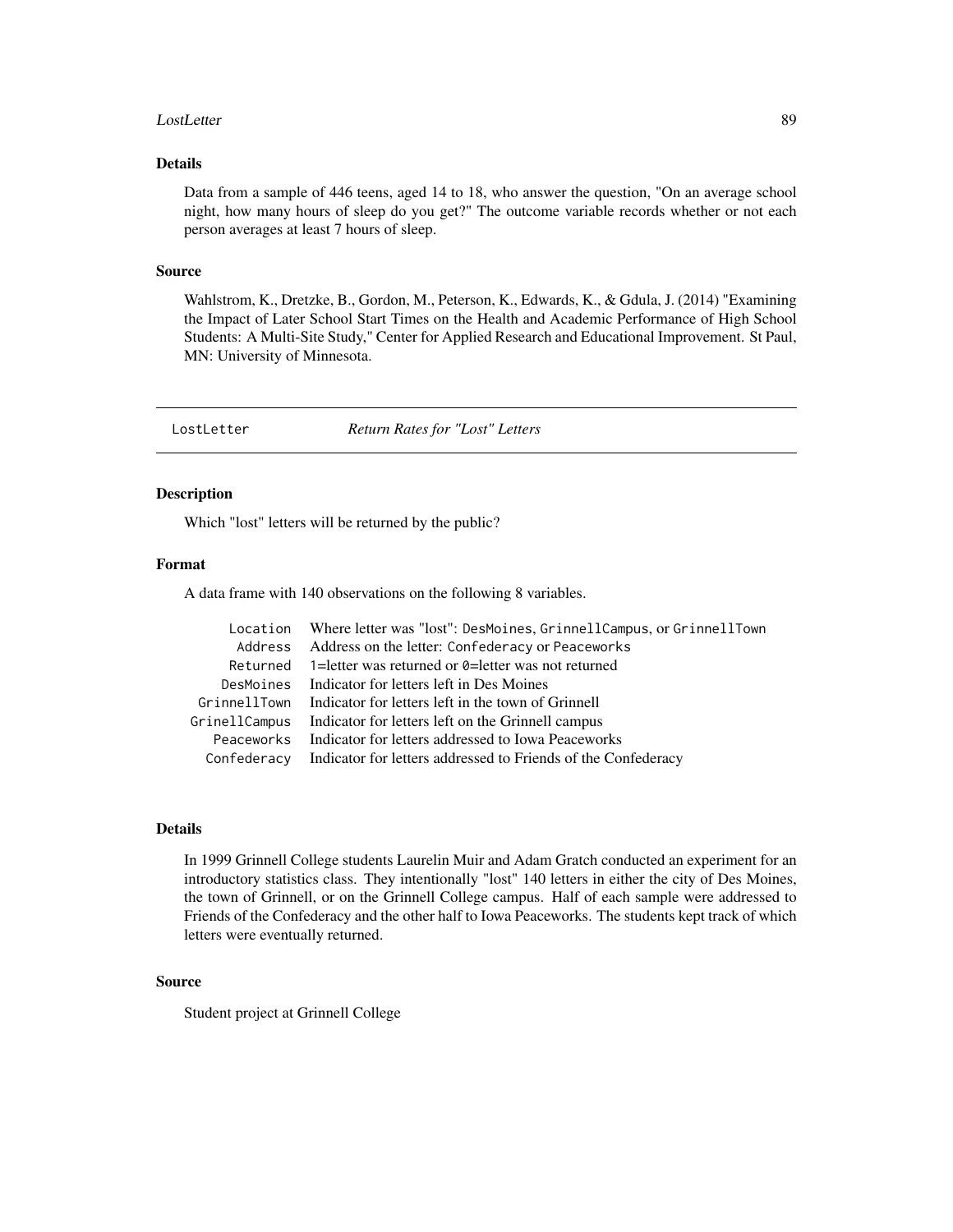### Details

Data from a sample of 446 teens, aged 14 to 18, who answer the question, "On an average school night, how many hours of sleep do you get?" The outcome variable records whether or not each person averages at least 7 hours of sleep.

### Source

Wahlstrom, K., Dretzke, B., Gordon, M., Peterson, K., Edwards, K., & Gdula, J. (2014) "Examining the Impact of Later School Start Times on the Health and Academic Performance of High School Students: A Multi-Site Study," Center for Applied Research and Educational Improvement. St Paul, MN: University of Minnesota.

---

## LostLetter — *Return Rates for "Lost" Letters*

---

### Description

Which "lost" letters will be returned by the public?

### Format

A data frame with 140 observations on the following 8 variables.

| | |
|---|---|
| `Location` | Where letter was "lost": `DesMoines`, `GrinnellCampus`, or `GrinnellTown` |
| `Address` | Address on the letter: `Confederacy` or `Peaceworks` |
| `Returned` | `1`=letter was returned or `0`=letter was not returned |
| `DesMoines` | Indicator for letters left in Des Moines |
| `GrinnellTown` | Indicator for letters left in the town of Grinnell |
| `GrinellCampus` | Indicator for letters left on the Grinnell campus |
| `Peaceworks` | Indicator for letters addressed to Iowa Peaceworks |
| `Confederacy` | Indicator for letters addressed to Friends of the Confederacy |

### Details

In 1999 Grinnell College students Laurelin Muir and Adam Gratch conducted an experiment for an introductory statistics class. They intentionally "lost" 140 letters in either the city of Des Moines, the town of Grinnell, or on the Grinnell College campus. Half of each sample were addressed to Friends of the Confederacy and the other half to Iowa Peaceworks. The students kept track of which letters were eventually returned.

### Source

Student project at Grinnell College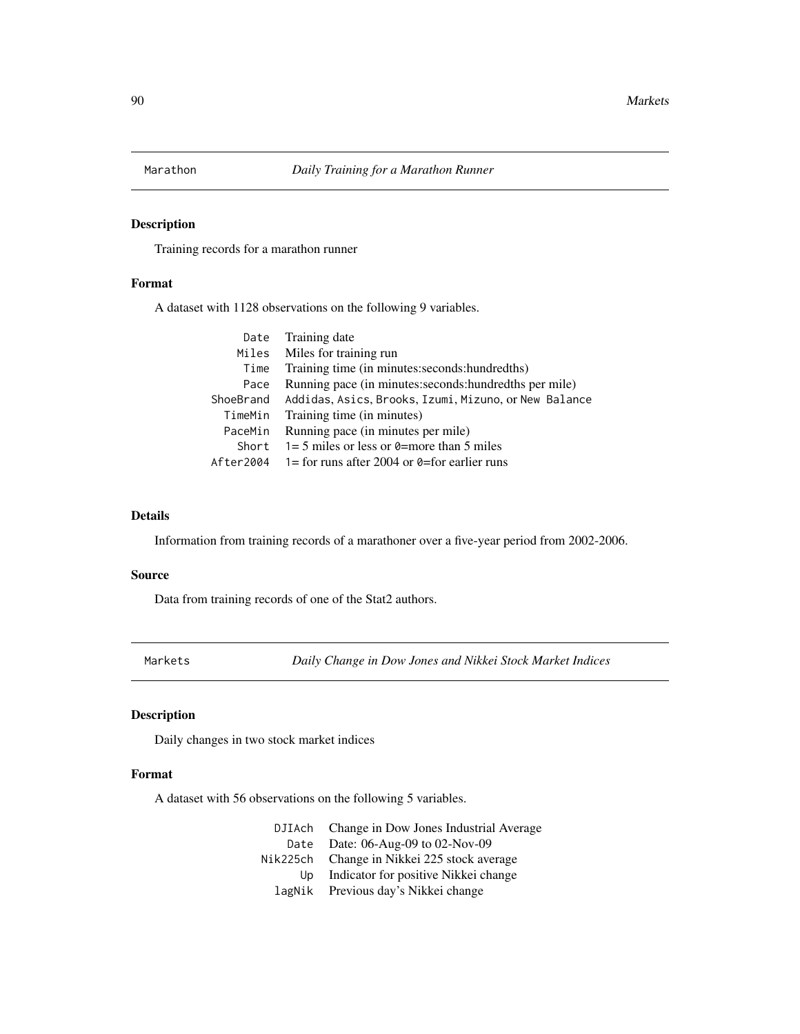## Marathon *Daily Training for a Marathon Runner*

### Description

Training records for a marathon runner

### Format

A dataset with 1128 observations on the following 9 variables.

| | |
|---|---|
| `Date` | Training date |
| `Miles` | Miles for training run |
| `Time` | Training time (in minutes:seconds:hundredths) |
| `Pace` | Running pace (in minutes:seconds:hundredths per mile) |
| `ShoeBrand` | `Addidas`, `Asics`, `Brooks`, `Izumi`, `Mizuno`, or `New Balance` |
| `TimeMin` | Training time (in minutes) |
| `PaceMin` | Running pace (in minutes per mile) |
| `Short` | 1= 5 miles or less or 0=more than 5 miles |
| `After2004` | 1= for runs after 2004 or 0=for earlier runs |

### Details

Information from training records of a marathoner over a five-year period from 2002-2006.

### Source

Data from training records of one of the Stat2 authors.

## Markets *Daily Change in Dow Jones and Nikkei Stock Market Indices*

### Description

Daily changes in two stock market indices

### Format

A dataset with 56 observations on the following 5 variables.

| | |
|---|---|
| `DJIAch` | Change in Dow Jones Industrial Average |
| `Date` | Date: 06-Aug-09 to 02-Nov-09 |
| `Nik225ch` | Change in Nikkei 225 stock average |
| `Up` | Indicator for positive Nikkei change |
| `lagNik` | Previous day's Nikkei change |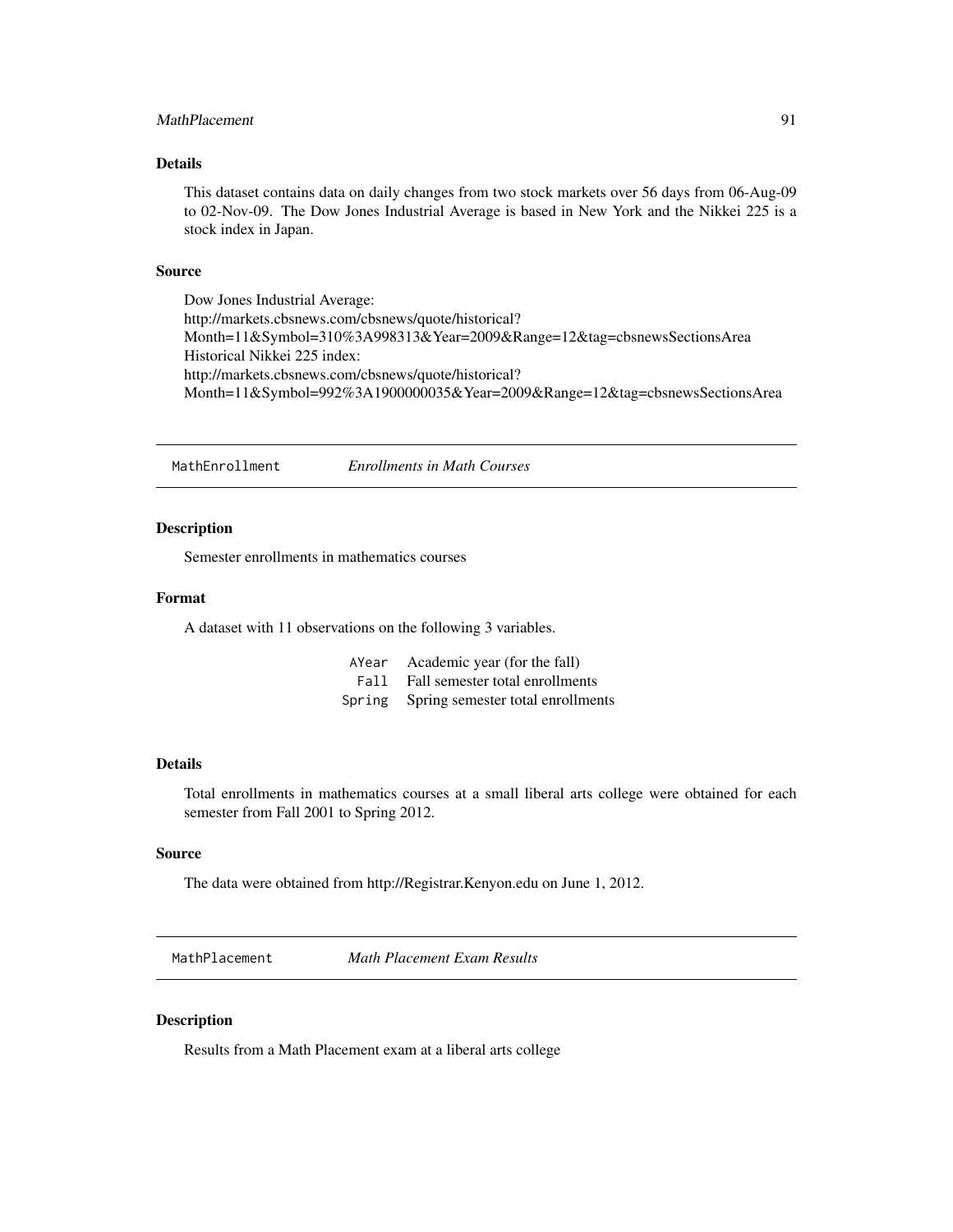### Details

This dataset contains data on daily changes from two stock markets over 56 days from 06-Aug-09 to 02-Nov-09. The Dow Jones Industrial Average is based in New York and the Nikkei 225 is a stock index in Japan.

### Source

Dow Jones Industrial Average:
http://markets.cbsnews.com/cbsnews/quote/historical?Month=11&Symbol=310%3A998313&Year=2009&Range=12&tag=cbsnewsSectionsArea
Historical Nikkei 225 index:
http://markets.cbsnews.com/cbsnews/quote/historical?Month=11&Symbol=992%3A1900000035&Year=2009&Range=12&tag=cbsnewsSectionsArea

---

## MathEnrollment *Enrollments in Math Courses*

### Description

Semester enrollments in mathematics courses

### Format

A dataset with 11 observations on the following 3 variables.

| | |
|---|---|
| `AYear` | Academic year (for the fall) |
| `Fall` | Fall semester total enrollments |
| `Spring` | Spring semester total enrollments |

### Details

Total enrollments in mathematics courses at a small liberal arts college were obtained for each semester from Fall 2001 to Spring 2012.

### Source

The data were obtained from http://Registrar.Kenyon.edu on June 1, 2012.

---

## MathPlacement *Math Placement Exam Results*

### Description

Results from a Math Placement exam at a liberal arts college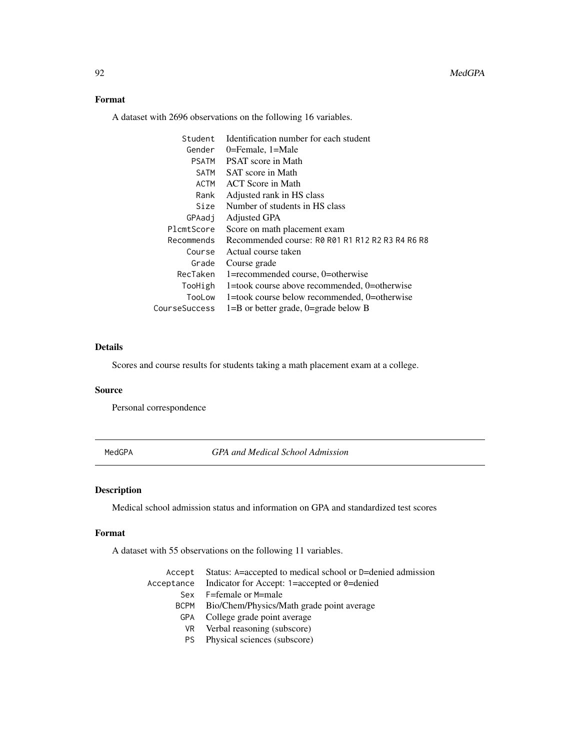### Format

A dataset with 2696 observations on the following 16 variables.

| | |
|---|---|
| `Student` | Identification number for each student |
| `Gender` | 0=Female, 1=Male |
| `PSATM` | PSAT score in Math |
| `SATM` | SAT score in Math |
| `ACTM` | ACT Score in Math |
| `Rank` | Adjusted rank in HS class |
| `Size` | Number of students in HS class |
| `GPAadj` | Adjusted GPA |
| `PlcmtScore` | Score on math placement exam |
| `Recommends` | Recommended course: `R0 R01 R1 R12 R2 R3 R4 R6 R8` |
| `Course` | Actual course taken |
| `Grade` | Course grade |
| `RecTaken` | 1=recommended course, 0=otherwise |
| `TooHigh` | 1=took course above recommended, 0=otherwise |
| `TooLow` | 1=took course below recommended, 0=otherwise |
| `CourseSuccess` | 1=B or better grade, 0=grade below B |

### Details

Scores and course results for students taking a math placement exam at a college.

### Source

Personal correspondence

---

## `MedGPA` *GPA and Medical School Admission*

---

### Description

Medical school admission status and information on GPA and standardized test scores

### Format

A dataset with 55 observations on the following 11 variables.

| | |
|---|---|
| `Accept` | Status: `A`=accepted to medical school or `D`=denied admission |
| `Acceptance` | Indicator for Accept: `1`=accepted or `0`=denied |
| `Sex` | `F`=female or `M`=male |
| `BCPM` | Bio/Chem/Physics/Math grade point average |
| `GPA` | College grade point average |
| `VR` | Verbal reasoning (subscore) |
| `PS` | Physical sciences (subscore) |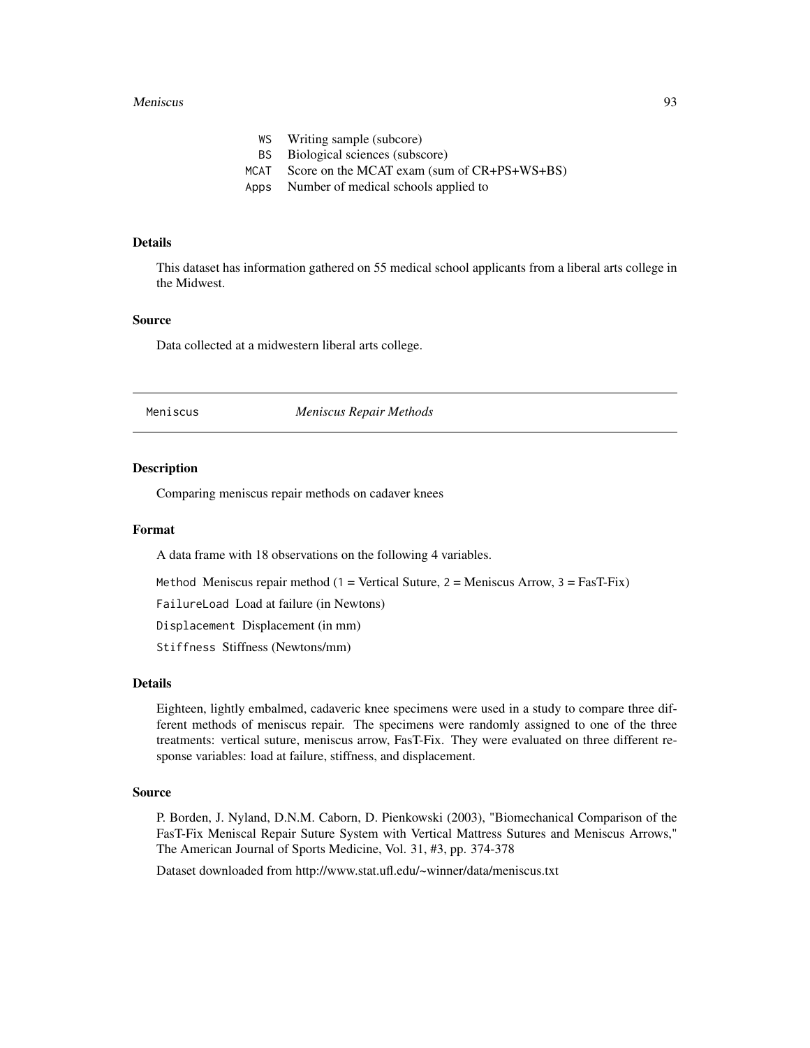WS Writing sample (subcore)
BS Biological sciences (subscore)
MCAT Score on the MCAT exam (sum of CR+PS+WS+BS)
Apps Number of medical schools applied to

### Details

This dataset has information gathered on 55 medical school applicants from a liberal arts college in the Midwest.

### Source

Data collected at a midwestern liberal arts college.

---

## Meniscus *Meniscus Repair Methods*

---

### Description

Comparing meniscus repair methods on cadaver knees

### Format

A data frame with 18 observations on the following 4 variables.

`Method` Meniscus repair method (1 = Vertical Suture, 2 = Meniscus Arrow, 3 = FasT-Fix)

`FailureLoad` Load at failure (in Newtons)

`Displacement` Displacement (in mm)

`Stiffness` Stiffness (Newtons/mm)

### Details

Eighteen, lightly embalmed, cadaveric knee specimens were used in a study to compare three different methods of meniscus repair. The specimens were randomly assigned to one of the three treatments: vertical suture, meniscus arrow, FasT-Fix. They were evaluated on three different response variables: load at failure, stiffness, and displacement.

### Source

P. Borden, J. Nyland, D.N.M. Caborn, D. Pienkowski (2003), "Biomechanical Comparison of the FasT-Fix Meniscal Repair Suture System with Vertical Mattress Sutures and Meniscus Arrows," The American Journal of Sports Medicine, Vol. 31, #3, pp. 374-378

Dataset downloaded from http://www.stat.ufl.edu/~winner/data/meniscus.txt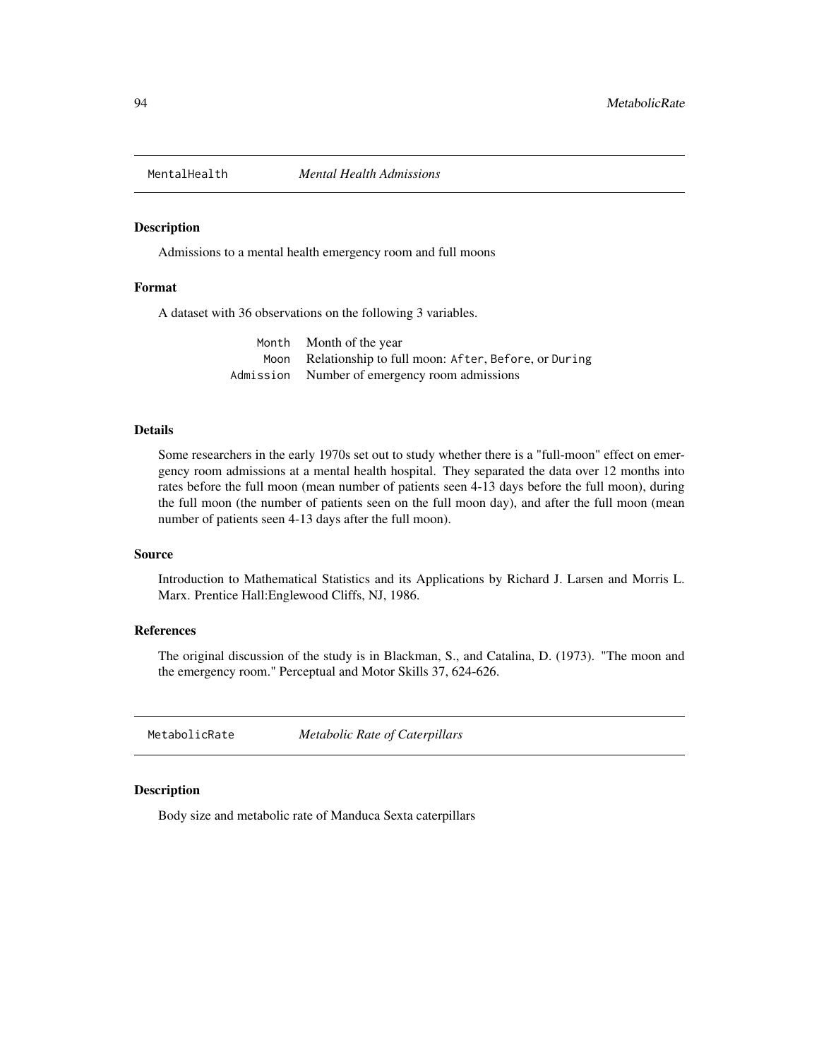## MentalHealth *Mental Health Admissions*

### Description

Admissions to a mental health emergency room and full moons

### Format

A dataset with 36 observations on the following 3 variables.

| | |
|---|---|
| `Month` | Month of the year |
| `Moon` | Relationship to full moon: `After`, `Before`, or `During` |
| `Admission` | Number of emergency room admissions |

### Details

Some researchers in the early 1970s set out to study whether there is a "full-moon" effect on emergency room admissions at a mental health hospital. They separated the data over 12 months into rates before the full moon (mean number of patients seen 4-13 days before the full moon), during the full moon (the number of patients seen on the full moon day), and after the full moon (mean number of patients seen 4-13 days after the full moon).

### Source

Introduction to Mathematical Statistics and its Applications by Richard J. Larsen and Morris L. Marx. Prentice Hall:Englewood Cliffs, NJ, 1986.

### References

The original discussion of the study is in Blackman, S., and Catalina, D. (1973). "The moon and the emergency room." Perceptual and Motor Skills 37, 624-626.

## MetabolicRate *Metabolic Rate of Caterpillars*

### Description

Body size and metabolic rate of Manduca Sexta caterpillars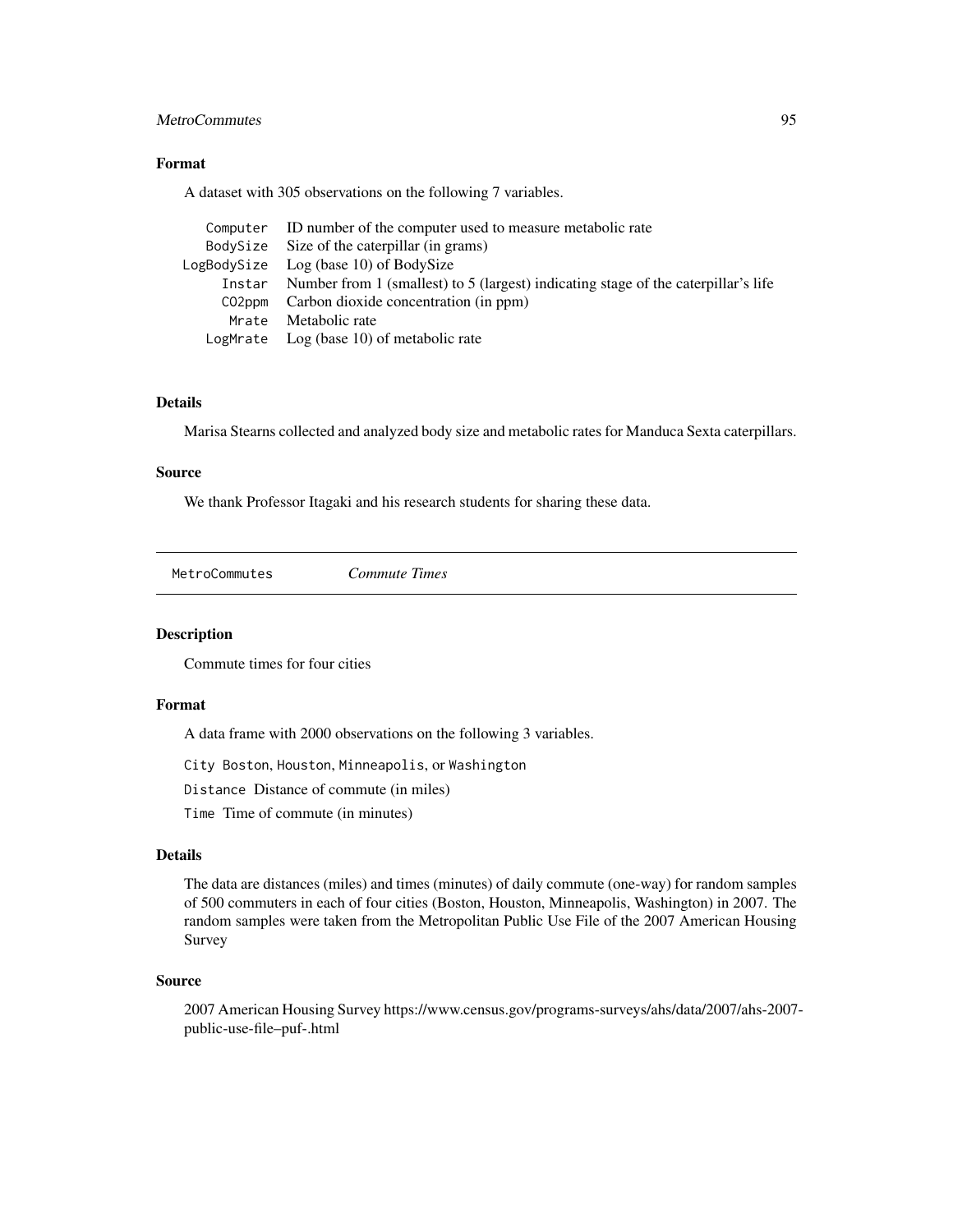### Format

A dataset with 305 observations on the following 7 variables.

| | |
|---|---|
| `Computer` | ID number of the computer used to measure metabolic rate |
| `BodySize` | Size of the caterpillar (in grams) |
| `LogBodySize` | Log (base 10) of BodySize |
| `Instar` | Number from 1 (smallest) to 5 (largest) indicating stage of the caterpillar's life |
| `CO2ppm` | Carbon dioxide concentration (in ppm) |
| `Mrate` | Metabolic rate |
| `LogMrate` | Log (base 10) of metabolic rate |

### Details

Marisa Stearns collected and analyzed body size and metabolic rates for Manduca Sexta caterpillars.

### Source

We thank Professor Itagaki and his research students for sharing these data.

---

## `MetroCommutes` *Commute Times*

---

### Description

Commute times for four cities

### Format

A data frame with 2000 observations on the following 3 variables.

`City` `Boston`, `Houston`, `Minneapolis`, or `Washington`

`Distance` Distance of commute (in miles)

`Time` Time of commute (in minutes)

### Details

The data are distances (miles) and times (minutes) of daily commute (one-way) for random samples of 500 commuters in each of four cities (Boston, Houston, Minneapolis, Washington) in 2007. The random samples were taken from the Metropolitan Public Use File of the 2007 American Housing Survey

### Source

2007 American Housing Survey https://www.census.gov/programs-surveys/ahs/data/2007/ahs-2007-public-use-file–puf-.html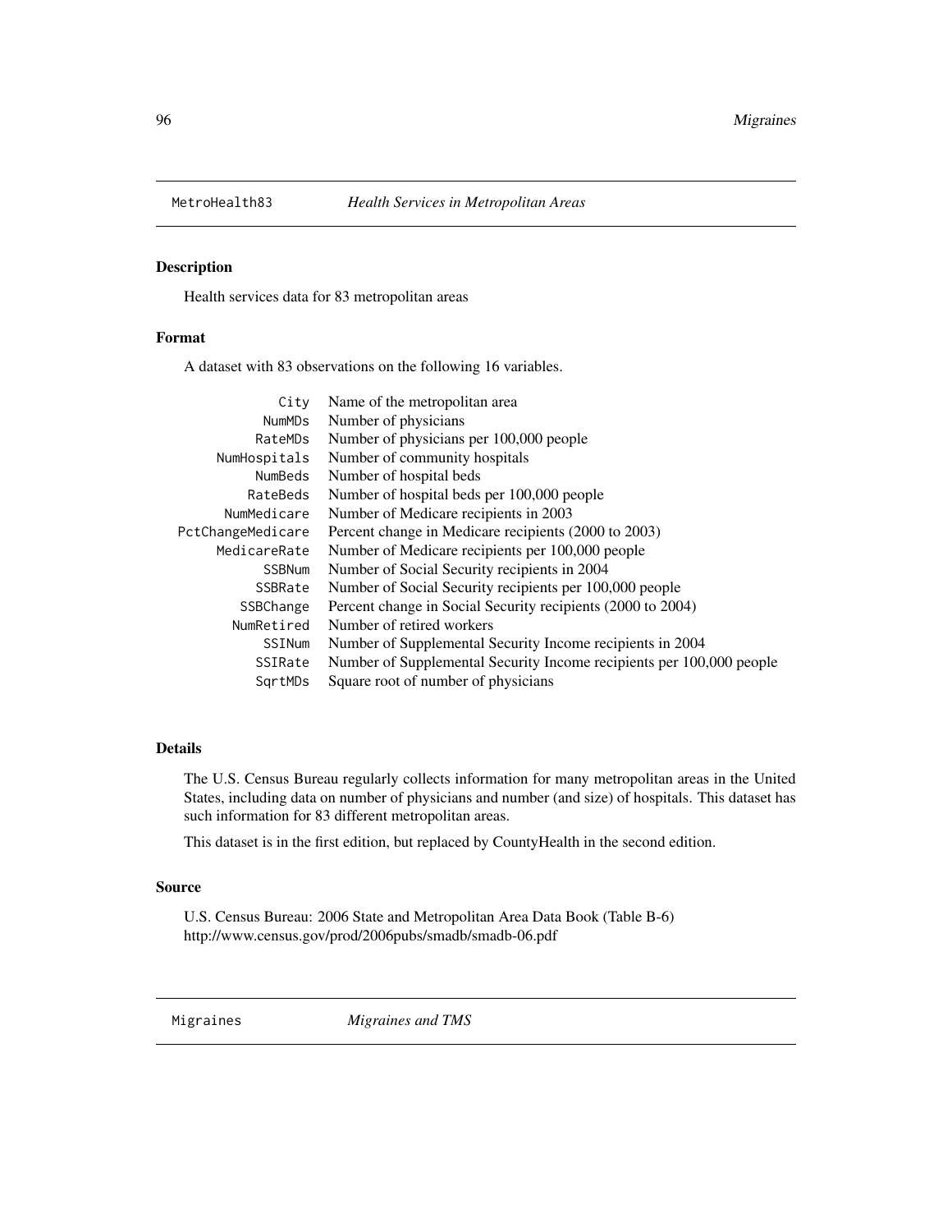## MetroHealth83 *Health Services in Metropolitan Areas*

### Description

Health services data for 83 metropolitan areas

### Format

A dataset with 83 observations on the following 16 variables.

| | |
|---|---|
| `City` | Name of the metropolitan area |
| `NumMDs` | Number of physicians |
| `RateMDs` | Number of physicians per 100,000 people |
| `NumHospitals` | Number of community hospitals |
| `NumBeds` | Number of hospital beds |
| `RateBeds` | Number of hospital beds per 100,000 people |
| `NumMedicare` | Number of Medicare recipients in 2003 |
| `PctChangeMedicare` | Percent change in Medicare recipients (2000 to 2003) |
| `MedicareRate` | Number of Medicare recipients per 100,000 people |
| `SSBNum` | Number of Social Security recipients in 2004 |
| `SSBRate` | Number of Social Security recipients per 100,000 people |
| `SSBChange` | Percent change in Social Security recipients (2000 to 2004) |
| `NumRetired` | Number of retired workers |
| `SSINum` | Number of Supplemental Security Income recipients in 2004 |
| `SSIRate` | Number of Supplemental Security Income recipients per 100,000 people |
| `SqrtMDs` | Square root of number of physicians |

### Details

The U.S. Census Bureau regularly collects information for many metropolitan areas in the United States, including data on number of physicians and number (and size) of hospitals. This dataset has such information for 83 different metropolitan areas.

This dataset is in the first edition, but replaced by CountyHealth in the second edition.

### Source

U.S. Census Bureau: 2006 State and Metropolitan Area Data Book (Table B-6)
http://www.census.gov/prod/2006pubs/smadb/smadb-06.pdf

## Migraines *Migraines and TMS*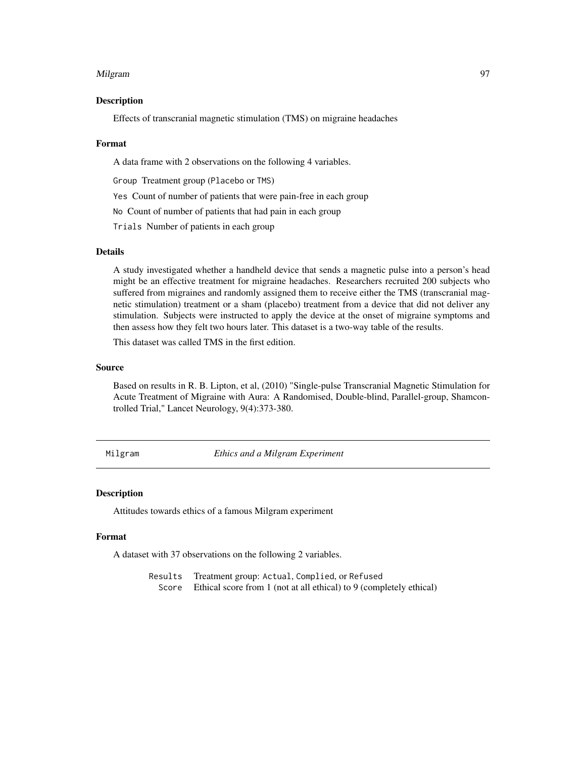### Description

Effects of transcranial magnetic stimulation (TMS) on migraine headaches

### Format

A data frame with 2 observations on the following 4 variables.

`Group` Treatment group (`Placebo` or `TMS`)

`Yes` Count of number of patients that were pain-free in each group

`No` Count of number of patients that had pain in each group

`Trials` Number of patients in each group

### Details

A study investigated whether a handheld device that sends a magnetic pulse into a person's head might be an effective treatment for migraine headaches. Researchers recruited 200 subjects who suffered from migraines and randomly assigned them to receive either the TMS (transcranial magnetic stimulation) treatment or a sham (placebo) treatment from a device that did not deliver any stimulation. Subjects were instructed to apply the device at the onset of migraine symptoms and then assess how they felt two hours later. This dataset is a two-way table of the results.

This dataset was called TMS in the first edition.

### Source

Based on results in R. B. Lipton, et al, (2010) "Single-pulse Transcranial Magnetic Stimulation for Acute Treatment of Migraine with Aura: A Randomised, Double-blind, Parallel-group, Shamcontrolled Trial," Lancet Neurology, 9(4):373-380.

---

## Milgram — *Ethics and a Milgram Experiment*

---

### Description

Attitudes towards ethics of a famous Milgram experiment

### Format

A dataset with 37 observations on the following 2 variables.

| | |
|---|---|
| `Results` | Treatment group: `Actual`, `Complied`, or `Refused` |
| `Score` | Ethical score from 1 (not at all ethical) to 9 (completely ethical) |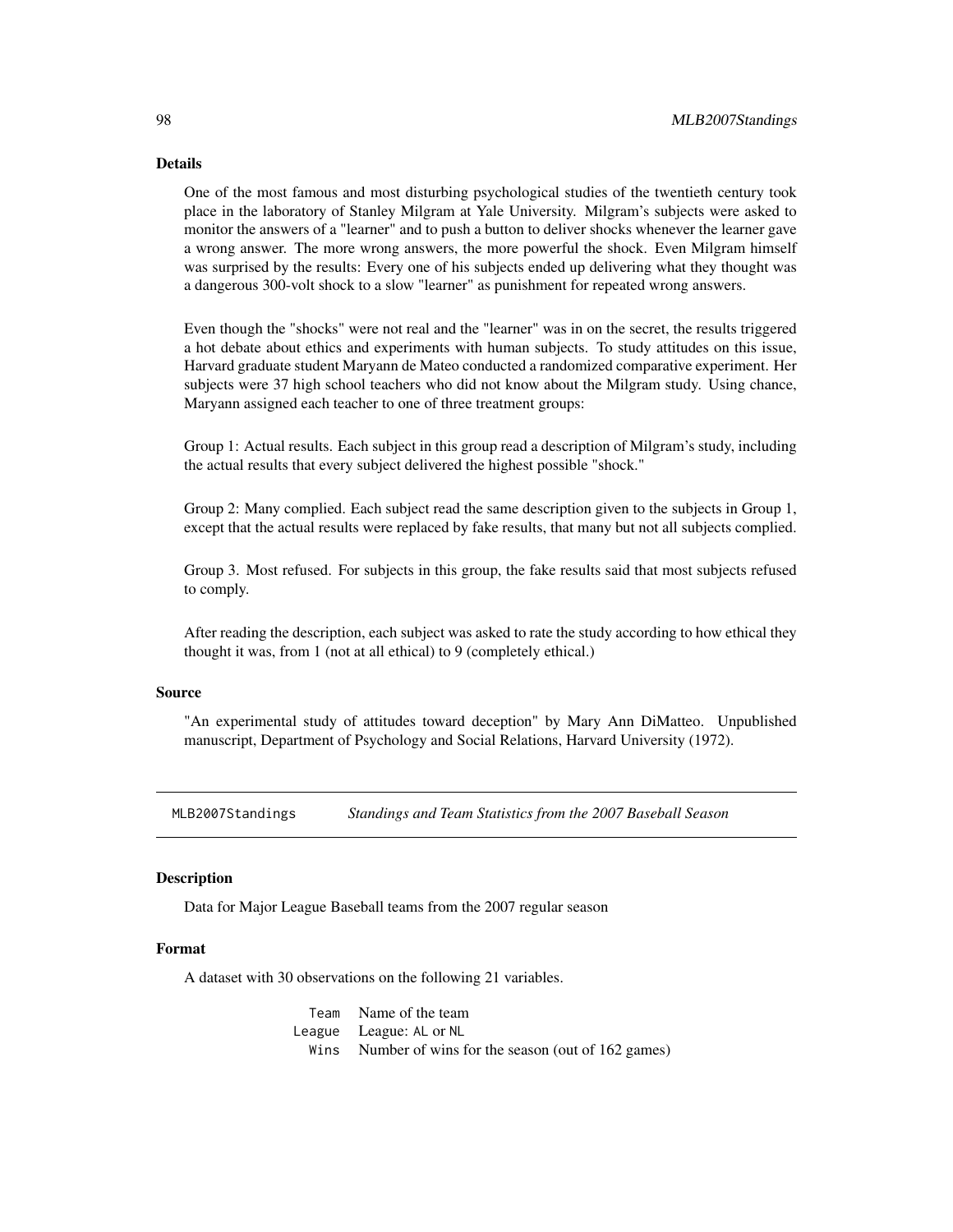### Details

One of the most famous and most disturbing psychological studies of the twentieth century took place in the laboratory of Stanley Milgram at Yale University. Milgram's subjects were asked to monitor the answers of a "learner" and to push a button to deliver shocks whenever the learner gave a wrong answer. The more wrong answers, the more powerful the shock. Even Milgram himself was surprised by the results: Every one of his subjects ended up delivering what they thought was a dangerous 300-volt shock to a slow "learner" as punishment for repeated wrong answers.

Even though the "shocks" were not real and the "learner" was in on the secret, the results triggered a hot debate about ethics and experiments with human subjects. To study attitudes on this issue, Harvard graduate student Maryann de Mateo conducted a randomized comparative experiment. Her subjects were 37 high school teachers who did not know about the Milgram study. Using chance, Maryann assigned each teacher to one of three treatment groups:

Group 1: Actual results. Each subject in this group read a description of Milgram's study, including the actual results that every subject delivered the highest possible "shock."

Group 2: Many complied. Each subject read the same description given to the subjects in Group 1, except that the actual results were replaced by fake results, that many but not all subjects complied.

Group 3. Most refused. For subjects in this group, the fake results said that most subjects refused to comply.

After reading the description, each subject was asked to rate the study according to how ethical they thought it was, from 1 (not at all ethical) to 9 (completely ethical.)

### Source

"An experimental study of attitudes toward deception" by Mary Ann DiMatteo. Unpublished manuscript, Department of Psychology and Social Relations, Harvard University (1972).

---

## MLB2007Standings *Standings and Team Statistics from the 2007 Baseball Season*

### Description

Data for Major League Baseball teams from the 2007 regular season

### Format

A dataset with 30 observations on the following 21 variables.

| | |
|---|---|
| `Team` | Name of the team |
| `League` | League: `AL` or `NL` |
| `Wins` | Number of wins for the season (out of 162 games) |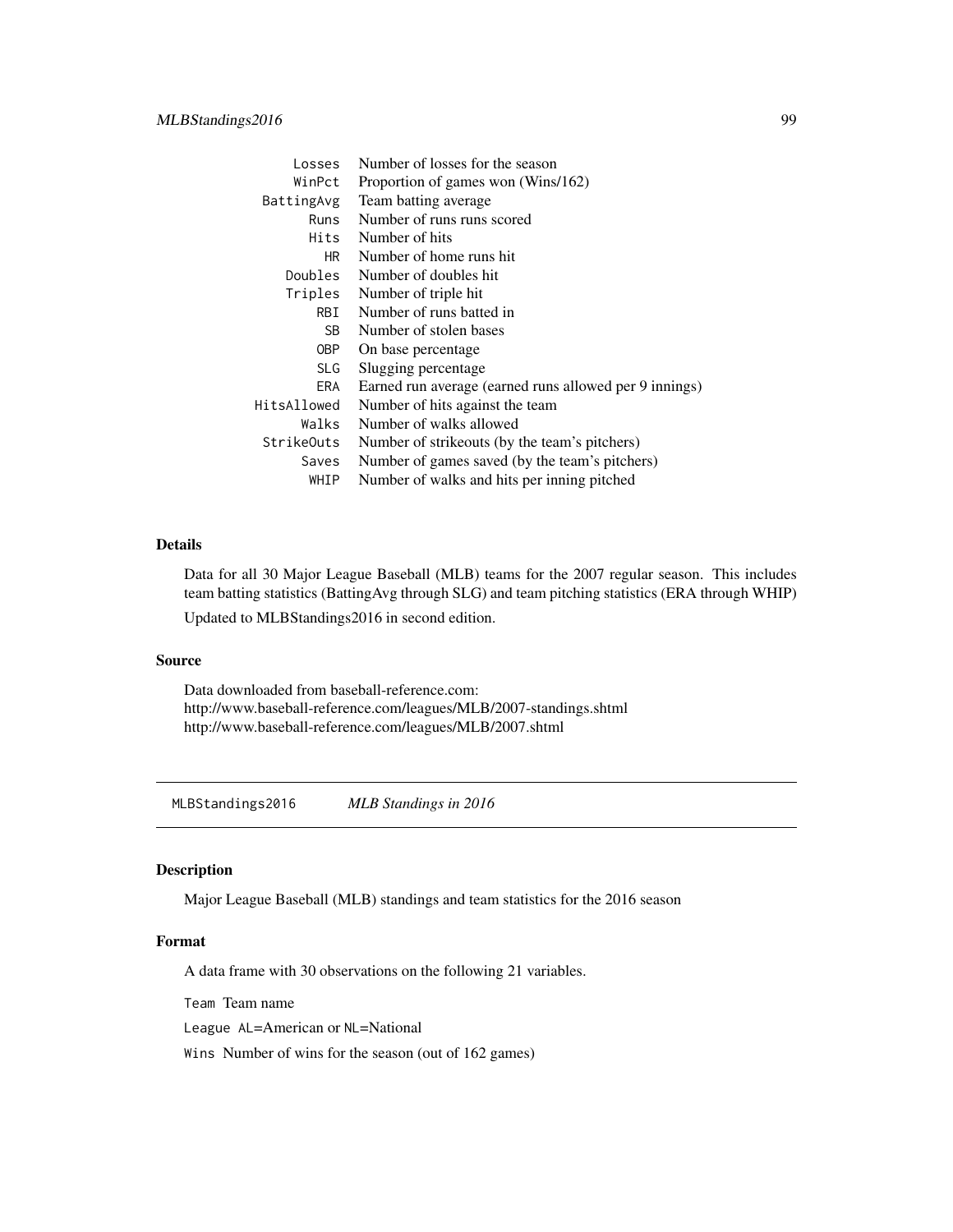| | |
|---|---|
| `Losses` | Number of losses for the season |
| `WinPct` | Proportion of games won (Wins/162) |
| `BattingAvg` | Team batting average |
| `Runs` | Number of runs runs scored |
| `Hits` | Number of hits |
| `HR` | Number of home runs hit |
| `Doubles` | Number of doubles hit |
| `Triples` | Number of triple hit |
| `RBI` | Number of runs batted in |
| `SB` | Number of stolen bases |
| `OBP` | On base percentage |
| `SLG` | Slugging percentage |
| `ERA` | Earned run average (earned runs allowed per 9 innings) |
| `HitsAllowed` | Number of hits against the team |
| `Walks` | Number of walks allowed |
| `StrikeOuts` | Number of strikeouts (by the team's pitchers) |
| `Saves` | Number of games saved (by the team's pitchers) |
| `WHIP` | Number of walks and hits per inning pitched |

### Details

Data for all 30 Major League Baseball (MLB) teams for the 2007 regular season. This includes team batting statistics (BattingAvg through SLG) and team pitching statistics (ERA through WHIP)

Updated to MLBStandings2016 in second edition.

### Source

Data downloaded from baseball-reference.com:
http://www.baseball-reference.com/leagues/MLB/2007-standings.shtml
http://www.baseball-reference.com/leagues/MLB/2007.shtml

---

## `MLBStandings2016` *MLB Standings in 2016*

### Description

Major League Baseball (MLB) standings and team statistics for the 2016 season

### Format

A data frame with 30 observations on the following 21 variables.

`Team` Team name

`League` `AL`=American or `NL`=National

`Wins` Number of wins for the season (out of 162 games)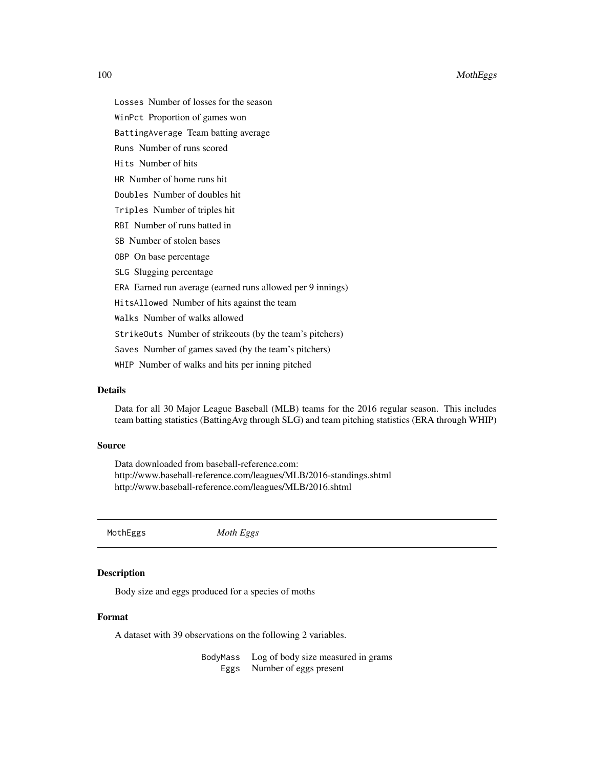Losses Number of losses for the season

WinPct Proportion of games won

BattingAverage Team batting average

Runs Number of runs scored

Hits Number of hits

HR Number of home runs hit

Doubles Number of doubles hit

Triples Number of triples hit

RBI Number of runs batted in

SB Number of stolen bases

OBP On base percentage

SLG Slugging percentage

ERA Earned run average (earned runs allowed per 9 innings)

HitsAllowed Number of hits against the team

Walks Number of walks allowed

StrikeOuts Number of strikeouts (by the team's pitchers)

Saves Number of games saved (by the team's pitchers)

WHIP Number of walks and hits per inning pitched

### Details

Data for all 30 Major League Baseball (MLB) teams for the 2016 regular season. This includes team batting statistics (BattingAvg through SLG) and team pitching statistics (ERA through WHIP)

### Source

Data downloaded from baseball-reference.com:
http://www.baseball-reference.com/leagues/MLB/2016-standings.shtml
http://www.baseball-reference.com/leagues/MLB/2016.shtml

---

## MothEggs *Moth Eggs*

---

### Description

Body size and eggs produced for a species of moths

### Format

A dataset with 39 observations on the following 2 variables.

| | |
|---|---|
| BodyMass | Log of body size measured in grams |
| Eggs | Number of eggs present |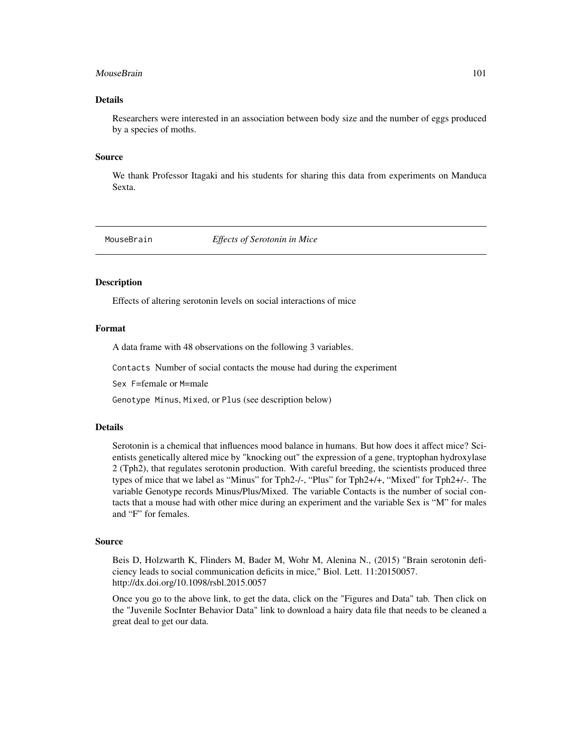## Details

Researchers were interested in an association between body size and the number of eggs produced by a species of moths.

## Source

We thank Professor Itagaki and his students for sharing this data from experiments on Manduca Sexta.

---

# MouseBrain *Effects of Serotonin in Mice*

---

## Description

Effects of altering serotonin levels on social interactions of mice

## Format

A data frame with 48 observations on the following 3 variables.

`Contacts` Number of social contacts the mouse had during the experiment

`Sex` `F`=female or `M`=male

`Genotype` `Minus`, `Mixed`, or `Plus` (see description below)

## Details

Serotonin is a chemical that influences mood balance in humans. But how does it affect mice? Scientists genetically altered mice by "knocking out" the expression of a gene, tryptophan hydroxylase 2 (Tph2), that regulates serotonin production. With careful breeding, the scientists produced three types of mice that we label as "Minus" for Tph2-/-, "Plus" for Tph2+/+, "Mixed" for Tph2+/-. The variable Genotype records Minus/Plus/Mixed. The variable Contacts is the number of social contacts that a mouse had with other mice during an experiment and the variable Sex is "M" for males and "F" for females.

## Source

Beis D, Holzwarth K, Flinders M, Bader M, Wohr M, Alenina N., (2015) "Brain serotonin deficiency leads to social communication deficits in mice," Biol. Lett. 11:20150057. http://dx.doi.org/10.1098/rsbl.2015.0057

Once you go to the above link, to get the data, click on the "Figures and Data" tab. Then click on the "Juvenile SocInter Behavior Data" link to download a hairy data file that needs to be cleaned a great deal to get our data.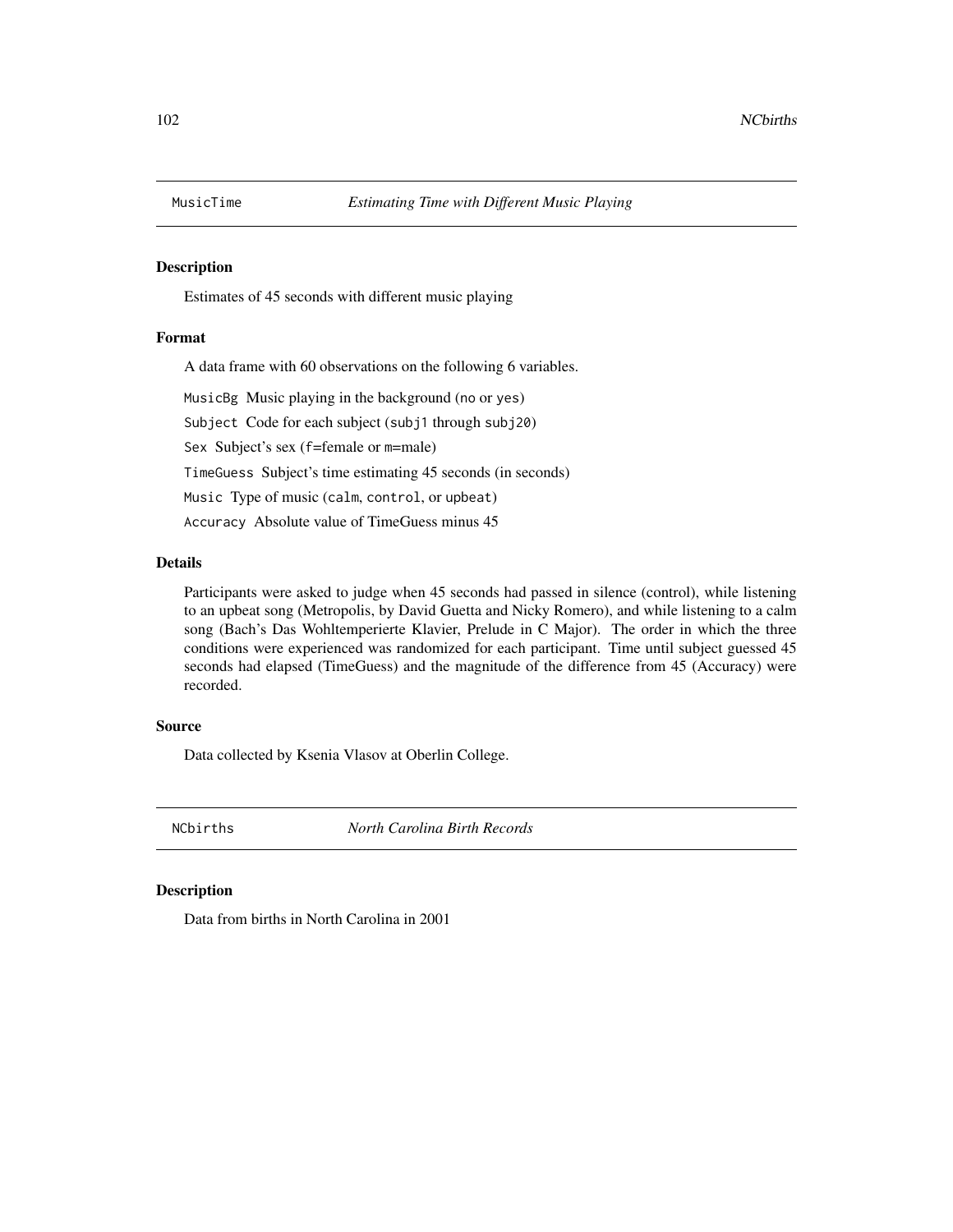## MusicTime — *Estimating Time with Different Music Playing*

### Description

Estimates of 45 seconds with different music playing

### Format

A data frame with 60 observations on the following 6 variables.

- `MusicBg` Music playing in the background (`no` or `yes`)
- `Subject` Code for each subject (`subj1` through `subj20`)
- `Sex` Subject's sex (`f`=female or `m`=male)
- `TimeGuess` Subject's time estimating 45 seconds (in seconds)
- `Music` Type of music (`calm`, `control`, or `upbeat`)
- `Accuracy` Absolute value of TimeGuess minus 45

### Details

Participants were asked to judge when 45 seconds had passed in silence (control), while listening to an upbeat song (Metropolis, by David Guetta and Nicky Romero), and while listening to a calm song (Bach's Das Wohltemperierte Klavier, Prelude in C Major). The order in which the three conditions were experienced was randomized for each participant. Time until subject guessed 45 seconds had elapsed (TimeGuess) and the magnitude of the difference from 45 (Accuracy) were recorded.

### Source

Data collected by Ksenia Vlasov at Oberlin College.

## NCbirths — *North Carolina Birth Records*

### Description

Data from births in North Carolina in 2001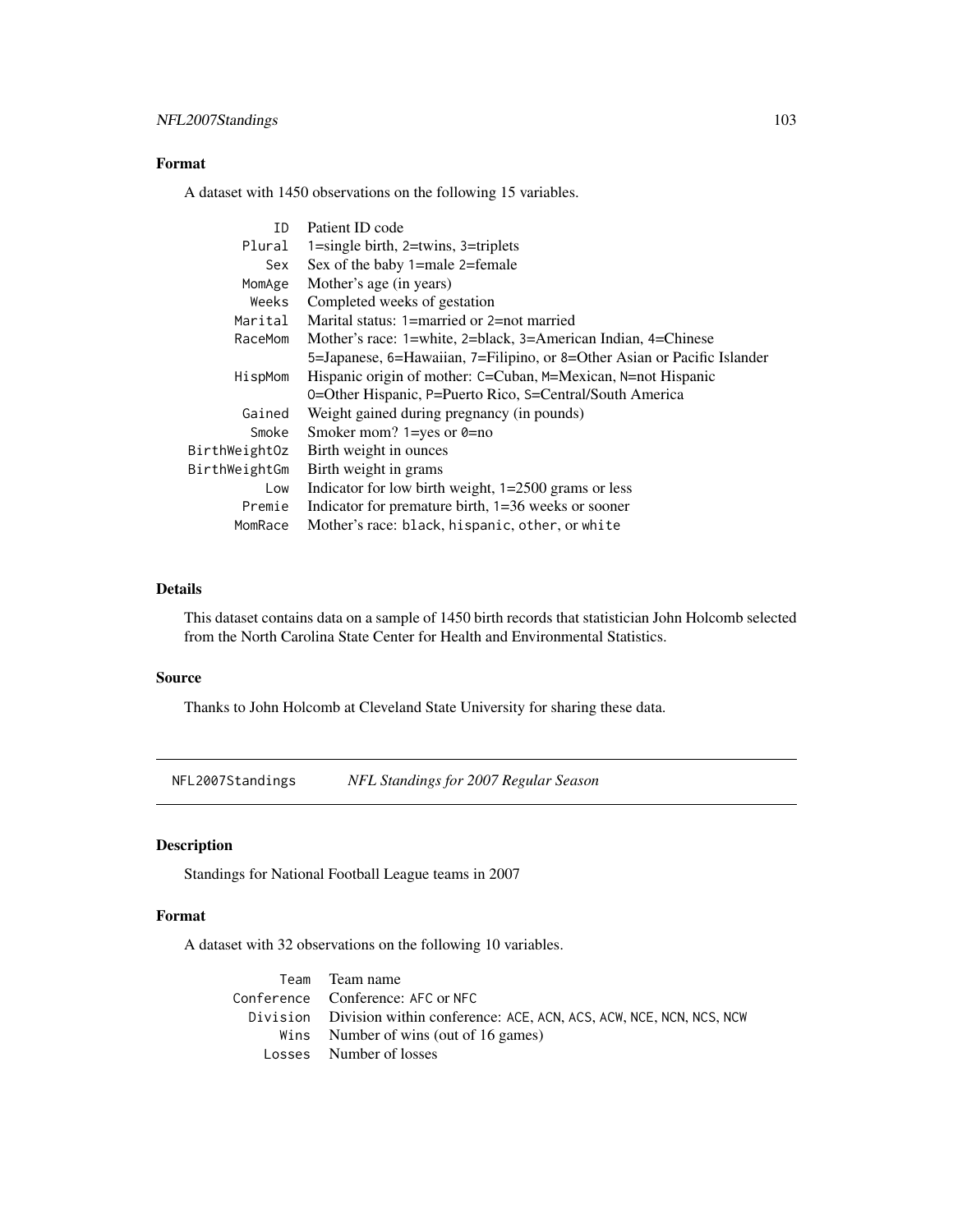### Format

A dataset with 1450 observations on the following 15 variables.

| | |
|---|---|
| `ID` | Patient ID code |
| `Plural` | `1`=single birth, `2`=twins, `3`=triplets |
| `Sex` | Sex of the baby `1`=male `2`=female |
| `MomAge` | Mother's age (in years) |
| `Weeks` | Completed weeks of gestation |
| `Marital` | Marital status: `1`=married or `2`=not married |
| `RaceMom` | Mother's race: `1`=white, `2`=black, `3`=American Indian, `4`=Chinese `5`=Japanese, `6`=Hawaiian, `7`=Filipino, or `8`=Other Asian or Pacific Islander |
| `HispMom` | Hispanic origin of mother: `C`=Cuban, `M`=Mexican, `N`=not Hispanic `O`=Other Hispanic, `P`=Puerto Rico, `S`=Central/South America |
| `Gained` | Weight gained during pregnancy (in pounds) |
| `Smoke` | Smoker mom? `1`=yes or `0`=no |
| `BirthWeightOz` | Birth weight in ounces |
| `BirthWeightGm` | Birth weight in grams |
| `Low` | Indicator for low birth weight, `1`=2500 grams or less |
| `Premie` | Indicator for premature birth, `1`=36 weeks or sooner |
| `MomRace` | Mother's race: `black`, `hispanic`, `other`, or `white` |

### Details

This dataset contains data on a sample of 1450 birth records that statistician John Holcomb selected from the North Carolina State Center for Health and Environmental Statistics.

### Source

Thanks to John Holcomb at Cleveland State University for sharing these data.

---

## `NFL2007Standings` *NFL Standings for 2007 Regular Season*

### Description

Standings for National Football League teams in 2007

### Format

A dataset with 32 observations on the following 10 variables.

| | |
|---|---|
| `Team` | Team name |
| `Conference` | Conference: `AFC` or `NFC` |
| `Division` | Division within conference: `ACE`, `ACN`, `ACS`, `ACW`, `NCE`, `NCN`, `NCS`, `NCW` |
| `Wins` | Number of wins (out of 16 games) |
| `Losses` | Number of losses |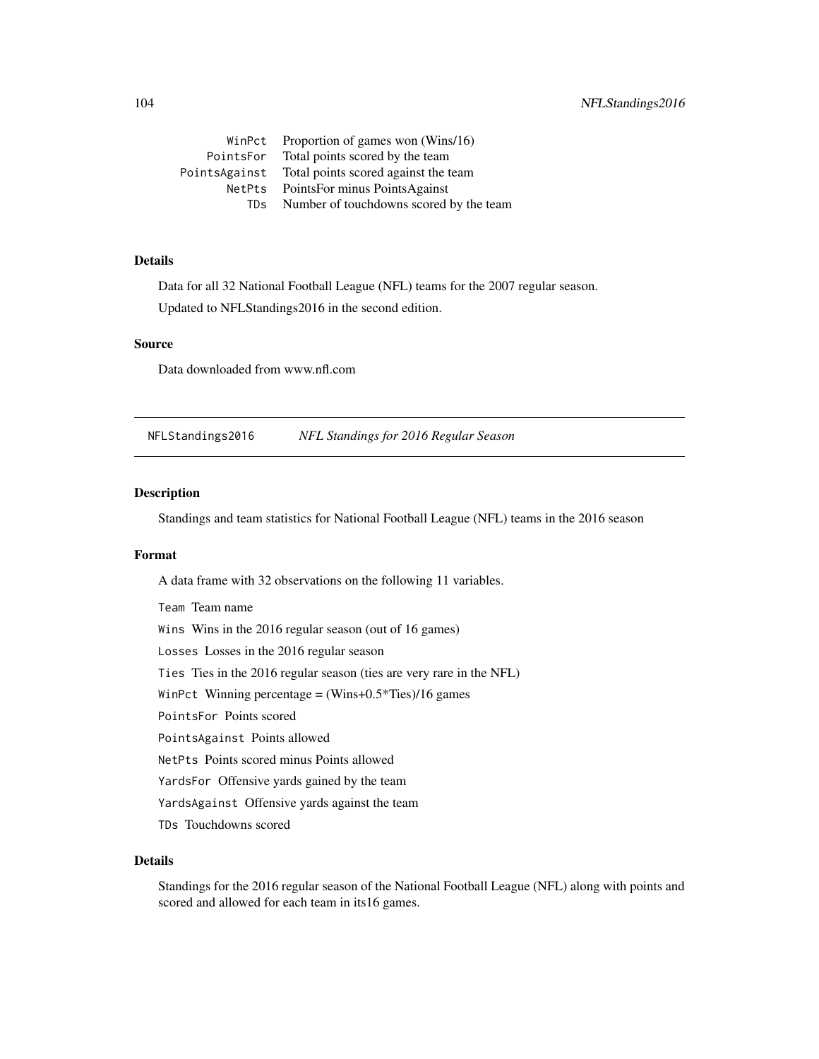| | |
|---|---|
| WinPct | Proportion of games won (Wins/16) |
| PointsFor | Total points scored by the team |
| PointsAgainst | Total points scored against the team |
| NetPts | PointsFor minus PointsAgainst |
| TDs | Number of touchdowns scored by the team |

### Details

Data for all 32 National Football League (NFL) teams for the 2007 regular season.

Updated to NFLStandings2016 in the second edition.

### Source

Data downloaded from www.nfl.com

---

## NFLStandings2016 *NFL Standings for 2016 Regular Season*

---

### Description

Standings and team statistics for National Football League (NFL) teams in the 2016 season

### Format

A data frame with 32 observations on the following 11 variables.

`Team` Team name

`Wins` Wins in the 2016 regular season (out of 16 games)

`Losses` Losses in the 2016 regular season

`Ties` Ties in the 2016 regular season (ties are very rare in the NFL)

`WinPct` Winning percentage = (Wins+0.5*Ties)/16 games

`PointsFor` Points scored

`PointsAgainst` Points allowed

`NetPts` Points scored minus Points allowed

`YardsFor` Offensive yards gained by the team

`YardsAgainst` Offensive yards against the team

`TDs` Touchdowns scored

### Details

Standings for the 2016 regular season of the National Football League (NFL) along with points and scored and allowed for each team in its16 games.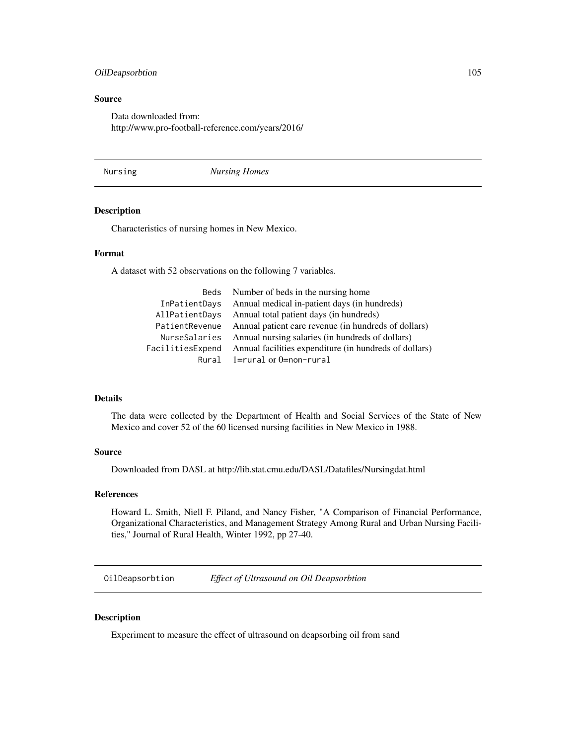### Source

Data downloaded from:
http://www.pro-football-reference.com/years/2016/

## Nursing — *Nursing Homes*

### Description

Characteristics of nursing homes in New Mexico.

### Format

A dataset with 52 observations on the following 7 variables.

| | |
|---|---|
| `Beds` | Number of beds in the nursing home |
| `InPatientDays` | Annual medical in-patient days (in hundreds) |
| `AllPatientDays` | Annual total patient days (in hundreds) |
| `PatientRevenue` | Annual patient care revenue (in hundreds of dollars) |
| `NurseSalaries` | Annual nursing salaries (in hundreds of dollars) |
| `FacilitiesExpend` | Annual facilities expenditure (in hundreds of dollars) |
| `Rural` | 1=`rural` or 0=`non-rural` |

### Details

The data were collected by the Department of Health and Social Services of the State of New Mexico and cover 52 of the 60 licensed nursing facilities in New Mexico in 1988.

### Source

Downloaded from DASL at http://lib.stat.cmu.edu/DASL/Datafiles/Nursingdat.html

### References

Howard L. Smith, Niell F. Piland, and Nancy Fisher, "A Comparison of Financial Performance, Organizational Characteristics, and Management Strategy Among Rural and Urban Nursing Facilities," Journal of Rural Health, Winter 1992, pp 27-40.

## OilDeapsorbtion — *Effect of Ultrasound on Oil Deapsorbtion*

### Description

Experiment to measure the effect of ultrasound on deapsorbing oil from sand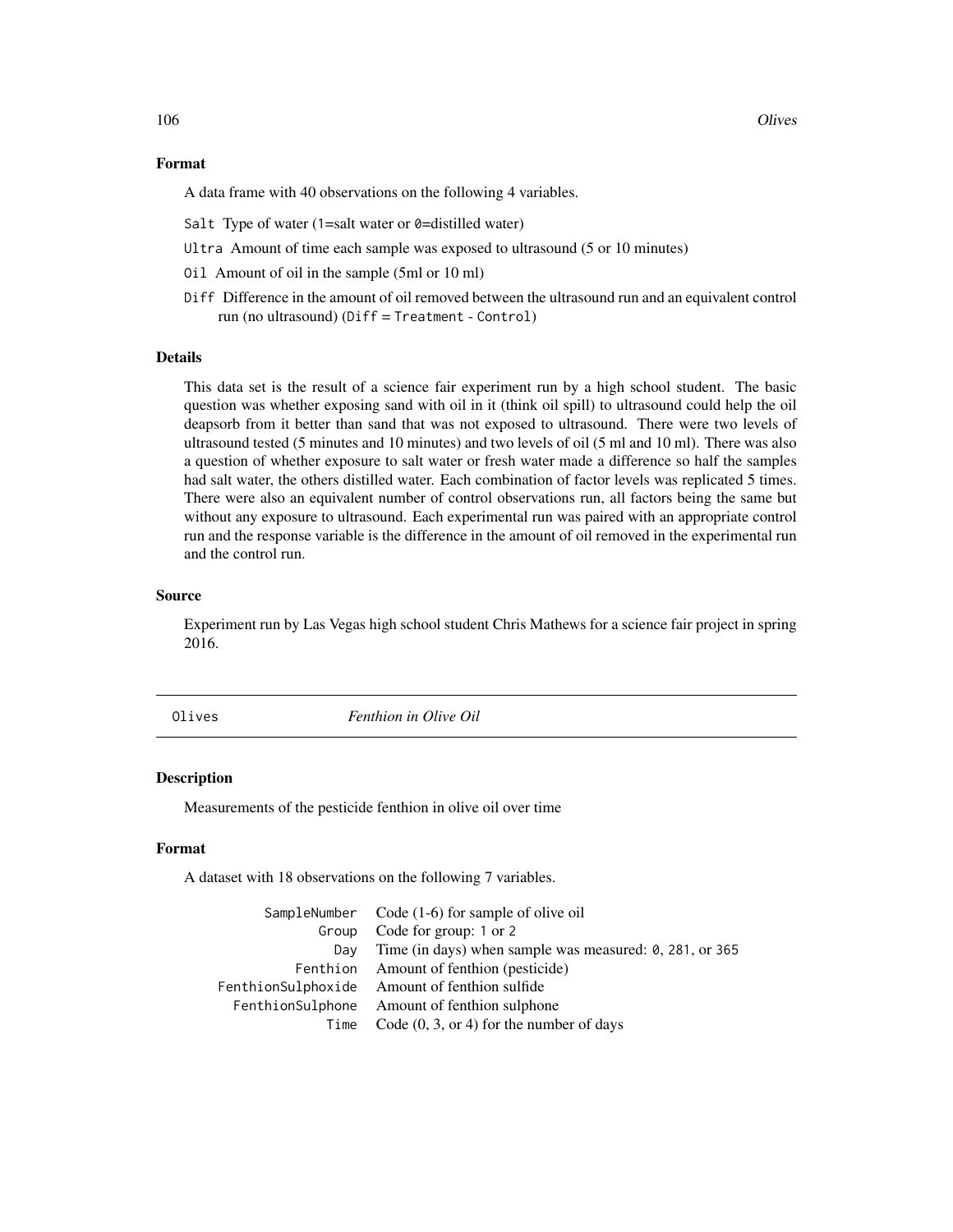### Format

A data frame with 40 observations on the following 4 variables.

- `Salt` Type of water (`1`=salt water or `0`=distilled water)
- `Ultra` Amount of time each sample was exposed to ultrasound (5 or 10 minutes)
- `Oil` Amount of oil in the sample (5ml or 10 ml)
- `Diff` Difference in the amount of oil removed between the ultrasound run and an equivalent control run (no ultrasound) (`Diff = Treatment - Control`)

### Details

This data set is the result of a science fair experiment run by a high school student. The basic question was whether exposing sand with oil in it (think oil spill) to ultrasound could help the oil deapsorb from it better than sand that was not exposed to ultrasound. There were two levels of ultrasound tested (5 minutes and 10 minutes) and two levels of oil (5 ml and 10 ml). There was also a question of whether exposure to salt water or fresh water made a difference so half the samples had salt water, the others distilled water. Each combination of factor levels was replicated 5 times. There were also an equivalent number of control observations run, all factors being the same but without any exposure to ultrasound. Each experimental run was paired with an appropriate control run and the response variable is the difference in the amount of oil removed in the experimental run and the control run.

### Source

Experiment run by Las Vegas high school student Chris Mathews for a science fair project in spring 2016.

---

## Olives — *Fenthion in Olive Oil*

### Description

Measurements of the pesticide fenthion in olive oil over time

### Format

A dataset with 18 observations on the following 7 variables.

| | |
|---|---|
| `SampleNumber` | Code (1-6) for sample of olive oil |
| `Group` | Code for group: `1` or `2` |
| `Day` | Time (in days) when sample was measured: `0`, `281`, or `365` |
| `Fenthion` | Amount of fenthion (pesticide) |
| `FenthionSulphoxide` | Amount of fenthion sulfide |
| `FenthionSulphone` | Amount of fenthion sulphone |
| `Time` | Code (0, 3, or 4) for the number of days |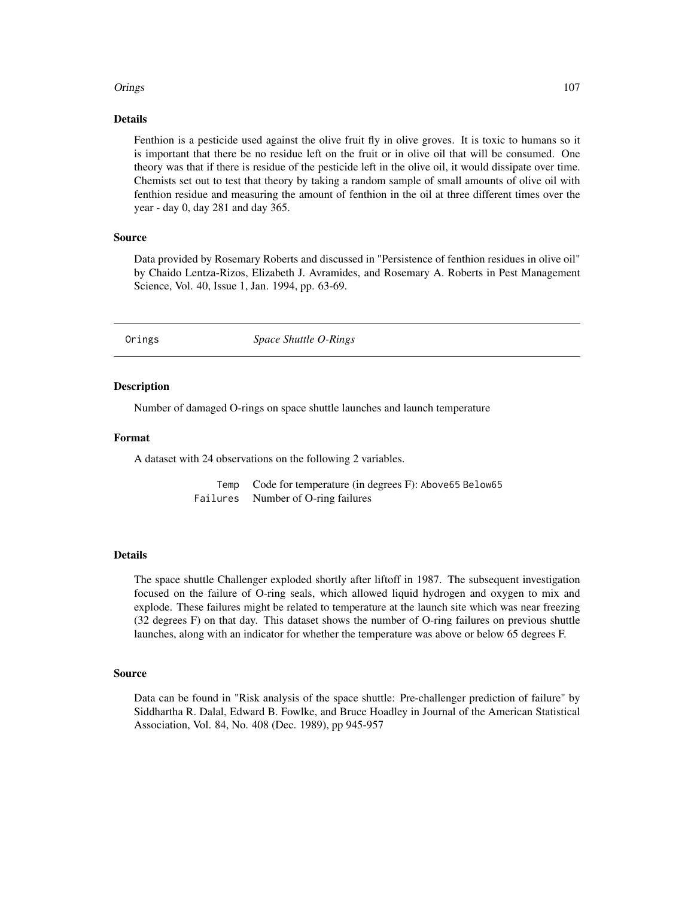### Details

Fenthion is a pesticide used against the olive fruit fly in olive groves. It is toxic to humans so it is important that there be no residue left on the fruit or in olive oil that will be consumed. One theory was that if there is residue of the pesticide left in the olive oil, it would dissipate over time. Chemists set out to test that theory by taking a random sample of small amounts of olive oil with fenthion residue and measuring the amount of fenthion in the oil at three different times over the year - day 0, day 281 and day 365.

### Source

Data provided by Rosemary Roberts and discussed in "Persistence of fenthion residues in olive oil" by Chaido Lentza-Rizos, Elizabeth J. Avramides, and Rosemary A. Roberts in Pest Management Science, Vol. 40, Issue 1, Jan. 1994, pp. 63-69.

---

## Orings *Space Shuttle O-Rings*

---

### Description

Number of damaged O-rings on space shuttle launches and launch temperature

### Format

A dataset with 24 observations on the following 2 variables.

| | |
|---|---|
| `Temp` | Code for temperature (in degrees F): `Above65` `Below65` |
| `Failures` | Number of O-ring failures |

### Details

The space shuttle Challenger exploded shortly after liftoff in 1987. The subsequent investigation focused on the failure of O-ring seals, which allowed liquid hydrogen and oxygen to mix and explode. These failures might be related to temperature at the launch site which was near freezing (32 degrees F) on that day. This dataset shows the number of O-ring failures on previous shuttle launches, along with an indicator for whether the temperature was above or below 65 degrees F.

### Source

Data can be found in "Risk analysis of the space shuttle: Pre-challenger prediction of failure" by Siddhartha R. Dalal, Edward B. Fowlke, and Bruce Hoadley in Journal of the American Statistical Association, Vol. 84, No. 408 (Dec. 1989), pp 945-957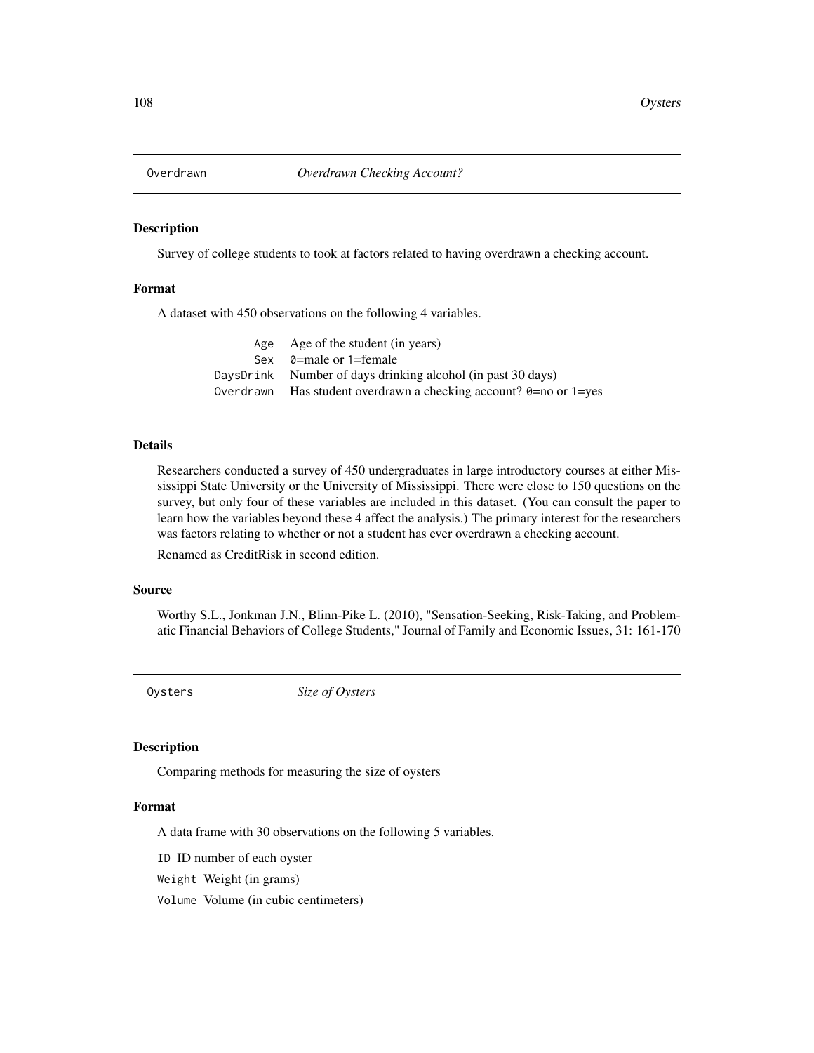## Overdrawn *Overdrawn Checking Account?*

### Description

Survey of college students to took at factors related to having overdrawn a checking account.

### Format

A dataset with 450 observations on the following 4 variables.

| | |
|---|---|
| `Age` | Age of the student (in years) |
| `Sex` | `0`=male or `1`=female |
| `DaysDrink` | Number of days drinking alcohol (in past 30 days) |
| `Overdrawn` | Has student overdrawn a checking account? `0`=no or `1`=yes |

### Details

Researchers conducted a survey of 450 undergraduates in large introductory courses at either Mississippi State University or the University of Mississippi. There were close to 150 questions on the survey, but only four of these variables are included in this dataset. (You can consult the paper to learn how the variables beyond these 4 affect the analysis.) The primary interest for the researchers was factors relating to whether or not a student has ever overdrawn a checking account.

Renamed as CreditRisk in second edition.

### Source

Worthy S.L., Jonkman J.N., Blinn-Pike L. (2010), "Sensation-Seeking, Risk-Taking, and Problematic Financial Behaviors of College Students," Journal of Family and Economic Issues, 31: 161-170

## Oysters *Size of Oysters*

### Description

Comparing methods for measuring the size of oysters

### Format

A data frame with 30 observations on the following 5 variables.

`ID` ID number of each oyster

`Weight` Weight (in grams)

`Volume` Volume (in cubic centimeters)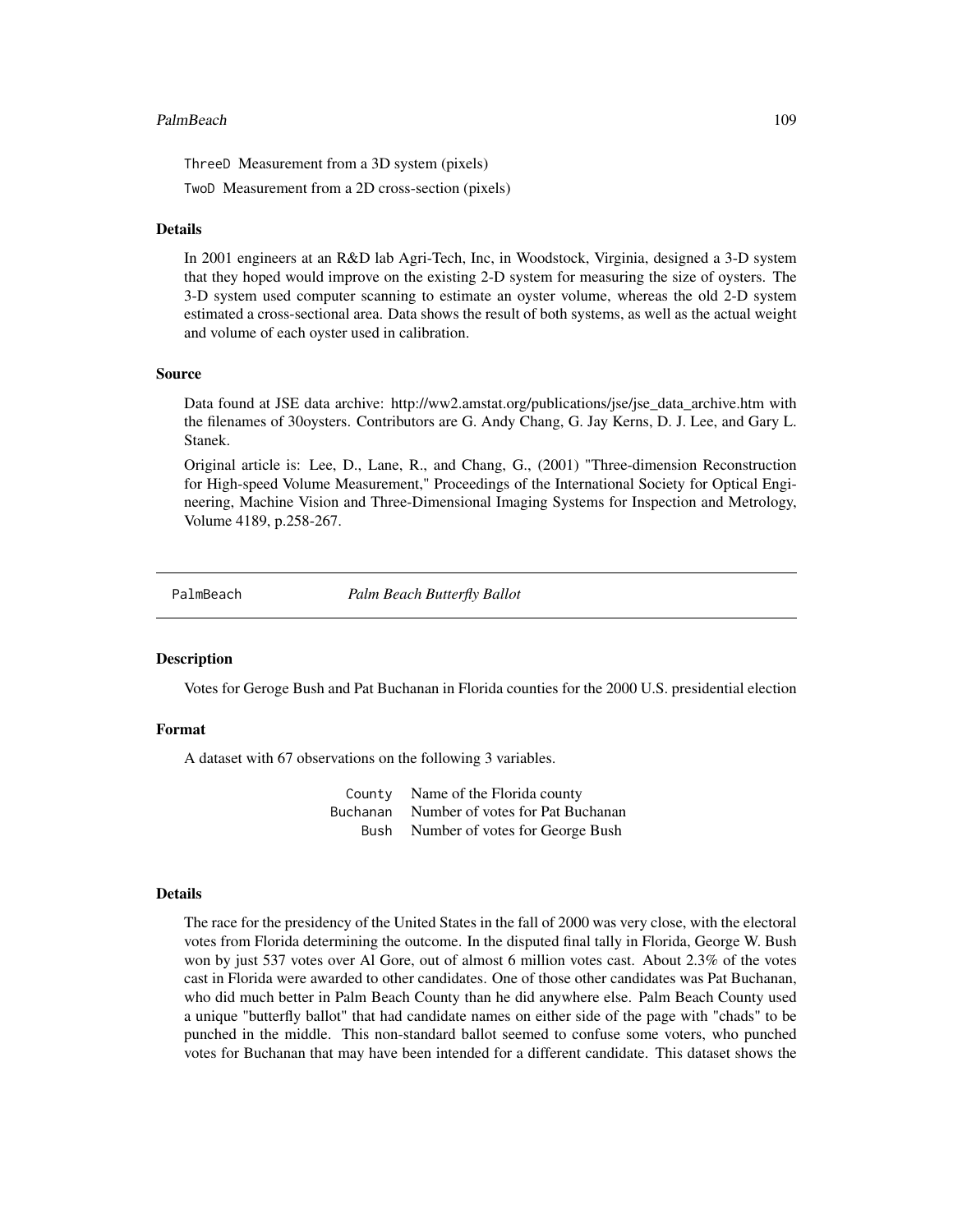ThreeD Measurement from a 3D system (pixels)

TwoD Measurement from a 2D cross-section (pixels)

### Details

In 2001 engineers at an R&D lab Agri-Tech, Inc, in Woodstock, Virginia, designed a 3-D system that they hoped would improve on the existing 2-D system for measuring the size of oysters. The 3-D system used computer scanning to estimate an oyster volume, whereas the old 2-D system estimated a cross-sectional area. Data shows the result of both systems, as well as the actual weight and volume of each oyster used in calibration.

### Source

Data found at JSE data archive: http://ww2.amstat.org/publications/jse/jse_data_archive.htm with the filenames of 30oysters. Contributors are G. Andy Chang, G. Jay Kerns, D. J. Lee, and Gary L. Stanek.

Original article is: Lee, D., Lane, R., and Chang, G., (2001) "Three-dimension Reconstruction for High-speed Volume Measurement," Proceedings of the International Society for Optical Engineering, Machine Vision and Three-Dimensional Imaging Systems for Inspection and Metrology, Volume 4189, p.258-267.

---

## PalmBeach *Palm Beach Butterfly Ballot*

### Description

Votes for Geroge Bush and Pat Buchanan in Florida counties for the 2000 U.S. presidential election

### Format

A dataset with 67 observations on the following 3 variables.

| | |
|---|---|
| County | Name of the Florida county |
| Buchanan | Number of votes for Pat Buchanan |
| Bush | Number of votes for George Bush |

### Details

The race for the presidency of the United States in the fall of 2000 was very close, with the electoral votes from Florida determining the outcome. In the disputed final tally in Florida, George W. Bush won by just 537 votes over Al Gore, out of almost 6 million votes cast. About 2.3% of the votes cast in Florida were awarded to other candidates. One of those other candidates was Pat Buchanan, who did much better in Palm Beach County than he did anywhere else. Palm Beach County used a unique "butterfly ballot" that had candidate names on either side of the page with "chads" to be punched in the middle. This non-standard ballot seemed to confuse some voters, who punched votes for Buchanan that may have been intended for a different candidate. This dataset shows the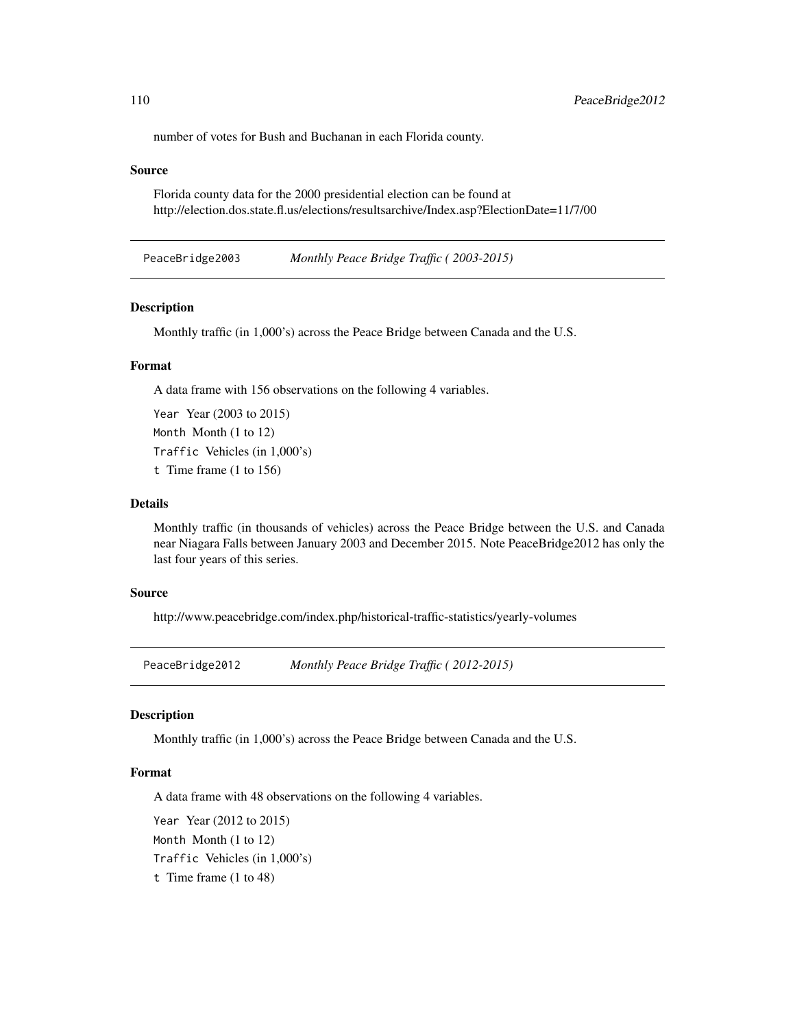number of votes for Bush and Buchanan in each Florida county.

### Source

Florida county data for the 2000 presidential election can be found at
http://election.dos.state.fl.us/elections/resultsarchive/Index.asp?ElectionDate=11/7/00

---

## PeaceBridge2003 *Monthly Peace Bridge Traffic ( 2003-2015)*

---

### Description

Monthly traffic (in 1,000's) across the Peace Bridge between Canada and the U.S.

### Format

A data frame with 156 observations on the following 4 variables.

`Year` Year (2003 to 2015)

`Month` Month (1 to 12)

`Traffic` Vehicles (in 1,000's)

`t` Time frame (1 to 156)

### Details

Monthly traffic (in thousands of vehicles) across the Peace Bridge between the U.S. and Canada near Niagara Falls between January 2003 and December 2015. Note PeaceBridge2012 has only the last four years of this series.

### Source

http://www.peacebridge.com/index.php/historical-traffic-statistics/yearly-volumes

---

## PeaceBridge2012 *Monthly Peace Bridge Traffic ( 2012-2015)*

---

### Description

Monthly traffic (in 1,000's) across the Peace Bridge between Canada and the U.S.

### Format

A data frame with 48 observations on the following 4 variables.

`Year` Year (2012 to 2015)

`Month` Month (1 to 12)

`Traffic` Vehicles (in 1,000's)

`t` Time frame (1 to 48)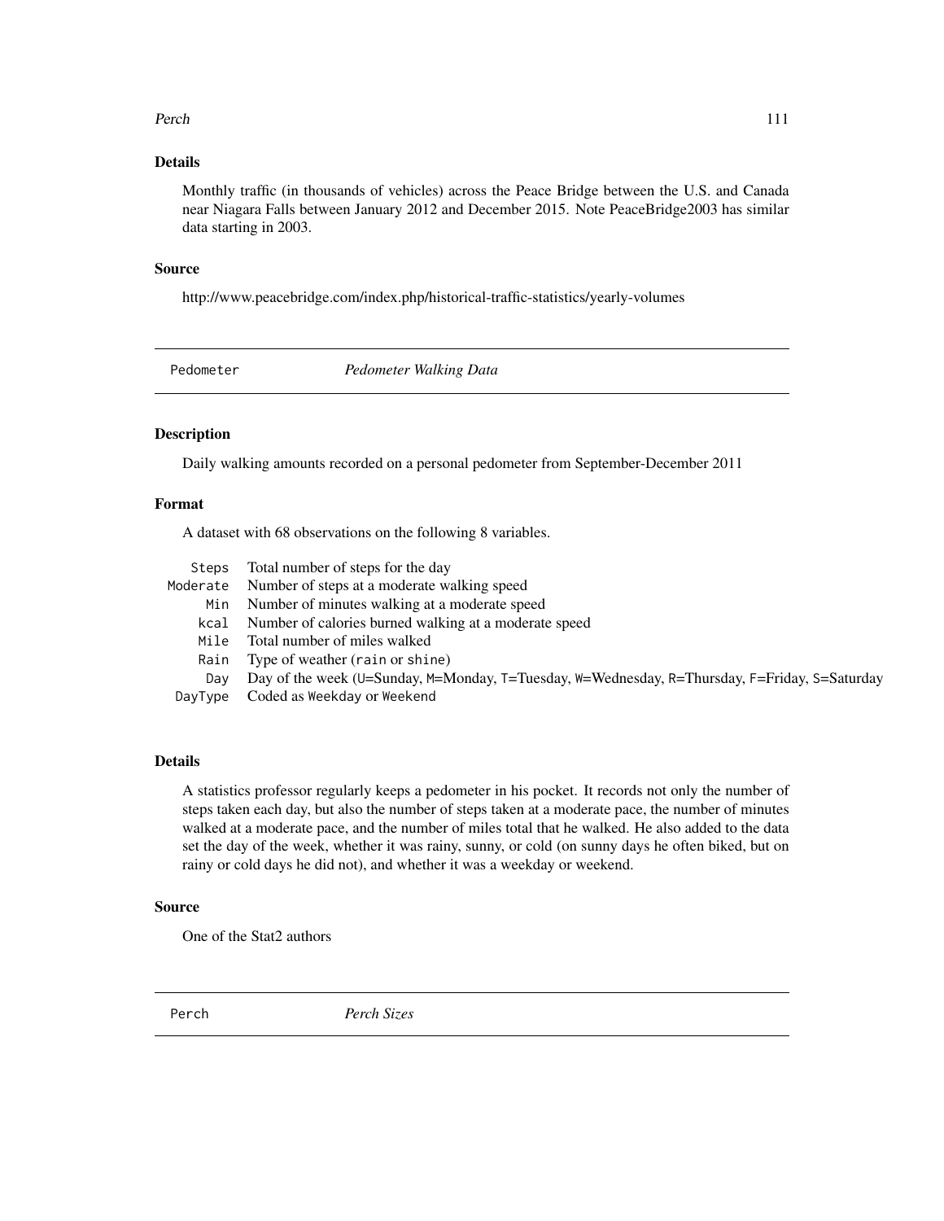### Details

Monthly traffic (in thousands of vehicles) across the Peace Bridge between the U.S. and Canada near Niagara Falls between January 2012 and December 2015. Note PeaceBridge2003 has similar data starting in 2003.

### Source

http://www.peacebridge.com/index.php/historical-traffic-statistics/yearly-volumes

---

## Pedometer *Pedometer Walking Data*

---

### Description

Daily walking amounts recorded on a personal pedometer from September-December 2011

### Format

A dataset with 68 observations on the following 8 variables.

| | |
|---|---|
| `Steps` | Total number of steps for the day |
| `Moderate` | Number of steps at a moderate walking speed |
| `Min` | Number of minutes walking at a moderate speed |
| `kcal` | Number of calories burned walking at a moderate speed |
| `Mile` | Total number of miles walked |
| `Rain` | Type of weather (`rain` or `shine`) |
| `Day` | Day of the week (`U`=Sunday, `M`=Monday, `T`=Tuesday, `W`=Wednesday, `R`=Thursday, `F`=Friday, `S`=Saturday |
| `DayType` | Coded as `Weekday` or `Weekend` |

### Details

A statistics professor regularly keeps a pedometer in his pocket. It records not only the number of steps taken each day, but also the number of steps taken at a moderate pace, the number of minutes walked at a moderate pace, and the number of miles total that he walked. He also added to the data set the day of the week, whether it was rainy, sunny, or cold (on sunny days he often biked, but on rainy or cold days he did not), and whether it was a weekday or weekend.

### Source

One of the Stat2 authors

---

## Perch *Perch Sizes*

---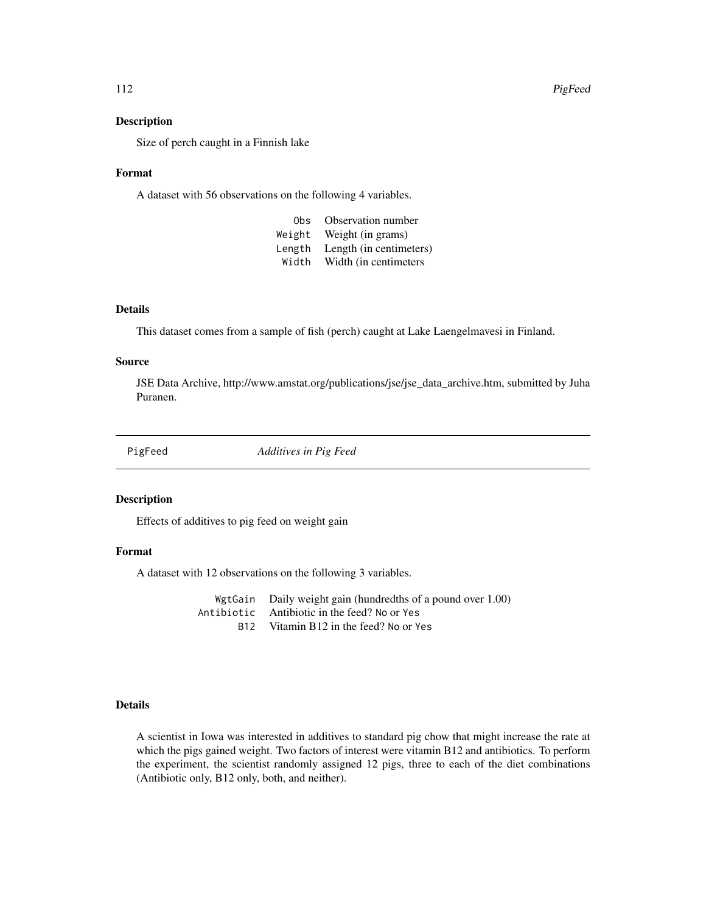### Description

Size of perch caught in a Finnish lake

### Format

A dataset with 56 observations on the following 4 variables.

| | |
|---|---|
| `Obs` | Observation number |
| `Weight` | Weight (in grams) |
| `Length` | Length (in centimeters) |
| `Width` | Width (in centimeters |

### Details

This dataset comes from a sample of fish (perch) caught at Lake Laengelmavesi in Finland.

### Source

JSE Data Archive, http://www.amstat.org/publications/jse/jse_data_archive.htm, submitted by Juha Puranen.

---

## PigFeed *Additives in Pig Feed*

---

### Description

Effects of additives to pig feed on weight gain

### Format

A dataset with 12 observations on the following 3 variables.

| | |
|---|---|
| `WgtGain` | Daily weight gain (hundredths of a pound over 1.00) |
| `Antibiotic` | Antibiotic in the feed? `No` or `Yes` |
| `B12` | Vitamin B12 in the feed? `No` or `Yes` |

### Details

A scientist in Iowa was interested in additives to standard pig chow that might increase the rate at which the pigs gained weight. Two factors of interest were vitamin B12 and antibiotics. To perform the experiment, the scientist randomly assigned 12 pigs, three to each of the diet combinations (Antibiotic only, B12 only, both, and neither).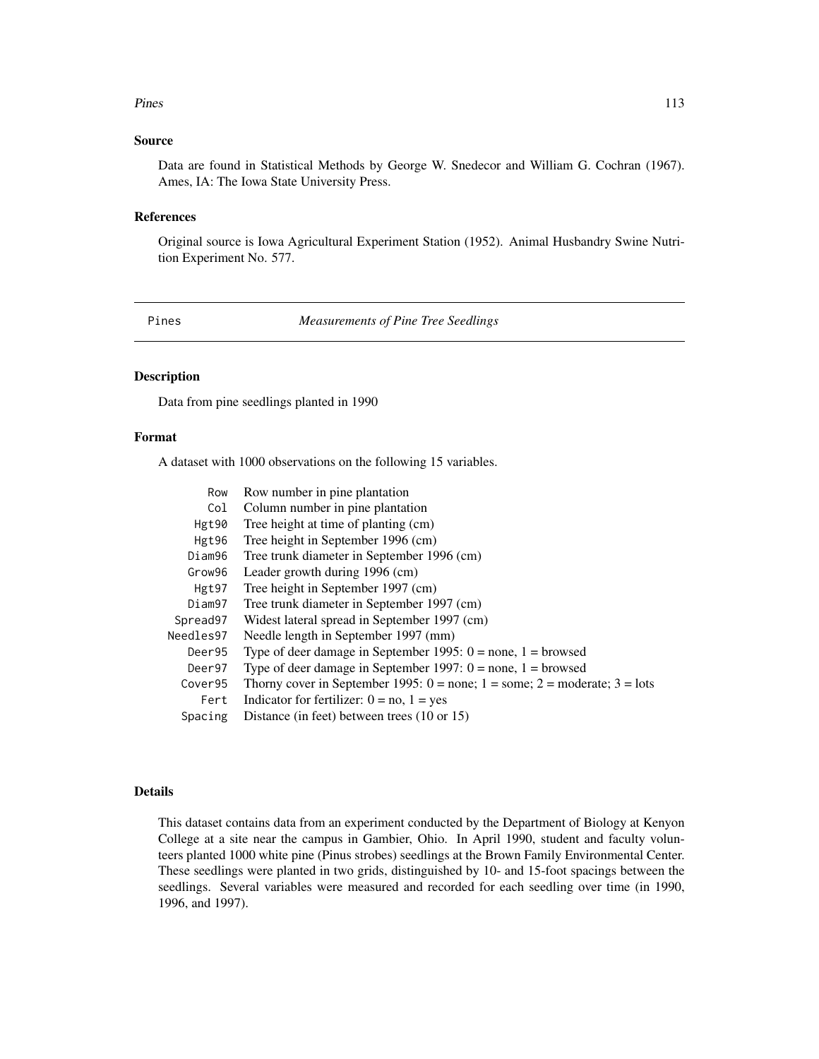### Source

Data are found in Statistical Methods by George W. Snedecor and William G. Cochran (1967). Ames, IA: The Iowa State University Press.

### References

Original source is Iowa Agricultural Experiment Station (1952). Animal Husbandry Swine Nutrition Experiment No. 577.

---

## Pines — *Measurements of Pine Tree Seedlings*

---

### Description

Data from pine seedlings planted in 1990

### Format

A dataset with 1000 observations on the following 15 variables.

| | |
|---|---|
| `Row` | Row number in pine plantation |
| `Col` | Column number in pine plantation |
| `Hgt90` | Tree height at time of planting (cm) |
| `Hgt96` | Tree height in September 1996 (cm) |
| `Diam96` | Tree trunk diameter in September 1996 (cm) |
| `Grow96` | Leader growth during 1996 (cm) |
| `Hgt97` | Tree height in September 1997 (cm) |
| `Diam97` | Tree trunk diameter in September 1997 (cm) |
| `Spread97` | Widest lateral spread in September 1997 (cm) |
| `Needles97` | Needle length in September 1997 (mm) |
| `Deer95` | Type of deer damage in September 1995: 0 = none, 1 = browsed |
| `Deer97` | Type of deer damage in September 1997: 0 = none, 1 = browsed |
| `Cover95` | Thorny cover in September 1995: 0 = none; 1 = some; 2 = moderate; 3 = lots |
| `Fert` | Indicator for fertilizer: 0 = no, 1 = yes |
| `Spacing` | Distance (in feet) between trees (10 or 15) |

### Details

This dataset contains data from an experiment conducted by the Department of Biology at Kenyon College at a site near the campus in Gambier, Ohio. In April 1990, student and faculty volunteers planted 1000 white pine (Pinus strobes) seedlings at the Brown Family Environmental Center. These seedlings were planted in two grids, distinguished by 10- and 15-foot spacings between the seedlings. Several variables were measured and recorded for each seedling over time (in 1990, 1996, and 1997).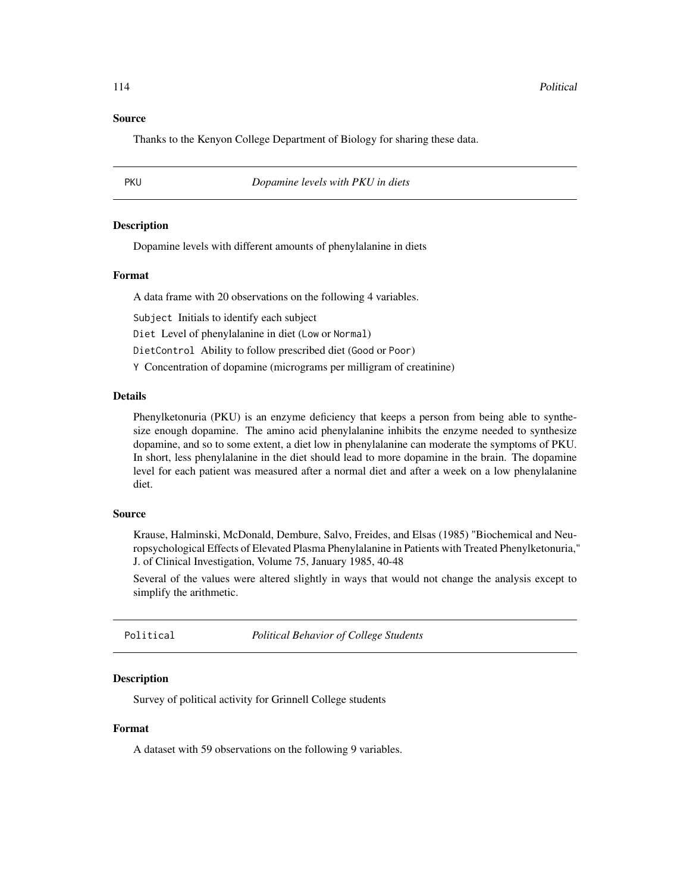### Source

Thanks to the Kenyon College Department of Biology for sharing these data.

---

## PKU — *Dopamine levels with PKU in diets*

### Description

Dopamine levels with different amounts of phenylalanine in diets

### Format

A data frame with 20 observations on the following 4 variables.

`Subject` Initials to identify each subject

`Diet` Level of phenylalanine in diet (`Low` or `Normal`)

`DietControl` Ability to follow prescribed diet (`Good` or `Poor`)

`Y` Concentration of dopamine (micrograms per milligram of creatinine)

### Details

Phenylketonuria (PKU) is an enzyme deficiency that keeps a person from being able to synthesize enough dopamine. The amino acid phenylalanine inhibits the enzyme needed to synthesize dopamine, and so to some extent, a diet low in phenylalanine can moderate the symptoms of PKU. In short, less phenylalanine in the diet should lead to more dopamine in the brain. The dopamine level for each patient was measured after a normal diet and after a week on a low phenylalanine diet.

### Source

Krause, Halminski, McDonald, Dembure, Salvo, Freides, and Elsas (1985) "Biochemical and Neuropsychological Effects of Elevated Plasma Phenylalanine in Patients with Treated Phenylketonuria," J. of Clinical Investigation, Volume 75, January 1985, 40-48

Several of the values were altered slightly in ways that would not change the analysis except to simplify the arithmetic.

---

## Political — *Political Behavior of College Students*

### Description

Survey of political activity for Grinnell College students

### Format

A dataset with 59 observations on the following 9 variables.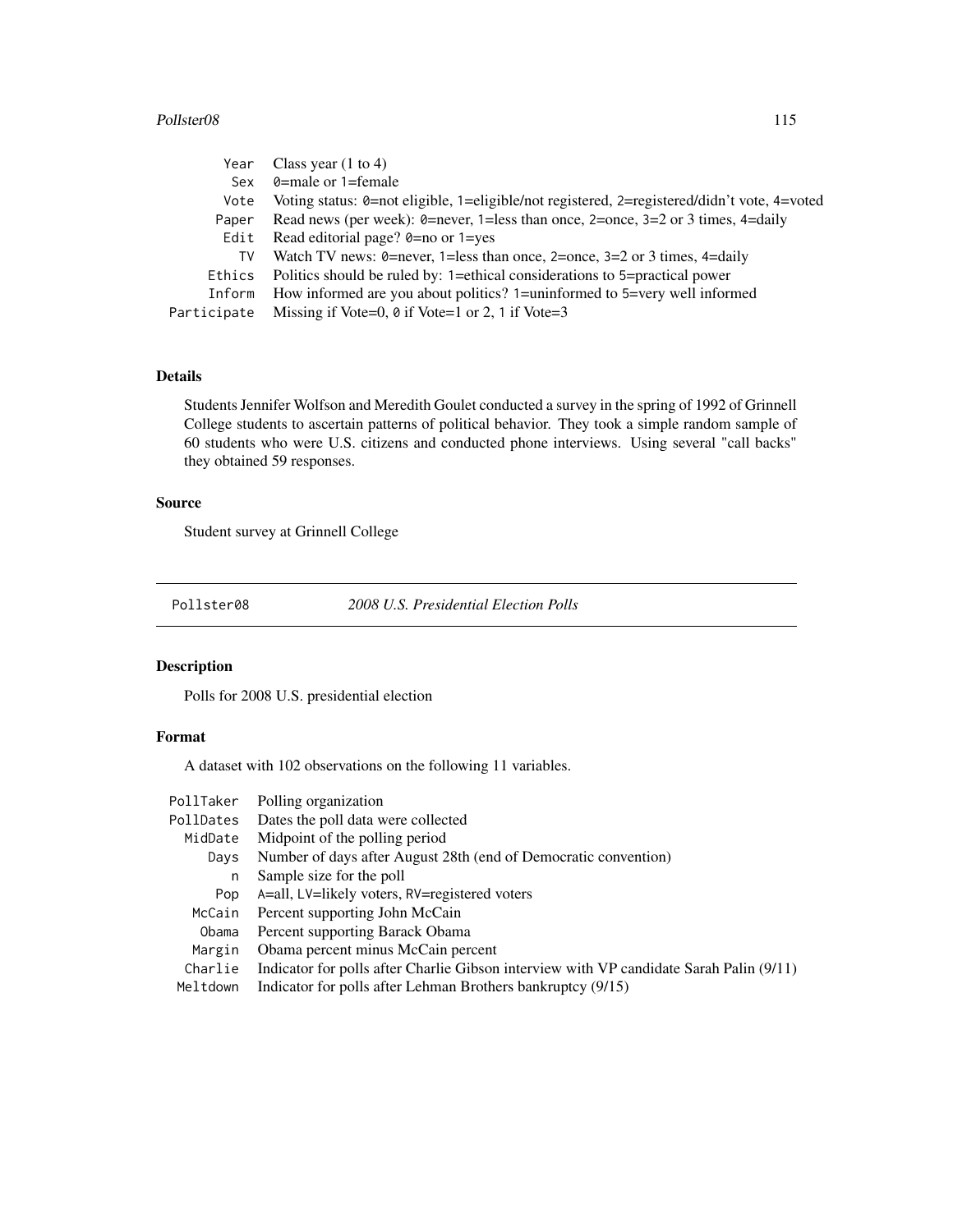| | |
|---|---|
| Year | Class year (1 to 4) |
| Sex | 0=male or 1=female |
| Vote | Voting status: 0=not eligible, 1=eligible/not registered, 2=registered/didn't vote, 4=voted |
| Paper | Read news (per week): 0=never, 1=less than once, 2=once, 3=2 or 3 times, 4=daily |
| Edit | Read editorial page? 0=no or 1=yes |
| TV | Watch TV news: 0=never, 1=less than once, 2=once, 3=2 or 3 times, 4=daily |
| Ethics | Politics should be ruled by: 1=ethical considerations to 5=practical power |
| Inform | How informed are you about politics? 1=uninformed to 5=very well informed |
| Participate | Missing if Vote=0, 0 if Vote=1 or 2, 1 if Vote=3 |

### Details

Students Jennifer Wolfson and Meredith Goulet conducted a survey in the spring of 1992 of Grinnell College students to ascertain patterns of political behavior. They took a simple random sample of 60 students who were U.S. citizens and conducted phone interviews. Using several "call backs" they obtained 59 responses.

### Source

Student survey at Grinnell College

---

## Pollster08 — *2008 U.S. Presidential Election Polls*

### Description

Polls for 2008 U.S. presidential election

### Format

A dataset with 102 observations on the following 11 variables.

| | |
|---|---|
| PollTaker | Polling organization |
| PollDates | Dates the poll data were collected |
| MidDate | Midpoint of the polling period |
| Days | Number of days after August 28th (end of Democratic convention) |
| n | Sample size for the poll |
| Pop | A=all, LV=likely voters, RV=registered voters |
| McCain | Percent supporting John McCain |
| Obama | Percent supporting Barack Obama |
| Margin | Obama percent minus McCain percent |
| Charlie | Indicator for polls after Charlie Gibson interview with VP candidate Sarah Palin (9/11) |
| Meltdown | Indicator for polls after Lehman Brothers bankruptcy (9/15) |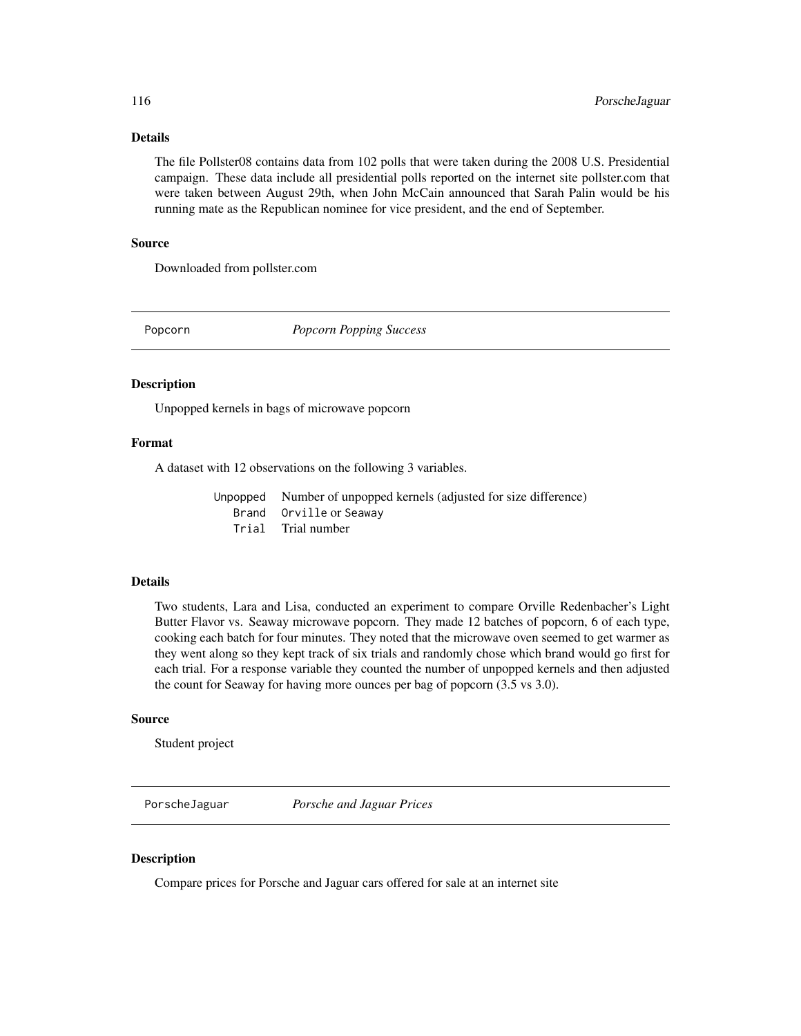### Details

The file Pollster08 contains data from 102 polls that were taken during the 2008 U.S. Presidential campaign. These data include all presidential polls reported on the internet site pollster.com that were taken between August 29th, when John McCain announced that Sarah Palin would be his running mate as the Republican nominee for vice president, and the end of September.

### Source

Downloaded from pollster.com

---

## Popcorn — *Popcorn Popping Success*

---

### Description

Unpopped kernels in bags of microwave popcorn

### Format

A dataset with 12 observations on the following 3 variables.

| | |
|---|---|
| `Unpopped` | Number of unpopped kernels (adjusted for size difference) |
| `Brand` | `Orville` or `Seaway` |
| `Trial` | Trial number |

### Details

Two students, Lara and Lisa, conducted an experiment to compare Orville Redenbacher's Light Butter Flavor vs. Seaway microwave popcorn. They made 12 batches of popcorn, 6 of each type, cooking each batch for four minutes. They noted that the microwave oven seemed to get warmer as they went along so they kept track of six trials and randomly chose which brand would go first for each trial. For a response variable they counted the number of unpopped kernels and then adjusted the count for Seaway for having more ounces per bag of popcorn (3.5 vs 3.0).

### Source

Student project

---

## PorscheJaguar — *Porsche and Jaguar Prices*

---

### Description

Compare prices for Porsche and Jaguar cars offered for sale at an internet site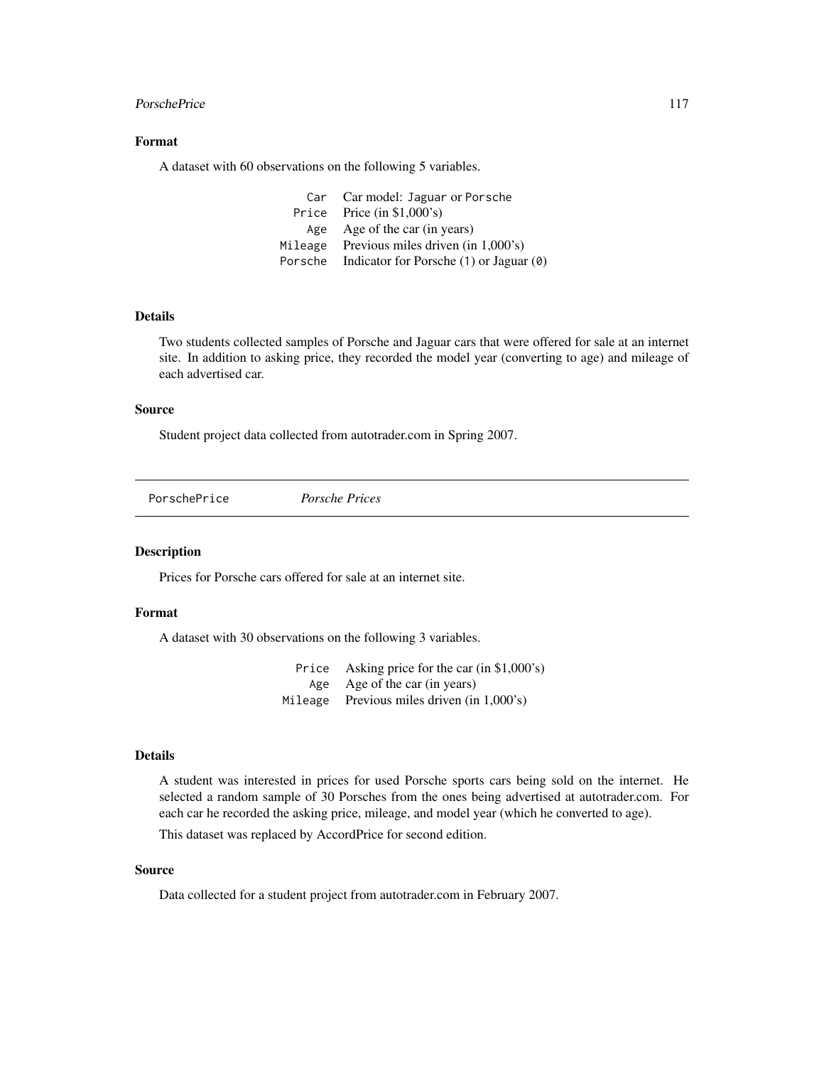### Format

A dataset with 60 observations on the following 5 variables.

| | |
|---|---|
| `Car` | Car model: `Jaguar` or `Porsche` |
| `Price` | Price (in $1,000's) |
| `Age` | Age of the car (in years) |
| `Mileage` | Previous miles driven (in 1,000's) |
| `Porsche` | Indicator for Porsche (`1`) or Jaguar (`0`) |

### Details

Two students collected samples of Porsche and Jaguar cars that were offered for sale at an internet site. In addition to asking price, they recorded the model year (converting to age) and mileage of each advertised car.

### Source

Student project data collected from autotrader.com in Spring 2007.

---

## PorschePrice *Porsche Prices*

---

### Description

Prices for Porsche cars offered for sale at an internet site.

### Format

A dataset with 30 observations on the following 3 variables.

| | |
|---|---|
| `Price` | Asking price for the car (in $1,000's) |
| `Age` | Age of the car (in years) |
| `Mileage` | Previous miles driven (in 1,000's) |

### Details

A student was interested in prices for used Porsche sports cars being sold on the internet. He selected a random sample of 30 Porsches from the ones being advertised at autotrader.com. For each car he recorded the asking price, mileage, and model year (which he converted to age).

This dataset was replaced by AccordPrice for second edition.

### Source

Data collected for a student project from autotrader.com in February 2007.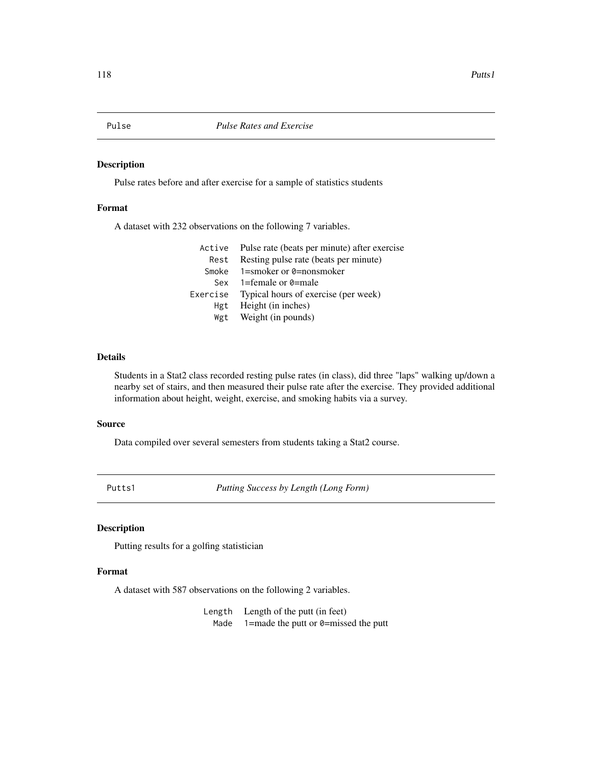## Pulse *Pulse Rates and Exercise*

### Description

Pulse rates before and after exercise for a sample of statistics students

### Format

A dataset with 232 observations on the following 7 variables.

| | |
|---|---|
| `Active` | Pulse rate (beats per minute) after exercise |
| `Rest` | Resting pulse rate (beats per minute) |
| `Smoke` | 1=smoker or 0=nonsmoker |
| `Sex` | 1=female or 0=male |
| `Exercise` | Typical hours of exercise (per week) |
| `Hgt` | Height (in inches) |
| `Wgt` | Weight (in pounds) |

### Details

Students in a Stat2 class recorded resting pulse rates (in class), did three "laps" walking up/down a nearby set of stairs, and then measured their pulse rate after the exercise. They provided additional information about height, weight, exercise, and smoking habits via a survey.

### Source

Data compiled over several semesters from students taking a Stat2 course.

## Putts1 *Putting Success by Length (Long Form)*

### Description

Putting results for a golfing statistician

### Format

A dataset with 587 observations on the following 2 variables.

| | |
|---|---|
| `Length` | Length of the putt (in feet) |
| `Made` | 1=made the putt or 0=missed the putt |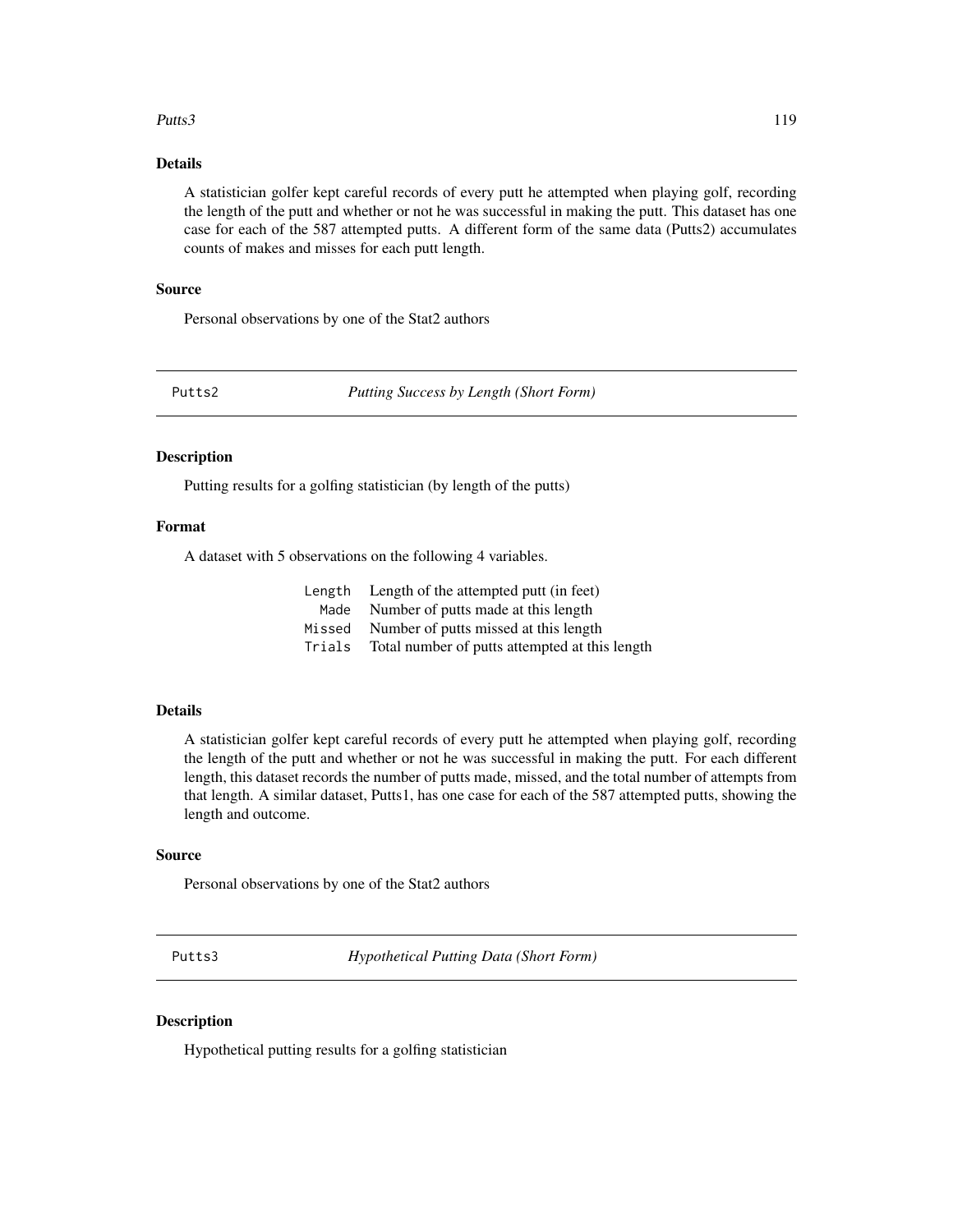### Details

A statistician golfer kept careful records of every putt he attempted when playing golf, recording the length of the putt and whether or not he was successful in making the putt. This dataset has one case for each of the 587 attempted putts. A different form of the same data (Putts2) accumulates counts of makes and misses for each putt length.

### Source

Personal observations by one of the Stat2 authors

---

## Putts2 *Putting Success by Length (Short Form)*

---

### Description

Putting results for a golfing statistician (by length of the putts)

### Format

A dataset with 5 observations on the following 4 variables.

| | |
|---|---|
| `Length` | Length of the attempted putt (in feet) |
| `Made` | Number of putts made at this length |
| `Missed` | Number of putts missed at this length |
| `Trials` | Total number of putts attempted at this length |

### Details

A statistician golfer kept careful records of every putt he attempted when playing golf, recording the length of the putt and whether or not he was successful in making the putt. For each different length, this dataset records the number of putts made, missed, and the total number of attempts from that length. A similar dataset, Putts1, has one case for each of the 587 attempted putts, showing the length and outcome.

### Source

Personal observations by one of the Stat2 authors

---

## Putts3 *Hypothetical Putting Data (Short Form)*

---

### Description

Hypothetical putting results for a golfing statistician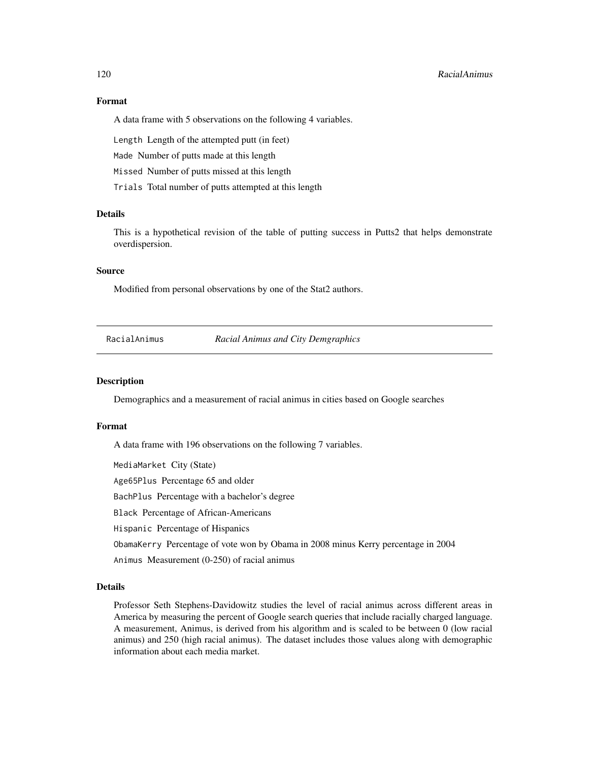## Format

A data frame with 5 observations on the following 4 variables.

`Length` Length of the attempted putt (in feet)

`Made` Number of putts made at this length

`Missed` Number of putts missed at this length

`Trials` Total number of putts attempted at this length

## Details

This is a hypothetical revision of the table of putting success in Putts2 that helps demonstrate overdispersion.

## Source

Modified from personal observations by one of the Stat2 authors.

---

# RacialAnimus *Racial Animus and City Demgraphics*

---

## Description

Demographics and a measurement of racial animus in cities based on Google searches

## Format

A data frame with 196 observations on the following 7 variables.

`MediaMarket` City (State)

`Age65Plus` Percentage 65 and older

`BachPlus` Percentage with a bachelor's degree

`Black` Percentage of African-Americans

`Hispanic` Percentage of Hispanics

`ObamaKerry` Percentage of vote won by Obama in 2008 minus Kerry percentage in 2004

`Animus` Measurement (0-250) of racial animus

## Details

Professor Seth Stephens-Davidowitz studies the level of racial animus across different areas in America by measuring the percent of Google search queries that include racially charged language. A measurement, Animus, is derived from his algorithm and is scaled to be between 0 (low racial animus) and 250 (high racial animus). The dataset includes those values along with demographic information about each media market.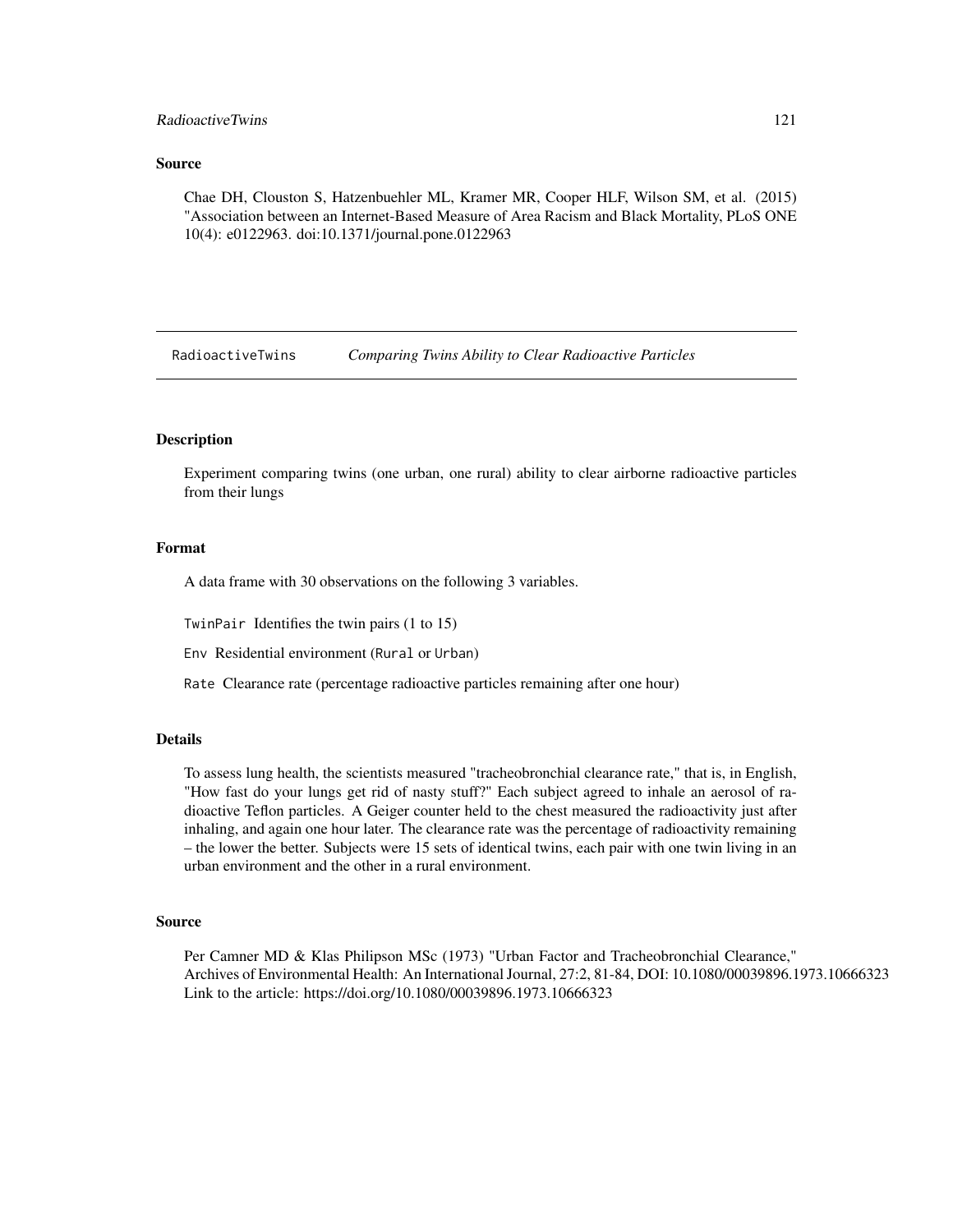## Source

Chae DH, Clouston S, Hatzenbuehler ML, Kramer MR, Cooper HLF, Wilson SM, et al. (2015) "Association between an Internet-Based Measure of Area Racism and Black Mortality, PLoS ONE 10(4): e0122963. doi:10.1371/journal.pone.0122963

---

# RadioactiveTwins — *Comparing Twins Ability to Clear Radioactive Particles*

## Description

Experiment comparing twins (one urban, one rural) ability to clear airborne radioactive particles from their lungs

## Format

A data frame with 30 observations on the following 3 variables.

`TwinPair` Identifies the twin pairs (1 to 15)

`Env` Residential environment (`Rural` or `Urban`)

`Rate` Clearance rate (percentage radioactive particles remaining after one hour)

## Details

To assess lung health, the scientists measured "tracheobronchial clearance rate," that is, in English, "How fast do your lungs get rid of nasty stuff?" Each subject agreed to inhale an aerosol of radioactive Teflon particles. A Geiger counter held to the chest measured the radioactivity just after inhaling, and again one hour later. The clearance rate was the percentage of radioactivity remaining – the lower the better. Subjects were 15 sets of identical twins, each pair with one twin living in an urban environment and the other in a rural environment.

## Source

Per Camner MD & Klas Philipson MSc (1973) "Urban Factor and Tracheobronchial Clearance," Archives of Environmental Health: An International Journal, 27:2, 81-84, DOI: 10.1080/00039896.1973.10666323 Link to the article: https://doi.org/10.1080/00039896.1973.10666323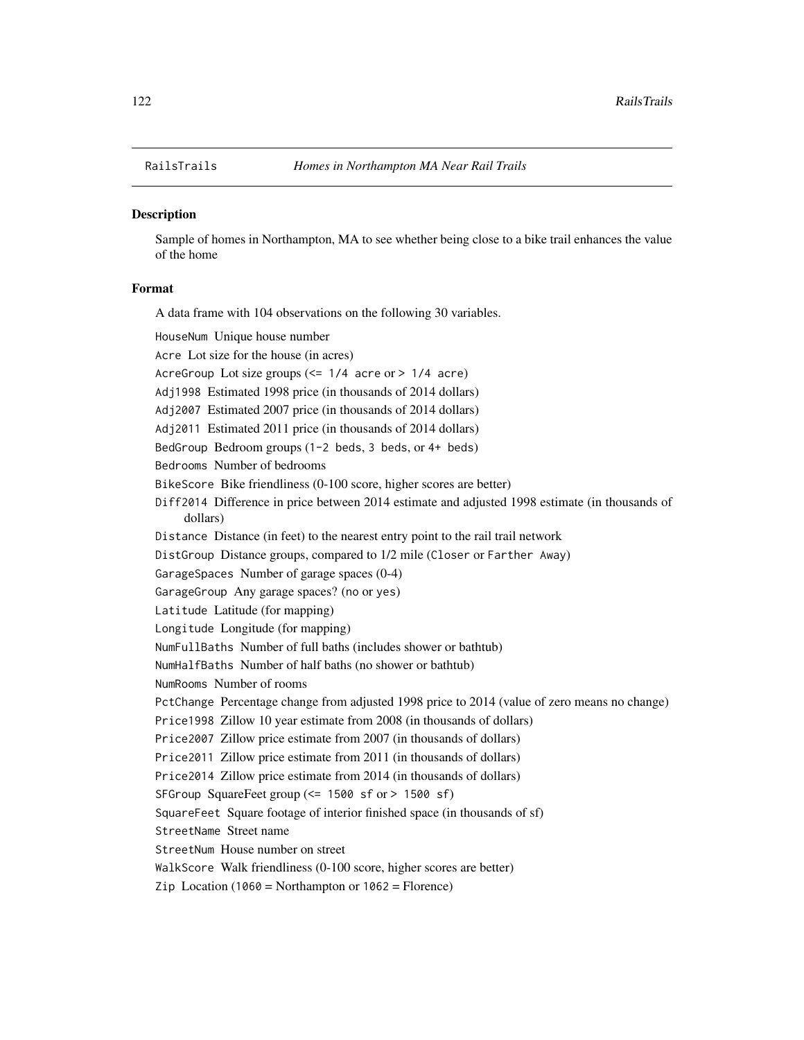RailsTrails *Homes in Northampton MA Near Rail Trails*

## Description

Sample of homes in Northampton, MA to see whether being close to a bike trail enhances the value of the home

## Format

A data frame with 104 observations on the following 30 variables.

- `HouseNum` Unique house number
- `Acre` Lot size for the house (in acres)
- `AcreGroup` Lot size groups (`<= 1/4 acre` or `> 1/4 acre`)
- `Adj1998` Estimated 1998 price (in thousands of 2014 dollars)
- `Adj2007` Estimated 2007 price (in thousands of 2014 dollars)
- `Adj2011` Estimated 2011 price (in thousands of 2014 dollars)
- `BedGroup` Bedroom groups (`1-2 beds`, `3 beds`, or `4+ beds`)
- `Bedrooms` Number of bedrooms
- `BikeScore` Bike friendliness (0-100 score, higher scores are better)
- `Diff2014` Difference in price between 2014 estimate and adjusted 1998 estimate (in thousands of dollars)
- `Distance` Distance (in feet) to the nearest entry point to the rail trail network
- `DistGroup` Distance groups, compared to 1/2 mile (`Closer` or `Farther Away`)
- `GarageSpaces` Number of garage spaces (0-4)
- `GarageGroup` Any garage spaces? (`no` or `yes`)
- `Latitude` Latitude (for mapping)
- `Longitude` Longitude (for mapping)
- `NumFullBaths` Number of full baths (includes shower or bathtub)
- `NumHalfBaths` Number of half baths (no shower or bathtub)
- `NumRooms` Number of rooms
- `PctChange` Percentage change from adjusted 1998 price to 2014 (value of zero means no change)
- `Price1998` Zillow 10 year estimate from 2008 (in thousands of dollars)
- `Price2007` Zillow price estimate from 2007 (in thousands of dollars)
- `Price2011` Zillow price estimate from 2011 (in thousands of dollars)
- `Price2014` Zillow price estimate from 2014 (in thousands of dollars)
- `SFGroup` SquareFeet group (`<= 1500 sf` or `> 1500 sf`)
- `SquareFeet` Square footage of interior finished space (in thousands of sf)
- `StreetName` Street name
- `StreetNum` House number on street
- `WalkScore` Walk friendliness (0-100 score, higher scores are better)
- `Zip` Location (`1060` = Northampton or `1062` = Florence)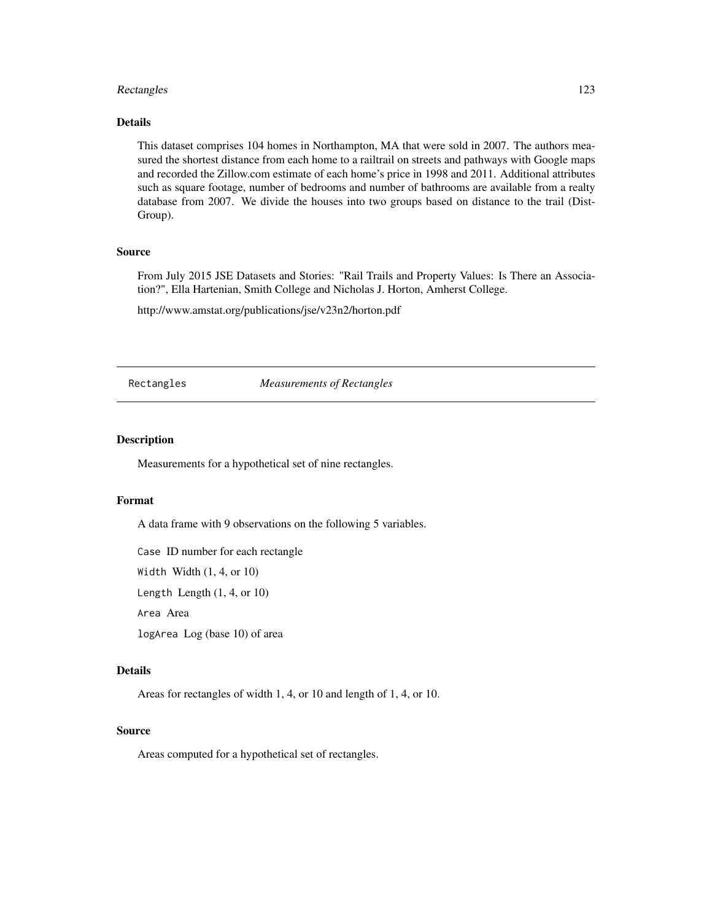### Details

This dataset comprises 104 homes in Northampton, MA that were sold in 2007. The authors measured the shortest distance from each home to a railtrail on streets and pathways with Google maps and recorded the Zillow.com estimate of each home's price in 1998 and 2011. Additional attributes such as square footage, number of bedrooms and number of bathrooms are available from a realty database from 2007. We divide the houses into two groups based on distance to the trail (DistGroup).

### Source

From July 2015 JSE Datasets and Stories: "Rail Trails and Property Values: Is There an Association?", Ella Hartenian, Smith College and Nicholas J. Horton, Amherst College.

http://www.amstat.org/publications/jse/v23n2/horton.pdf

---

## Rectangles *Measurements of Rectangles*

---

### Description

Measurements for a hypothetical set of nine rectangles.

### Format

A data frame with 9 observations on the following 5 variables.

`Case` ID number for each rectangle

`Width` Width (1, 4, or 10)

`Length` Length (1, 4, or 10)

`Area` Area

`logArea` Log (base 10) of area

### Details

Areas for rectangles of width 1, 4, or 10 and length of 1, 4, or 10.

### Source

Areas computed for a hypothetical set of rectangles.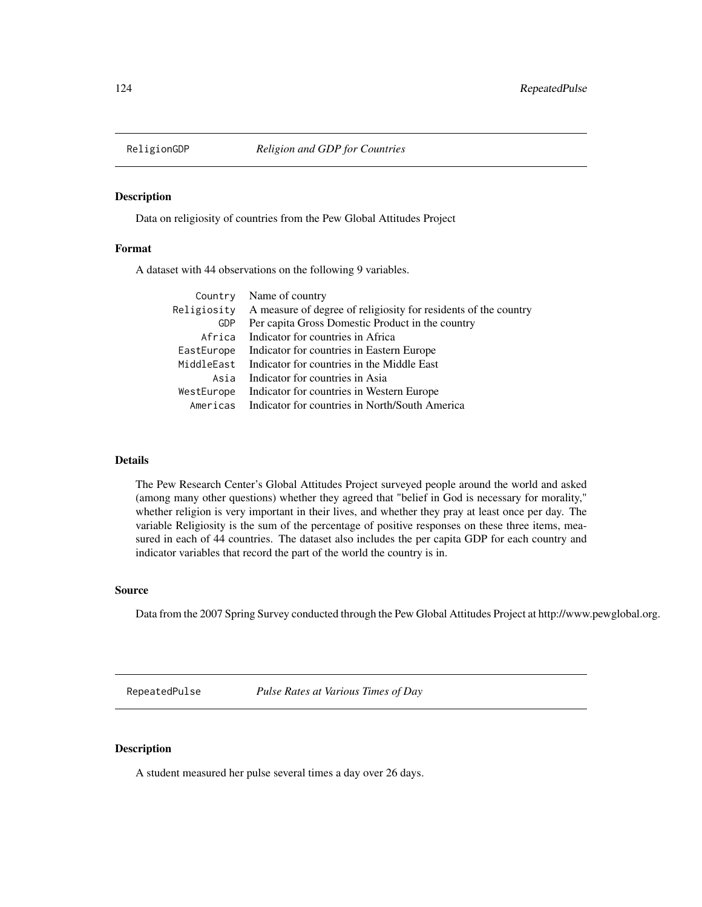## ReligionGDP *Religion and GDP for Countries*

### Description

Data on religiosity of countries from the Pew Global Attitudes Project

### Format

A dataset with 44 observations on the following 9 variables.

| | |
|---|---|
| `Country` | Name of country |
| `Religiosity` | A measure of degree of religiosity for residents of the country |
| `GDP` | Per capita Gross Domestic Product in the country |
| `Africa` | Indicator for countries in Africa |
| `EastEurope` | Indicator for countries in Eastern Europe |
| `MiddleEast` | Indicator for countries in the Middle East |
| `Asia` | Indicator for countries in Asia |
| `WestEurope` | Indicator for countries in Western Europe |
| `Americas` | Indicator for countries in North/South America |

### Details

The Pew Research Center's Global Attitudes Project surveyed people around the world and asked (among many other questions) whether they agreed that "belief in God is necessary for morality," whether religion is very important in their lives, and whether they pray at least once per day. The variable Religiosity is the sum of the percentage of positive responses on these three items, measured in each of 44 countries. The dataset also includes the per capita GDP for each country and indicator variables that record the part of the world the country is in.

### Source

Data from the 2007 Spring Survey conducted through the Pew Global Attitudes Project at http://www.pewglobal.org.

## RepeatedPulse *Pulse Rates at Various Times of Day*

### Description

A student measured her pulse several times a day over 26 days.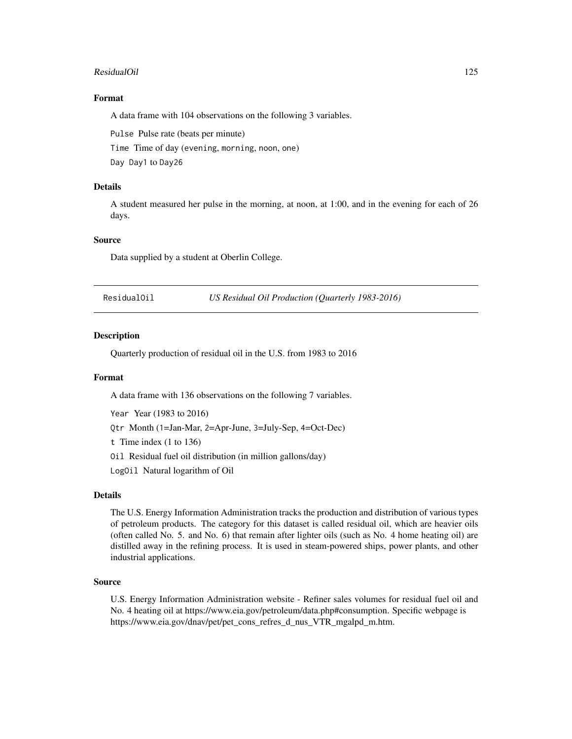### Format

A data frame with 104 observations on the following 3 variables.

`Pulse` Pulse rate (beats per minute)

`Time` Time of day (`evening`, `morning`, `noon`, `one`)

`Day` `Day1` to `Day26`

### Details

A student measured her pulse in the morning, at noon, at 1:00, and in the evening for each of 26 days.

### Source

Data supplied by a student at Oberlin College.

---

## ResidualOil — *US Residual Oil Production (Quarterly 1983-2016)*

---

### Description

Quarterly production of residual oil in the U.S. from 1983 to 2016

### Format

A data frame with 136 observations on the following 7 variables.

`Year` Year (1983 to 2016)

`Qtr` Month (`1`=Jan-Mar, `2`=Apr-June, `3`=July-Sep, `4`=Oct-Dec)

`t` Time index (1 to 136)

`Oil` Residual fuel oil distribution (in million gallons/day)

`LogOil` Natural logarithm of Oil

### Details

The U.S. Energy Information Administration tracks the production and distribution of various types of petroleum products. The category for this dataset is called residual oil, which are heavier oils (often called No. 5. and No. 6) that remain after lighter oils (such as No. 4 home heating oil) are distilled away in the refining process. It is used in steam-powered ships, power plants, and other industrial applications.

### Source

U.S. Energy Information Administration website - Refiner sales volumes for residual fuel oil and No. 4 heating oil at https://www.eia.gov/petroleum/data.php#consumption. Specific webpage is https://www.eia.gov/dnav/pet/pet_cons_refres_d_nus_VTR_mgalpd_m.htm.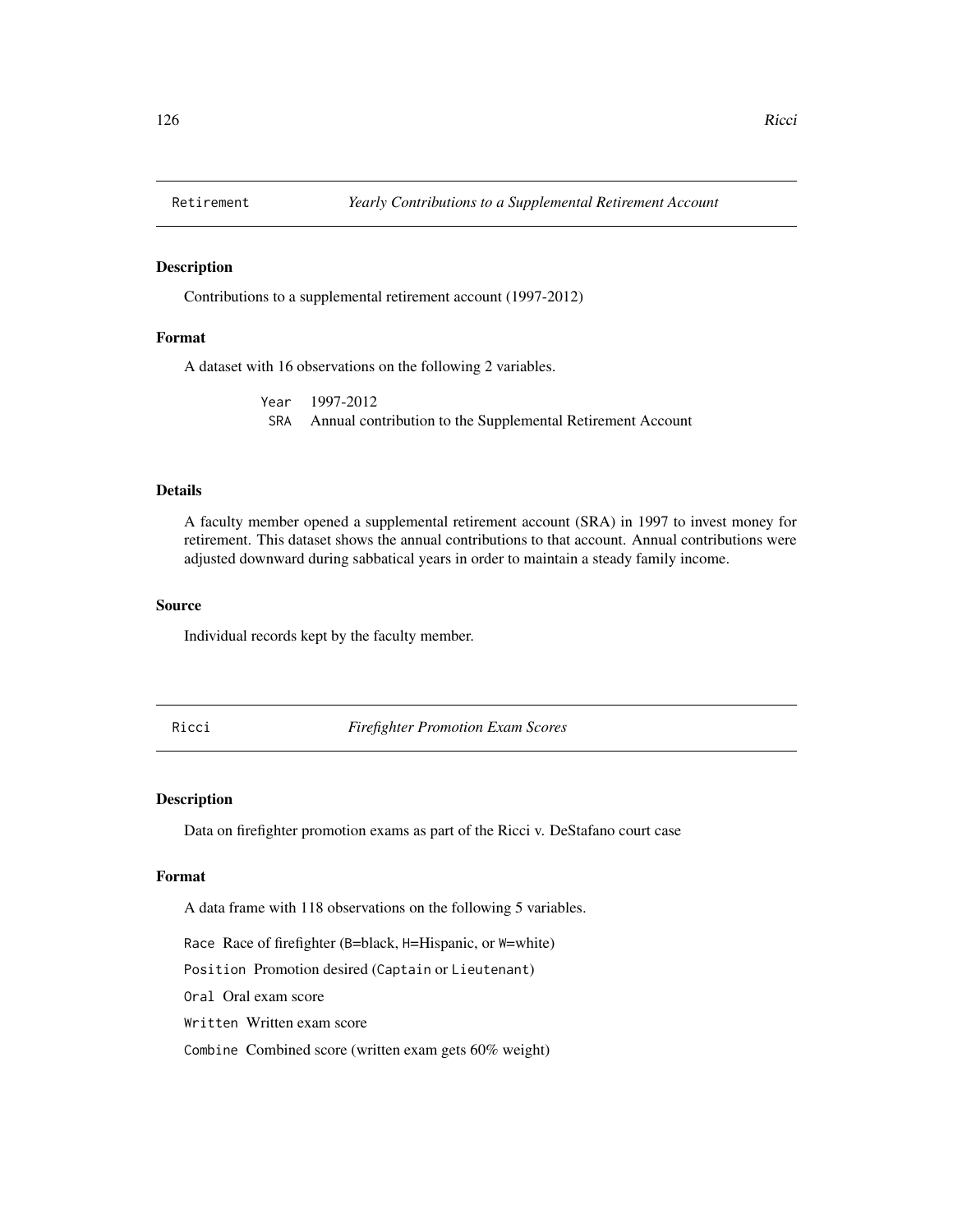## Retirement — *Yearly Contributions to a Supplemental Retirement Account*

### Description

Contributions to a supplemental retirement account (1997-2012)

### Format

A dataset with 16 observations on the following 2 variables.

| | |
|---|---|
| `Year` | 1997-2012 |
| `SRA` | Annual contribution to the Supplemental Retirement Account |

### Details

A faculty member opened a supplemental retirement account (SRA) in 1997 to invest money for retirement. This dataset shows the annual contributions to that account. Annual contributions were adjusted downward during sabbatical years in order to maintain a steady family income.

### Source

Individual records kept by the faculty member.

## Ricci — *Firefighter Promotion Exam Scores*

### Description

Data on firefighter promotion exams as part of the Ricci v. DeStafano court case

### Format

A data frame with 118 observations on the following 5 variables.

`Race` Race of firefighter (`B`=black, `H`=Hispanic, or `W`=white)

`Position` Promotion desired (`Captain` or `Lieutenant`)

`Oral` Oral exam score

`Written` Written exam score

`Combine` Combined score (written exam gets 60% weight)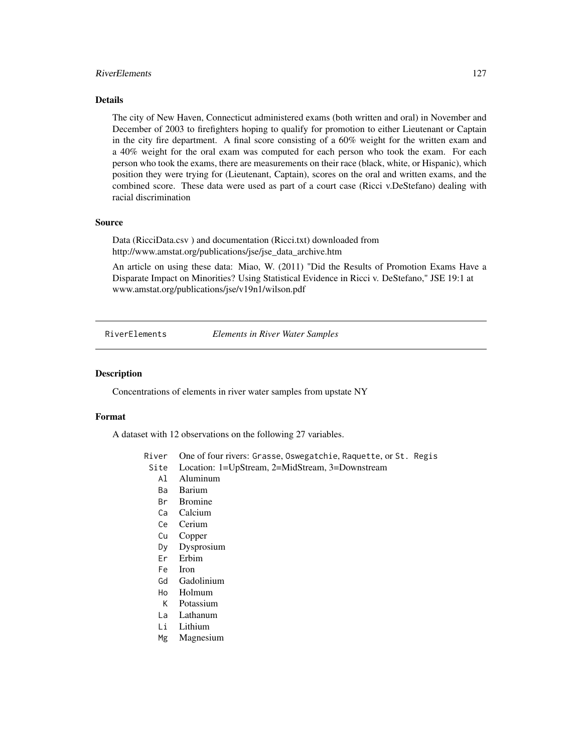## Details

The city of New Haven, Connecticut administered exams (both written and oral) in November and December of 2003 to firefighters hoping to qualify for promotion to either Lieutenant or Captain in the city fire department. A final score consisting of a 60% weight for the written exam and a 40% weight for the oral exam was computed for each person who took the exam. For each person who took the exams, there are measurements on their race (black, white, or Hispanic), which position they were trying for (Lieutenant, Captain), scores on the oral and written exams, and the combined score. These data were used as part of a court case (Ricci v.DeStefano) dealing with racial discrimination

## Source

Data (RicciData.csv ) and documentation (Ricci.txt) downloaded from http://www.amstat.org/publications/jse/jse_data_archive.htm

An article on using these data: Miao, W. (2011) "Did the Results of Promotion Exams Have a Disparate Impact on Minorities? Using Statistical Evidence in Ricci v. DeStefano," JSE 19:1 at www.amstat.org/publications/jse/v19n1/wilson.pdf

---

# RiverElements *Elements in River Water Samples*

## Description

Concentrations of elements in river water samples from upstate NY

## Format

A dataset with 12 observations on the following 27 variables.

| | |
|---|---|
| `River` | One of four rivers: `Grasse`, `Oswegatchie`, `Raquette`, or `St. Regis` |
| `Site` | Location: 1=UpStream, 2=MidStream, 3=Downstream |
| `Al` | Aluminum |
| `Ba` | Barium |
| `Br` | Bromine |
| `Ca` | Calcium |
| `Ce` | Cerium |
| `Cu` | Copper |
| `Dy` | Dysprosium |
| `Er` | Erbim |
| `Fe` | Iron |
| `Gd` | Gadolinium |
| `Ho` | Holmum |
| `K` | Potassium |
| `La` | Lathanum |
| `Li` | Lithium |
| `Mg` | Magnesium |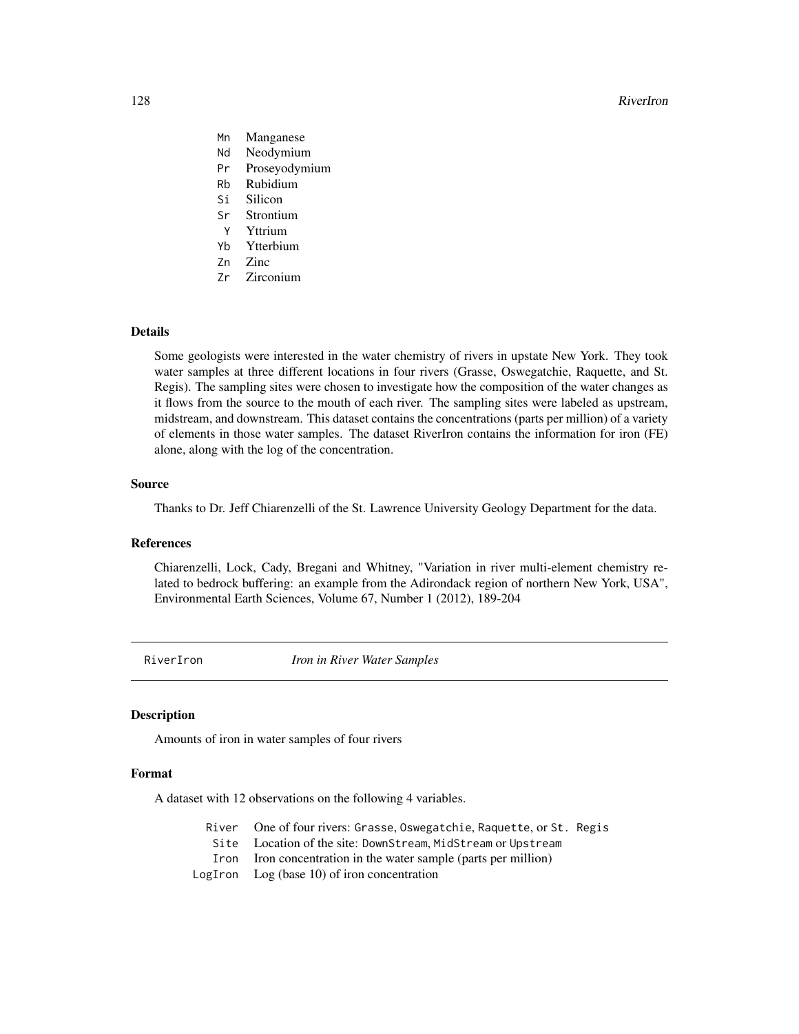| | |
|---|---|
| Mn | Manganese |
| Nd | Neodymium |
| Pr | Proseyodymium |
| Rb | Rubidium |
| Si | Silicon |
| Sr | Strontium |
| Y | Yttrium |
| Yb | Ytterbium |
| Zn | Zinc |
| Zr | Zirconium |

### Details

Some geologists were interested in the water chemistry of rivers in upstate New York. They took water samples at three different locations in four rivers (Grasse, Oswegatchie, Raquette, and St. Regis). The sampling sites were chosen to investigate how the composition of the water changes as it flows from the source to the mouth of each river. The sampling sites were labeled as upstream, midstream, and downstream. This dataset contains the concentrations (parts per million) of a variety of elements in those water samples. The dataset RiverIron contains the information for iron (FE) alone, along with the log of the concentration.

### Source

Thanks to Dr. Jeff Chiarenzelli of the St. Lawrence University Geology Department for the data.

### References

Chiarenzelli, Lock, Cady, Bregani and Whitney, "Variation in river multi-element chemistry related to bedrock buffering: an example from the Adirondack region of northern New York, USA", Environmental Earth Sciences, Volume 67, Number 1 (2012), 189-204

---

## RiverIron *Iron in River Water Samples*

### Description

Amounts of iron in water samples of four rivers

### Format

A dataset with 12 observations on the following 4 variables.

| | |
|---|---|
| River | One of four rivers: Grasse, Oswegatchie, Raquette, or St. Regis |
| Site | Location of the site: DownStream, MidStream or Upstream |
| Iron | Iron concentration in the water sample (parts per million) |
| LogIron | Log (base 10) of iron concentration |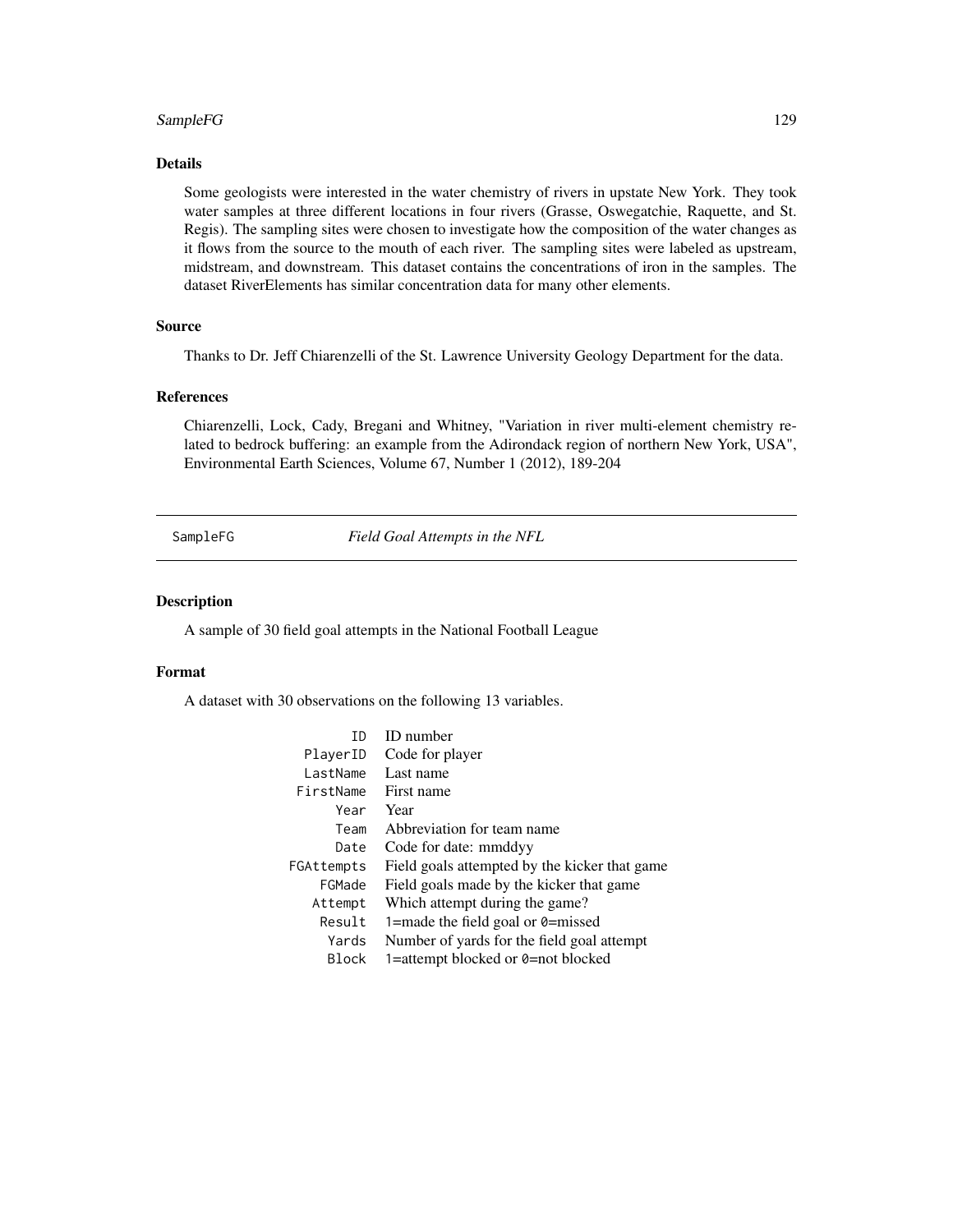### Details

Some geologists were interested in the water chemistry of rivers in upstate New York. They took water samples at three different locations in four rivers (Grasse, Oswegatchie, Raquette, and St. Regis). The sampling sites were chosen to investigate how the composition of the water changes as it flows from the source to the mouth of each river. The sampling sites were labeled as upstream, midstream, and downstream. This dataset contains the concentrations of iron in the samples. The dataset RiverElements has similar concentration data for many other elements.

### Source

Thanks to Dr. Jeff Chiarenzelli of the St. Lawrence University Geology Department for the data.

### References

Chiarenzelli, Lock, Cady, Bregani and Whitney, "Variation in river multi-element chemistry related to bedrock buffering: an example from the Adirondack region of northern New York, USA", Environmental Earth Sciences, Volume 67, Number 1 (2012), 189-204

---

## SampleFG — *Field Goal Attempts in the NFL*

---

### Description

A sample of 30 field goal attempts in the National Football League

### Format

A dataset with 30 observations on the following 13 variables.

| | |
|---|---|
| `ID` | ID number |
| `PlayerID` | Code for player |
| `LastName` | Last name |
| `FirstName` | First name |
| `Year` | Year |
| `Team` | Abbreviation for team name |
| `Date` | Code for date: mmddyy |
| `FGAttempts` | Field goals attempted by the kicker that game |
| `FGMade` | Field goals made by the kicker that game |
| `Attempt` | Which attempt during the game? |
| `Result` | 1=made the field goal or 0=missed |
| `Yards` | Number of yards for the field goal attempt |
| `Block` | 1=attempt blocked or 0=not blocked |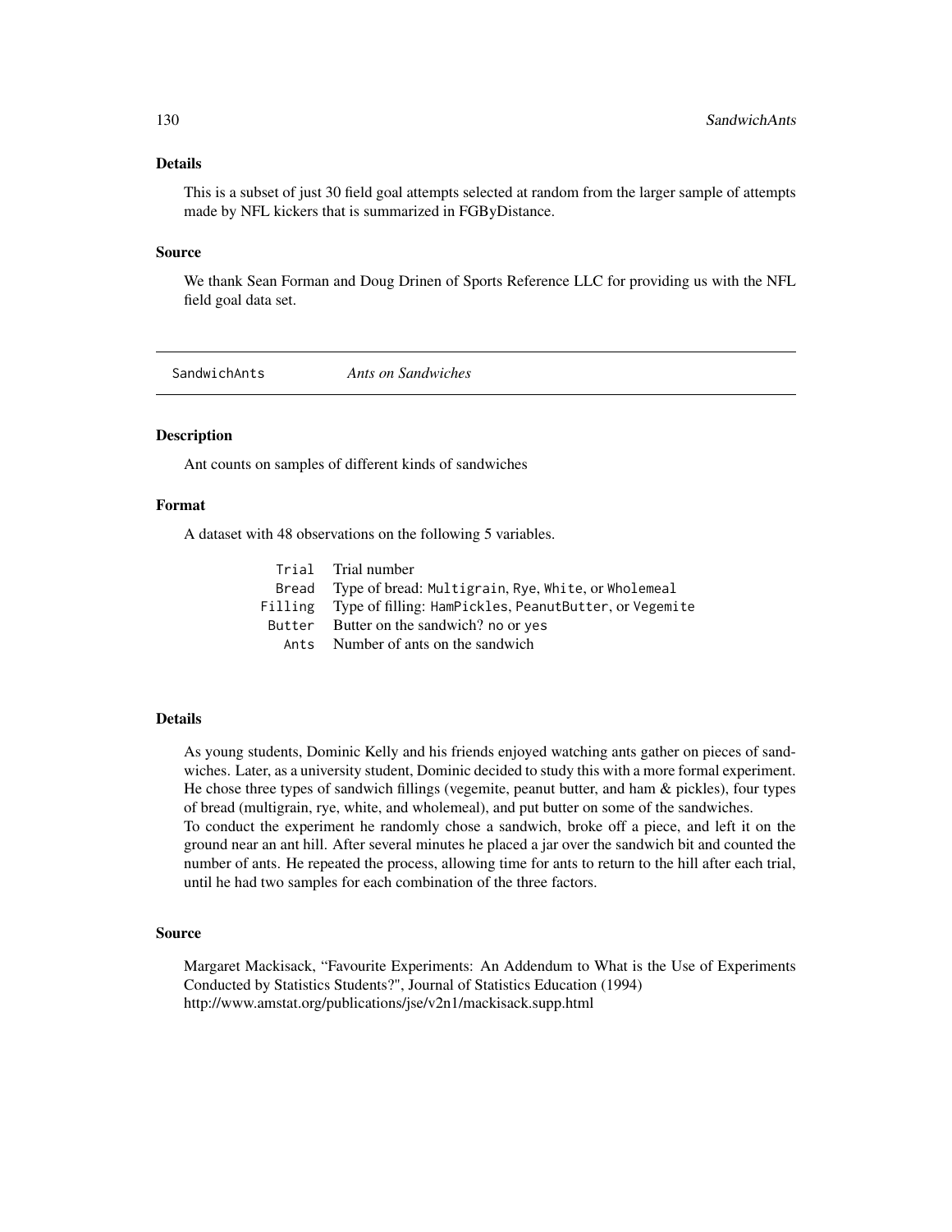## Details

This is a subset of just 30 field goal attempts selected at random from the larger sample of attempts made by NFL kickers that is summarized in FGByDistance.

## Source

We thank Sean Forman and Doug Drinen of Sports Reference LLC for providing us with the NFL field goal data set.

---

# SandwichAnts *Ants on Sandwiches*

---

## Description

Ant counts on samples of different kinds of sandwiches

## Format

A dataset with 48 observations on the following 5 variables.

| | |
|---|---|
| `Trial` | Trial number |
| `Bread` | Type of bread: `Multigrain`, `Rye`, `White`, or `Wholemeal` |
| `Filling` | Type of filling: `HamPickles`, `PeanutButter`, or `Vegemite` |
| `Butter` | Butter on the sandwich? `no` or `yes` |
| `Ants` | Number of ants on the sandwich |

## Details

As young students, Dominic Kelly and his friends enjoyed watching ants gather on pieces of sandwiches. Later, as a university student, Dominic decided to study this with a more formal experiment. He chose three types of sandwich fillings (vegemite, peanut butter, and ham & pickles), four types of bread (multigrain, rye, white, and wholemeal), and put butter on some of the sandwiches.
To conduct the experiment he randomly chose a sandwich, broke off a piece, and left it on the ground near an ant hill. After several minutes he placed a jar over the sandwich bit and counted the number of ants. He repeated the process, allowing time for ants to return to the hill after each trial, until he had two samples for each combination of the three factors.

## Source

Margaret Mackisack, "Favourite Experiments: An Addendum to What is the Use of Experiments Conducted by Statistics Students?", Journal of Statistics Education (1994)
http://www.amstat.org/publications/jse/v2n1/mackisack.supp.html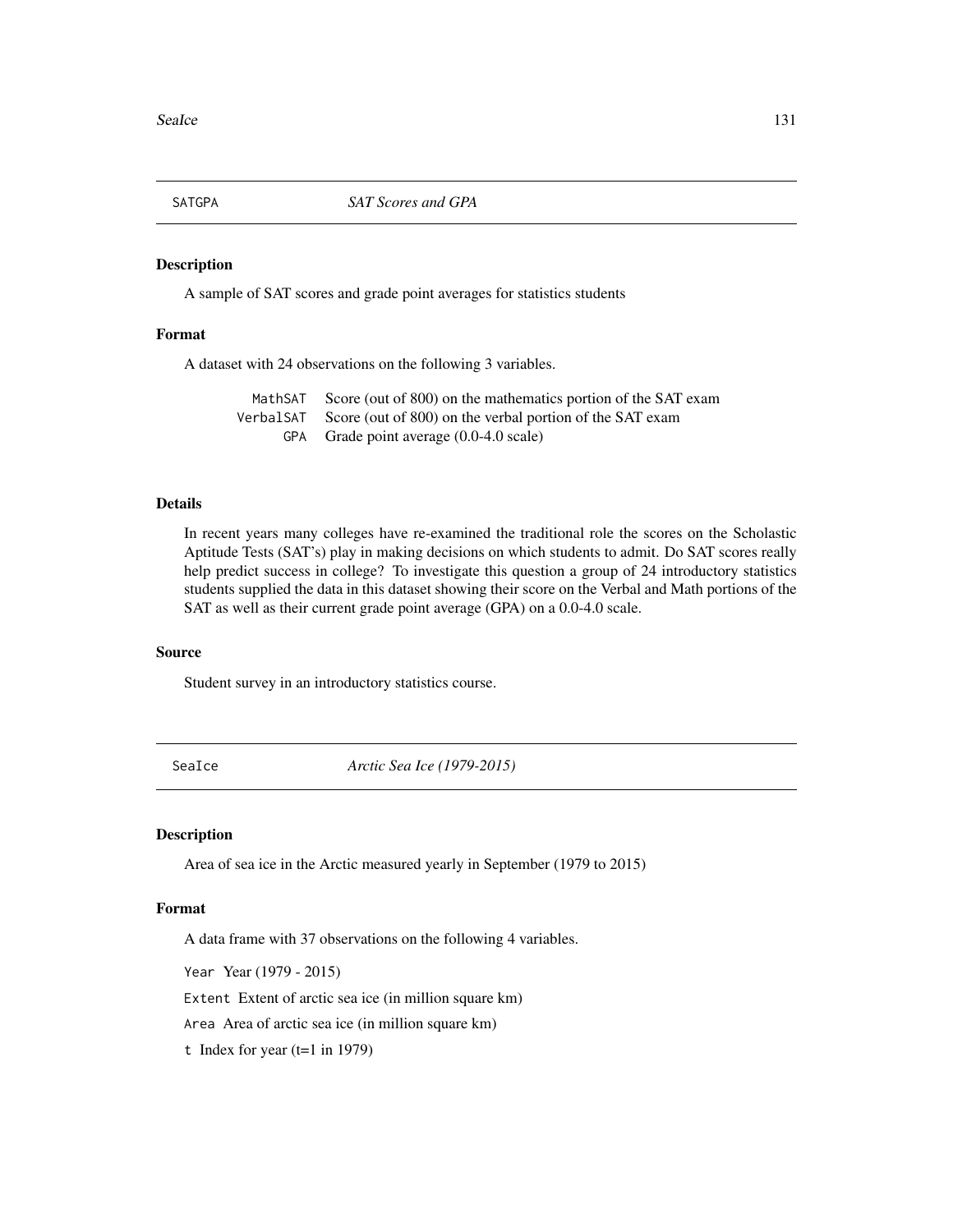## SATGPA — *SAT Scores and GPA*

### Description

A sample of SAT scores and grade point averages for statistics students

### Format

A dataset with 24 observations on the following 3 variables.

| | |
|---|---|
| `MathSAT` | Score (out of 800) on the mathematics portion of the SAT exam |
| `VerbalSAT` | Score (out of 800) on the verbal portion of the SAT exam |
| `GPA` | Grade point average (0.0-4.0 scale) |

### Details

In recent years many colleges have re-examined the traditional role the scores on the Scholastic Aptitude Tests (SAT's) play in making decisions on which students to admit. Do SAT scores really help predict success in college? To investigate this question a group of 24 introductory statistics students supplied the data in this dataset showing their score on the Verbal and Math portions of the SAT as well as their current grade point average (GPA) on a 0.0-4.0 scale.

### Source

Student survey in an introductory statistics course.

## SeaIce — *Arctic Sea Ice (1979-2015)*

### Description

Area of sea ice in the Arctic measured yearly in September (1979 to 2015)

### Format

A data frame with 37 observations on the following 4 variables.

`Year` Year (1979 - 2015)

`Extent` Extent of arctic sea ice (in million square km)

`Area` Area of arctic sea ice (in million square km)

`t` Index for year (t=1 in 1979)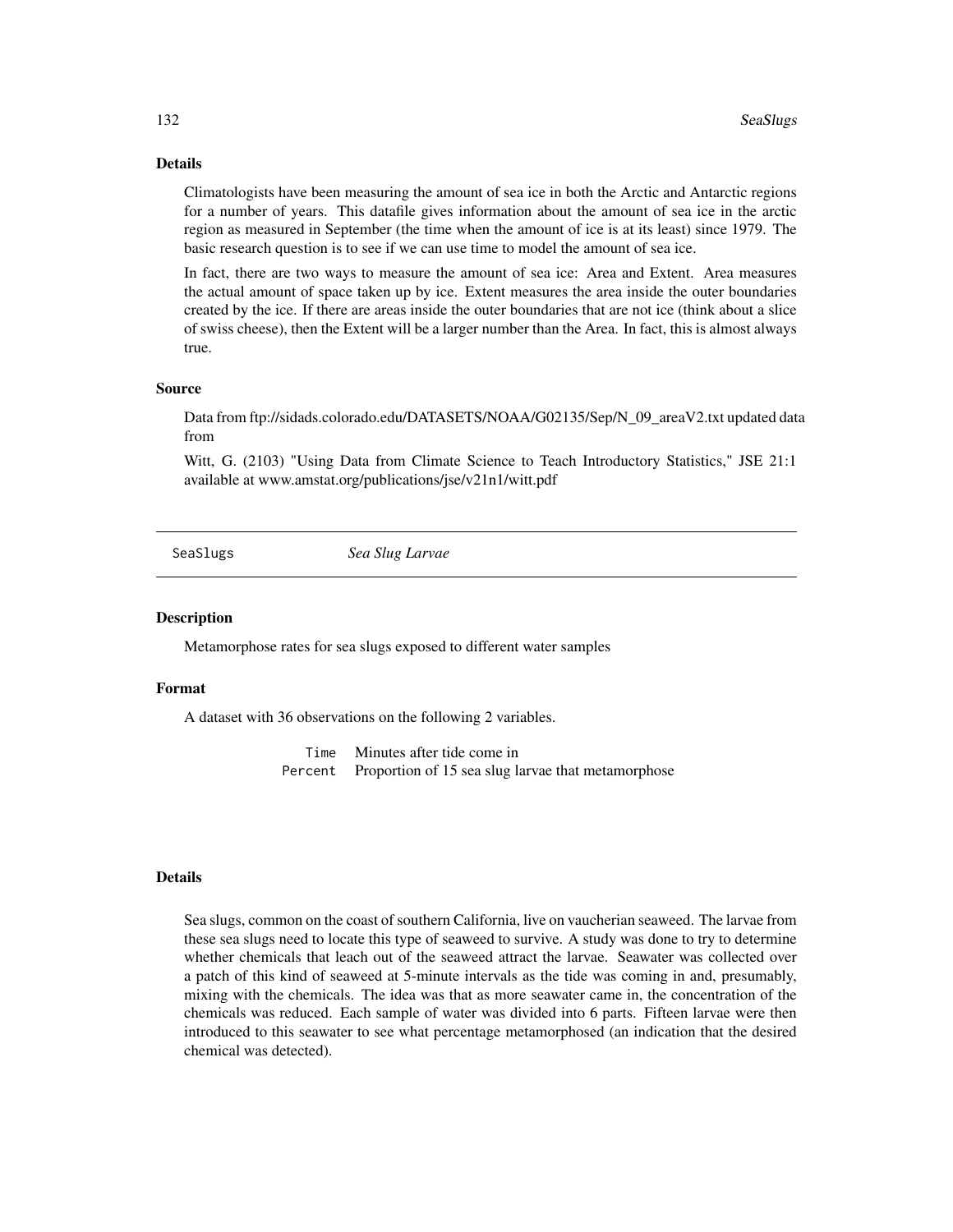### Details

Climatologists have been measuring the amount of sea ice in both the Arctic and Antarctic regions for a number of years. This datafile gives information about the amount of sea ice in the arctic region as measured in September (the time when the amount of ice is at its least) since 1979. The basic research question is to see if we can use time to model the amount of sea ice.

In fact, there are two ways to measure the amount of sea ice: Area and Extent. Area measures the actual amount of space taken up by ice. Extent measures the area inside the outer boundaries created by the ice. If there are areas inside the outer boundaries that are not ice (think about a slice of swiss cheese), then the Extent will be a larger number than the Area. In fact, this is almost always true.

### Source

Data from ftp://sidads.colorado.edu/DATASETS/NOAA/G02135/Sep/N_09_areaV2.txt updated data from

Witt, G. (2103) "Using Data from Climate Science to Teach Introductory Statistics," JSE 21:1 available at www.amstat.org/publications/jse/v21n1/witt.pdf

---

## SeaSlugs — *Sea Slug Larvae*

---

### Description

Metamorphose rates for sea slugs exposed to different water samples

### Format

A dataset with 36 observations on the following 2 variables.

| | |
|---|---|
| `Time` | Minutes after tide come in |
| `Percent` | Proportion of 15 sea slug larvae that metamorphose |

### Details

Sea slugs, common on the coast of southern California, live on vaucherian seaweed. The larvae from these sea slugs need to locate this type of seaweed to survive. A study was done to try to determine whether chemicals that leach out of the seaweed attract the larvae. Seawater was collected over a patch of this kind of seaweed at 5-minute intervals as the tide was coming in and, presumably, mixing with the chemicals. The idea was that as more seawater came in, the concentration of the chemicals was reduced. Each sample of water was divided into 6 parts. Fifteen larvae were then introduced to this seawater to see what percentage metamorphosed (an indication that the desired chemical was detected).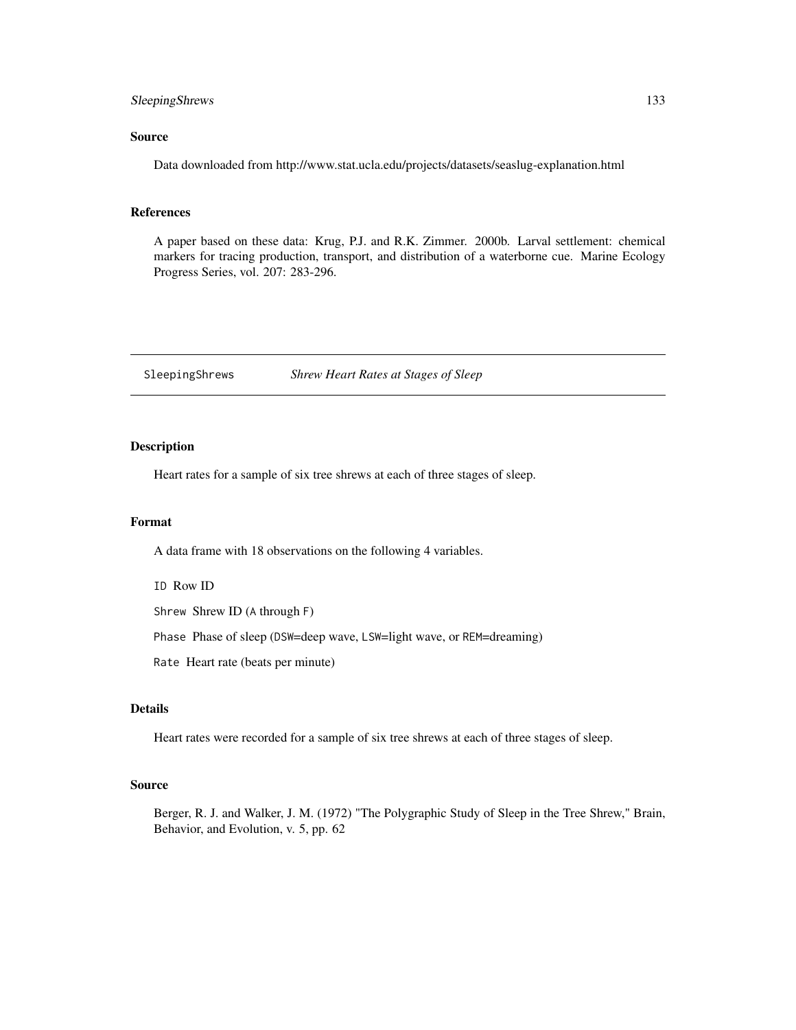### Source

Data downloaded from http://www.stat.ucla.edu/projects/datasets/seaslug-explanation.html

### References

A paper based on these data: Krug, P.J. and R.K. Zimmer. 2000b. Larval settlement: chemical markers for tracing production, transport, and distribution of a waterborne cue. Marine Ecology Progress Series, vol. 207: 283-296.

---

## SleepingShrews    *Shrew Heart Rates at Stages of Sleep*

---

### Description

Heart rates for a sample of six tree shrews at each of three stages of sleep.

### Format

A data frame with 18 observations on the following 4 variables.

`ID` Row ID

`Shrew` Shrew ID (`A` through `F`)

`Phase` Phase of sleep (`DSW`=deep wave, `LSW`=light wave, or `REM`=dreaming)

`Rate` Heart rate (beats per minute)

### Details

Heart rates were recorded for a sample of six tree shrews at each of three stages of sleep.

### Source

Berger, R. J. and Walker, J. M. (1972) "The Polygraphic Study of Sleep in the Tree Shrew," Brain, Behavior, and Evolution, v. 5, pp. 62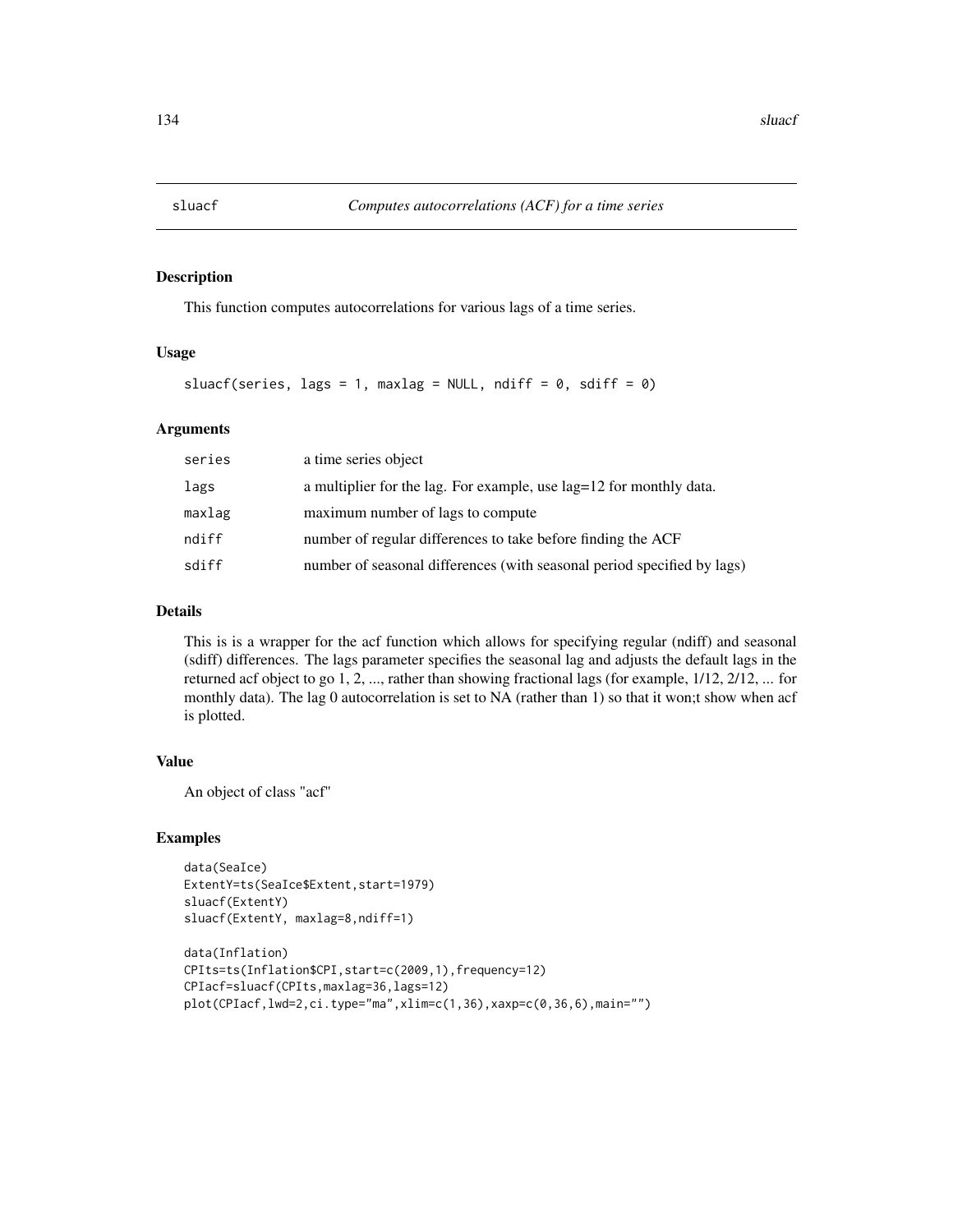# sluacf — *Computes autocorrelations (ACF) for a time series*

## Description

This function computes autocorrelations for various lags of a time series.

## Usage

```
sluacf(series, lags = 1, maxlag = NULL, ndiff = 0, sdiff = 0)
```

## Arguments

| | |
|---|---|
| series | a time series object |
| lags | a multiplier for the lag. For example, use lag=12 for monthly data. |
| maxlag | maximum number of lags to compute |
| ndiff | number of regular differences to take before finding the ACF |
| sdiff | number of seasonal differences (with seasonal period specified by lags) |

## Details

This is is a wrapper for the acf function which allows for specifying regular (ndiff) and seasonal (sdiff) differences. The lags parameter specifies the seasonal lag and adjusts the default lags in the returned acf object to go 1, 2, ..., rather than showing fractional lags (for example, 1/12, 2/12, ... for monthly data). The lag 0 autocorrelation is set to NA (rather than 1) so that it won;t show when acf is plotted.

## Value

An object of class "acf"

## Examples

```
data(SeaIce)
ExtentY=ts(SeaIce$Extent,start=1979)
sluacf(ExtentY)
sluacf(ExtentY, maxlag=8,ndiff=1)

data(Inflation)
CPIts=ts(Inflation$CPI,start=c(2009,1),frequency=12)
CPIacf=sluacf(CPIts,maxlag=36,lags=12)
plot(CPIacf,lwd=2,ci.type="ma",xlim=c(1,36),xaxp=c(0,36,6),main="")
```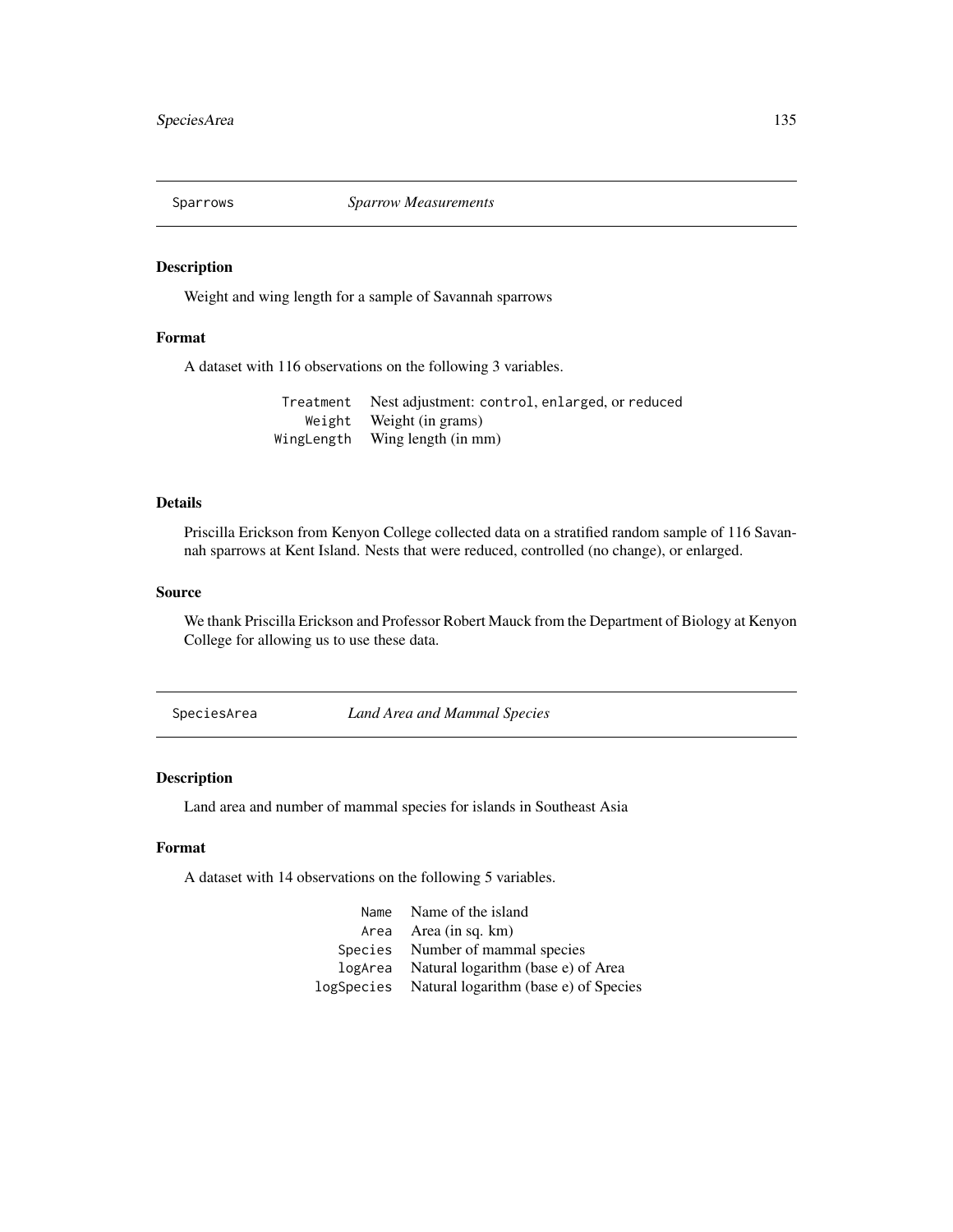## Sparrows *Sparrow Measurements*

### Description

Weight and wing length for a sample of Savannah sparrows

### Format

A dataset with 116 observations on the following 3 variables.

| | |
|---|---|
| `Treatment` | Nest adjustment: `control`, `enlarged`, or `reduced` |
| `Weight` | Weight (in grams) |
| `WingLength` | Wing length (in mm) |

### Details

Priscilla Erickson from Kenyon College collected data on a stratified random sample of 116 Savannah sparrows at Kent Island. Nests that were reduced, controlled (no change), or enlarged.

### Source

We thank Priscilla Erickson and Professor Robert Mauck from the Department of Biology at Kenyon College for allowing us to use these data.

## SpeciesArea *Land Area and Mammal Species*

### Description

Land area and number of mammal species for islands in Southeast Asia

### Format

A dataset with 14 observations on the following 5 variables.

| | |
|---|---|
| `Name` | Name of the island |
| `Area` | Area (in sq. km) |
| `Species` | Number of mammal species |
| `logArea` | Natural logarithm (base e) of Area |
| `logSpecies` | Natural logarithm (base e) of Species |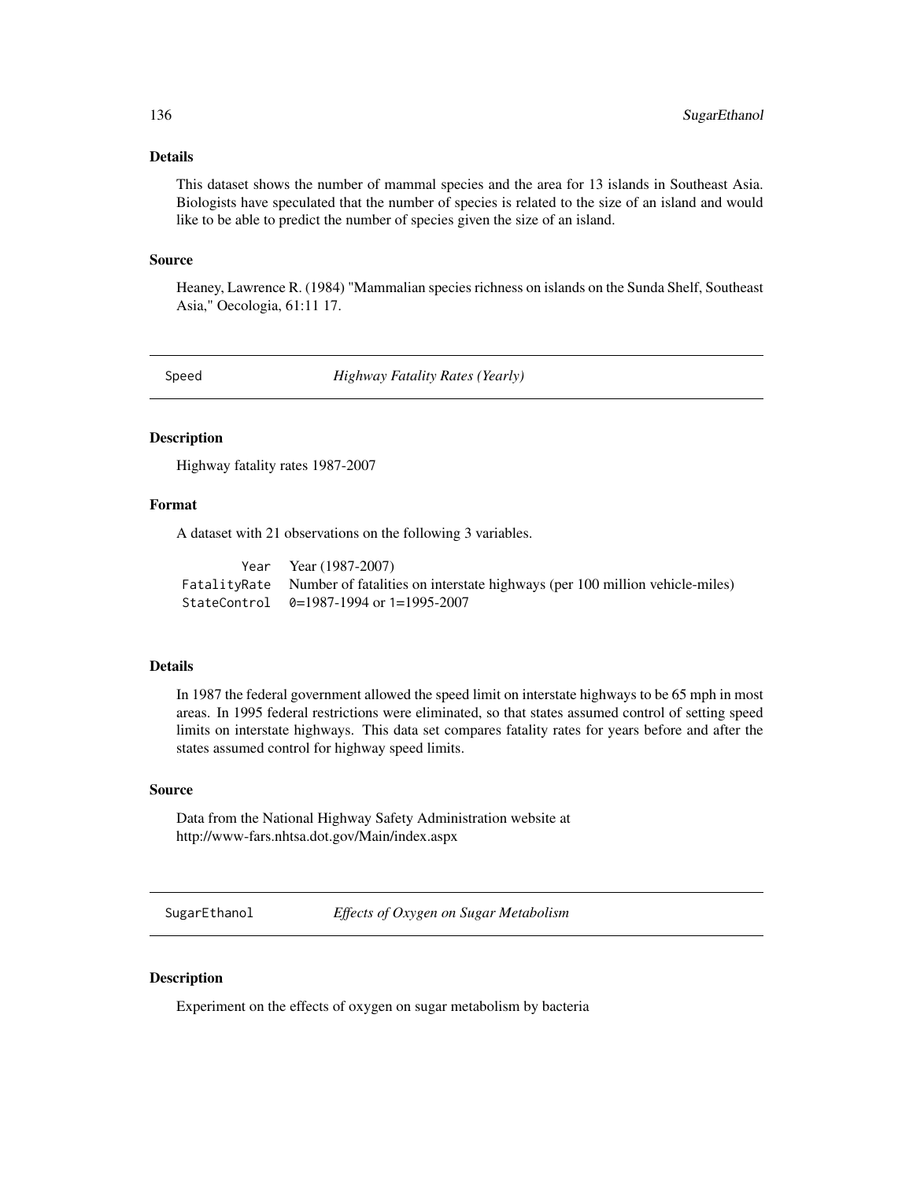## Details

This dataset shows the number of mammal species and the area for 13 islands in Southeast Asia. Biologists have speculated that the number of species is related to the size of an island and would like to be able to predict the number of species given the size of an island.

## Source

Heaney, Lawrence R. (1984) "Mammalian species richness on islands on the Sunda Shelf, Southeast Asia," Oecologia, 61:11 17.

---

`Speed` *Highway Fatality Rates (Yearly)*

---

## Description

Highway fatality rates 1987-2007

## Format

A dataset with 21 observations on the following 3 variables.

| | |
|---|---|
| `Year` | Year (1987-2007) |
| `FatalityRate` | Number of fatalities on interstate highways (per 100 million vehicle-miles) |
| `StateControl` | `0`=1987-1994 or `1`=1995-2007 |

## Details

In 1987 the federal government allowed the speed limit on interstate highways to be 65 mph in most areas. In 1995 federal restrictions were eliminated, so that states assumed control of setting speed limits on interstate highways. This data set compares fatality rates for years before and after the states assumed control for highway speed limits.

## Source

Data from the National Highway Safety Administration website at
http://www-fars.nhtsa.dot.gov/Main/index.aspx

---

`SugarEthanol` *Effects of Oxygen on Sugar Metabolism*

---

## Description

Experiment on the effects of oxygen on sugar metabolism by bacteria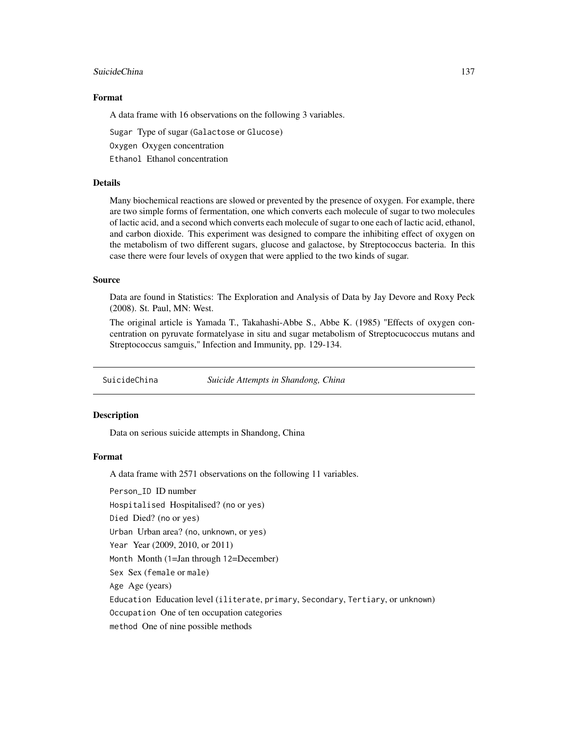### Format

A data frame with 16 observations on the following 3 variables.

`Sugar` Type of sugar (`Galactose` or `Glucose`)

`Oxygen` Oxygen concentration

`Ethanol` Ethanol concentration

### Details

Many biochemical reactions are slowed or prevented by the presence of oxygen. For example, there are two simple forms of fermentation, one which converts each molecule of sugar to two molecules of lactic acid, and a second which converts each molecule of sugar to one each of lactic acid, ethanol, and carbon dioxide. This experiment was designed to compare the inhibiting effect of oxygen on the metabolism of two different sugars, glucose and galactose, by Streptococcus bacteria. In this case there were four levels of oxygen that were applied to the two kinds of sugar.

### Source

Data are found in Statistics: The Exploration and Analysis of Data by Jay Devore and Roxy Peck (2008). St. Paul, MN: West.

The original article is Yamada T., Takahashi-Abbe S., Abbe K. (1985) "Effects of oxygen concentration on pyruvate formatelyase in situ and sugar metabolism of Streptocucoccus mutans and Streptococcus samguis," Infection and Immunity, pp. 129-134.

---

## SuicideChina *Suicide Attempts in Shandong, China*

### Description

Data on serious suicide attempts in Shandong, China

### Format

A data frame with 2571 observations on the following 11 variables.

`Person_ID` ID number

`Hospitalised` Hospitalised? (`no` or `yes`)

`Died` Died? (`no` or `yes`)

`Urban` Urban area? (`no`, `unknown`, or `yes`)

`Year` Year (2009, 2010, or 2011)

`Month` Month (`1`=Jan through `12`=December)

`Sex` Sex (`female` or `male`)

`Age` Age (years)

`Education` Education level (`iliterate`, `primary`, `Secondary`, `Tertiary`, or `unknown`)

`Occupation` One of ten occupation categories

`method` One of nine possible methods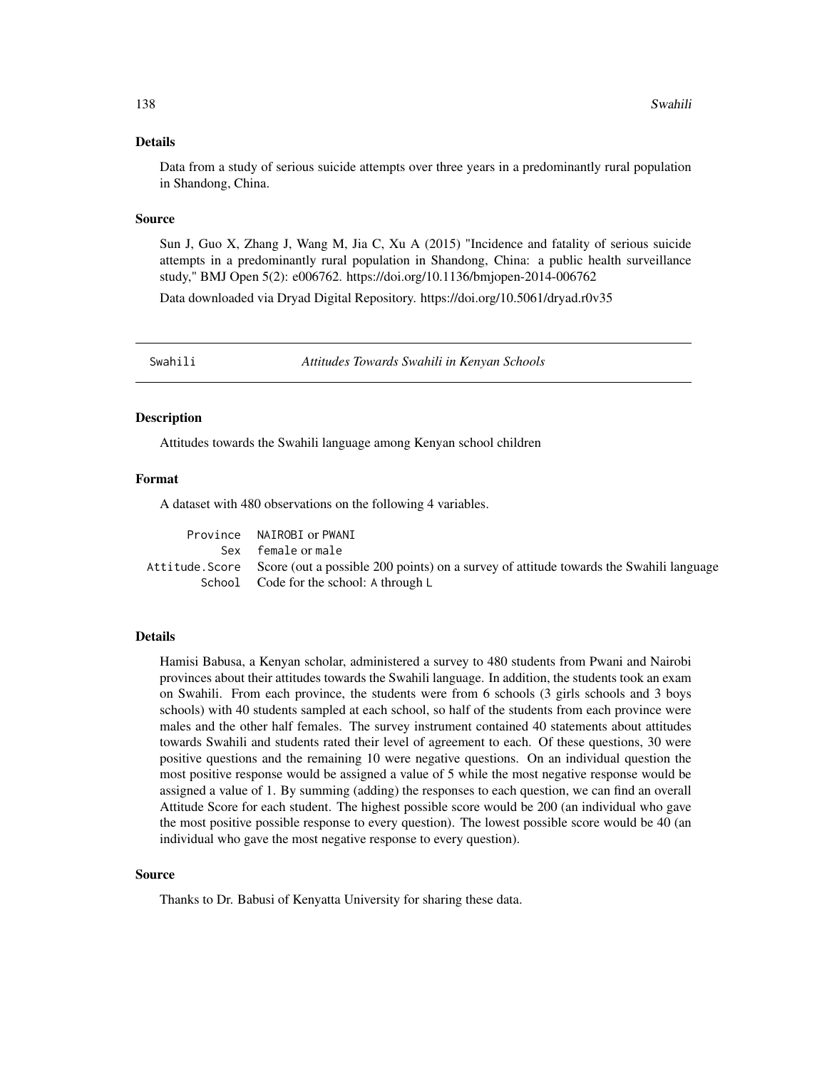### Details

Data from a study of serious suicide attempts over three years in a predominantly rural population in Shandong, China.

### Source

Sun J, Guo X, Zhang J, Wang M, Jia C, Xu A (2015) "Incidence and fatality of serious suicide attempts in a predominantly rural population in Shandong, China: a public health surveillance study," BMJ Open 5(2): e006762. https://doi.org/10.1136/bmjopen-2014-006762

Data downloaded via Dryad Digital Repository. https://doi.org/10.5061/dryad.r0v35

---

## Swahili — *Attitudes Towards Swahili in Kenyan Schools*

---

### Description

Attitudes towards the Swahili language among Kenyan school children

### Format

A dataset with 480 observations on the following 4 variables.

| | |
|---|---|
| `Province` | `NAIROBI` or `PWANI` |
| `Sex` | `female` or `male` |
| `Attitude.Score` | Score (out a possible 200 points) on a survey of attitude towards the Swahili language |
| `School` | Code for the school: `A` through `L` |

### Details

Hamisi Babusa, a Kenyan scholar, administered a survey to 480 students from Pwani and Nairobi provinces about their attitudes towards the Swahili language. In addition, the students took an exam on Swahili. From each province, the students were from 6 schools (3 girls schools and 3 boys schools) with 40 students sampled at each school, so half of the students from each province were males and the other half females. The survey instrument contained 40 statements about attitudes towards Swahili and students rated their level of agreement to each. Of these questions, 30 were positive questions and the remaining 10 were negative questions. On an individual question the most positive response would be assigned a value of 5 while the most negative response would be assigned a value of 1. By summing (adding) the responses to each question, we can find an overall Attitude Score for each student. The highest possible score would be 200 (an individual who gave the most positive possible response to every question). The lowest possible score would be 40 (an individual who gave the most negative response to every question).

### Source

Thanks to Dr. Babusi of Kenyatta University for sharing these data.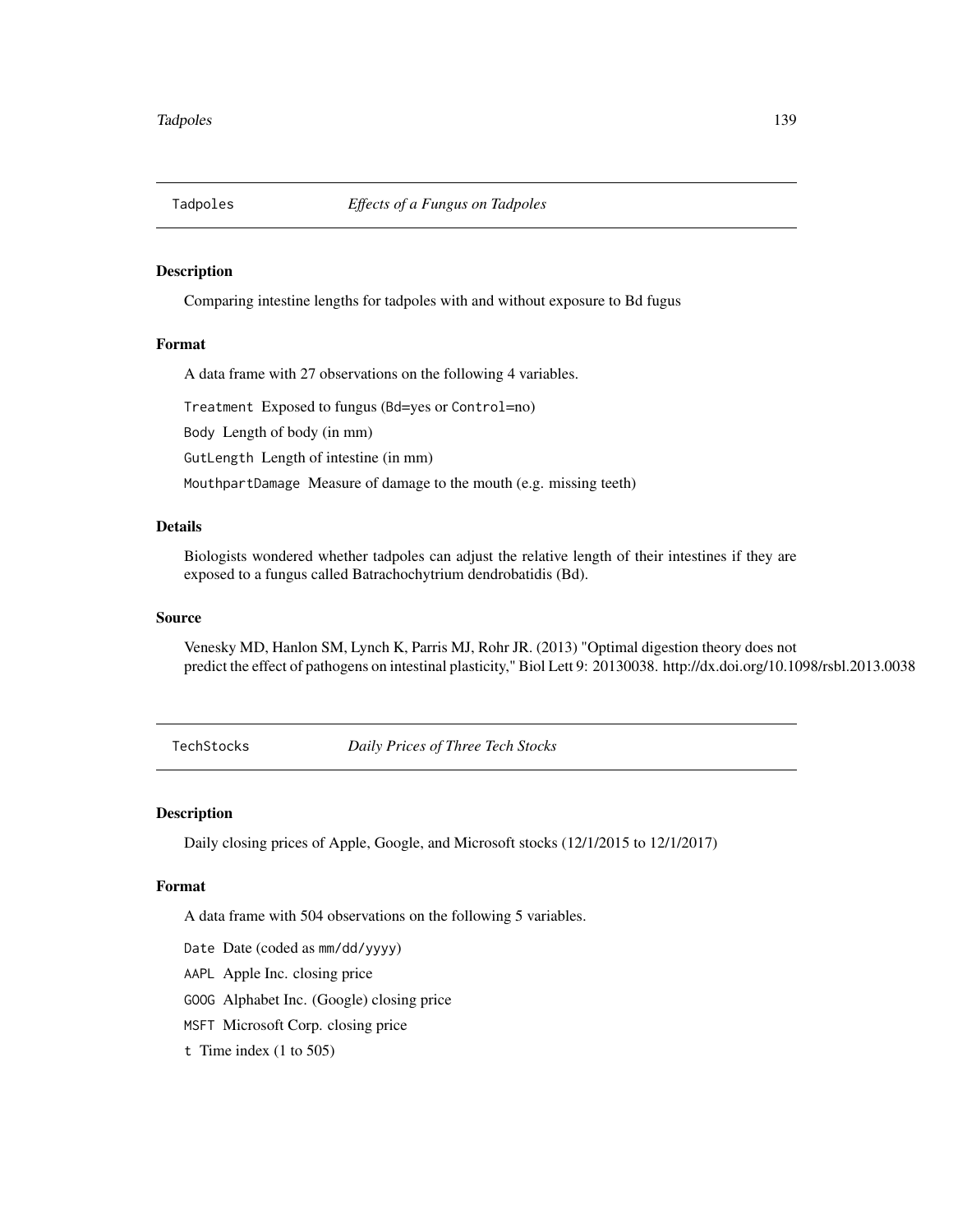## Tadpoles — *Effects of a Fungus on Tadpoles*

### Description

Comparing intestine lengths for tadpoles with and without exposure to Bd fugus

### Format

A data frame with 27 observations on the following 4 variables.

`Treatment` Exposed to fungus (`Bd`=yes or `Control`=no)

`Body` Length of body (in mm)

`GutLength` Length of intestine (in mm)

`MouthpartDamage` Measure of damage to the mouth (e.g. missing teeth)

### Details

Biologists wondered whether tadpoles can adjust the relative length of their intestines if they are exposed to a fungus called Batrachochytrium dendrobatidis (Bd).

### Source

Venesky MD, Hanlon SM, Lynch K, Parris MJ, Rohr JR. (2013) "Optimal digestion theory does not predict the effect of pathogens on intestinal plasticity," Biol Lett 9: 20130038. http://dx.doi.org/10.1098/rsbl.2013.0038

## TechStocks — *Daily Prices of Three Tech Stocks*

### Description

Daily closing prices of Apple, Google, and Microsoft stocks (12/1/2015 to 12/1/2017)

### Format

A data frame with 504 observations on the following 5 variables.

`Date` Date (coded as `mm/dd/yyyy`)

`AAPL` Apple Inc. closing price

`GOOG` Alphabet Inc. (Google) closing price

`MSFT` Microsoft Corp. closing price

`t` Time index (1 to 505)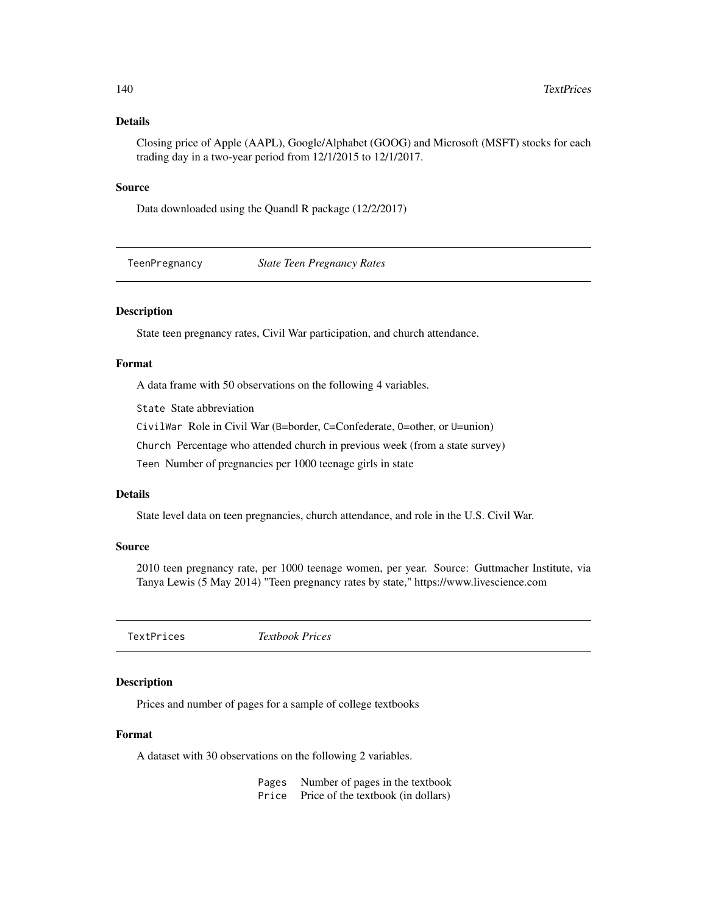### Details

Closing price of Apple (AAPL), Google/Alphabet (GOOG) and Microsoft (MSFT) stocks for each trading day in a two-year period from 12/1/2015 to 12/1/2017.

### Source

Data downloaded using the Quandl R package (12/2/2017)

---

## TeenPregnancy *State Teen Pregnancy Rates*

---

### Description

State teen pregnancy rates, Civil War participation, and church attendance.

### Format

A data frame with 50 observations on the following 4 variables.

`State` State abbreviation

`CivilWar` Role in Civil War (`B`=border, `C`=Confederate, `O`=other, or `U`=union)

`Church` Percentage who attended church in previous week (from a state survey)

`Teen` Number of pregnancies per 1000 teenage girls in state

### Details

State level data on teen pregnancies, church attendance, and role in the U.S. Civil War.

### Source

2010 teen pregnancy rate, per 1000 teenage women, per year. Source: Guttmacher Institute, via Tanya Lewis (5 May 2014) "Teen pregnancy rates by state," https://www.livescience.com

---

## TextPrices *Textbook Prices*

---

### Description

Prices and number of pages for a sample of college textbooks

### Format

A dataset with 30 observations on the following 2 variables.

| | |
|---|---|
| `Pages` | Number of pages in the textbook |
| `Price` | Price of the textbook (in dollars) |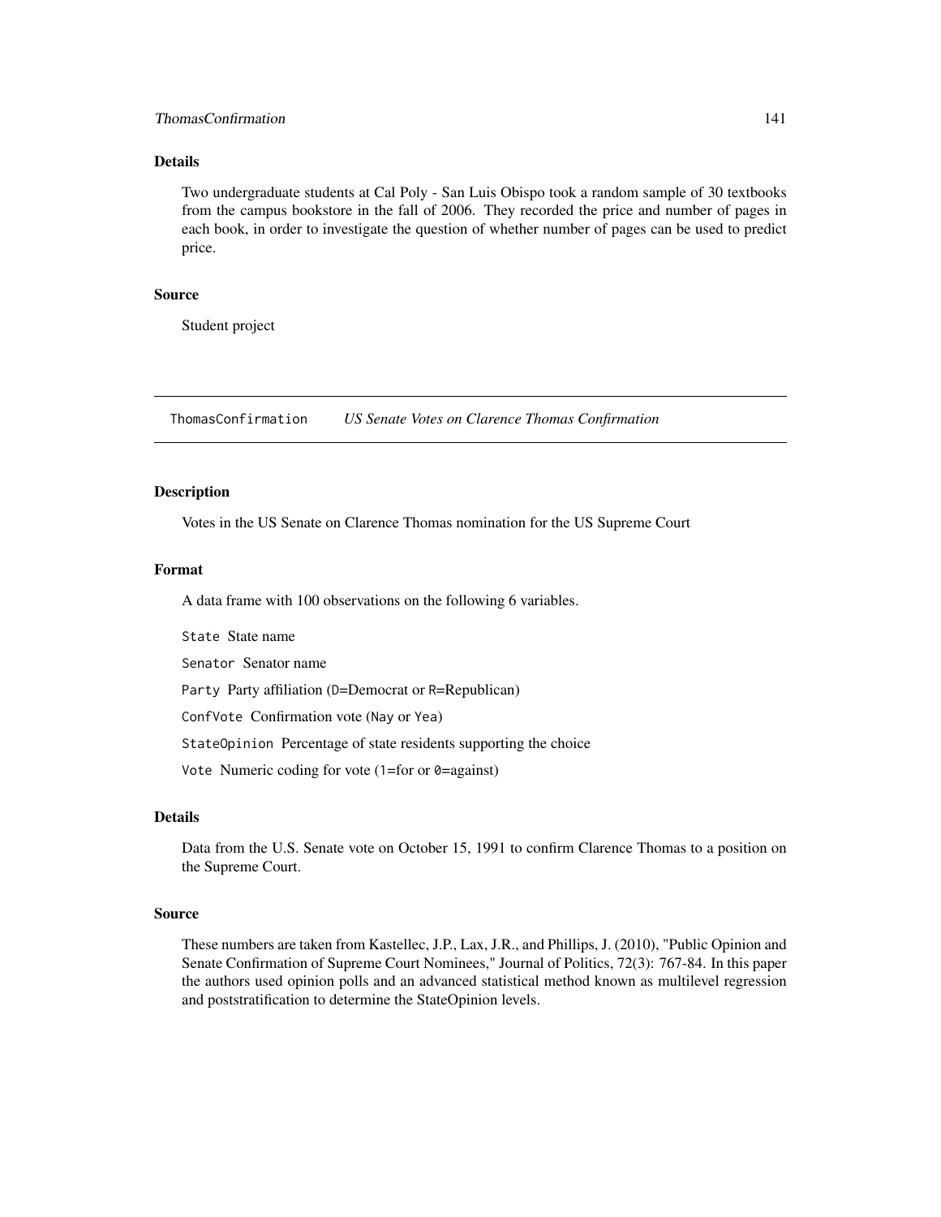## Details

Two undergraduate students at Cal Poly - San Luis Obispo took a random sample of 30 textbooks from the campus bookstore in the fall of 2006. They recorded the price and number of pages in each book, in order to investigate the question of whether number of pages can be used to predict price.

## Source

Student project

---

# ThomasConfirmation *US Senate Votes on Clarence Thomas Confirmation*

---

## Description

Votes in the US Senate on Clarence Thomas nomination for the US Supreme Court

## Format

A data frame with 100 observations on the following 6 variables.

`State` State name

`Senator` Senator name

`Party` Party affiliation (`D`=Democrat or `R`=Republican)

`ConfVote` Confirmation vote (`Nay` or `Yea`)

`StateOpinion` Percentage of state residents supporting the choice

`Vote` Numeric coding for vote (`1`=for or `0`=against)

## Details

Data from the U.S. Senate vote on October 15, 1991 to confirm Clarence Thomas to a position on the Supreme Court.

## Source

These numbers are taken from Kastellec, J.P., Lax, J.R., and Phillips, J. (2010), "Public Opinion and Senate Confirmation of Supreme Court Nominees," Journal of Politics, 72(3): 767-84. In this paper the authors used opinion polls and an advanced statistical method known as multilevel regression and poststratification to determine the StateOpinion levels.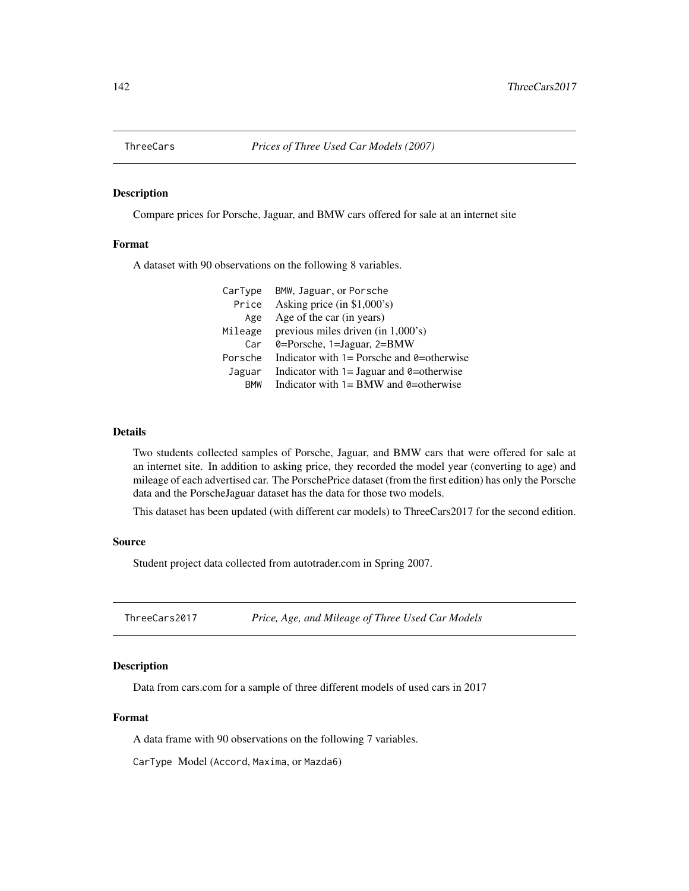## ThreeCars *Prices of Three Used Car Models (2007)*

### Description

Compare prices for Porsche, Jaguar, and BMW cars offered for sale at an internet site

### Format

A dataset with 90 observations on the following 8 variables.

| | |
|---|---|
| `CarType` | `BMW`, `Jaguar`, or `Porsche` |
| `Price` | Asking price (in $1,000's) |
| `Age` | Age of the car (in years) |
| `Mileage` | previous miles driven (in 1,000's) |
| `Car` | `0`=Porsche, `1`=Jaguar, `2`=BMW |
| `Porsche` | Indicator with `1`= Porsche and `0`=otherwise |
| `Jaguar` | Indicator with `1`= Jaguar and `0`=otherwise |
| `BMW` | Indicator with `1`= BMW and `0`=otherwise |

### Details

Two students collected samples of Porsche, Jaguar, and BMW cars that were offered for sale at an internet site. In addition to asking price, they recorded the model year (converting to age) and mileage of each advertised car. The PorschePrice dataset (from the first edition) has only the Porsche data and the PorscheJaguar dataset has the data for those two models.

This dataset has been updated (with different car models) to ThreeCars2017 for the second edition.

### Source

Student project data collected from autotrader.com in Spring 2007.

## ThreeCars2017 *Price, Age, and Mileage of Three Used Car Models*

### Description

Data from cars.com for a sample of three different models of used cars in 2017

### Format

A data frame with 90 observations on the following 7 variables.

`CarType` Model (`Accord`, `Maxima`, or `Mazda6`)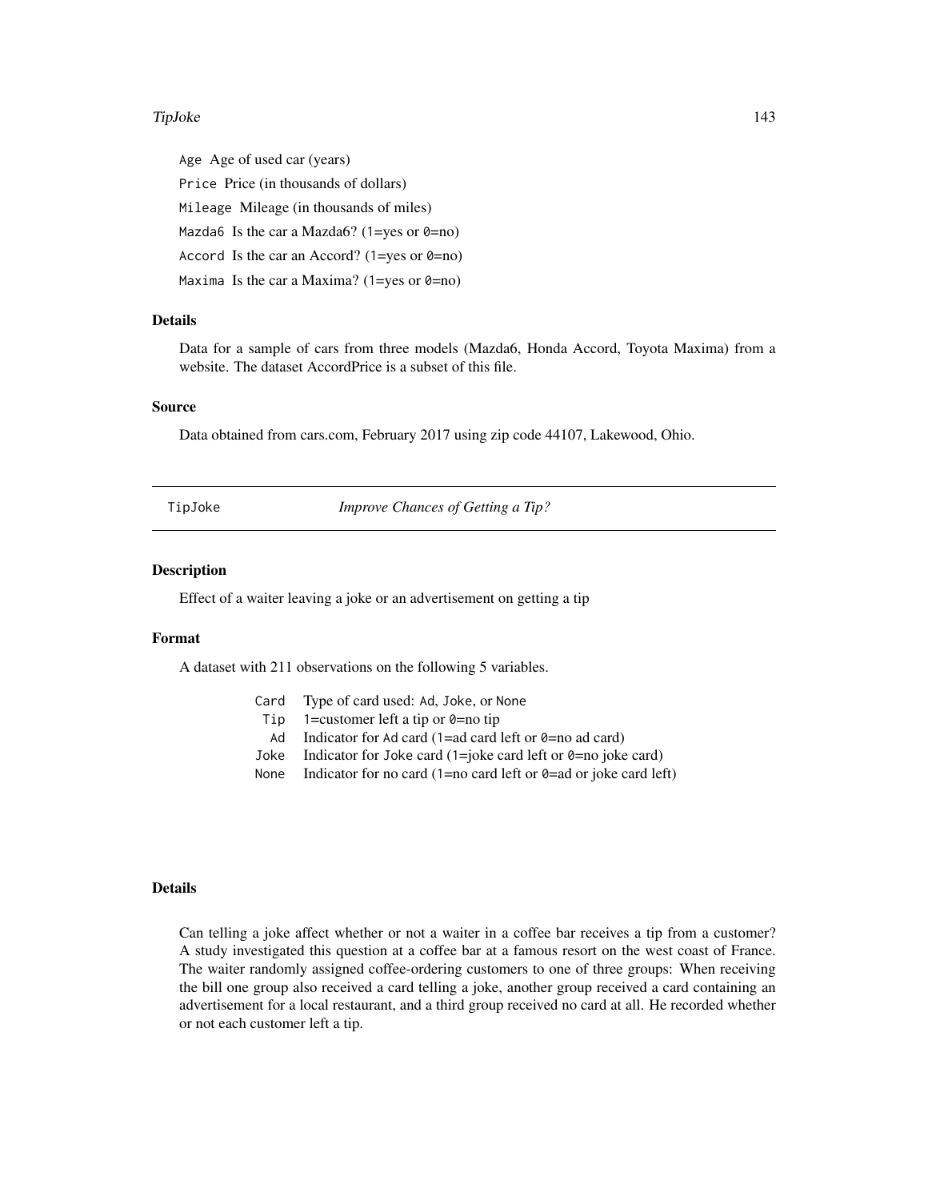Age Age of used car (years)

Price Price (in thousands of dollars)

Mileage Mileage (in thousands of miles)

Mazda6 Is the car a Mazda6? (1=yes or 0=no)

Accord Is the car an Accord? (1=yes or 0=no)

Maxima Is the car a Maxima? (1=yes or 0=no)

### Details

Data for a sample of cars from three models (Mazda6, Honda Accord, Toyota Maxima) from a website. The dataset AccordPrice is a subset of this file.

### Source

Data obtained from cars.com, February 2017 using zip code 44107, Lakewood, Ohio.

---

## TipJoke — *Improve Chances of Getting a Tip?*

---

### Description

Effect of a waiter leaving a joke or an advertisement on getting a tip

### Format

A dataset with 211 observations on the following 5 variables.

| | |
|---|---|
| Card | Type of card used: Ad, Joke, or None |
| Tip | 1=customer left a tip or 0=no tip |
| Ad | Indicator for Ad card (1=ad card left or 0=no ad card) |
| Joke | Indicator for Joke card (1=joke card left or 0=no joke card) |
| None | Indicator for no card (1=no card left or 0=ad or joke card left) |

### Details

Can telling a joke affect whether or not a waiter in a coffee bar receives a tip from a customer? A study investigated this question at a coffee bar at a famous resort on the west coast of France. The waiter randomly assigned coffee-ordering customers to one of three groups: When receiving the bill one group also received a card telling a joke, another group received a card containing an advertisement for a local restaurant, and a third group received no card at all. He recorded whether or not each customer left a tip.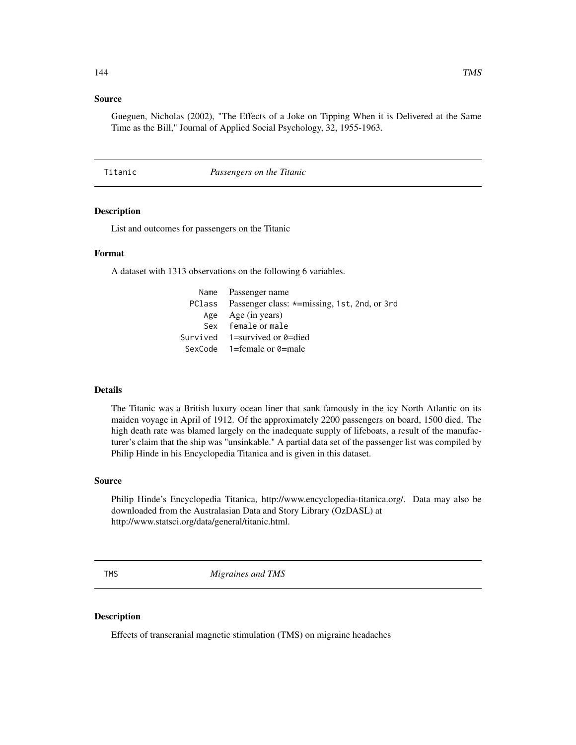### Source

Gueguen, Nicholas (2002), "The Effects of a Joke on Tipping When it is Delivered at the Same Time as the Bill," Journal of Applied Social Psychology, 32, 1955-1963.

---

## Titanic — *Passengers on the Titanic*

---

### Description

List and outcomes for passengers on the Titanic

### Format

A dataset with 1313 observations on the following 6 variables.

| | |
|---|---|
| `Name` | Passenger name |
| `PClass` | Passenger class: `*`=missing, `1st`, `2nd`, or `3rd` |
| `Age` | Age (in years) |
| `Sex` | `female` or `male` |
| `Survived` | 1=survived or `0`=died |
| `SexCode` | 1=female or `0`=male |

### Details

The Titanic was a British luxury ocean liner that sank famously in the icy North Atlantic on its maiden voyage in April of 1912. Of the approximately 2200 passengers on board, 1500 died. The high death rate was blamed largely on the inadequate supply of lifeboats, a result of the manufacturer's claim that the ship was "unsinkable." A partial data set of the passenger list was compiled by Philip Hinde in his Encyclopedia Titanica and is given in this dataset.

### Source

Philip Hinde's Encyclopedia Titanica, http://www.encyclopedia-titanica.org/. Data may also be downloaded from the Australasian Data and Story Library (OzDASL) at http://www.statsci.org/data/general/titanic.html.

---

## TMS — *Migraines and TMS*

---

### Description

Effects of transcranial magnetic stimulation (TMS) on migraine headaches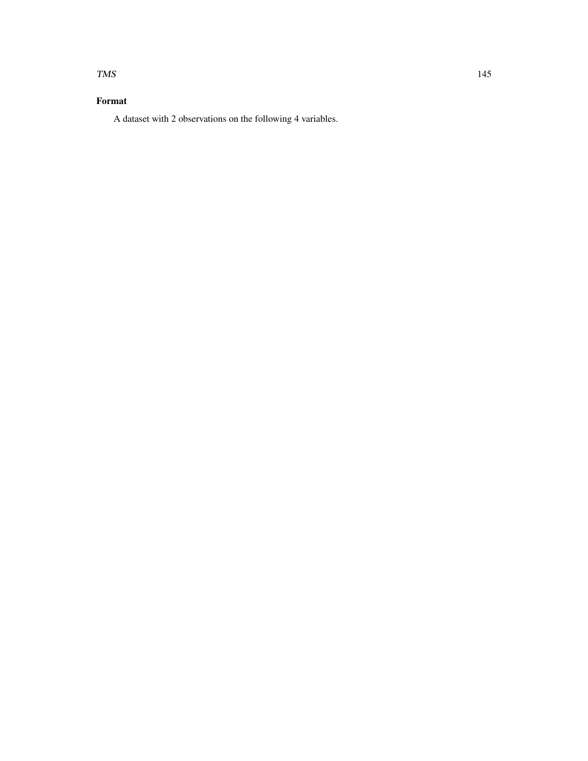## Format

A dataset with 2 observations on the following 4 variables.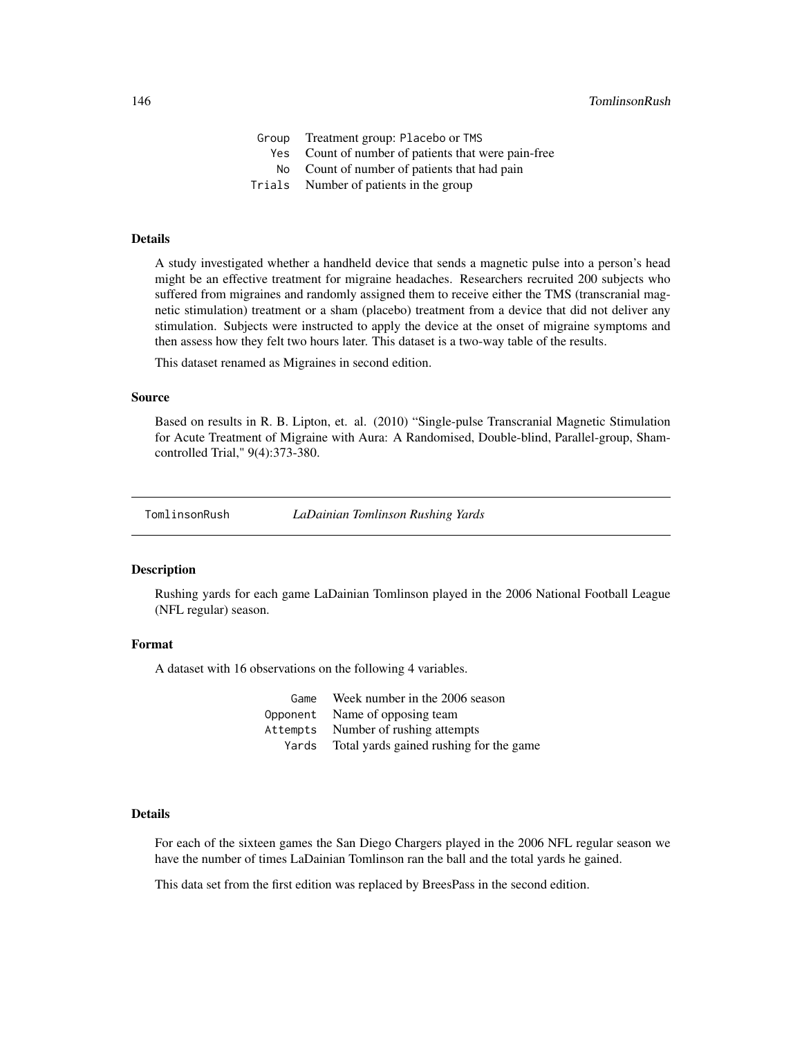| | |
|---|---|
| Group | Treatment group: Placebo or TMS |
| Yes | Count of number of patients that were pain-free |
| No | Count of number of patients that had pain |
| Trials | Number of patients in the group |

### Details

A study investigated whether a handheld device that sends a magnetic pulse into a person's head might be an effective treatment for migraine headaches. Researchers recruited 200 subjects who suffered from migraines and randomly assigned them to receive either the TMS (transcranial magnetic stimulation) treatment or a sham (placebo) treatment from a device that did not deliver any stimulation. Subjects were instructed to apply the device at the onset of migraine symptoms and then assess how they felt two hours later. This dataset is a two-way table of the results.

This dataset renamed as Migraines in second edition.

### Source

Based on results in R. B. Lipton, et. al. (2010) "Single-pulse Transcranial Magnetic Stimulation for Acute Treatment of Migraine with Aura: A Randomised, Double-blind, Parallel-group, Sham-controlled Trial," 9(4):373-380.

---

## TomlinsonRush *LaDainian Tomlinson Rushing Yards*

---

### Description

Rushing yards for each game LaDainian Tomlinson played in the 2006 National Football League (NFL regular) season.

### Format

A dataset with 16 observations on the following 4 variables.

| | |
|---|---|
| Game | Week number in the 2006 season |
| Opponent | Name of opposing team |
| Attempts | Number of rushing attempts |
| Yards | Total yards gained rushing for the game |

### Details

For each of the sixteen games the San Diego Chargers played in the 2006 NFL regular season we have the number of times LaDainian Tomlinson ran the ball and the total yards he gained.

This data set from the first edition was replaced by BreesPass in the second edition.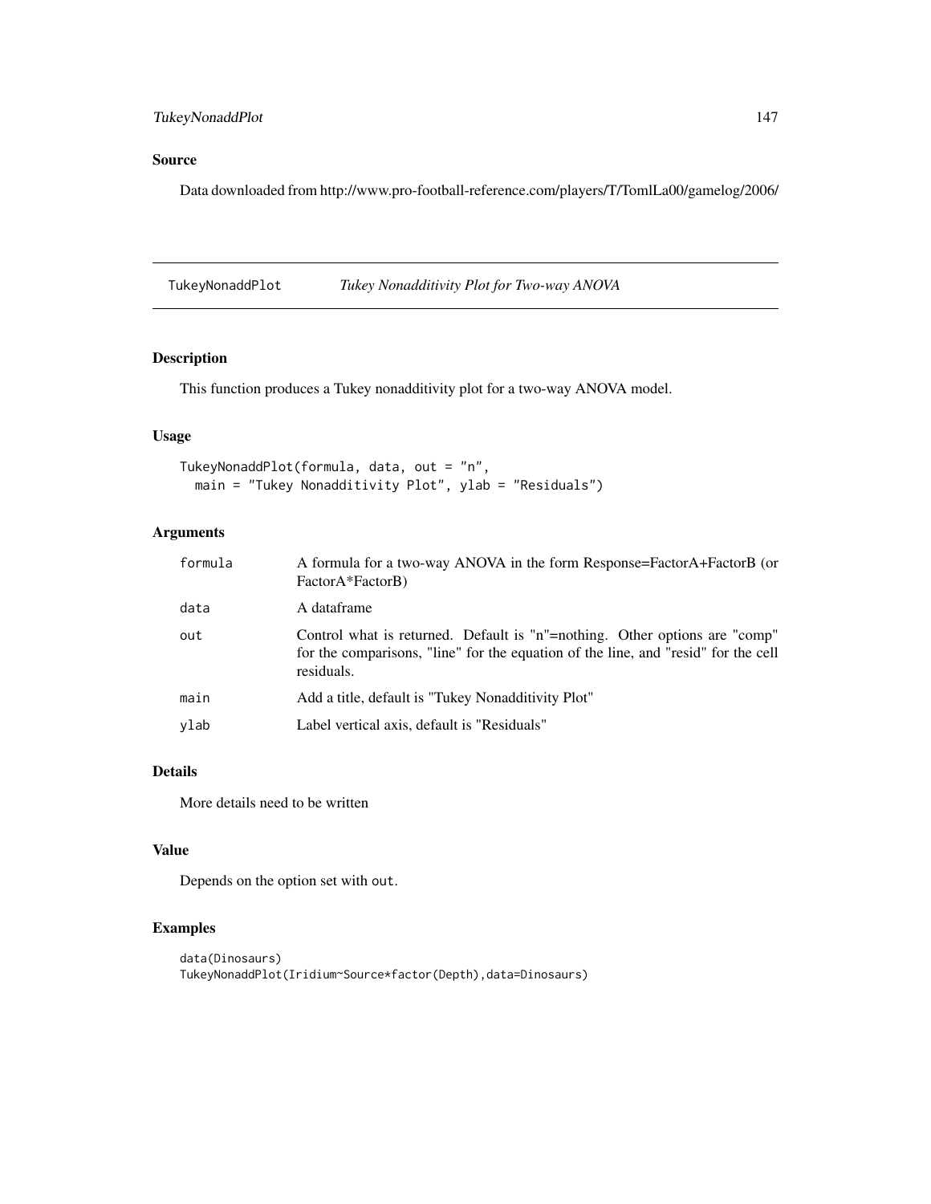## Source

Data downloaded from http://www.pro-football-reference.com/players/T/TomlLa00/gamelog/2006/

---

# TukeyNonaddPlot *Tukey Nonadditivity Plot for Two-way ANOVA*

---

## Description

This function produces a Tukey nonadditivity plot for a two-way ANOVA model.

## Usage

```
TukeyNonaddPlot(formula, data, out = "n",
  main = "Tukey Nonadditivity Plot", ylab = "Residuals")
```

## Arguments

| | |
|---|---|
| formula | A formula for a two-way ANOVA in the form Response=FactorA+FactorB (or FactorA*FactorB) |
| data | A dataframe |
| out | Control what is returned. Default is "n"=nothing. Other options are "comp" for the comparisons, "line" for the equation of the line, and "resid" for the cell residuals. |
| main | Add a title, default is "Tukey Nonadditivity Plot" |
| ylab | Label vertical axis, default is "Residuals" |

## Details

More details need to be written

## Value

Depends on the option set with out.

## Examples

```
data(Dinosaurs)
TukeyNonaddPlot(Iridium~Source*factor(Depth),data=Dinosaurs)
```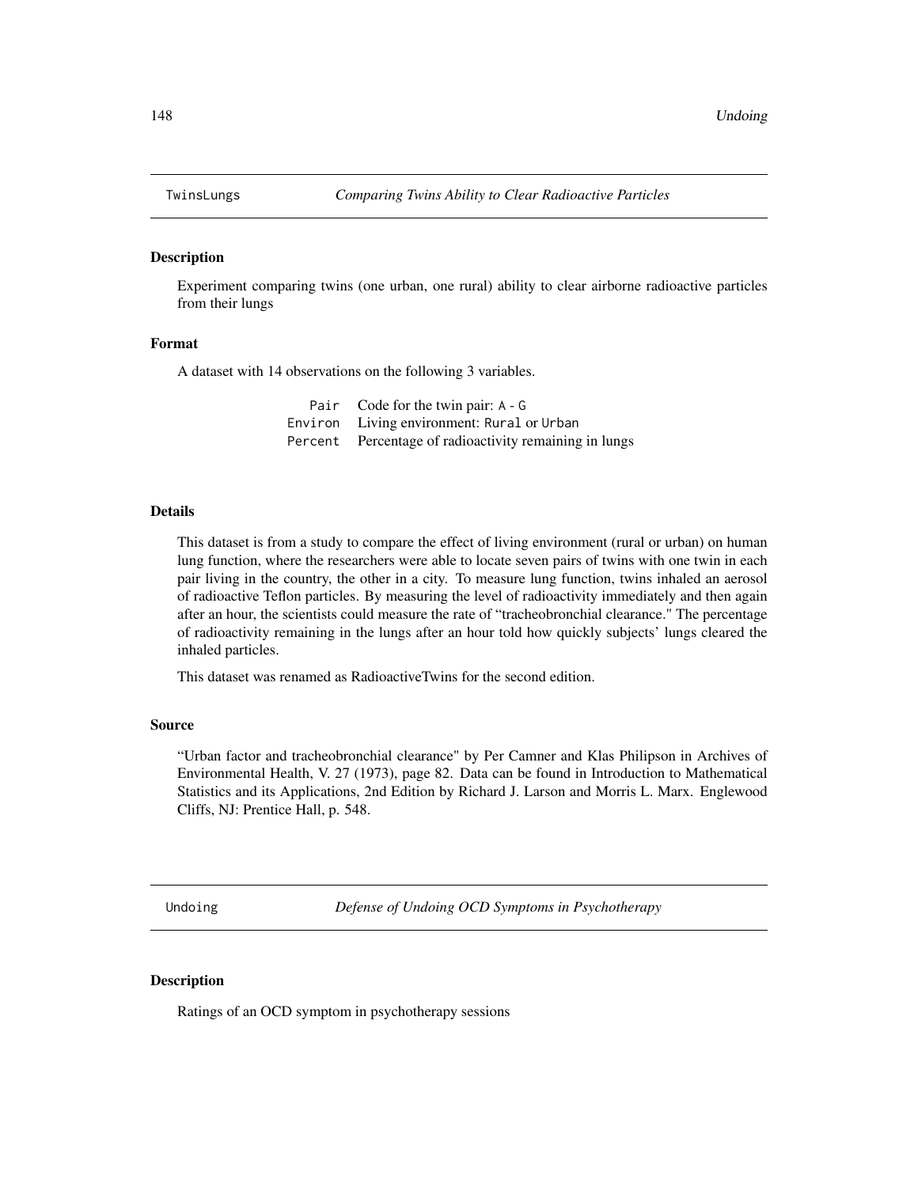## TwinsLungs — *Comparing Twins Ability to Clear Radioactive Particles*

### Description

Experiment comparing twins (one urban, one rural) ability to clear airborne radioactive particles from their lungs

### Format

A dataset with 14 observations on the following 3 variables.

| | |
|---|---|
| `Pair` | Code for the twin pair: `A` - `G` |
| `Environ` | Living environment: `Rural` or `Urban` |
| `Percent` | Percentage of radioactivity remaining in lungs |

### Details

This dataset is from a study to compare the effect of living environment (rural or urban) on human lung function, where the researchers were able to locate seven pairs of twins with one twin in each pair living in the country, the other in a city. To measure lung function, twins inhaled an aerosol of radioactive Teflon particles. By measuring the level of radioactivity immediately and then again after an hour, the scientists could measure the rate of "tracheobronchial clearance." The percentage of radioactivity remaining in the lungs after an hour told how quickly subjects' lungs cleared the inhaled particles.

This dataset was renamed as RadioactiveTwins for the second edition.

### Source

"Urban factor and tracheobronchial clearance" by Per Camner and Klas Philipson in Archives of Environmental Health, V. 27 (1973), page 82. Data can be found in Introduction to Mathematical Statistics and its Applications, 2nd Edition by Richard J. Larson and Morris L. Marx. Englewood Cliffs, NJ: Prentice Hall, p. 548.

## Undoing — *Defense of Undoing OCD Symptoms in Psychotherapy*

### Description

Ratings of an OCD symptom in psychotherapy sessions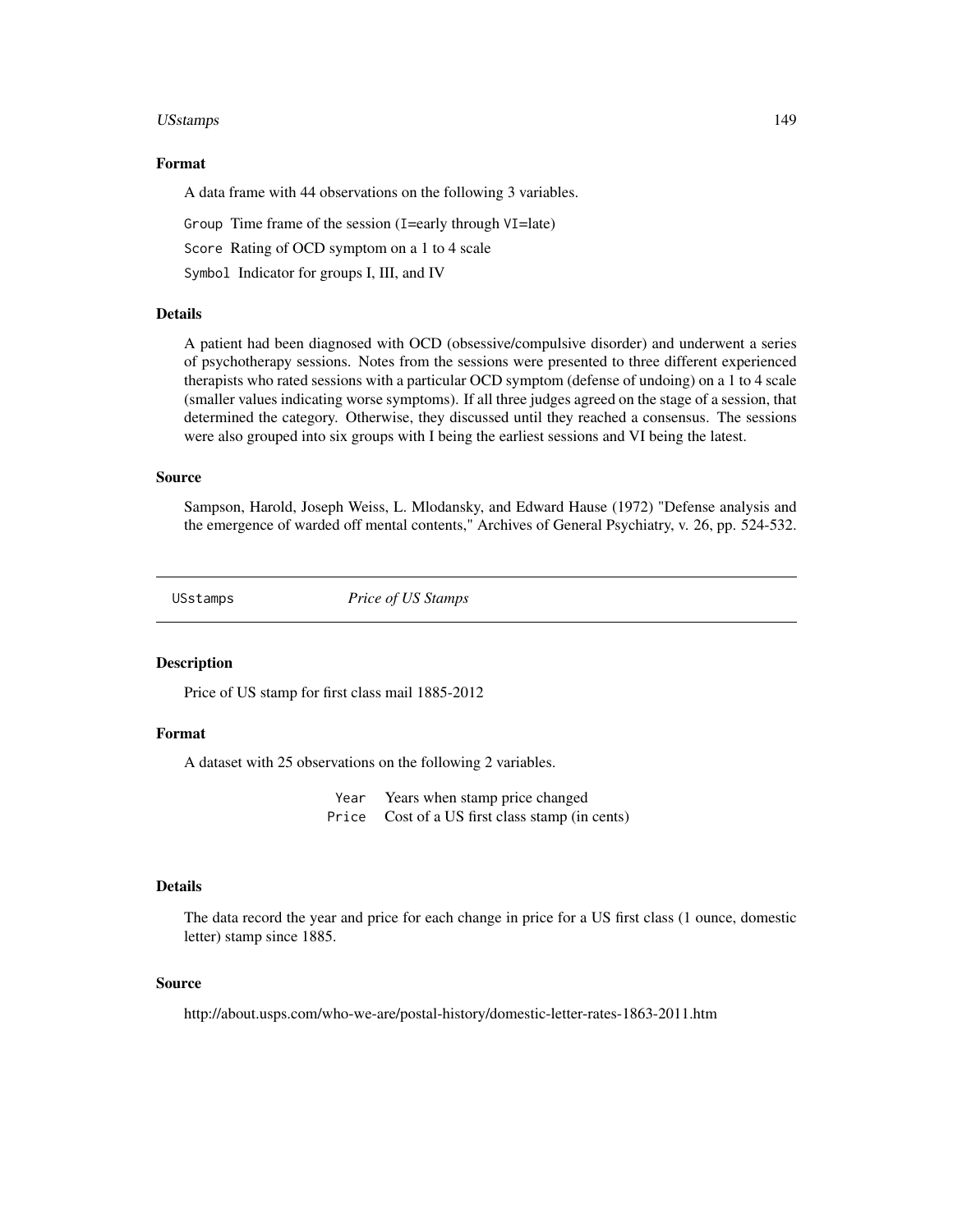### Format

A data frame with 44 observations on the following 3 variables.

`Group` Time frame of the session (`I`=early through `VI`=late)

`Score` Rating of OCD symptom on a 1 to 4 scale

`Symbol` Indicator for groups I, III, and IV

### Details

A patient had been diagnosed with OCD (obsessive/compulsive disorder) and underwent a series of psychotherapy sessions. Notes from the sessions were presented to three different experienced therapists who rated sessions with a particular OCD symptom (defense of undoing) on a 1 to 4 scale (smaller values indicating worse symptoms). If all three judges agreed on the stage of a session, that determined the category. Otherwise, they discussed until they reached a consensus. The sessions were also grouped into six groups with I being the earliest sessions and VI being the latest.

### Source

Sampson, Harold, Joseph Weiss, L. Mlodansky, and Edward Hause (1972) "Defense analysis and the emergence of warded off mental contents," Archives of General Psychiatry, v. 26, pp. 524-532.

---

## USstamps *Price of US Stamps*

---

### Description

Price of US stamp for first class mail 1885-2012

### Format

A dataset with 25 observations on the following 2 variables.

| | |
|---|---|
| `Year` | Years when stamp price changed |
| `Price` | Cost of a US first class stamp (in cents) |

### Details

The data record the year and price for each change in price for a US first class (1 ounce, domestic letter) stamp since 1885.

### Source

http://about.usps.com/who-we-are/postal-history/domestic-letter-rates-1863-2011.htm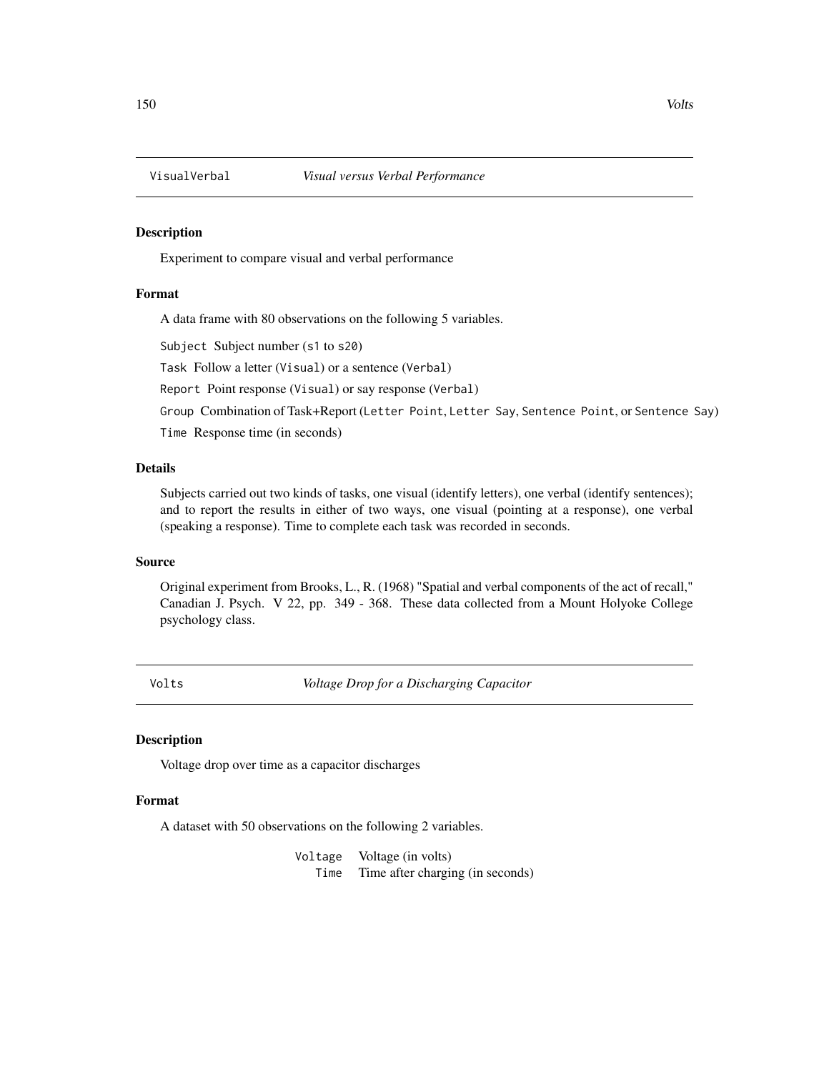## VisualVerbal — *Visual versus Verbal Performance*

### Description

Experiment to compare visual and verbal performance

### Format

A data frame with 80 observations on the following 5 variables.

`Subject` Subject number (`s1` to `s20`)

`Task` Follow a letter (`Visual`) or a sentence (`Verbal`)

`Report` Point response (`Visual`) or say response (`Verbal`)

`Group` Combination of Task+Report (`Letter Point`, `Letter Say`, `Sentence Point`, or `Sentence Say`)

`Time` Response time (in seconds)

### Details

Subjects carried out two kinds of tasks, one visual (identify letters), one verbal (identify sentences); and to report the results in either of two ways, one visual (pointing at a response), one verbal (speaking a response). Time to complete each task was recorded in seconds.

### Source

Original experiment from Brooks, L., R. (1968) "Spatial and verbal components of the act of recall," Canadian J. Psych. V 22, pp. 349 - 368. These data collected from a Mount Holyoke College psychology class.

## Volts — *Voltage Drop for a Discharging Capacitor*

### Description

Voltage drop over time as a capacitor discharges

### Format

A dataset with 50 observations on the following 2 variables.

| | |
|---|---|
| `Voltage` | Voltage (in volts) |
| `Time` | Time after charging (in seconds) |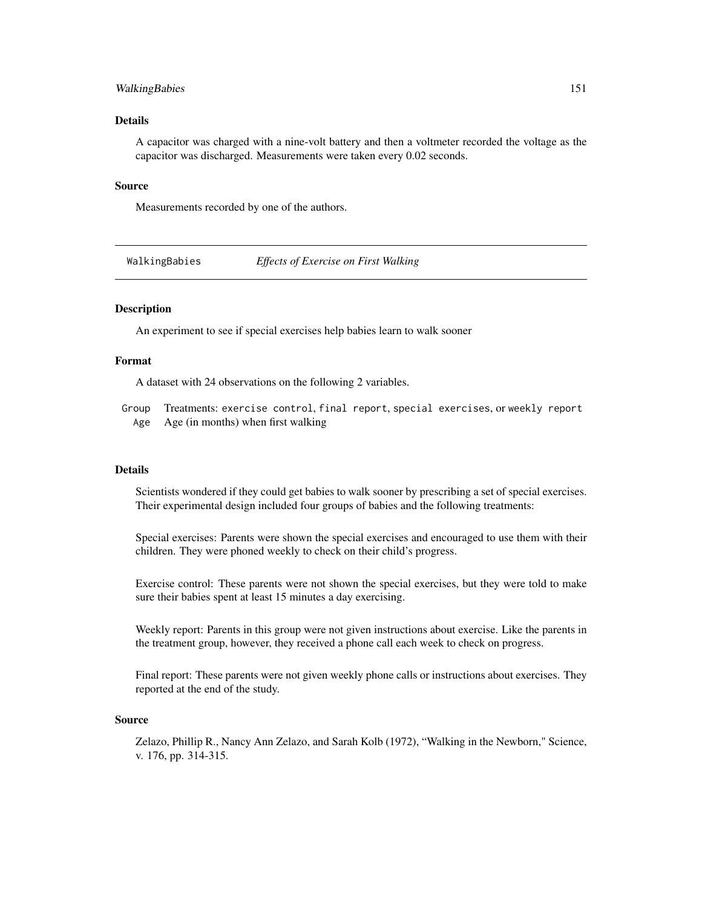### Details

A capacitor was charged with a nine-volt battery and then a voltmeter recorded the voltage as the capacitor was discharged. Measurements were taken every 0.02 seconds.

### Source

Measurements recorded by one of the authors.

---

## WalkingBabies *Effects of Exercise on First Walking*

---

### Description

An experiment to see if special exercises help babies learn to walk sooner

### Format

A dataset with 24 observations on the following 2 variables.

`Group` Treatments: `exercise control`, `final report`, `special exercises`, or `weekly report`

`Age` Age (in months) when first walking

### Details

Scientists wondered if they could get babies to walk sooner by prescribing a set of special exercises. Their experimental design included four groups of babies and the following treatments:

Special exercises: Parents were shown the special exercises and encouraged to use them with their children. They were phoned weekly to check on their child's progress.

Exercise control: These parents were not shown the special exercises, but they were told to make sure their babies spent at least 15 minutes a day exercising.

Weekly report: Parents in this group were not given instructions about exercise. Like the parents in the treatment group, however, they received a phone call each week to check on progress.

Final report: These parents were not given weekly phone calls or instructions about exercises. They reported at the end of the study.

### Source

Zelazo, Phillip R., Nancy Ann Zelazo, and Sarah Kolb (1972), "Walking in the Newborn," Science, v. 176, pp. 314-315.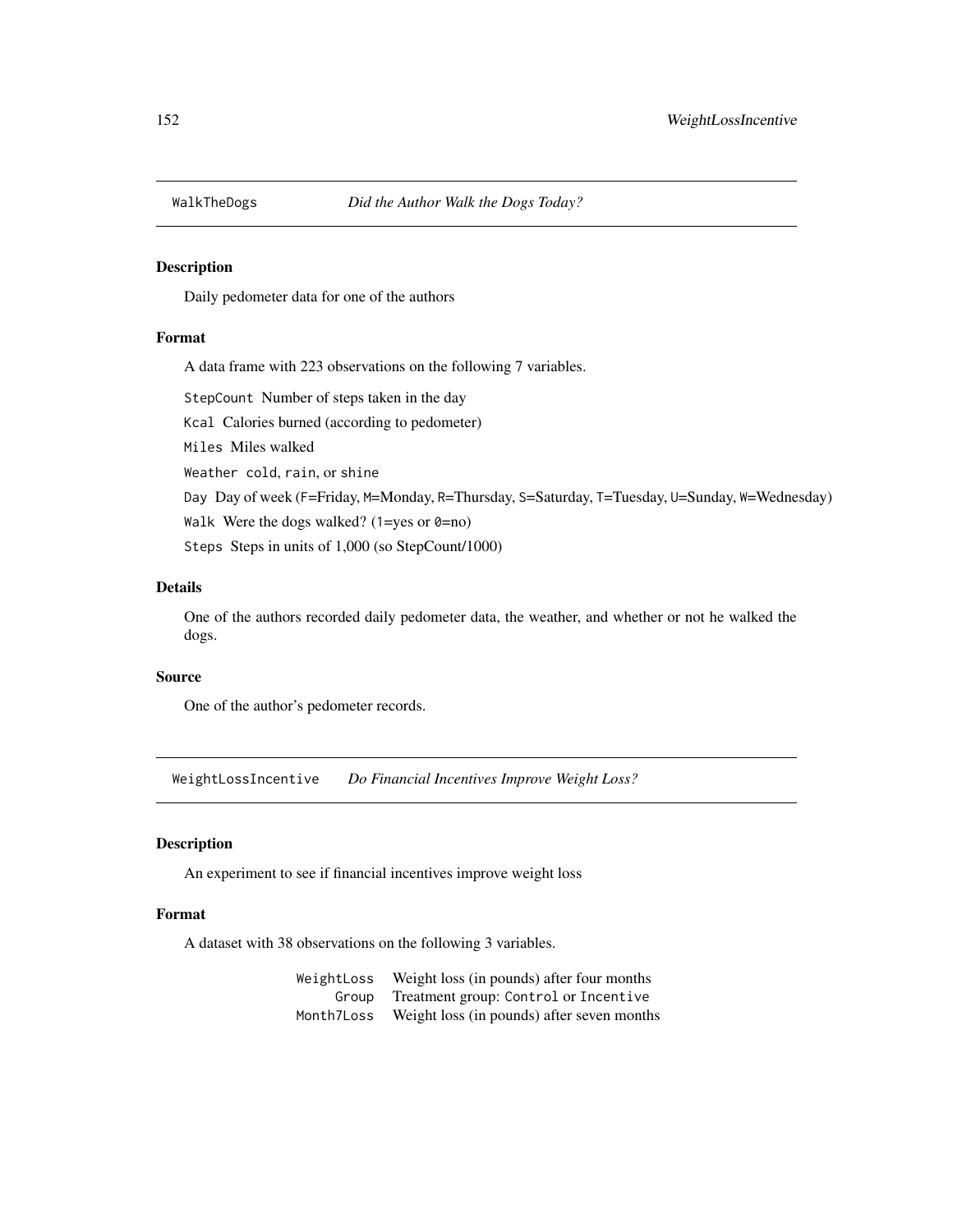WalkTheDogs *Did the Author Walk the Dogs Today?*

## Description

Daily pedometer data for one of the authors

## Format

A data frame with 223 observations on the following 7 variables.

`StepCount` Number of steps taken in the day

`Kcal` Calories burned (according to pedometer)

`Miles` Miles walked

`Weather` `cold`, `rain`, or `shine`

`Day` Day of week (`F`=Friday, `M`=Monday, `R`=Thursday, `S`=Saturday, `T`=Tuesday, `U`=Sunday, `W`=Wednesday)

`Walk` Were the dogs walked? (`1`=yes or `0`=no)

`Steps` Steps in units of 1,000 (so StepCount/1000)

## Details

One of the authors recorded daily pedometer data, the weather, and whether or not he walked the dogs.

## Source

One of the author's pedometer records.

---

WeightLossIncentive *Do Financial Incentives Improve Weight Loss?*

## Description

An experiment to see if financial incentives improve weight loss

## Format

A dataset with 38 observations on the following 3 variables.

| | |
|---|---|
| `WeightLoss` | Weight loss (in pounds) after four months |
| `Group` | Treatment group: `Control` or `Incentive` |
| `Month7Loss` | Weight loss (in pounds) after seven months |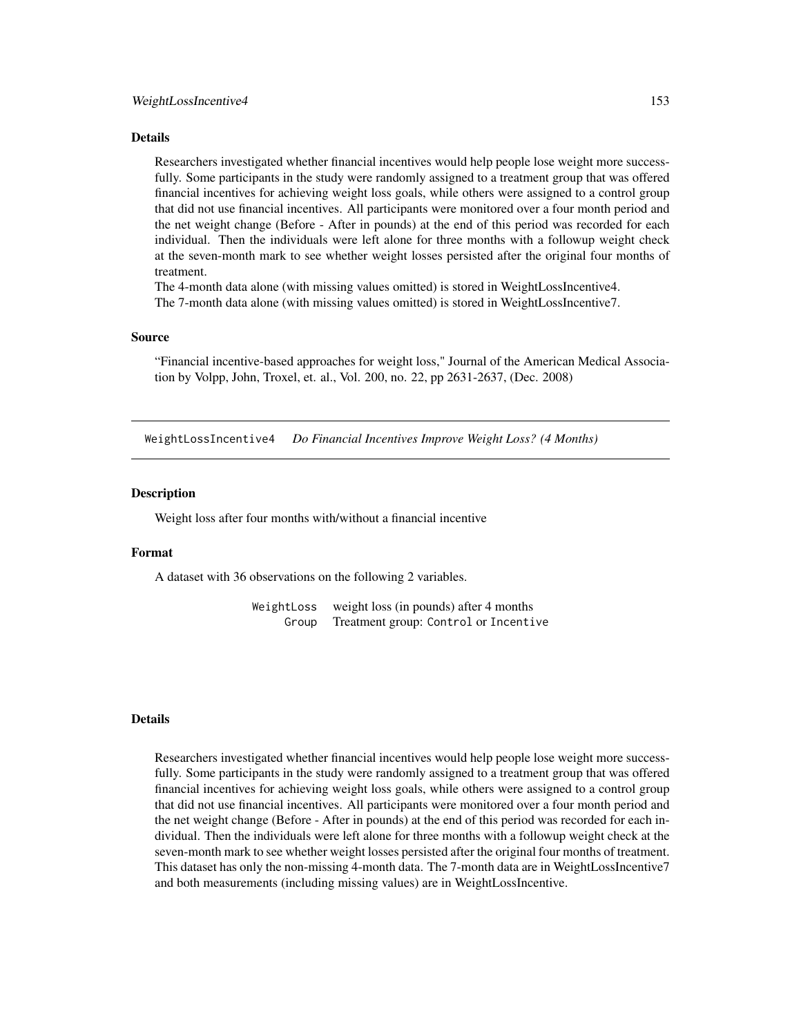### Details

Researchers investigated whether financial incentives would help people lose weight more successfully. Some participants in the study were randomly assigned to a treatment group that was offered financial incentives for achieving weight loss goals, while others were assigned to a control group that did not use financial incentives. All participants were monitored over a four month period and the net weight change (Before - After in pounds) at the end of this period was recorded for each individual. Then the individuals were left alone for three months with a followup weight check at the seven-month mark to see whether weight losses persisted after the original four months of treatment.

The 4-month data alone (with missing values omitted) is stored in WeightLossIncentive4.

The 7-month data alone (with missing values omitted) is stored in WeightLossIncentive7.

### Source

"Financial incentive-based approaches for weight loss," Journal of the American Medical Association by Volpp, John, Troxel, et. al., Vol. 200, no. 22, pp 2631-2637, (Dec. 2008)

---

## WeightLossIncentive4 *Do Financial Incentives Improve Weight Loss? (4 Months)*

### Description

Weight loss after four months with/without a financial incentive

### Format

A dataset with 36 observations on the following 2 variables.

| | |
|---|---|
| `WeightLoss` | weight loss (in pounds) after 4 months |
| `Group` | Treatment group: `Control` or `Incentive` |

### Details

Researchers investigated whether financial incentives would help people lose weight more successfully. Some participants in the study were randomly assigned to a treatment group that was offered financial incentives for achieving weight loss goals, while others were assigned to a control group that did not use financial incentives. All participants were monitored over a four month period and the net weight change (Before - After in pounds) at the end of this period was recorded for each individual. Then the individuals were left alone for three months with a followup weight check at the seven-month mark to see whether weight losses persisted after the original four months of treatment. This dataset has only the non-missing 4-month data. The 7-month data are in WeightLossIncentive7 and both measurements (including missing values) are in WeightLossIncentive.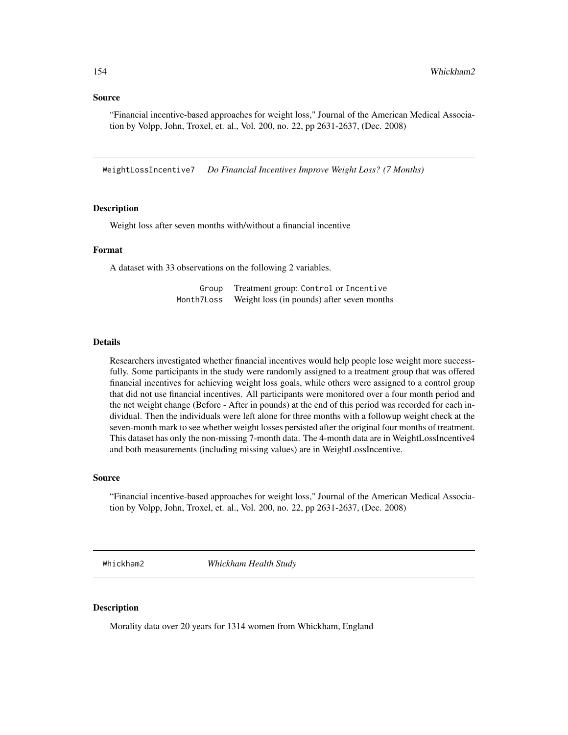### Source

"Financial incentive-based approaches for weight loss," Journal of the American Medical Association by Volpp, John, Troxel, et. al., Vol. 200, no. 22, pp 2631-2637, (Dec. 2008)

## WeightLossIncentive7 *Do Financial Incentives Improve Weight Loss? (7 Months)*

### Description

Weight loss after seven months with/without a financial incentive

### Format

A dataset with 33 observations on the following 2 variables.

| | |
|---|---|
| `Group` | Treatment group: `Control` or `Incentive` |
| `Month7Loss` | Weight loss (in pounds) after seven months |

### Details

Researchers investigated whether financial incentives would help people lose weight more successfully. Some participants in the study were randomly assigned to a treatment group that was offered financial incentives for achieving weight loss goals, while others were assigned to a control group that did not use financial incentives. All participants were monitored over a four month period and the net weight change (Before - After in pounds) at the end of this period was recorded for each individual. Then the individuals were left alone for three months with a followup weight check at the seven-month mark to see whether weight losses persisted after the original four months of treatment. This dataset has only the non-missing 7-month data. The 4-month data are in WeightLossIncentive4 and both measurements (including missing values) are in WeightLossIncentive.

### Source

"Financial incentive-based approaches for weight loss," Journal of the American Medical Association by Volpp, John, Troxel, et. al., Vol. 200, no. 22, pp 2631-2637, (Dec. 2008)

## Whickham2 *Whickham Health Study*

### Description

Morality data over 20 years for 1314 women from Whickham, England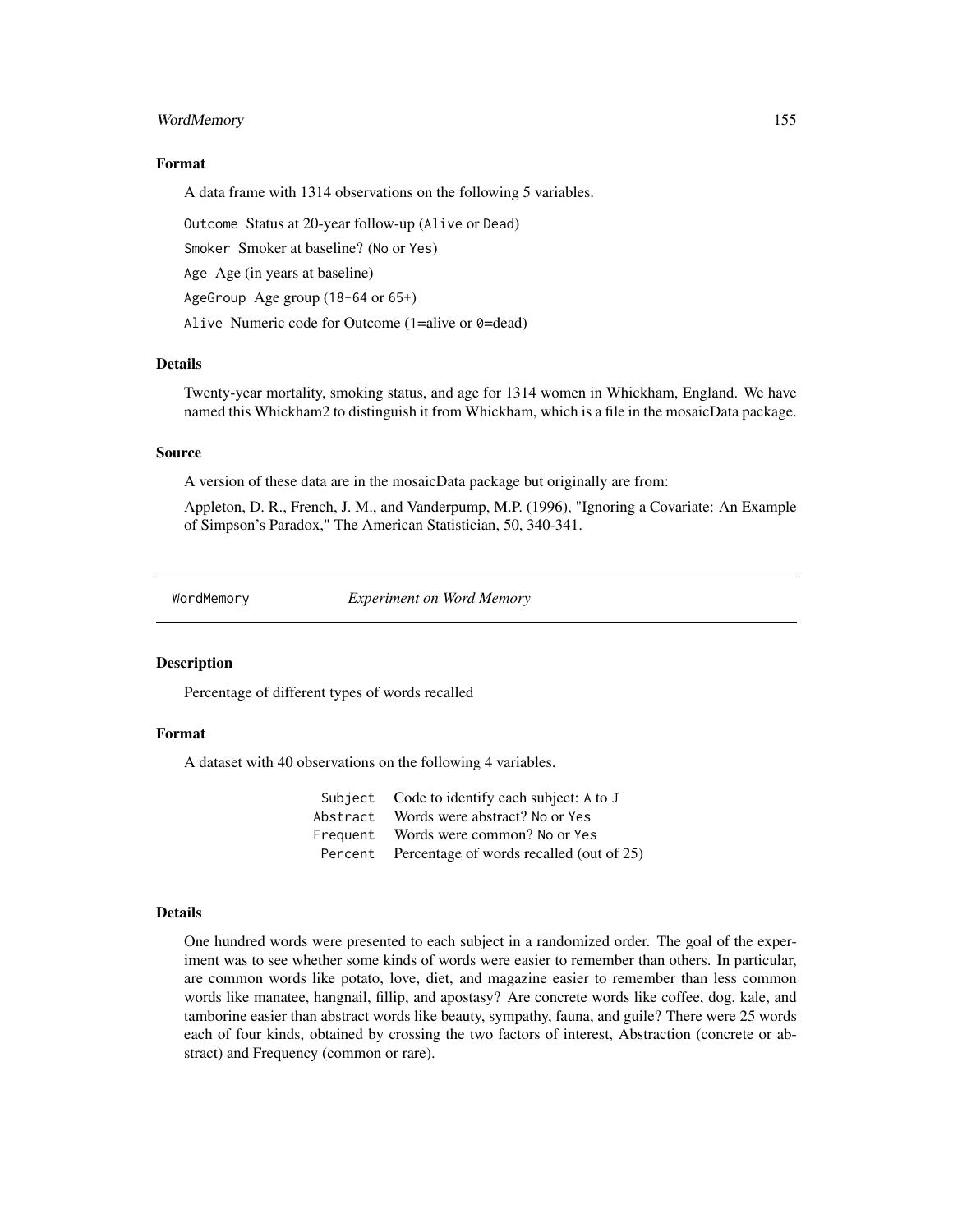### Format

A data frame with 1314 observations on the following 5 variables.

`Outcome` Status at 20-year follow-up (`Alive` or `Dead`)

`Smoker` Smoker at baseline? (`No` or `Yes`)

`Age` Age (in years at baseline)

`AgeGroup` Age group (`18-64` or `65+`)

`Alive` Numeric code for Outcome (`1`=alive or `0`=dead)

### Details

Twenty-year mortality, smoking status, and age for 1314 women in Whickham, England. We have named this Whickham2 to distinguish it from Whickham, which is a file in the mosaicData package.

### Source

A version of these data are in the mosaicData package but originally are from:

Appleton, D. R., French, J. M., and Vanderpump, M.P. (1996), "Ignoring a Covariate: An Example of Simpson's Paradox," The American Statistician, 50, 340-341.

---

## `WordMemory` *Experiment on Word Memory*

---

### Description

Percentage of different types of words recalled

### Format

A dataset with 40 observations on the following 4 variables.

| | |
|---|---|
| `Subject` | Code to identify each subject: `A` to `J` |
| `Abstract` | Words were abstract? `No` or `Yes` |
| `Frequent` | Words were common? `No` or `Yes` |
| `Percent` | Percentage of words recalled (out of 25) |

### Details

One hundred words were presented to each subject in a randomized order. The goal of the experiment was to see whether some kinds of words were easier to remember than others. In particular, are common words like potato, love, diet, and magazine easier to remember than less common words like manatee, hangnail, fillip, and apostasy? Are concrete words like coffee, dog, kale, and tamborine easier than abstract words like beauty, sympathy, fauna, and guile? There were 25 words each of four kinds, obtained by crossing the two factors of interest, Abstraction (concrete or abstract) and Frequency (common or rare).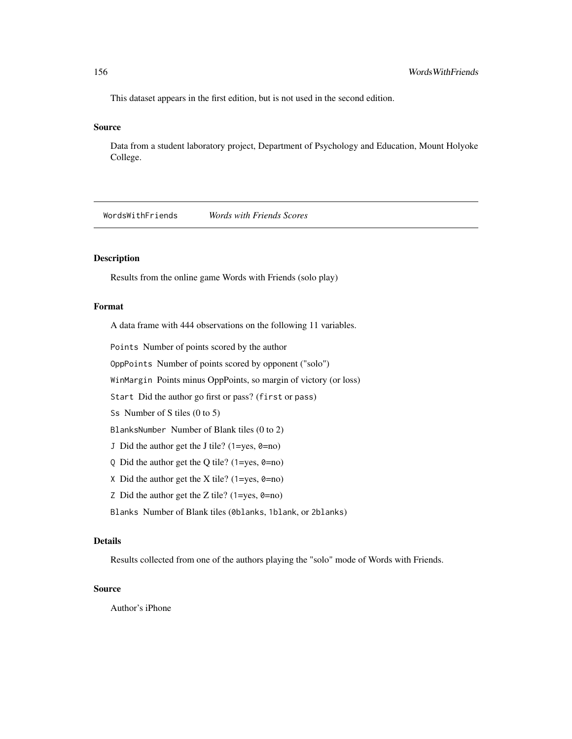This dataset appears in the first edition, but is not used in the second edition.

### Source

Data from a student laboratory project, Department of Psychology and Education, Mount Holyoke College.

---

## WordsWithFriends *Words with Friends Scores*

---

### Description

Results from the online game Words with Friends (solo play)

### Format

A data frame with 444 observations on the following 11 variables.

`Points` Number of points scored by the author

`OppPoints` Number of points scored by opponent ("solo")

`WinMargin` Points minus OppPoints, so margin of victory (or loss)

`Start` Did the author go first or pass? (`first` or `pass`)

`Ss` Number of S tiles (0 to 5)

`BlanksNumber` Number of Blank tiles (0 to 2)

`J` Did the author get the J tile? (`1`=yes, `0`=no)

`Q` Did the author get the Q tile? (`1`=yes, `0`=no)

`X` Did the author get the X tile? (`1`=yes, `0`=no)

`Z` Did the author get the Z tile? (`1`=yes, `0`=no)

`Blanks` Number of Blank tiles (`0blanks`, `1blank`, or `2blanks`)

### Details

Results collected from one of the authors playing the "solo" mode of Words with Friends.

### Source

Author's iPhone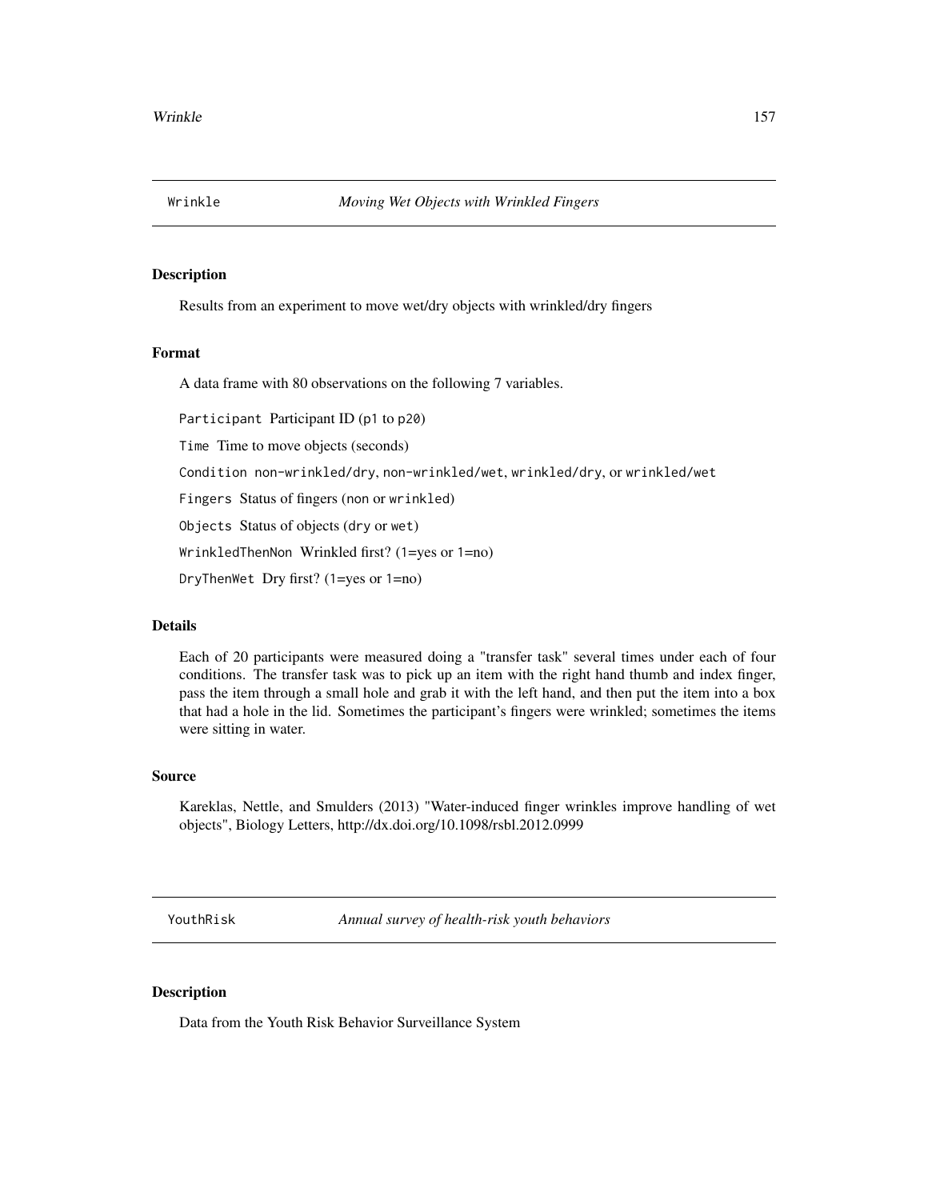## Wrinkle — *Moving Wet Objects with Wrinkled Fingers*

### Description

Results from an experiment to move wet/dry objects with wrinkled/dry fingers

### Format

A data frame with 80 observations on the following 7 variables.

`Participant` Participant ID (`p1` to `p20`)

`Time` Time to move objects (seconds)

`Condition` `non-wrinkled/dry`, `non-wrinkled/wet`, `wrinkled/dry`, or `wrinkled/wet`

`Fingers` Status of fingers (`non` or `wrinkled`)

`Objects` Status of objects (`dry` or `wet`)

`WrinkledThenNon` Wrinkled first? (`1`=yes or `1`=no)

`DryThenWet` Dry first? (`1`=yes or `1`=no)

### Details

Each of 20 participants were measured doing a "transfer task" several times under each of four conditions. The transfer task was to pick up an item with the right hand thumb and index finger, pass the item through a small hole and grab it with the left hand, and then put the item into a box that had a hole in the lid. Sometimes the participant's fingers were wrinkled; sometimes the items were sitting in water.

### Source

Kareklas, Nettle, and Smulders (2013) "Water-induced finger wrinkles improve handling of wet objects", Biology Letters, http://dx.doi.org/10.1098/rsbl.2012.0999

## YouthRisk — *Annual survey of health-risk youth behaviors*

### Description

Data from the Youth Risk Behavior Surveillance System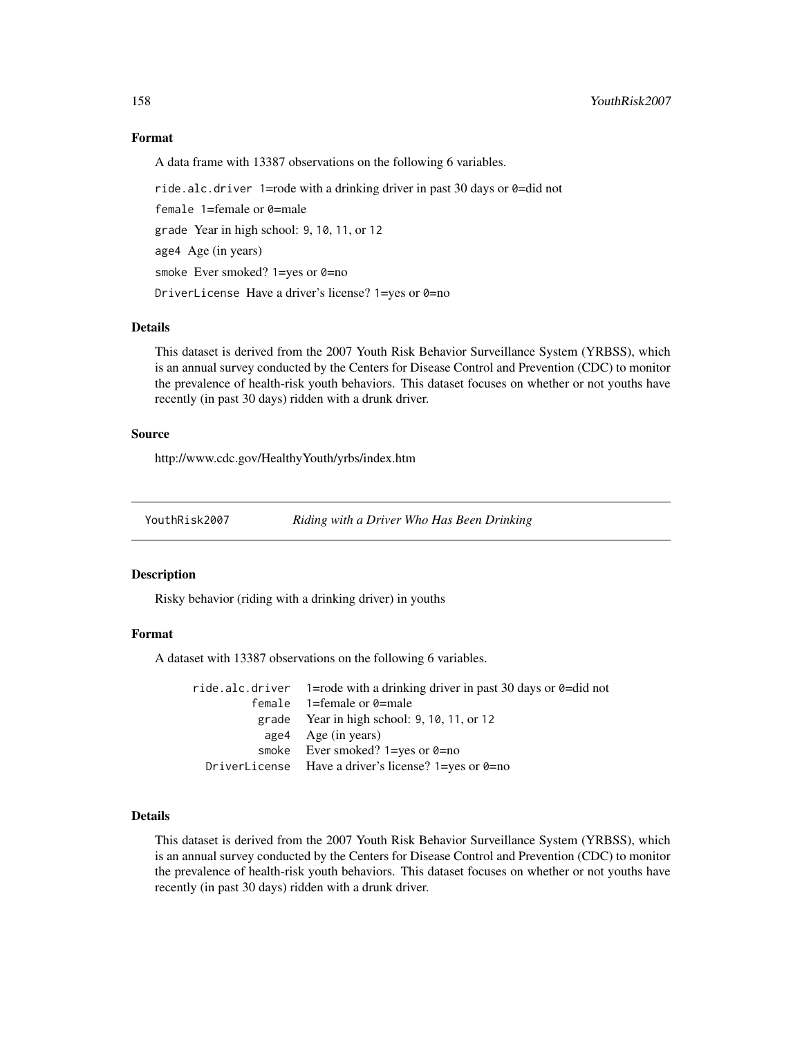### Format

A data frame with 13387 observations on the following 6 variables.

`ride.alc.driver` 1=rode with a drinking driver in past 30 days or `0`=did not

`female` 1=female or `0`=male

`grade` Year in high school: `9`, `10`, `11`, or `12`

`age4` Age (in years)

`smoke` Ever smoked? `1`=yes or `0`=no

`DriverLicense` Have a driver's license? `1`=yes or `0`=no

### Details

This dataset is derived from the 2007 Youth Risk Behavior Surveillance System (YRBSS), which is an annual survey conducted by the Centers for Disease Control and Prevention (CDC) to monitor the prevalence of health-risk youth behaviors. This dataset focuses on whether or not youths have recently (in past 30 days) ridden with a drunk driver.

### Source

http://www.cdc.gov/HealthyYouth/yrbs/index.htm

---

## YouthRisk2007 *Riding with a Driver Who Has Been Drinking*

---

### Description

Risky behavior (riding with a drinking driver) in youths

### Format

A dataset with 13387 observations on the following 6 variables.

| | |
|---|---|
| `ride.alc.driver` | 1=rode with a drinking driver in past 30 days or `0`=did not |
| `female` | 1=female or `0`=male |
| `grade` | Year in high school: `9`, `10`, `11`, or `12` |
| `age4` | Age (in years) |
| `smoke` | Ever smoked? `1`=yes or `0`=no |
| `DriverLicense` | Have a driver's license? `1`=yes or `0`=no |

### Details

This dataset is derived from the 2007 Youth Risk Behavior Surveillance System (YRBSS), which is an annual survey conducted by the Centers for Disease Control and Prevention (CDC) to monitor the prevalence of health-risk youth behaviors. This dataset focuses on whether or not youths have recently (in past 30 days) ridden with a drunk driver.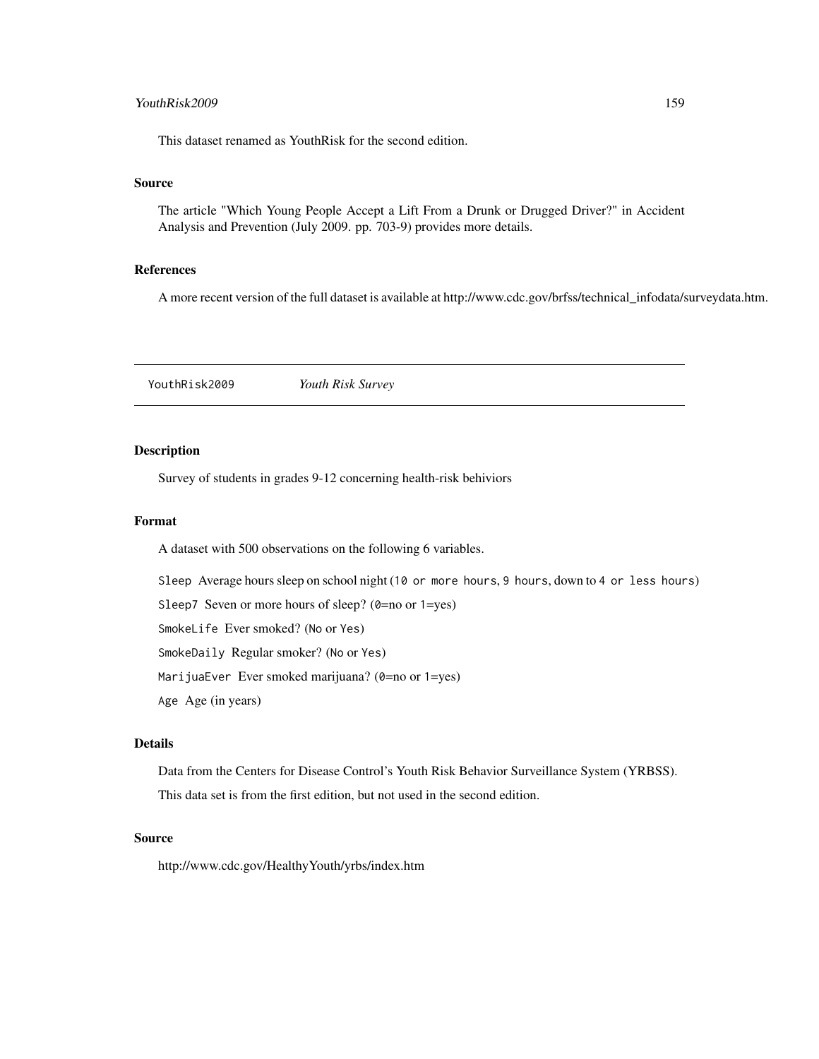This dataset renamed as YouthRisk for the second edition.

### Source

The article "Which Young People Accept a Lift From a Drunk or Drugged Driver?" in Accident Analysis and Prevention (July 2009. pp. 703-9) provides more details.

### References

A more recent version of the full dataset is available at http://www.cdc.gov/brfss/technical_infodata/surveydata.htm.

---

## YouthRisk2009 *Youth Risk Survey*

---

### Description

Survey of students in grades 9-12 concerning health-risk behiviors

### Format

A dataset with 500 observations on the following 6 variables.

`Sleep` Average hours sleep on school night (`10 or more hours`, `9 hours`, down to `4 or less hours`)

`Sleep7` Seven or more hours of sleep? (`0`=no or `1`=yes)

`SmokeLife` Ever smoked? (`No` or `Yes`)

`SmokeDaily` Regular smoker? (`No` or `Yes`)

`MarijuaEver` Ever smoked marijuana? (`0`=no or `1`=yes)

`Age` Age (in years)

### Details

Data from the Centers for Disease Control's Youth Risk Behavior Surveillance System (YRBSS).

This data set is from the first edition, but not used in the second edition.

### Source

http://www.cdc.gov/HealthyYouth/yrbs/index.htm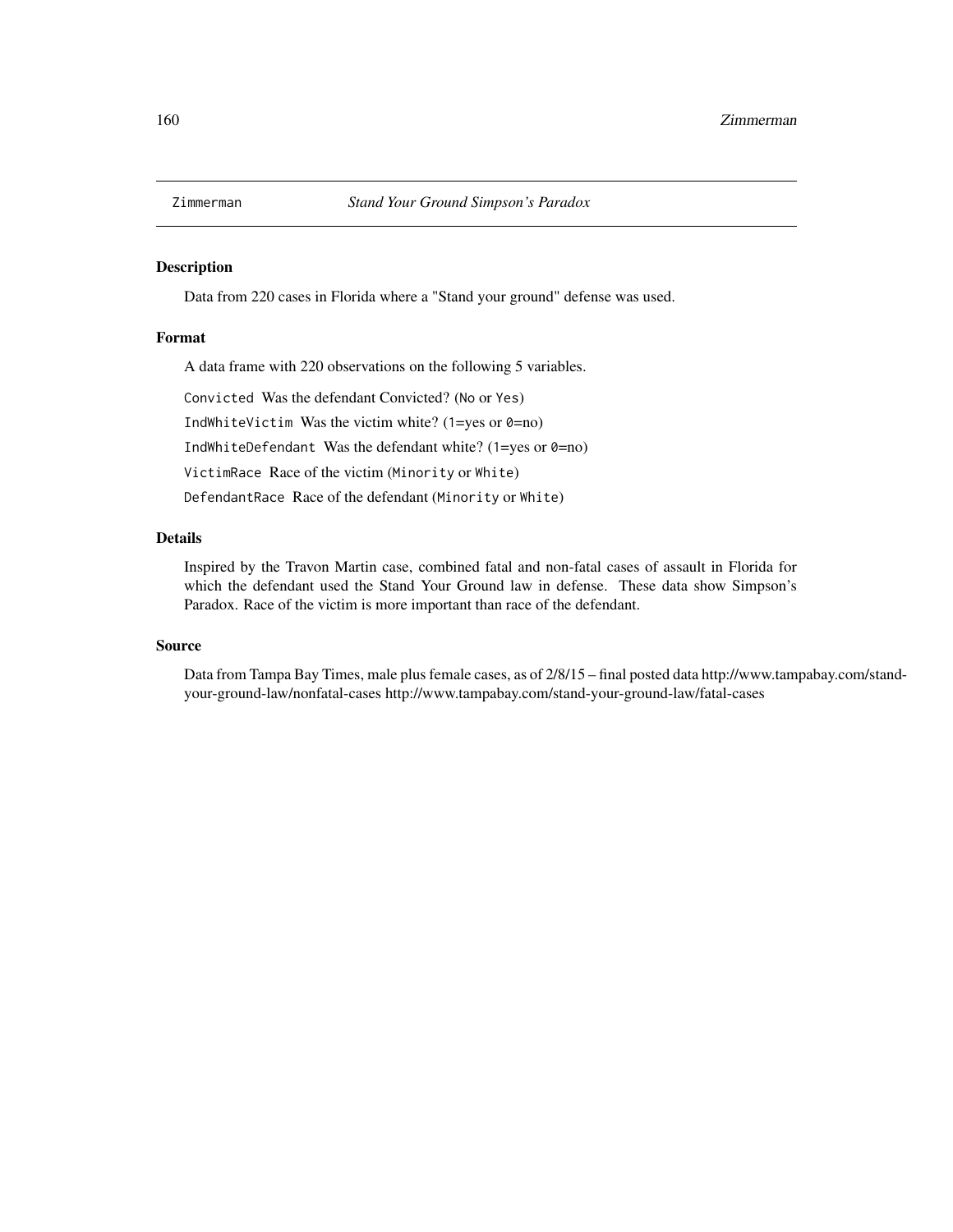Zimmerman *Stand Your Ground Simpson's Paradox*

## Description

Data from 220 cases in Florida where a "Stand your ground" defense was used.

## Format

A data frame with 220 observations on the following 5 variables.

`Convicted` Was the defendant Convicted? (`No` or `Yes`)

`IndWhiteVictim` Was the victim white? (`1`=yes or `0`=no)

`IndWhiteDefendant` Was the defendant white? (`1`=yes or `0`=no)

`VictimRace` Race of the victim (`Minority` or `White`)

`DefendantRace` Race of the defendant (`Minority` or `White`)

## Details

Inspired by the Travon Martin case, combined fatal and non-fatal cases of assault in Florida for which the defendant used the Stand Your Ground law in defense. These data show Simpson's Paradox. Race of the victim is more important than race of the defendant.

## Source

Data from Tampa Bay Times, male plus female cases, as of 2/8/15 – final posted data http://www.tampabay.com/stand-your-ground-law/nonfatal-cases http://www.tampabay.com/stand-your-ground-law/fatal-cases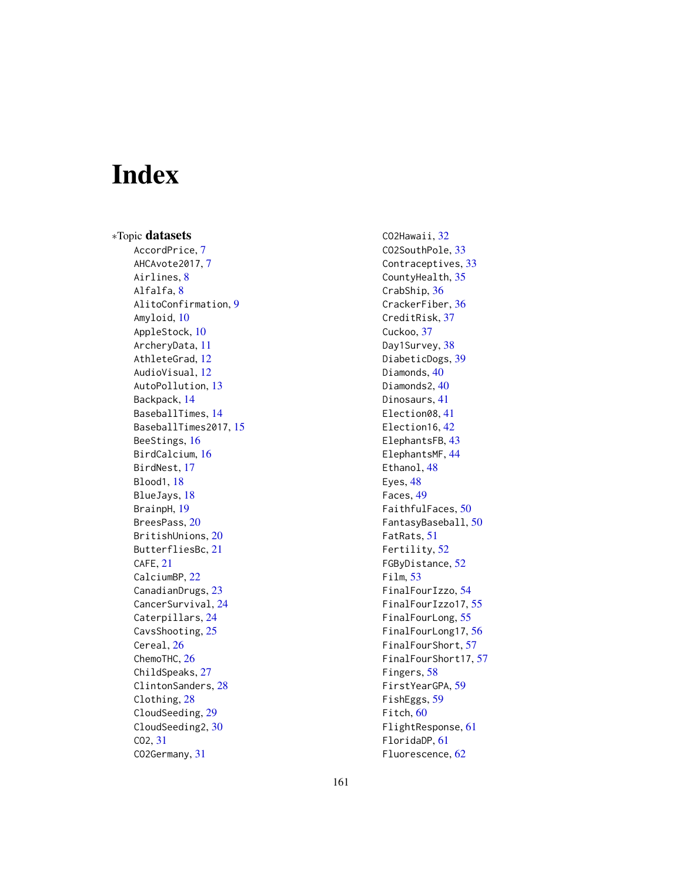# Index

∗Topic **datasets**

AccordPrice, 7
AHCAvote2017, 7
Airlines, 8
Alfalfa, 8
AlitoConfirmation, 9
Amyloid, 10
AppleStock, 10
ArcheryData, 11
AthleteGrad, 12
AudioVisual, 12
AutoPollution, 13
Backpack, 14
BaseballTimes, 14
BaseballTimes2017, 15
BeeStings, 16
BirdCalcium, 16
BirdNest, 17
Blood1, 18
BlueJays, 18
BrainpH, 19
BreesPass, 20
BritishUnions, 20
ButterfliesBc, 21
CAFE, 21
CalciumBP, 22
CanadianDrugs, 23
CancerSurvival, 24
Caterpillars, 24
CavsShooting, 25
Cereal, 26
ChemoTHC, 26
ChildSpeaks, 27
ClintonSanders, 28
Clothing, 28
CloudSeeding, 29
CloudSeeding2, 30
CO2, 31
CO2Germany, 31
CO2Hawaii, 32
CO2SouthPole, 33
Contraceptives, 33
CountyHealth, 35
CrabShip, 36
CrackerFiber, 36
CreditRisk, 37
Cuckoo, 37
Day1Survey, 38
DiabeticDogs, 39
Diamonds, 40
Diamonds2, 40
Dinosaurs, 41
Election08, 41
Election16, 42
ElephantsFB, 43
ElephantsMF, 44
Ethanol, 48
Eyes, 48
Faces, 49
FaithfulFaces, 50
FantasyBaseball, 50
FatRats, 51
Fertility, 52
FGByDistance, 52
Film, 53
FinalFourIzzo, 54
FinalFourIzzo17, 55
FinalFourLong, 55
FinalFourLong17, 56
FinalFourShort, 57
FinalFourShort17, 57
Fingers, 58
FirstYearGPA, 59
FishEggs, 59
Fitch, 60
FlightResponse, 61
FloridaDP, 61
Fluorescence, 62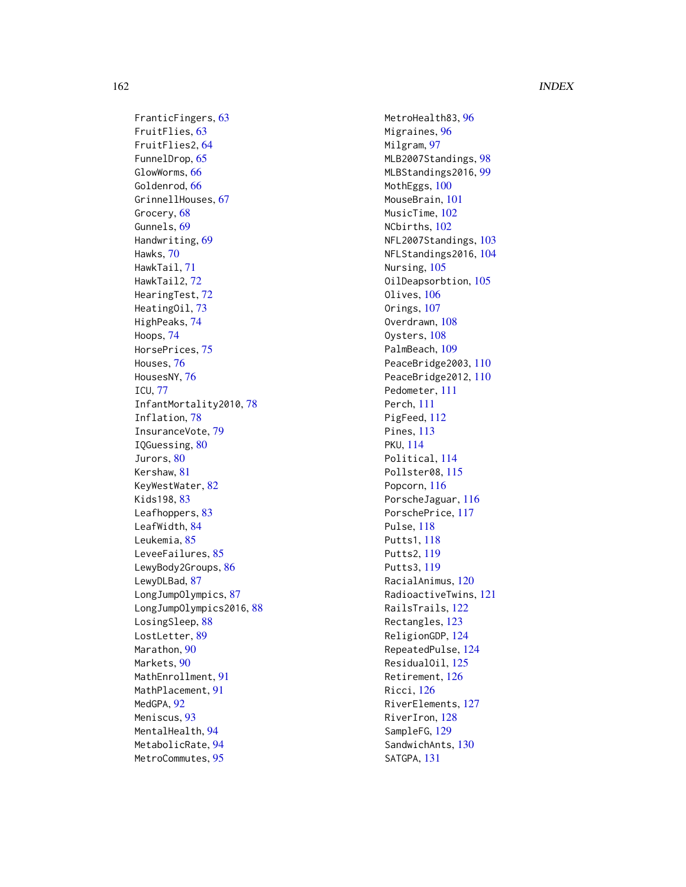FranticFingers, 63
FruitFlies, 63
FruitFlies2, 64
FunnelDrop, 65
GlowWorms, 66
Goldenrod, 66
GrinnellHouses, 67
Grocery, 68
Gunnels, 69
Handwriting, 69
Hawks, 70
HawkTail, 71
HawkTail2, 72
HearingTest, 72
HeatingOil, 73
HighPeaks, 74
Hoops, 74
HorsePrices, 75
Houses, 76
HousesNY, 76
ICU, 77
InfantMortality2010, 78
Inflation, 78
InsuranceVote, 79
IQGuessing, 80
Jurors, 80
Kershaw, 81
KeyWestWater, 82
Kids198, 83
Leafhoppers, 83
LeafWidth, 84
Leukemia, 85
LeveeFailures, 85
LewyBody2Groups, 86
LewyDLBad, 87
LongJumpOlympics, 87
LongJumpOlympics2016, 88
LosingSleep, 88
LostLetter, 89
Marathon, 90
Markets, 90
MathEnrollment, 91
MathPlacement, 91
MedGPA, 92
Meniscus, 93
MentalHealth, 94
MetabolicRate, 94
MetroCommutes, 95
MetroHealth83, 96
Migraines, 96
Milgram, 97
MLB2007Standings, 98
MLBStandings2016, 99
MothEggs, 100
MouseBrain, 101
MusicTime, 102
NCbirths, 102
NFL2007Standings, 103
NFLStandings2016, 104
Nursing, 105
OilDeapsorbtion, 105
Olives, 106
Orings, 107
Overdrawn, 108
Oysters, 108
PalmBeach, 109
PeaceBridge2003, 110
PeaceBridge2012, 110
Pedometer, 111
Perch, 111
PigFeed, 112
Pines, 113
PKU, 114
Political, 114
Pollster08, 115
Popcorn, 116
PorscheJaguar, 116
PorschePrice, 117
Pulse, 118
Putts1, 118
Putts2, 119
Putts3, 119
RacialAnimus, 120
RadioactiveTwins, 121
RailsTrails, 122
Rectangles, 123
ReligionGDP, 124
RepeatedPulse, 124
ResidualOil, 125
Retirement, 126
Ricci, 126
RiverElements, 127
RiverIron, 128
SampleFG, 129
SandwichAnts, 130
SATGPA, 131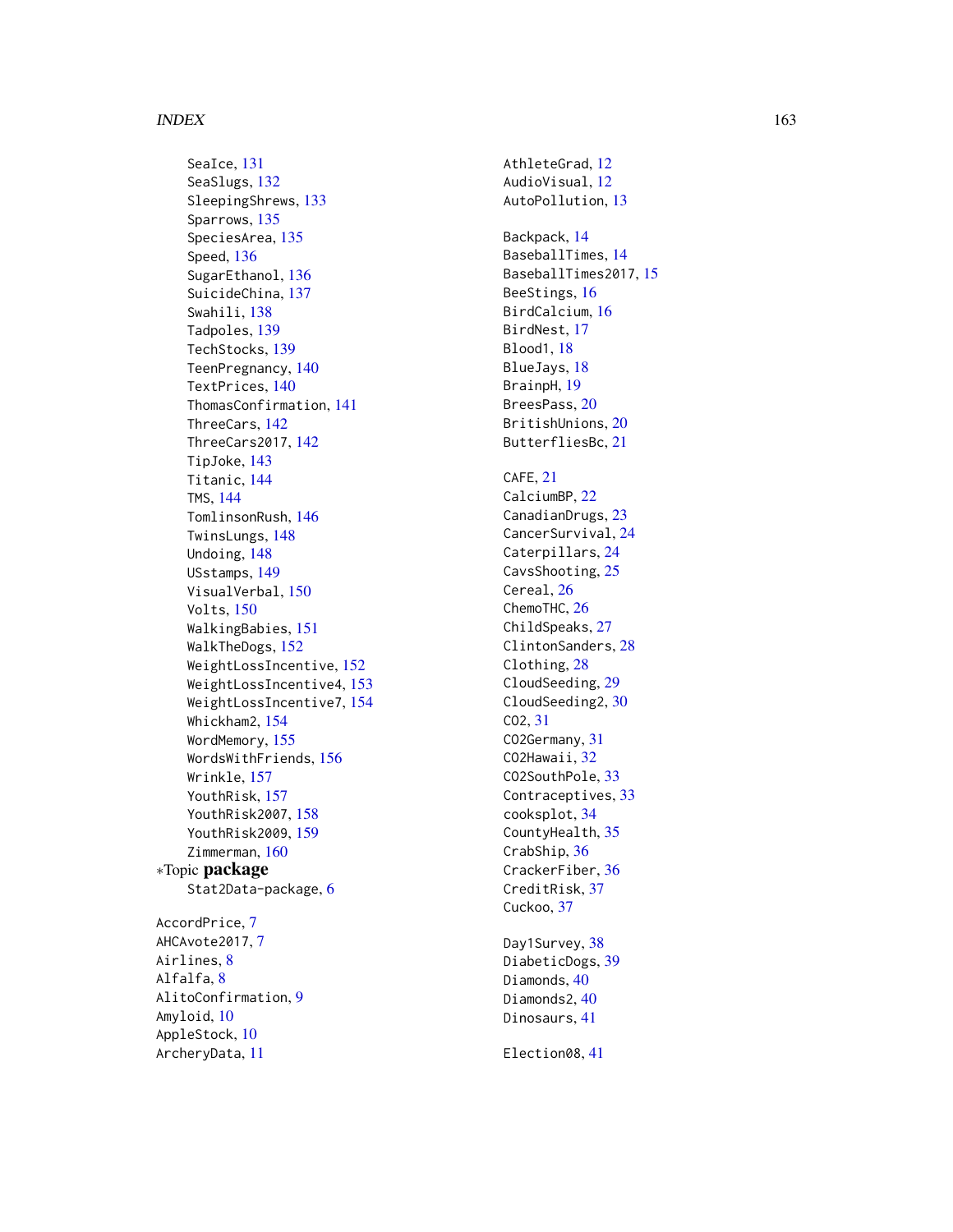SeaIce, 131
SeaSlugs, 132
SleepingShrews, 133
Sparrows, 135
SpeciesArea, 135
Speed, 136
SugarEthanol, 136
SuicideChina, 137
Swahili, 138
Tadpoles, 139
TechStocks, 139
TeenPregnancy, 140
TextPrices, 140
ThomasConfirmation, 141
ThreeCars, 142
ThreeCars2017, 142
TipJoke, 143
Titanic, 144
TMS, 144
TomlinsonRush, 146
TwinsLungs, 148
Undoing, 148
USstamps, 149
VisualVerbal, 150
Volts, 150
WalkingBabies, 151
WalkTheDogs, 152
WeightLossIncentive, 152
WeightLossIncentive4, 153
WeightLossIncentive7, 154
Whickham2, 154
WordMemory, 155
WordsWithFriends, 156
Wrinkle, 157
YouthRisk, 157
YouthRisk2007, 158
YouthRisk2009, 159
Zimmerman, 160

∗Topic **package**

Stat2Data-package, 6

AccordPrice, 7
AHCAvote2017, 7
Airlines, 8
Alfalfa, 8
AlitoConfirmation, 9
Amyloid, 10
AppleStock, 10
ArcheryData, 11
AthleteGrad, 12
AudioVisual, 12
AutoPollution, 13

Backpack, 14
BaseballTimes, 14
BaseballTimes2017, 15
BeeStings, 16
BirdCalcium, 16
BirdNest, 17
Blood1, 18
BlueJays, 18
BrainpH, 19
BreesPass, 20
BritishUnions, 20
ButterfliesBc, 21

CAFE, 21
CalciumBP, 22
CanadianDrugs, 23
CancerSurvival, 24
Caterpillars, 24
CavsShooting, 25
Cereal, 26
ChemoTHC, 26
ChildSpeaks, 27
ClintonSanders, 28
Clothing, 28
CloudSeeding, 29
CloudSeeding2, 30
CO2, 31
CO2Germany, 31
CO2Hawaii, 32
CO2SouthPole, 33
Contraceptives, 33
cooksplot, 34
CountyHealth, 35
CrabShip, 36
CrackerFiber, 36
CreditRisk, 37
Cuckoo, 37

Day1Survey, 38
DiabeticDogs, 39
Diamonds, 40
Diamonds2, 40
Dinosaurs, 41

Election08, 41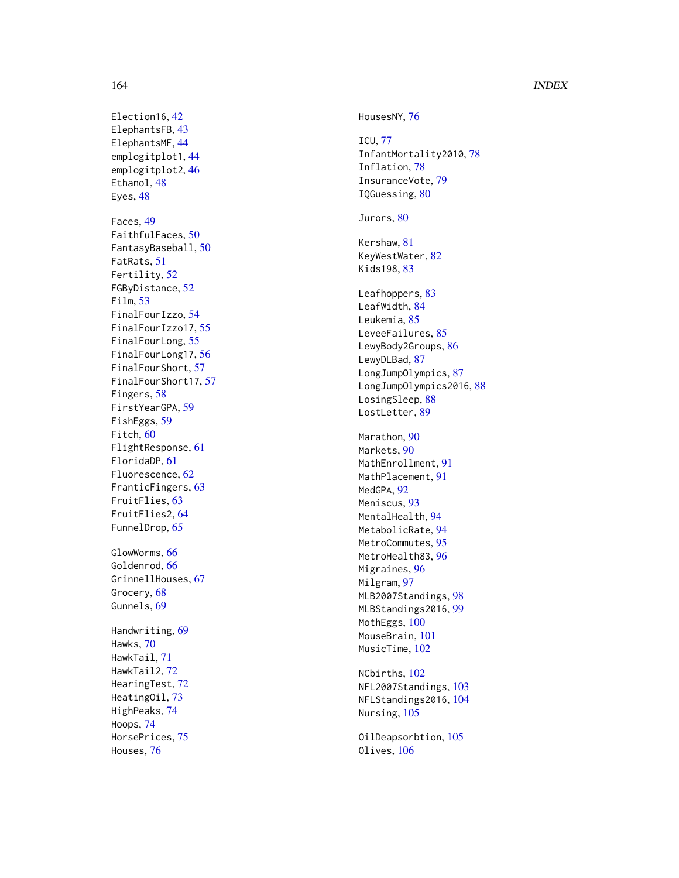Election16, 42
ElephantsFB, 43
ElephantsMF, 44
emplogitplot1, 44
emplogitplot2, 46
Ethanol, 48
Eyes, 48

Faces, 49
FaithfulFaces, 50
FantasyBaseball, 50
FatRats, 51
Fertility, 52
FGByDistance, 52
Film, 53
FinalFourIzzo, 54
FinalFourIzzo17, 55
FinalFourLong, 55
FinalFourLong17, 56
FinalFourShort, 57
FinalFourShort17, 57
Fingers, 58
FirstYearGPA, 59
FishEggs, 59
Fitch, 60
FlightResponse, 61
FloridaDP, 61
Fluorescence, 62
FranticFingers, 63
FruitFlies, 63
FruitFlies2, 64
FunnelDrop, 65

GlowWorms, 66
Goldenrod, 66
GrinnellHouses, 67
Grocery, 68
Gunnels, 69

Handwriting, 69
Hawks, 70
HawkTail, 71
HawkTail2, 72
HearingTest, 72
HeatingOil, 73
HighPeaks, 74
Hoops, 74
HorsePrices, 75
Houses, 76
HousesNY, 76

ICU, 77
InfantMortality2010, 78
Inflation, 78
InsuranceVote, 79
IQGuessing, 80

Jurors, 80

Kershaw, 81
KeyWestWater, 82
Kids198, 83

Leafhoppers, 83
LeafWidth, 84
Leukemia, 85
LeveeFailures, 85
LewyBody2Groups, 86
LewyDLBad, 87
LongJumpOlympics, 87
LongJumpOlympics2016, 88
LosingSleep, 88
LostLetter, 89

Marathon, 90
Markets, 90
MathEnrollment, 91
MathPlacement, 91
MedGPA, 92
Meniscus, 93
MentalHealth, 94
MetabolicRate, 94
MetroCommutes, 95
MetroHealth83, 96
Migraines, 96
Milgram, 97
MLB2007Standings, 98
MLBStandings2016, 99
MothEggs, 100
MouseBrain, 101
MusicTime, 102

NCbirths, 102
NFL2007Standings, 103
NFLStandings2016, 104
Nursing, 105

OilDeapsorbtion, 105
Olives, 106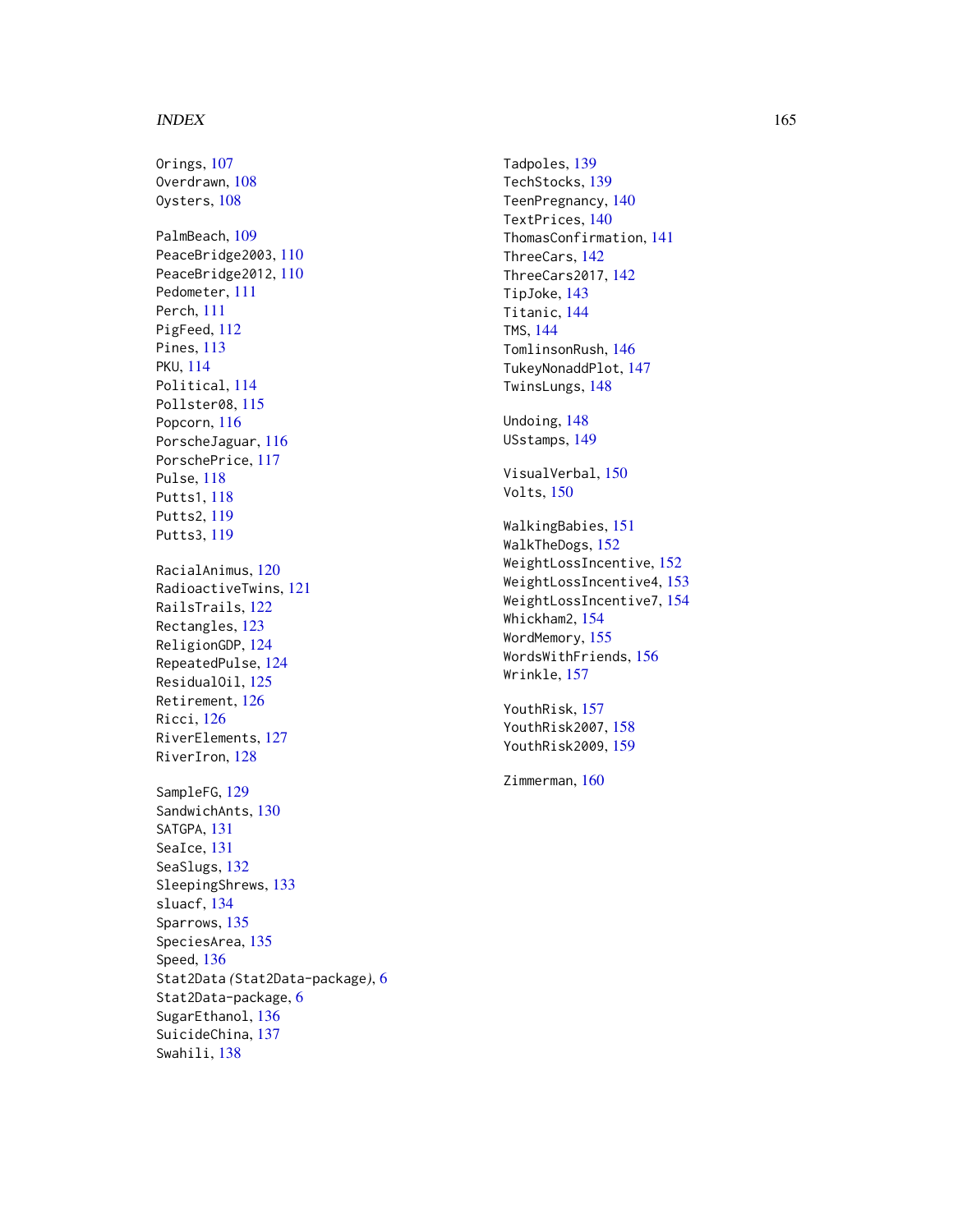Orings, 107
Overdrawn, 108
Oysters, 108

PalmBeach, 109
PeaceBridge2003, 110
PeaceBridge2012, 110
Pedometer, 111
Perch, 111
PigFeed, 112
Pines, 113
PKU, 114
Political, 114
Pollster08, 115
Popcorn, 116
PorscheJaguar, 116
PorschePrice, 117
Pulse, 118
Putts1, 118
Putts2, 119
Putts3, 119

RacialAnimus, 120
RadioactiveTwins, 121
RailsTrails, 122
Rectangles, 123
ReligionGDP, 124
RepeatedPulse, 124
ResidualOil, 125
Retirement, 126
Ricci, 126
RiverElements, 127
RiverIron, 128

SampleFG, 129
SandwichAnts, 130
SATGPA, 131
SeaIce, 131
SeaSlugs, 132
SleepingShrews, 133
sluacf, 134
Sparrows, 135
SpeciesArea, 135
Speed, 136
Stat2Data *(*Stat2Data-package*)*, 6
Stat2Data-package, 6
SugarEthanol, 136
SuicideChina, 137
Swahili, 138

Tadpoles, 139
TechStocks, 139
TeenPregnancy, 140
TextPrices, 140
ThomasConfirmation, 141
ThreeCars, 142
ThreeCars2017, 142
TipJoke, 143
Titanic, 144
TMS, 144
TomlinsonRush, 146
TukeyNonaddPlot, 147
TwinsLungs, 148

Undoing, 148
USstamps, 149

VisualVerbal, 150
Volts, 150

WalkingBabies, 151
WalkTheDogs, 152
WeightLossIncentive, 152
WeightLossIncentive4, 153
WeightLossIncentive7, 154
Whickham2, 154
WordMemory, 155
WordsWithFriends, 156
Wrinkle, 157

YouthRisk, 157
YouthRisk2007, 158
YouthRisk2009, 159

Zimmerman, 160